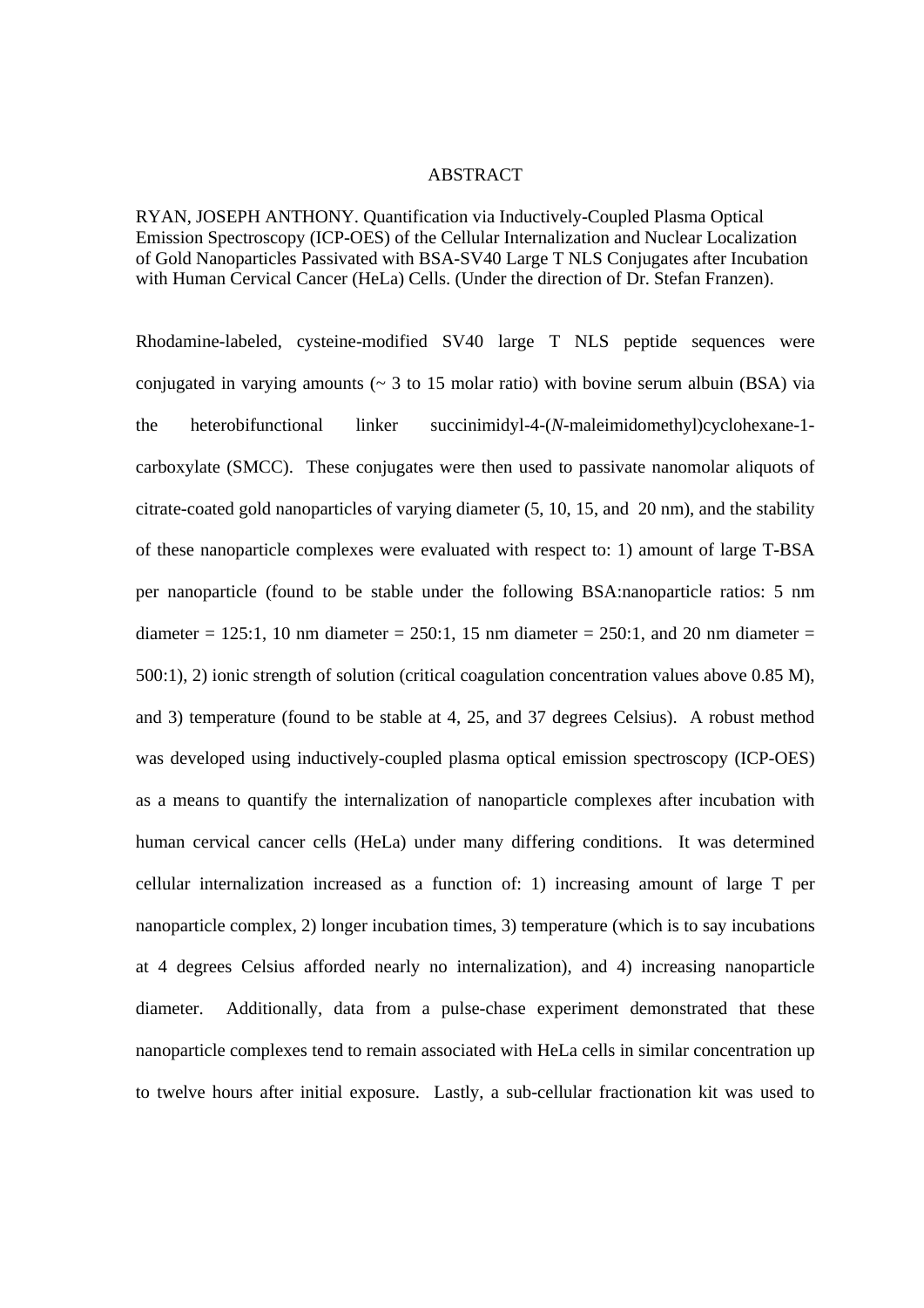# ABSTRACT

RYAN, JOSEPH ANTHONY. Quantification via Inductively-Coupled Plasma Optical Emission Spectroscopy (ICP-OES) of the Cellular Internalization and Nuclear Localization of Gold Nanoparticles Passivated with BSA-SV40 Large T NLS Conjugates after Incubation with Human Cervical Cancer (HeLa) Cells. (Under the direction of Dr. Stefan Franzen).

Rhodamine-labeled, cysteine-modified SV40 large T NLS peptide sequences were conjugated in varying amounts (~ 3 to 15 molar ratio) with bovine serum albuin (BSA) via the heterobifunctional linker succinimidyl-4-(*N*-maleimidomethyl)cyclohexane-1-carboxylate (SMCC). These conjugates were then used to passivate nanomolar aliquots of citrate-coated gold nanoparticles of varying diameter (5, 10, 15, and 20 nm), and the stability of these nanoparticle complexes were evaluated with respect to: 1) amount of large T-BSA per nanoparticle (found to be stable under the following BSA:nanoparticle ratios: 5 nm diameter = 125:1, 10 nm diameter = 250:1, 15 nm diameter = 250:1, and 20 nm diameter = 500:1), 2) ionic strength of solution (critical coagulation concentration values above 0.85 M), and 3) temperature (found to be stable at 4, 25, and 37 degrees Celsius). A robust method was developed using inductively-coupled plasma optical emission spectroscopy (ICP-OES) as a means to quantify the internalization of nanoparticle complexes after incubation with human cervical cancer cells (HeLa) under many differing conditions. It was determined cellular internalization increased as a function of: 1) increasing amount of large T per nanoparticle complex, 2) longer incubation times, 3) temperature (which is to say incubations at 4 degrees Celsius afforded nearly no internalization), and 4) increasing nanoparticle diameter. Additionally, data from a pulse-chase experiment demonstrated that these nanoparticle complexes tend to remain associated with HeLa cells in similar concentration up to twelve hours after initial exposure. Lastly, a sub-cellular fractionation kit was used to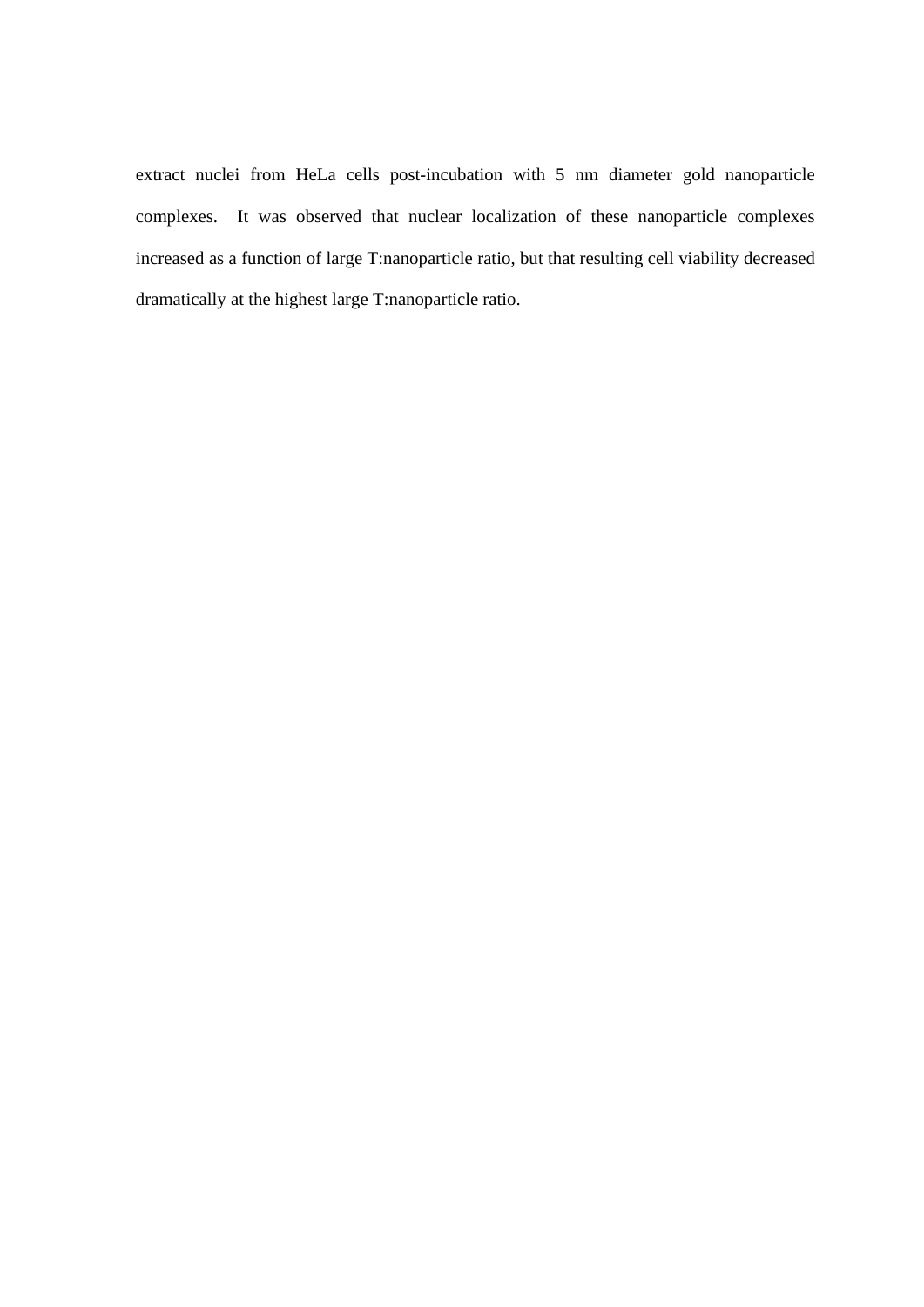extract nuclei from HeLa cells post-incubation with 5 nm diameter gold nanoparticle complexes. It was observed that nuclear localization of these nanoparticle complexes increased as a function of large T:nanoparticle ratio, but that resulting cell viability decreased dramatically at the highest large T:nanoparticle ratio.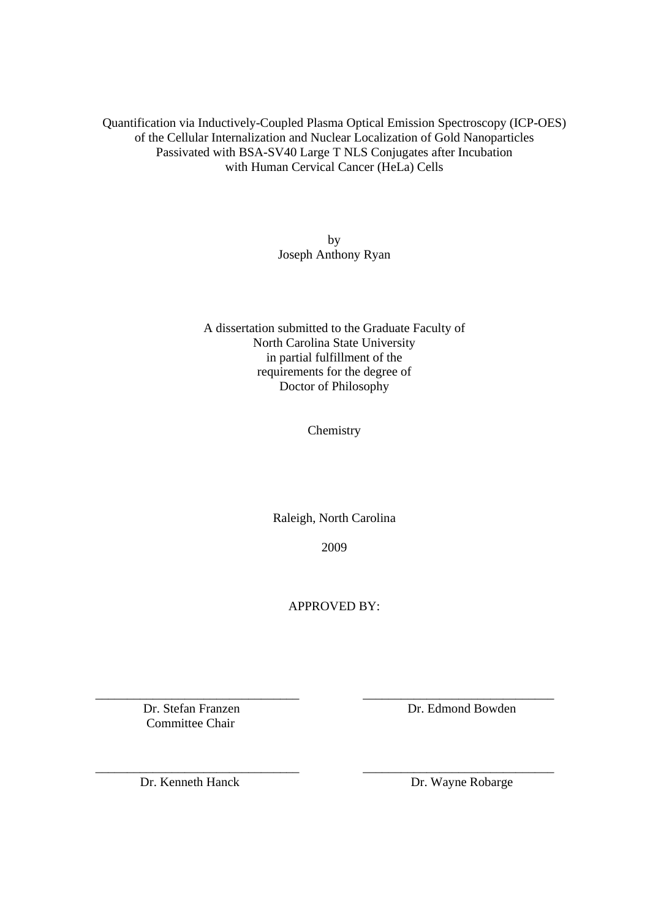Quantification via Inductively-Coupled Plasma Optical Emission Spectroscopy (ICP-OES) of the Cellular Internalization and Nuclear Localization of Gold Nanoparticles Passivated with BSA-SV40 Large T NLS Conjugates after Incubation with Human Cervical Cancer (HeLa) Cells

by
Joseph Anthony Ryan

A dissertation submitted to the Graduate Faculty of
North Carolina State University
in partial fulfillment of the
requirements for the degree of
Doctor of Philosophy

Chemistry

Raleigh, North Carolina

2009

APPROVED BY:

| | |
|---|---|
| Dr. Stefan Franzen<br>Committee Chair | Dr. Edmond Bowden |
| Dr. Kenneth Hanck | Dr. Wayne Robarge |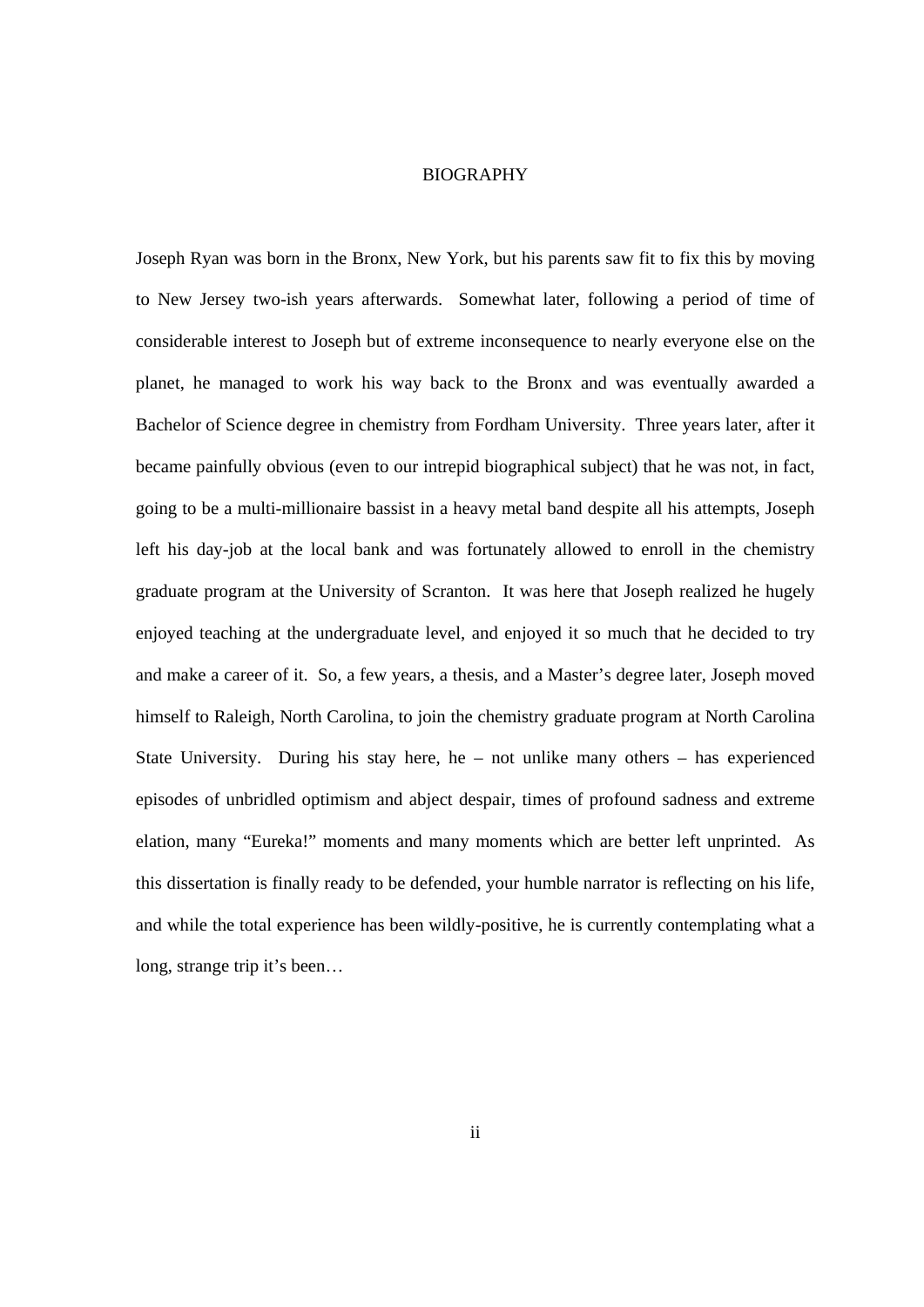# BIOGRAPHY

Joseph Ryan was born in the Bronx, New York, but his parents saw fit to fix this by moving to New Jersey two-ish years afterwards. Somewhat later, following a period of time of considerable interest to Joseph but of extreme inconsequence to nearly everyone else on the planet, he managed to work his way back to the Bronx and was eventually awarded a Bachelor of Science degree in chemistry from Fordham University. Three years later, after it became painfully obvious (even to our intrepid biographical subject) that he was not, in fact, going to be a multi-millionaire bassist in a heavy metal band despite all his attempts, Joseph left his day-job at the local bank and was fortunately allowed to enroll in the chemistry graduate program at the University of Scranton. It was here that Joseph realized he hugely enjoyed teaching at the undergraduate level, and enjoyed it so much that he decided to try and make a career of it. So, a few years, a thesis, and a Master's degree later, Joseph moved himself to Raleigh, North Carolina, to join the chemistry graduate program at North Carolina State University. During his stay here, he – not unlike many others – has experienced episodes of unbridled optimism and abject despair, times of profound sadness and extreme elation, many "Eureka!" moments and many moments which are better left unprinted. As this dissertation is finally ready to be defended, your humble narrator is reflecting on his life, and while the total experience has been wildly-positive, he is currently contemplating what a long, strange trip it's been…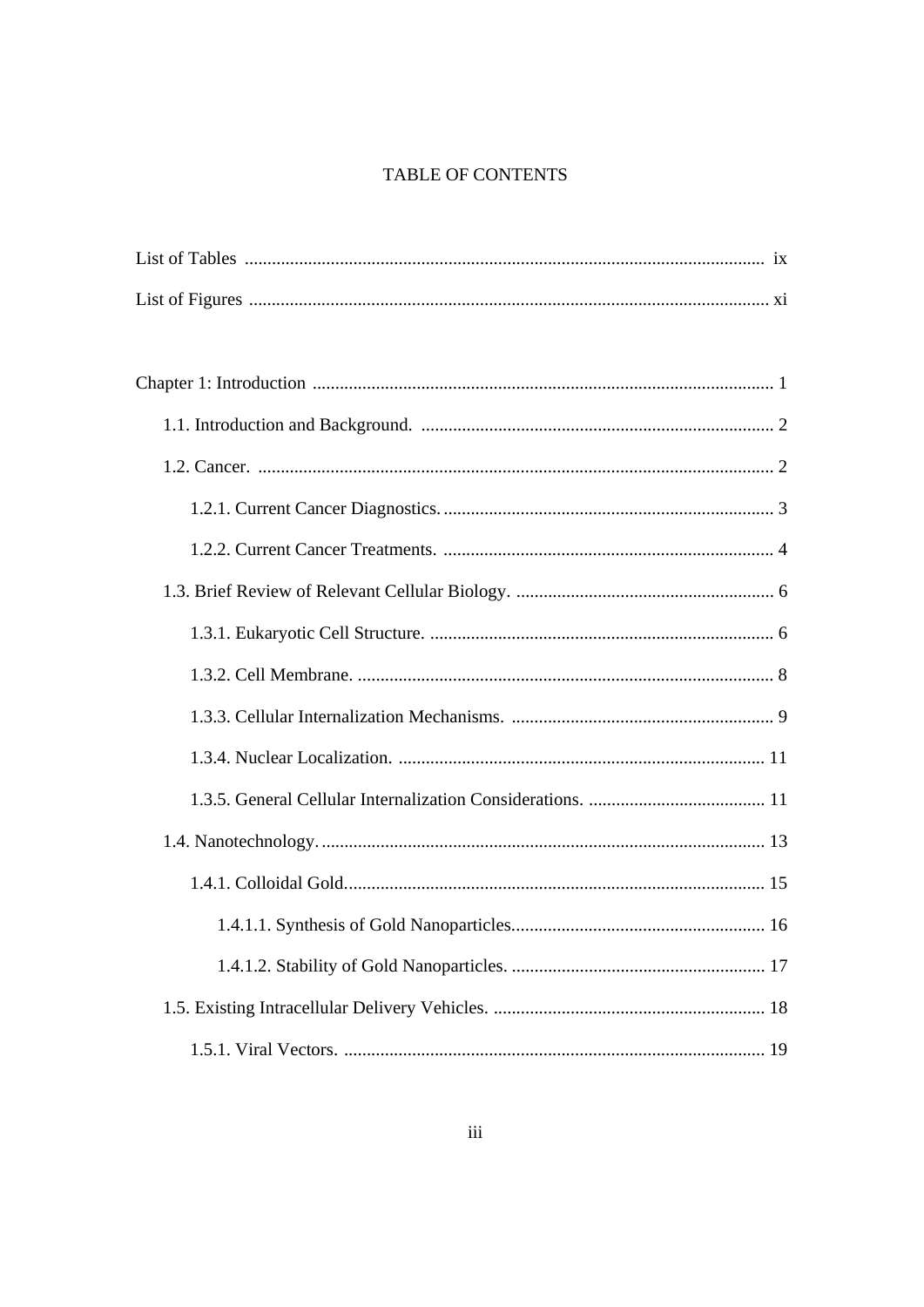# TABLE OF CONTENTS

List of Tables ........................................................................................................ ix

List of Figures ........................................................................................................ xi

Chapter 1: Introduction ........................................................................................... 1

- 1.1. Introduction and Background. ........................................................................ 2
- 1.2. Cancer. ........................................................................................................... 2
  - 1.2.1. Current Cancer Diagnostics. ................................................................... 3
  - 1.2.2. Current Cancer Treatments. .................................................................... 4
- 1.3. Brief Review of Relevant Cellular Biology. .................................................... 6
  - 1.3.1. Eukaryotic Cell Structure. ....................................................................... 6
  - 1.3.2. Cell Membrane. ....................................................................................... 8
  - 1.3.3. Cellular Internalization Mechanisms. ..................................................... 9
  - 1.3.4. Nuclear Localization. ............................................................................ 11
  - 1.3.5. General Cellular Internalization Considerations. .................................. 11
- 1.4. Nanotechnology. ........................................................................................... 13
  - 1.4.1. Colloidal Gold. ...................................................................................... 15
    - 1.4.1.1. Synthesis of Gold Nanoparticles. .................................................... 16
    - 1.4.1.2. Stability of Gold Nanoparticles. ...................................................... 17
- 1.5. Existing Intracellular Delivery Vehicles. ...................................................... 18
  - 1.5.1. Viral Vectors. ........................................................................................ 19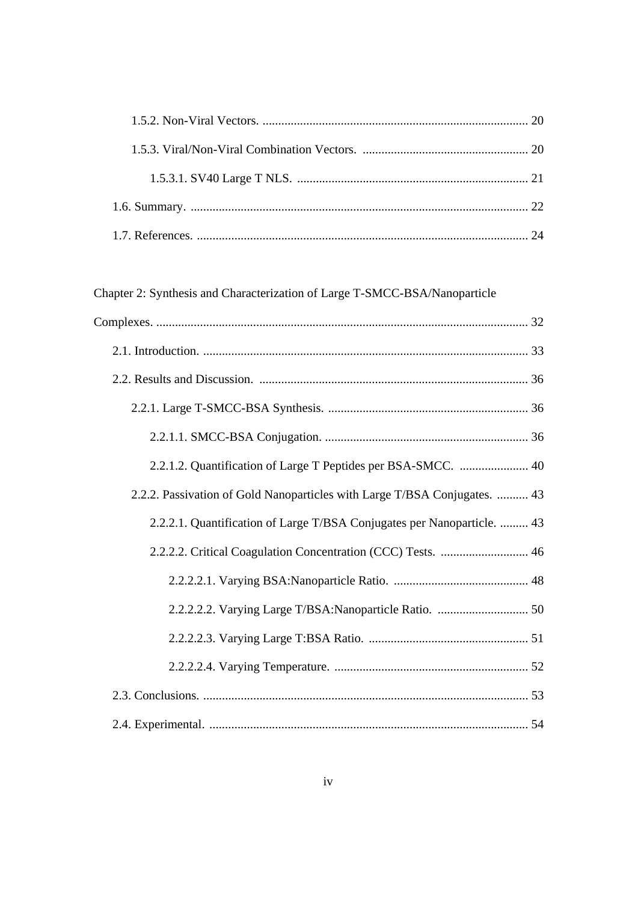1.5.2. Non-Viral Vectors. .................................................................................... 20

1.5.3. Viral/Non-Viral Combination Vectors. .................................................... 20

1.5.3.1. SV40 Large T NLS. ......................................................................... 21

1.6. Summary. ........................................................................................................... 22

1.7. References. ......................................................................................................... 24

Chapter 2: Synthesis and Characterization of Large T-SMCC-BSA/Nanoparticle Complexes. ...................................................................................................................... 32

2.1. Introduction. ....................................................................................................... 33

2.2. Results and Discussion. ..................................................................................... 36

2.2.1. Large T-SMCC-BSA Synthesis. ............................................................... 36

2.2.1.1. SMCC-BSA Conjugation. ................................................................ 36

2.2.1.2. Quantification of Large T Peptides per BSA-SMCC. ...................... 40

2.2.2. Passivation of Gold Nanoparticles with Large T/BSA Conjugates. .......... 43

2.2.2.1. Quantification of Large T/BSA Conjugates per Nanoparticle. ......... 43

2.2.2.2. Critical Coagulation Concentration (CCC) Tests. ............................ 46

2.2.2.2.1. Varying BSA:Nanoparticle Ratio. ........................................... 48

2.2.2.2.2. Varying Large T/BSA:Nanoparticle Ratio. ............................. 50

2.2.2.2.3. Varying Large T:BSA Ratio. ................................................... 51

2.2.2.2.4. Varying Temperature. .............................................................. 52

2.3. Conclusions. ....................................................................................................... 53

2.4. Experimental. ..................................................................................................... 54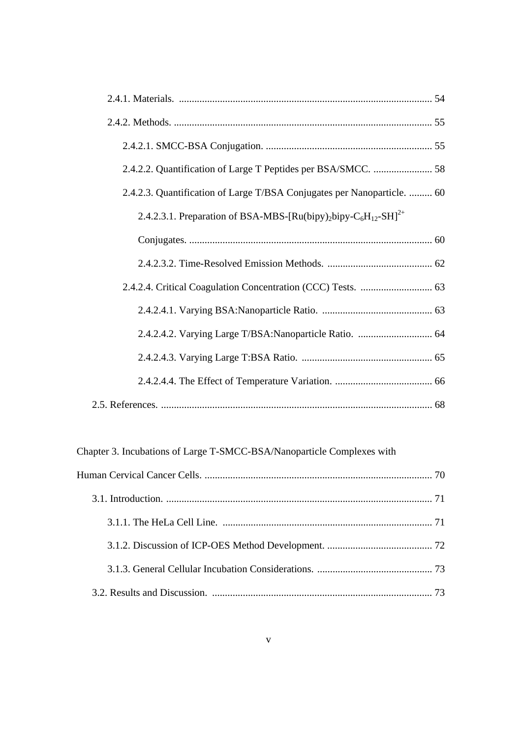2.4.1. Materials. .................................................................................................. 54

2.4.2. Methods. .................................................................................................... 55

2.4.2.1. SMCC-BSA Conjugation. ................................................................ 55

2.4.2.2. Quantification of Large T Peptides per BSA/SMCC. ....................... 58

2.4.2.3. Quantification of Large T/BSA Conjugates per Nanoparticle. ......... 60

2.4.2.3.1. Preparation of BSA-MBS-[Ru(bipy)$_2$bipy-$C_6H_{12}$-SH]$^{2+}$ Conjugates. .............................................................................................. 60

2.4.2.3.2. Time-Resolved Emission Methods. ......................................... 62

2.4.2.4. Critical Coagulation Concentration (CCC) Tests. ............................ 63

2.4.2.4.1. Varying BSA:Nanoparticle Ratio. ........................................... 63

2.4.2.4.2. Varying Large T/BSA:Nanoparticle Ratio. ............................. 64

2.4.2.4.3. Varying Large T:BSA Ratio. ................................................... 65

2.4.2.4.4. The Effect of Temperature Variation. ...................................... 66

2.5. References. ......................................................................................................... 68

Chapter 3. Incubations of Large T-SMCC-BSA/Nanoparticle Complexes with Human Cervical Cancer Cells. ......................................................................................... 70

3.1. Introduction. ....................................................................................................... 71

3.1.1. The HeLa Cell Line. ................................................................................. 71

3.1.2. Discussion of ICP-OES Method Development. ......................................... 72

3.1.3. General Cellular Incubation Considerations. ............................................. 73

3.2. Results and Discussion. ...................................................................................... 73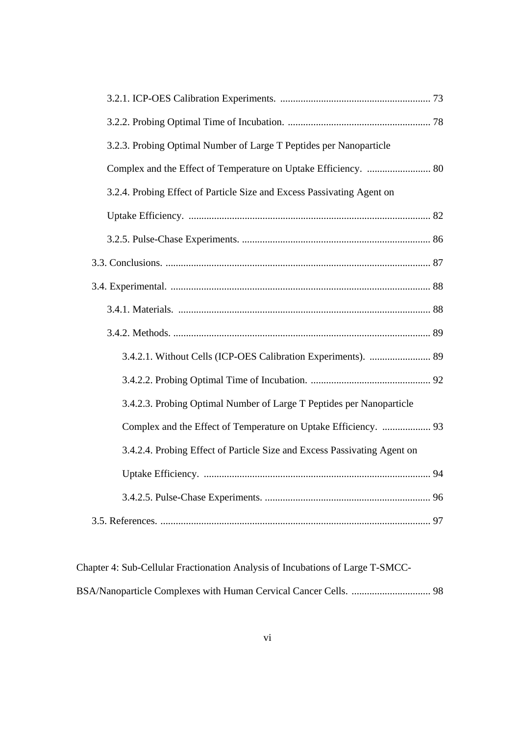3.2.1. ICP-OES Calibration Experiments. ........................................................... 73

3.2.2. Probing Optimal Time of Incubation. ........................................................ 78

3.2.3. Probing Optimal Number of Large T Peptides per Nanoparticle Complex and the Effect of Temperature on Uptake Efficiency. ......................... 80

3.2.4. Probing Effect of Particle Size and Excess Passivating Agent on Uptake Efficiency. .............................................................................................. 82

3.2.5. Pulse-Chase Experiments. .......................................................................... 86

3.3. Conclusions. ....................................................................................................... 87

3.4. Experimental. ..................................................................................................... 88

3.4.1. Materials. .................................................................................................. 88

3.4.2. Methods. .................................................................................................... 89

3.4.2.1. Without Cells (ICP-OES Calibration Experiments). ........................ 89

3.4.2.2. Probing Optimal Time of Incubation. ............................................... 92

3.4.2.3. Probing Optimal Number of Large T Peptides per Nanoparticle Complex and the Effect of Temperature on Uptake Efficiency. ................... 93

3.4.2.4. Probing Effect of Particle Size and Excess Passivating Agent on Uptake Efficiency. ........................................................................................ 94

3.4.2.5. Pulse-Chase Experiments. ................................................................. 96

3.5. References. ......................................................................................................... 97

Chapter 4: Sub-Cellular Fractionation Analysis of Incubations of Large T-SMCC-BSA/Nanoparticle Complexes with Human Cervical Cancer Cells. ............................... 98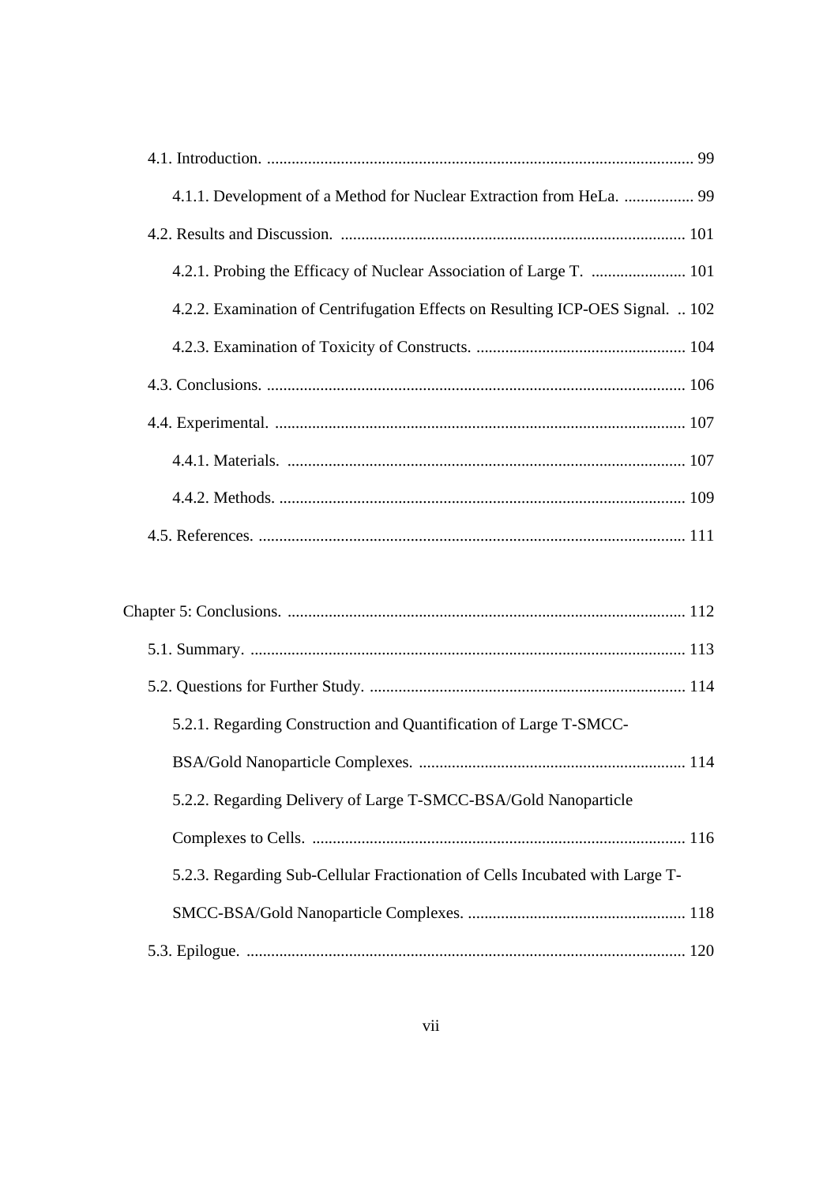4.1. Introduction. ........................................................................................................ 99

4.1.1. Development of a Method for Nuclear Extraction from HeLa. ................. 99

4.2. Results and Discussion. .................................................................................... 101

4.2.1. Probing the Efficacy of Nuclear Association of Large T. ....................... 101

4.2.2. Examination of Centrifugation Effects on Resulting ICP-OES Signal. .. 102

4.2.3. Examination of Toxicity of Constructs. ................................................... 104

4.3. Conclusions. ...................................................................................................... 106

4.4. Experimental. .................................................................................................... 107

4.4.1. Materials. ................................................................................................. 107

4.4.2. Methods. .................................................................................................. 109

4.5. References. ........................................................................................................ 111

Chapter 5: Conclusions. ................................................................................................. 112

5.1. Summary. .......................................................................................................... 113

5.2. Questions for Further Study. ............................................................................. 114

5.2.1. Regarding Construction and Quantification of Large T-SMCC-BSA/Gold Nanoparticle Complexes. ................................................................. 114

5.2.2. Regarding Delivery of Large T-SMCC-BSA/Gold Nanoparticle Complexes to Cells. ........................................................................................... 116

5.2.3. Regarding Sub-Cellular Fractionation of Cells Incubated with Large T-SMCC-BSA/Gold Nanoparticle Complexes. ...................................................... 118

5.3. Epilogue. ........................................................................................................... 120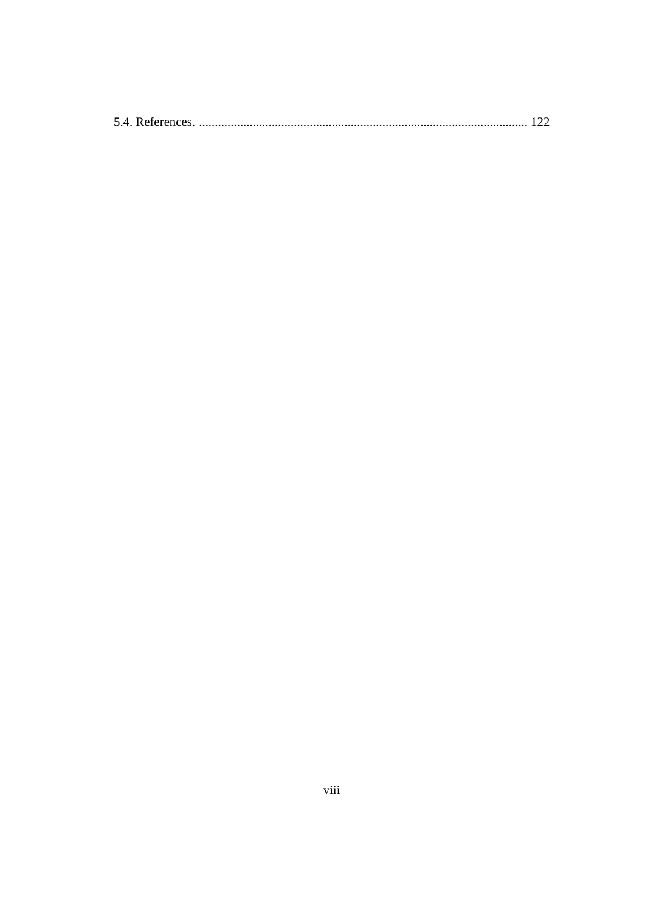5.4. References. ........................................................................................................ 122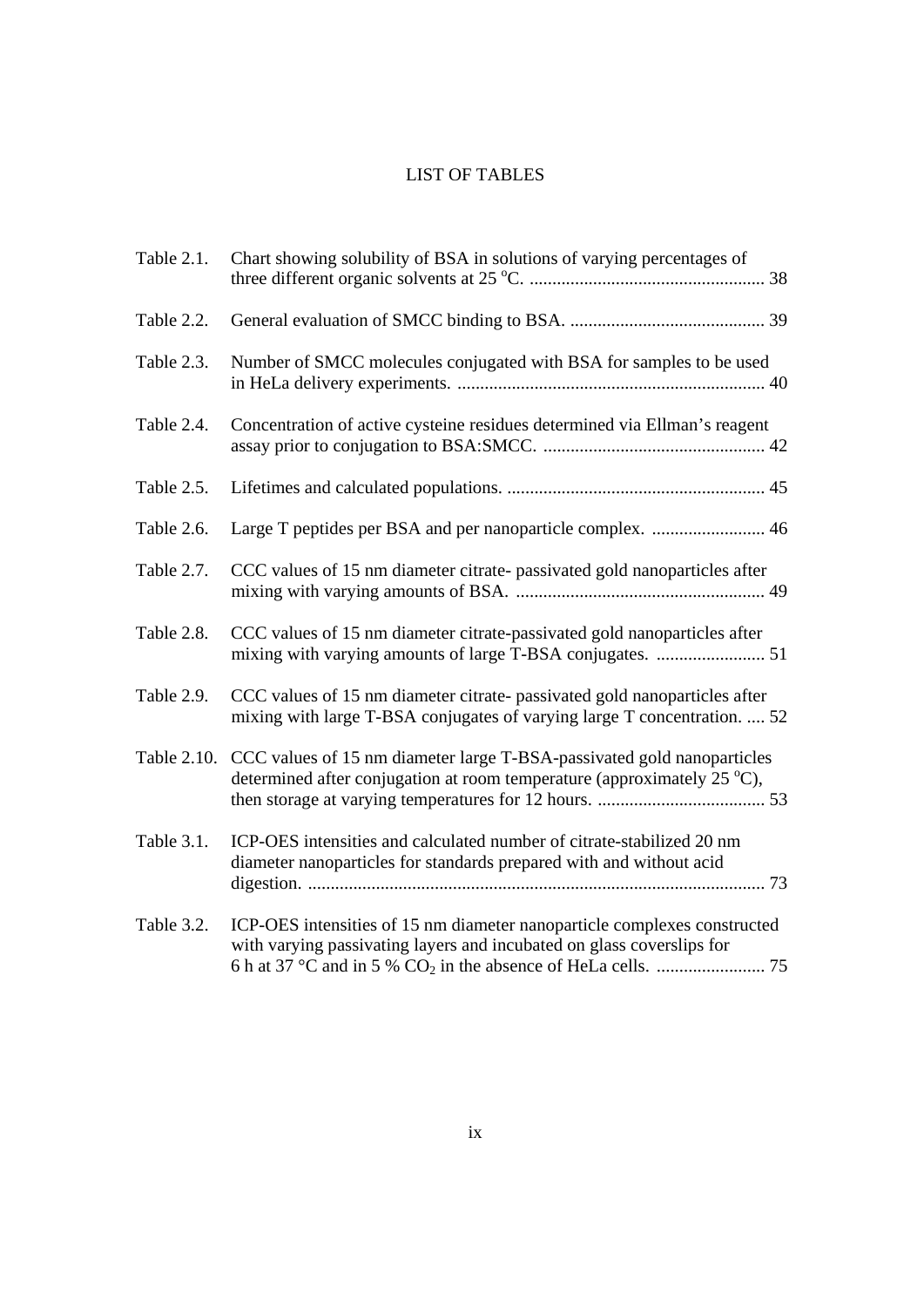# LIST OF TABLES

| | | |
|---|---|---|
| Table 2.1. | Chart showing solubility of BSA in solutions of varying percentages of three different organic solvents at 25 $^{o}$C. | 38 |
| Table 2.2. | General evaluation of SMCC binding to BSA. | 39 |
| Table 2.3. | Number of SMCC molecules conjugated with BSA for samples to be used in HeLa delivery experiments. | 40 |
| Table 2.4. | Concentration of active cysteine residues determined via Ellman's reagent assay prior to conjugation to BSA:SMCC. | 42 |
| Table 2.5. | Lifetimes and calculated populations. | 45 |
| Table 2.6. | Large T peptides per BSA and per nanoparticle complex. | 46 |
| Table 2.7. | CCC values of 15 nm diameter citrate- passivated gold nanoparticles after mixing with varying amounts of BSA. | 49 |
| Table 2.8. | CCC values of 15 nm diameter citrate-passivated gold nanoparticles after mixing with varying amounts of large T-BSA conjugates. | 51 |
| Table 2.9. | CCC values of 15 nm diameter citrate- passivated gold nanoparticles after mixing with large T-BSA conjugates of varying large T concentration. | 52 |
| Table 2.10. | CCC values of 15 nm diameter large T-BSA-passivated gold nanoparticles determined after conjugation at room temperature (approximately 25 $^{o}$C), then storage at varying temperatures for 12 hours. | 53 |
| Table 3.1. | ICP-OES intensities and calculated number of citrate-stabilized 20 nm diameter nanoparticles for standards prepared with and without acid digestion. | 73 |
| Table 3.2. | ICP-OES intensities of 15 nm diameter nanoparticle complexes constructed with varying passivating layers and incubated on glass coverslips for 6 h at 37 °C and in 5 % $CO_2$ in the absence of HeLa cells. | 75 |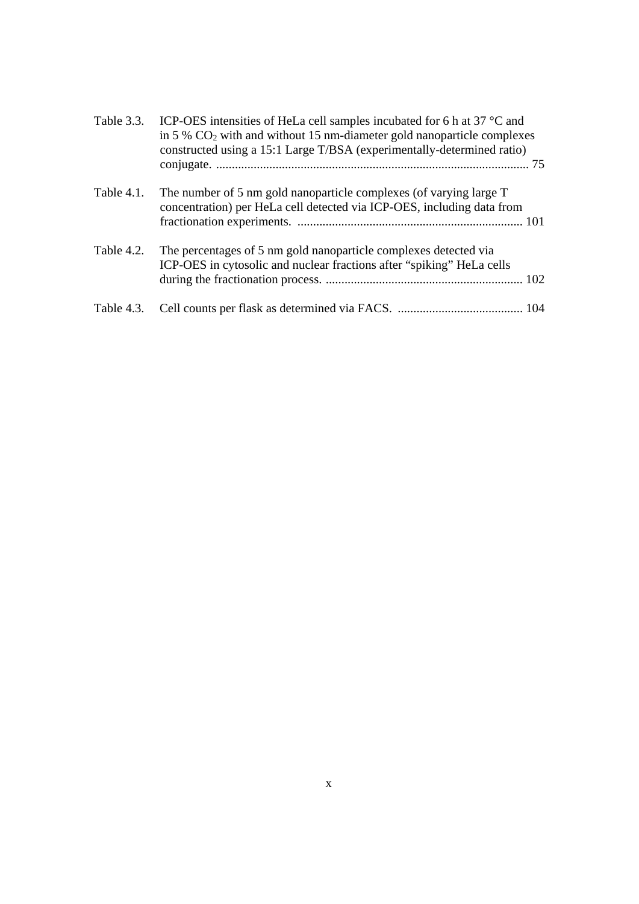Table 3.3. ICP-OES intensities of HeLa cell samples incubated for 6 h at 37 °C and in 5 % $CO_2$ with and without 15 nm-diameter gold nanoparticle complexes constructed using a 15:1 Large T/BSA (experimentally-determined ratio) conjugate. .................................................................................................... 75

Table 4.1. The number of 5 nm gold nanoparticle complexes (of varying large T concentration) per HeLa cell detected via ICP-OES, including data from fractionation experiments. ........................................................................ 101

Table 4.2. The percentages of 5 nm gold nanoparticle complexes detected via ICP-OES in cytosolic and nuclear fractions after "spiking" HeLa cells during the fractionation process. ............................................................... 102

Table 4.3. Cell counts per flask as determined via FACS. ........................................ 104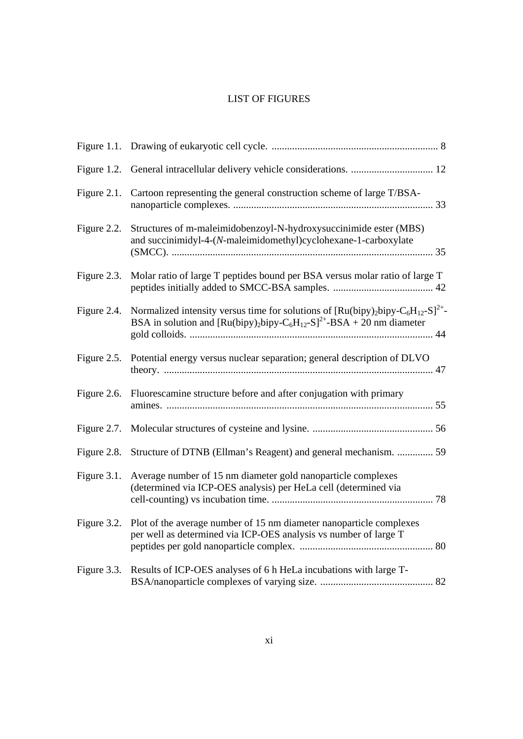# LIST OF FIGURES

| | | |
|---|---|---|
| Figure 1.1. | Drawing of eukaryotic cell cycle. | 8 |
| Figure 1.2. | General intracellular delivery vehicle considerations. | 12 |
| Figure 2.1. | Cartoon representing the general construction scheme of large T/BSA-nanoparticle complexes. | 33 |
| Figure 2.2. | Structures of m-maleimidobenzoyl-N-hydroxysuccinimide ester (MBS) and succinimidyl-4-(*N*-maleimidomethyl)cyclohexane-1-carboxylate (SMCC). | 35 |
| Figure 2.3. | Molar ratio of large T peptides bound per BSA versus molar ratio of large T peptides initially added to SMCC-BSA samples. | 42 |
| Figure 2.4. | Normalized intensity versus time for solutions of $[Ru(bipy)_2bipy\text{-}C_6H_{12}\text{-}S]^{2+}$-BSA in solution and $[Ru(bipy)_2bipy\text{-}C_6H_{12}\text{-}S]^{2+}$-BSA + 20 nm diameter gold colloids. | 44 |
| Figure 2.5. | Potential energy versus nuclear separation; general description of DLVO theory. | 47 |
| Figure 2.6. | Fluorescamine structure before and after conjugation with primary amines. | 55 |
| Figure 2.7. | Molecular structures of cysteine and lysine. | 56 |
| Figure 2.8. | Structure of DTNB (Ellman's Reagent) and general mechanism. | 59 |
| Figure 3.1. | Average number of 15 nm diameter gold nanoparticle complexes (determined via ICP-OES analysis) per HeLa cell (determined via cell-counting) vs incubation time. | 78 |
| Figure 3.2. | Plot of the average number of 15 nm diameter nanoparticle complexes per well as determined via ICP-OES analysis vs number of large T peptides per gold nanoparticle complex. | 80 |
| Figure 3.3. | Results of ICP-OES analyses of 6 h HeLa incubations with large T-BSA/nanoparticle complexes of varying size. | 82 |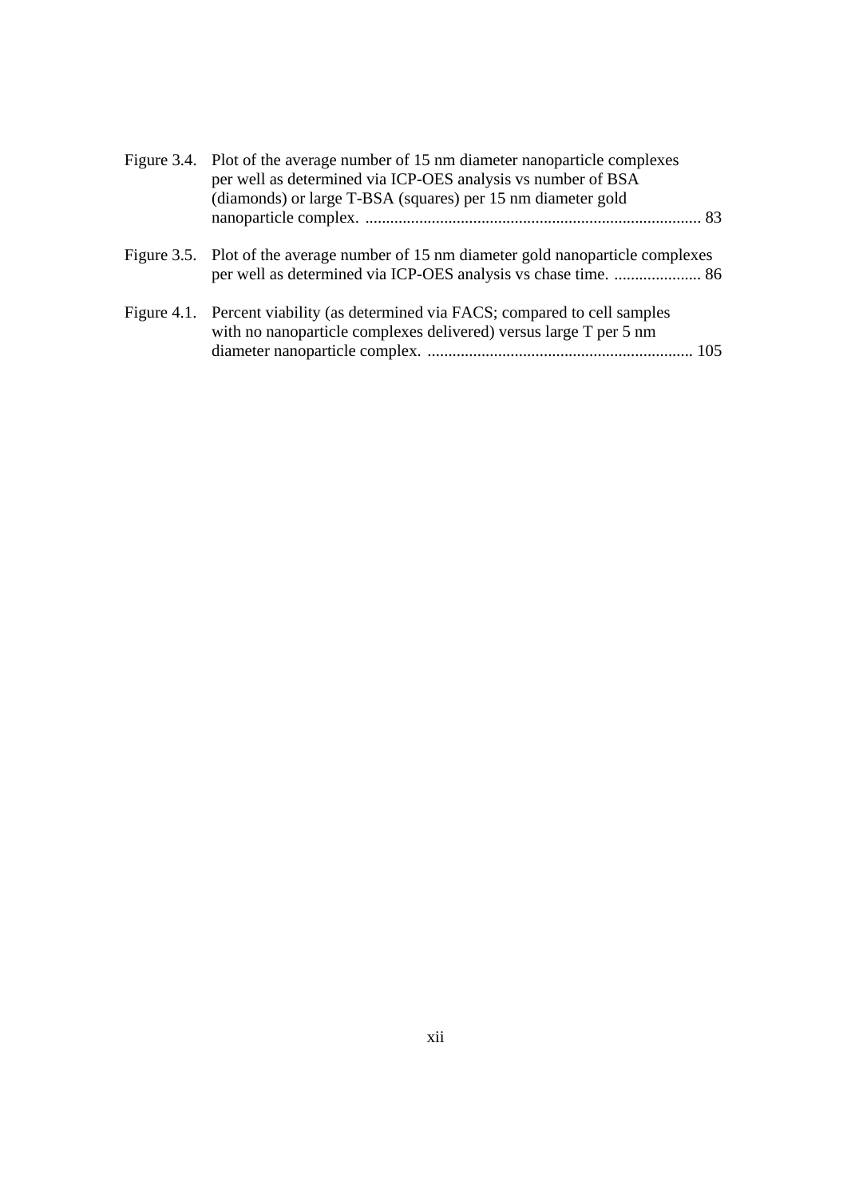Figure 3.4. Plot of the average number of 15 nm diameter nanoparticle complexes per well as determined via ICP-OES analysis vs number of BSA (diamonds) or large T-BSA (squares) per 15 nm diameter gold nanoparticle complex. ................................................................................ 83

Figure 3.5. Plot of the average number of 15 nm diameter gold nanoparticle complexes per well as determined via ICP-OES analysis vs chase time. ..................... 86

Figure 4.1. Percent viability (as determined via FACS; compared to cell samples with no nanoparticle complexes delivered) versus large T per 5 nm diameter nanoparticle complex. ............................................................... 105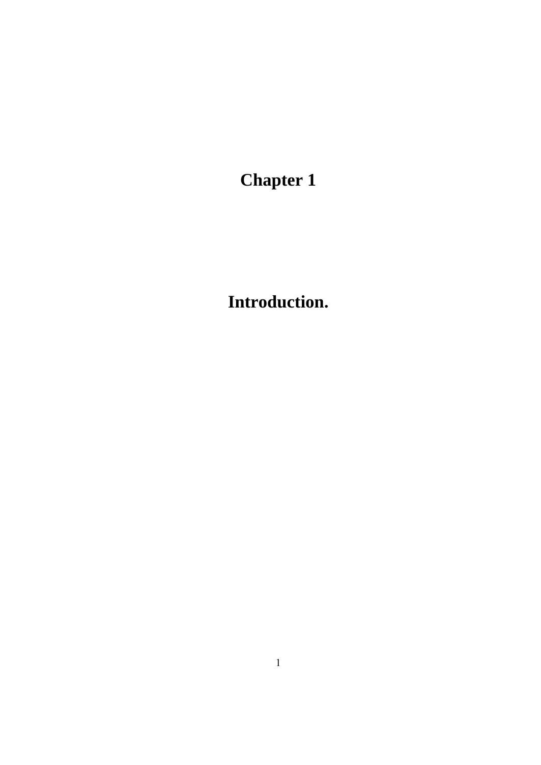# Chapter 1

# Introduction.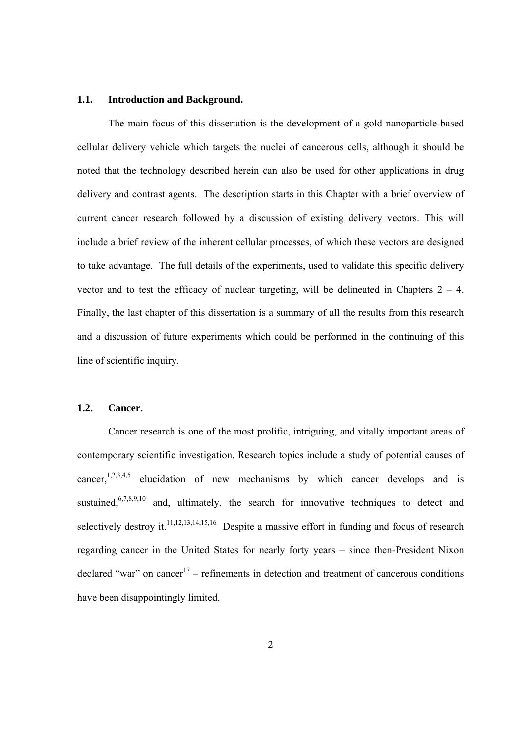## 1.1. Introduction and Background.

The main focus of this dissertation is the development of a gold nanoparticle-based cellular delivery vehicle which targets the nuclei of cancerous cells, although it should be noted that the technology described herein can also be used for other applications in drug delivery and contrast agents. The description starts in this Chapter with a brief overview of current cancer research followed by a discussion of existing delivery vectors. This will include a brief review of the inherent cellular processes, of which these vectors are designed to take advantage. The full details of the experiments, used to validate this specific delivery vector and to test the efficacy of nuclear targeting, will be delineated in Chapters 2 – 4. Finally, the last chapter of this dissertation is a summary of all the results from this research and a discussion of future experiments which could be performed in the continuing of this line of scientific inquiry.

## 1.2. Cancer.

Cancer research is one of the most prolific, intriguing, and vitally important areas of contemporary scientific investigation. Research topics include a study of potential causes of cancer,[1,2,3,4,5] elucidation of new mechanisms by which cancer develops and is sustained,[6,7,8,9,10] and, ultimately, the search for innovative techniques to detect and selectively destroy it.[11,12,13,14,15,16] Despite a massive effort in funding and focus of research regarding cancer in the United States for nearly forty years – since then-President Nixon declared "war" on cancer[17] – refinements in detection and treatment of cancerous conditions have been disappointingly limited.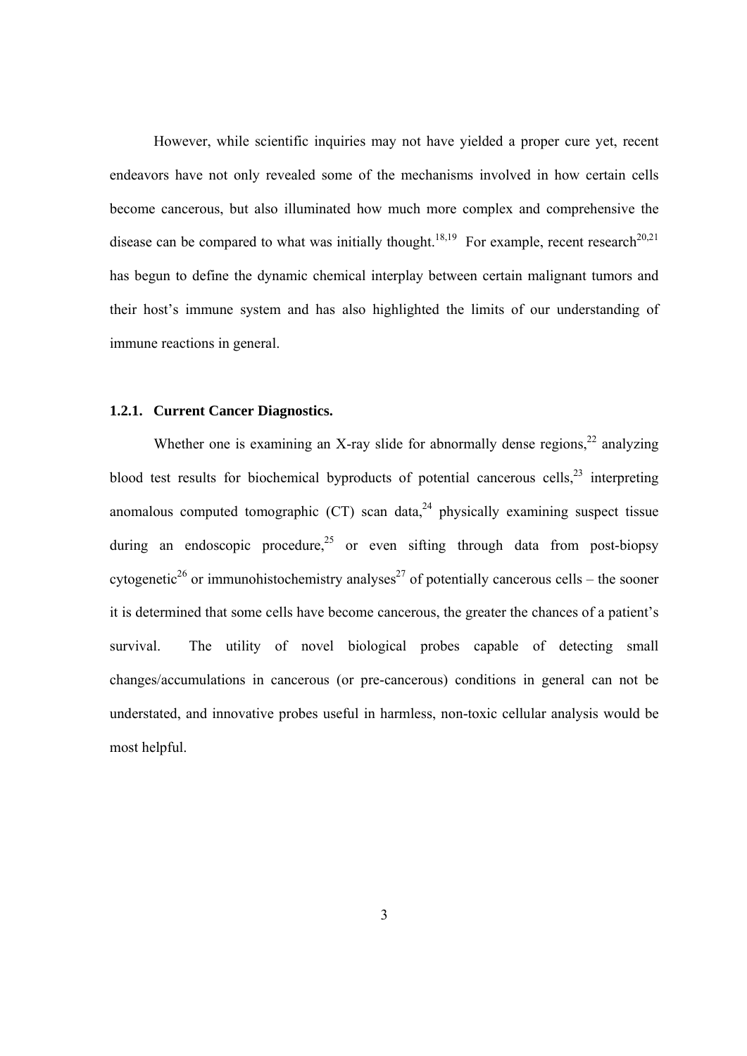However, while scientific inquiries may not have yielded a proper cure yet, recent endeavors have not only revealed some of the mechanisms involved in how certain cells become cancerous, but also illuminated how much more complex and comprehensive the disease can be compared to what was initially thought.[18,19] For example, recent research[20,21] has begun to define the dynamic chemical interplay between certain malignant tumors and their host's immune system and has also highlighted the limits of our understanding of immune reactions in general.

### 1.2.1. Current Cancer Diagnostics.

Whether one is examining an X-ray slide for abnormally dense regions,[22] analyzing blood test results for biochemical byproducts of potential cancerous cells,[23] interpreting anomalous computed tomographic (CT) scan data,[24] physically examining suspect tissue during an endoscopic procedure,[25] or even sifting through data from post-biopsy cytogenetic[26] or immunohistochemistry analyses[27] of potentially cancerous cells – the sooner it is determined that some cells have become cancerous, the greater the chances of a patient's survival. The utility of novel biological probes capable of detecting small changes/accumulations in cancerous (or pre-cancerous) conditions in general can not be understated, and innovative probes useful in harmless, non-toxic cellular analysis would be most helpful.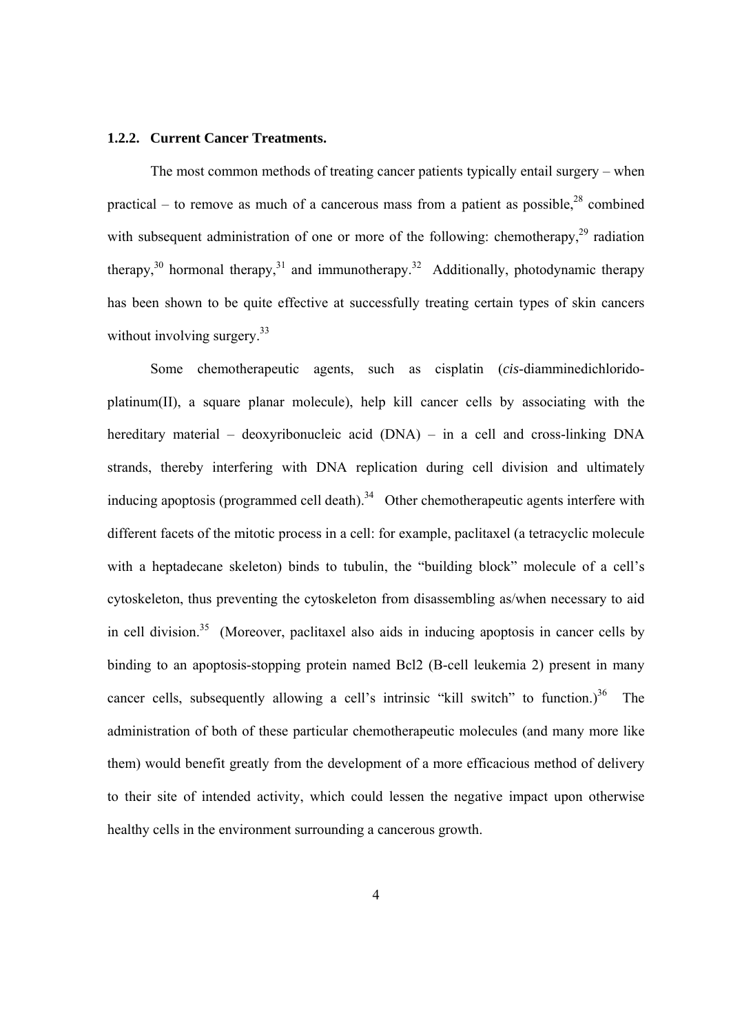### 1.2.2. Current Cancer Treatments.

The most common methods of treating cancer patients typically entail surgery – when practical – to remove as much of a cancerous mass from a patient as possible,[28] combined with subsequent administration of one or more of the following: chemotherapy,[29] radiation therapy,[30] hormonal therapy,[31] and immunotherapy.[32] Additionally, photodynamic therapy has been shown to be quite effective at successfully treating certain types of skin cancers without involving surgery.[33]

Some chemotherapeutic agents, such as cisplatin (*cis*-diamminedichlorido-platinum(II), a square planar molecule), help kill cancer cells by associating with the hereditary material – deoxyribonucleic acid (DNA) – in a cell and cross-linking DNA strands, thereby interfering with DNA replication during cell division and ultimately inducing apoptosis (programmed cell death).[34] Other chemotherapeutic agents interfere with different facets of the mitotic process in a cell: for example, paclitaxel (a tetracyclic molecule with a heptadecane skeleton) binds to tubulin, the "building block" molecule of a cell's cytoskeleton, thus preventing the cytoskeleton from disassembling as/when necessary to aid in cell division.[35] (Moreover, paclitaxel also aids in inducing apoptosis in cancer cells by binding to an apoptosis-stopping protein named Bcl2 (B-cell leukemia 2) present in many cancer cells, subsequently allowing a cell's intrinsic "kill switch" to function.)[36] The administration of both of these particular chemotherapeutic molecules (and many more like them) would benefit greatly from the development of a more efficacious method of delivery to their site of intended activity, which could lessen the negative impact upon otherwise healthy cells in the environment surrounding a cancerous growth.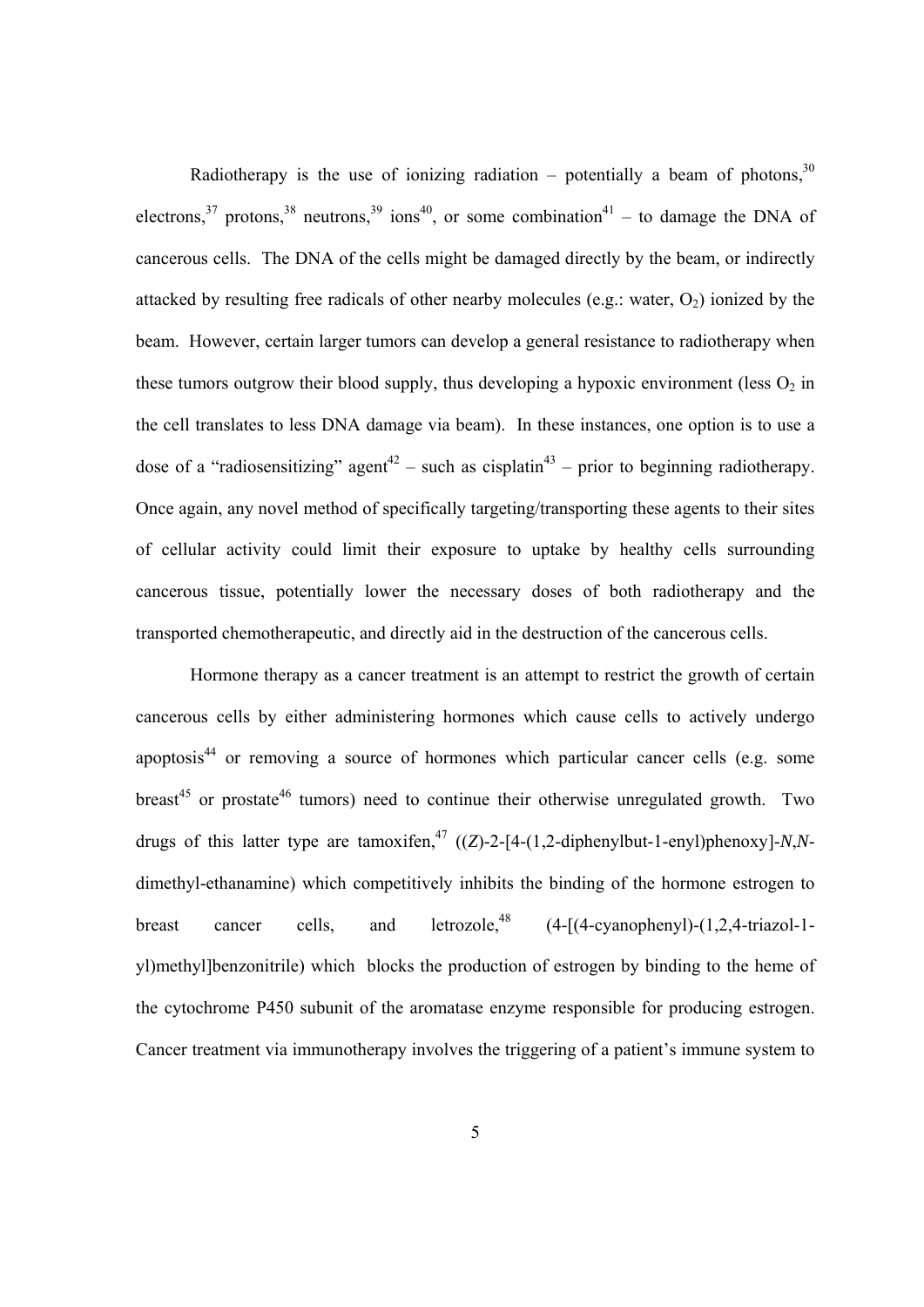Radiotherapy is the use of ionizing radiation – potentially a beam of photons,[30] electrons,[37] protons,[38] neutrons,[39] ions[40], or some combination[41] – to damage the DNA of cancerous cells. The DNA of the cells might be damaged directly by the beam, or indirectly attacked by resulting free radicals of other nearby molecules (e.g.: water, $O_2$) ionized by the beam. However, certain larger tumors can develop a general resistance to radiotherapy when these tumors outgrow their blood supply, thus developing a hypoxic environment (less $O_2$ in the cell translates to less DNA damage via beam). In these instances, one option is to use a dose of a "radiosensitizing" agent[42] – such as cisplatin[43] – prior to beginning radiotherapy. Once again, any novel method of specifically targeting/transporting these agents to their sites of cellular activity could limit their exposure to uptake by healthy cells surrounding cancerous tissue, potentially lower the necessary doses of both radiotherapy and the transported chemotherapeutic, and directly aid in the destruction of the cancerous cells.

Hormone therapy as a cancer treatment is an attempt to restrict the growth of certain cancerous cells by either administering hormones which cause cells to actively undergo apoptosis[44] or removing a source of hormones which particular cancer cells (e.g. some breast[45] or prostate[46] tumors) need to continue their otherwise unregulated growth. Two drugs of this latter type are tamoxifen,[47] ((*Z*)-2-[4-(1,2-diphenylbut-1-enyl)phenoxy]-*N*,*N*-dimethyl-ethanamine) which competitively inhibits the binding of the hormone estrogen to breast cancer cells, and letrozole,[48] (4-[(4-cyanophenyl)-(1,2,4-triazol-1-yl)methyl]benzonitrile) which blocks the production of estrogen by binding to the heme of the cytochrome P450 subunit of the aromatase enzyme responsible for producing estrogen. Cancer treatment via immunotherapy involves the triggering of a patient's immune system to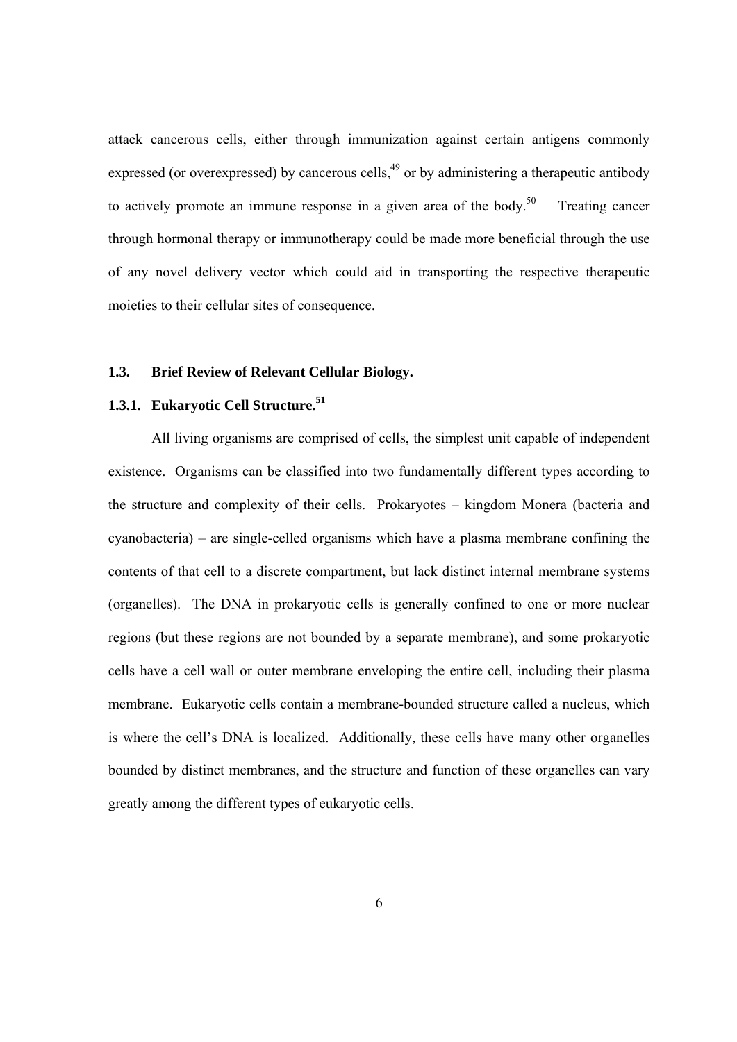attack cancerous cells, either through immunization against certain antigens commonly expressed (or overexpressed) by cancerous cells,[49] or by administering a therapeutic antibody to actively promote an immune response in a given area of the body.[50] Treating cancer through hormonal therapy or immunotherapy could be made more beneficial through the use of any novel delivery vector which could aid in transporting the respective therapeutic moieties to their cellular sites of consequence.

## 1.3. Brief Review of Relevant Cellular Biology.

### 1.3.1. Eukaryotic Cell Structure.[51]

All living organisms are comprised of cells, the simplest unit capable of independent existence. Organisms can be classified into two fundamentally different types according to the structure and complexity of their cells. Prokaryotes – kingdom Monera (bacteria and cyanobacteria) – are single-celled organisms which have a plasma membrane confining the contents of that cell to a discrete compartment, but lack distinct internal membrane systems (organelles). The DNA in prokaryotic cells is generally confined to one or more nuclear regions (but these regions are not bounded by a separate membrane), and some prokaryotic cells have a cell wall or outer membrane enveloping the entire cell, including their plasma membrane. Eukaryotic cells contain a membrane-bounded structure called a nucleus, which is where the cell's DNA is localized. Additionally, these cells have many other organelles bounded by distinct membranes, and the structure and function of these organelles can vary greatly among the different types of eukaryotic cells.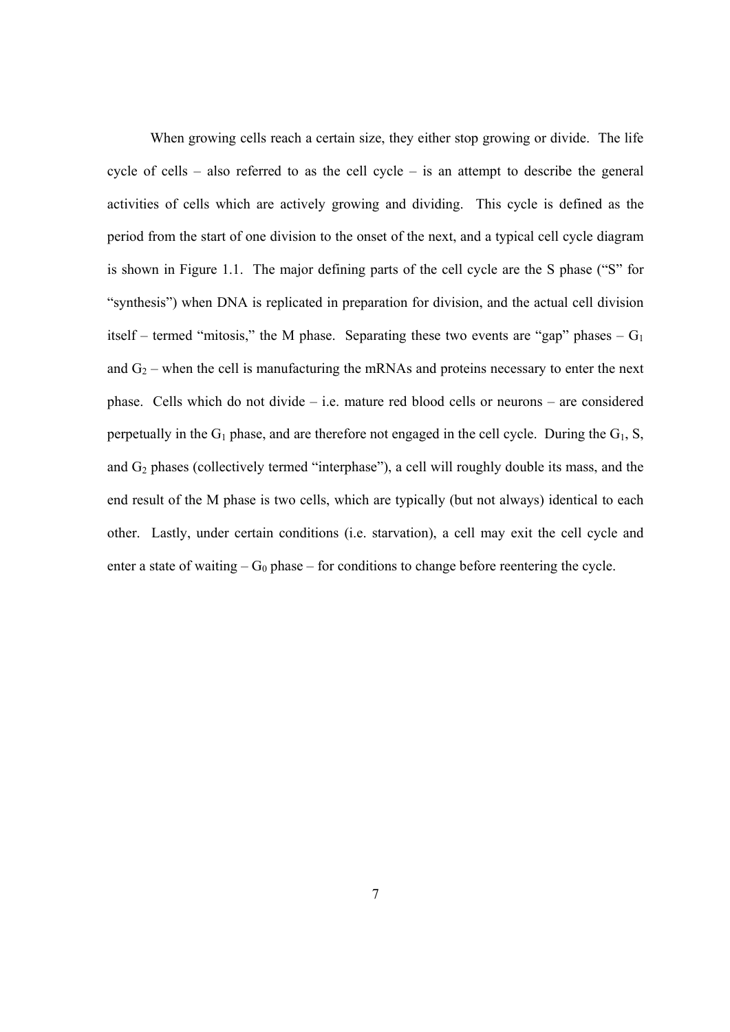When growing cells reach a certain size, they either stop growing or divide. The life cycle of cells – also referred to as the cell cycle – is an attempt to describe the general activities of cells which are actively growing and dividing. This cycle is defined as the period from the start of one division to the onset of the next, and a typical cell cycle diagram is shown in Figure 1.1. The major defining parts of the cell cycle are the S phase ("S" for "synthesis") when DNA is replicated in preparation for division, and the actual cell division itself – termed "mitosis," the M phase. Separating these two events are "gap" phases – $G_1$ and $G_2$ – when the cell is manufacturing the mRNAs and proteins necessary to enter the next phase. Cells which do not divide – i.e. mature red blood cells or neurons – are considered perpetually in the $G_1$ phase, and are therefore not engaged in the cell cycle. During the $G_1$, S, and $G_2$ phases (collectively termed "interphase"), a cell will roughly double its mass, and the end result of the M phase is two cells, which are typically (but not always) identical to each other. Lastly, under certain conditions (i.e. starvation), a cell may exit the cell cycle and enter a state of waiting – $G_0$ phase – for conditions to change before reentering the cycle.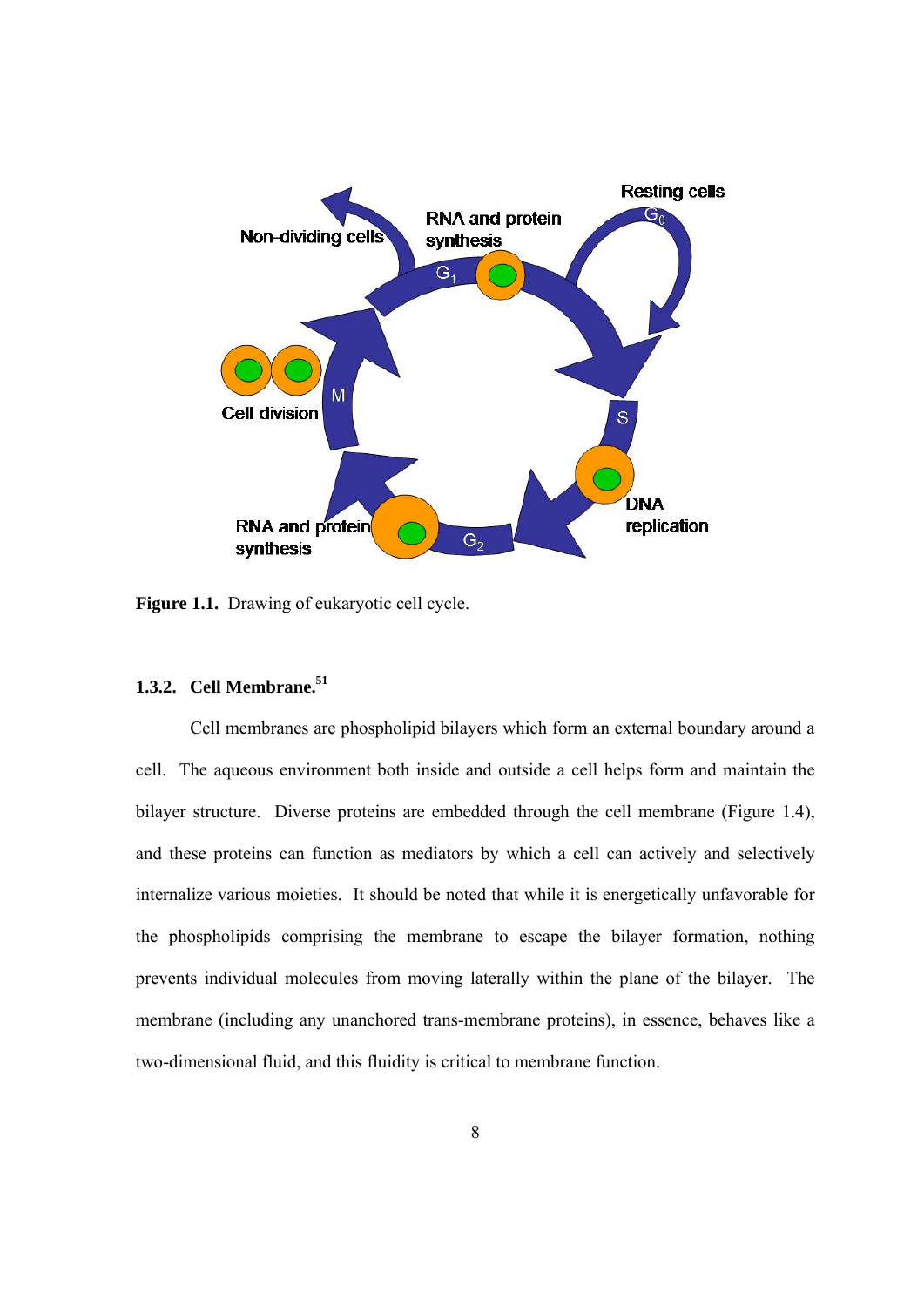Figure 1.1. Drawing of eukaryotic cell cycle.

### 1.3.2. Cell Membrane.[51]

Cell membranes are phospholipid bilayers which form an external boundary around a cell. The aqueous environment both inside and outside a cell helps form and maintain the bilayer structure. Diverse proteins are embedded through the cell membrane (Figure 1.4), and these proteins can function as mediators by which a cell can actively and selectively internalize various moieties. It should be noted that while it is energetically unfavorable for the phospholipids comprising the membrane to escape the bilayer formation, nothing prevents individual molecules from moving laterally within the plane of the bilayer. The membrane (including any unanchored trans-membrane proteins), in essence, behaves like a two-dimensional fluid, and this fluidity is critical to membrane function.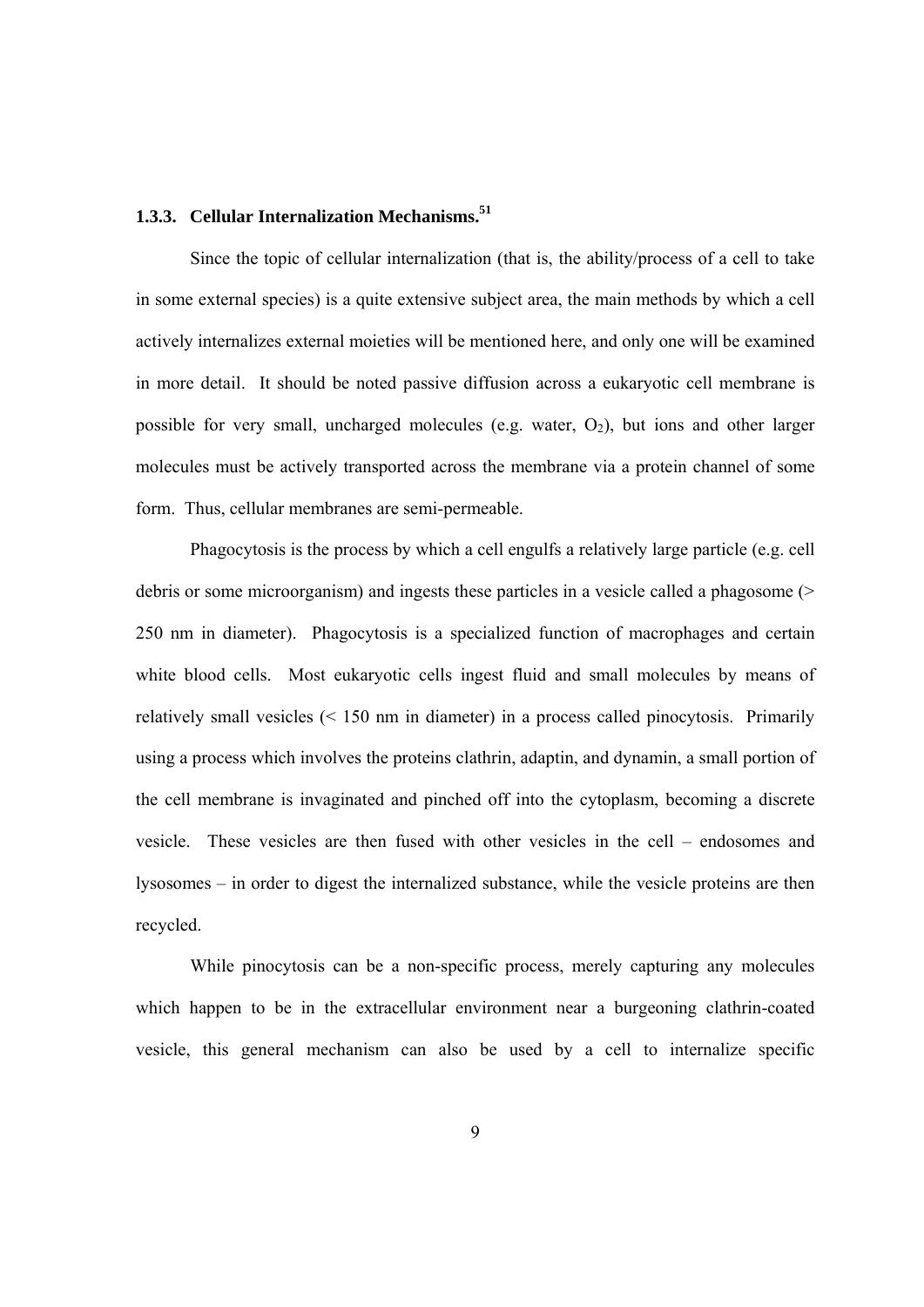### 1.3.3. Cellular Internalization Mechanisms.[51]

Since the topic of cellular internalization (that is, the ability/process of a cell to take in some external species) is a quite extensive subject area, the main methods by which a cell actively internalizes external moieties will be mentioned here, and only one will be examined in more detail. It should be noted passive diffusion across a eukaryotic cell membrane is possible for very small, uncharged molecules (e.g. water, $O_2$), but ions and other larger molecules must be actively transported across the membrane via a protein channel of some form. Thus, cellular membranes are semi-permeable.

Phagocytosis is the process by which a cell engulfs a relatively large particle (e.g. cell debris or some microorganism) and ingests these particles in a vesicle called a phagosome (> 250 nm in diameter). Phagocytosis is a specialized function of macrophages and certain white blood cells. Most eukaryotic cells ingest fluid and small molecules by means of relatively small vesicles (< 150 nm in diameter) in a process called pinocytosis. Primarily using a process which involves the proteins clathrin, adaptin, and dynamin, a small portion of the cell membrane is invaginated and pinched off into the cytoplasm, becoming a discrete vesicle. These vesicles are then fused with other vesicles in the cell – endosomes and lysosomes – in order to digest the internalized substance, while the vesicle proteins are then recycled.

While pinocytosis can be a non-specific process, merely capturing any molecules which happen to be in the extracellular environment near a burgeoning clathrin-coated vesicle, this general mechanism can also be used by a cell to internalize specific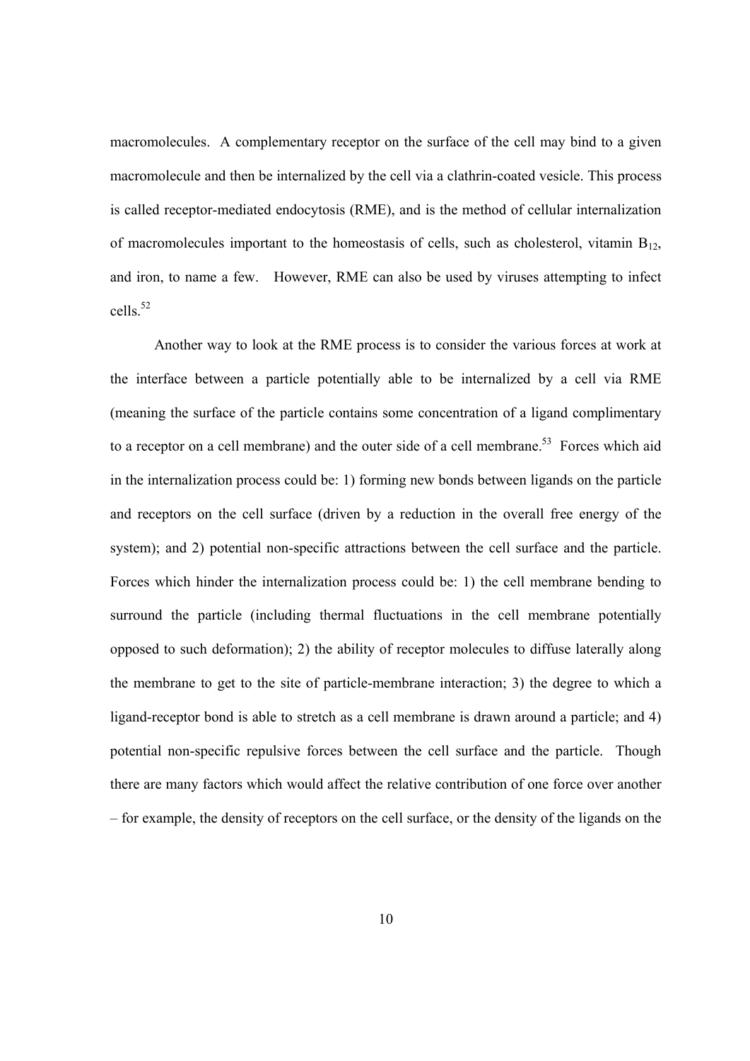macromolecules. A complementary receptor on the surface of the cell may bind to a given macromolecule and then be internalized by the cell via a clathrin-coated vesicle. This process is called receptor-mediated endocytosis (RME), and is the method of cellular internalization of macromolecules important to the homeostasis of cells, such as cholesterol, vitamin $B_{12}$, and iron, to name a few. However, RME can also be used by viruses attempting to infect cells.[52]

Another way to look at the RME process is to consider the various forces at work at the interface between a particle potentially able to be internalized by a cell via RME (meaning the surface of the particle contains some concentration of a ligand complimentary to a receptor on a cell membrane) and the outer side of a cell membrane.[53] Forces which aid in the internalization process could be: 1) forming new bonds between ligands on the particle and receptors on the cell surface (driven by a reduction in the overall free energy of the system); and 2) potential non-specific attractions between the cell surface and the particle. Forces which hinder the internalization process could be: 1) the cell membrane bending to surround the particle (including thermal fluctuations in the cell membrane potentially opposed to such deformation); 2) the ability of receptor molecules to diffuse laterally along the membrane to get to the site of particle-membrane interaction; 3) the degree to which a ligand-receptor bond is able to stretch as a cell membrane is drawn around a particle; and 4) potential non-specific repulsive forces between the cell surface and the particle. Though there are many factors which would affect the relative contribution of one force over another – for example, the density of receptors on the cell surface, or the density of the ligands on the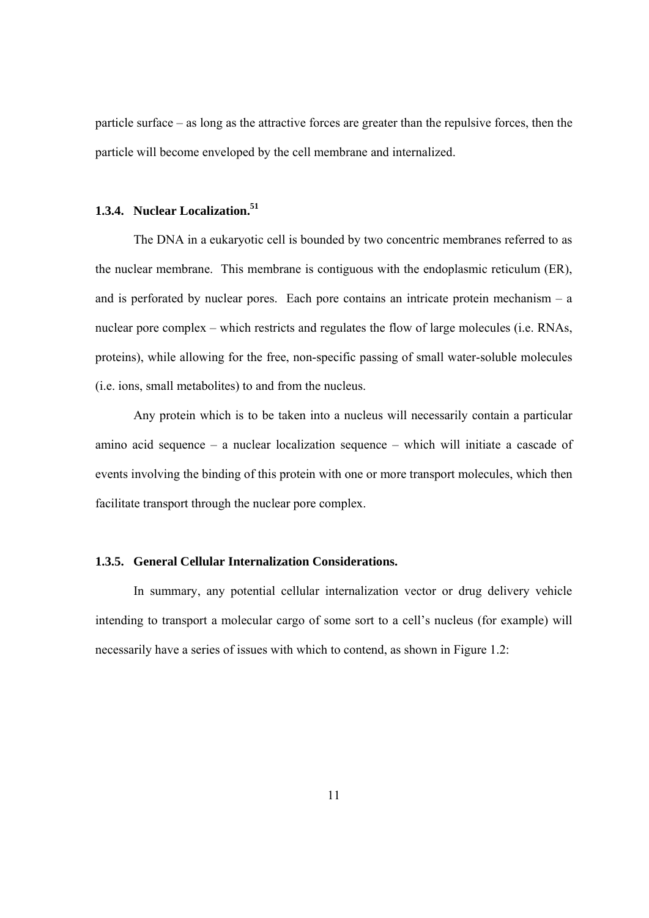particle surface – as long as the attractive forces are greater than the repulsive forces, then the particle will become enveloped by the cell membrane and internalized.

### 1.3.4. Nuclear Localization.[51]

The DNA in a eukaryotic cell is bounded by two concentric membranes referred to as the nuclear membrane. This membrane is contiguous with the endoplasmic reticulum (ER), and is perforated by nuclear pores. Each pore contains an intricate protein mechanism – a nuclear pore complex – which restricts and regulates the flow of large molecules (i.e. RNAs, proteins), while allowing for the free, non-specific passing of small water-soluble molecules (i.e. ions, small metabolites) to and from the nucleus.

Any protein which is to be taken into a nucleus will necessarily contain a particular amino acid sequence – a nuclear localization sequence – which will initiate a cascade of events involving the binding of this protein with one or more transport molecules, which then facilitate transport through the nuclear pore complex.

### 1.3.5. General Cellular Internalization Considerations.

In summary, any potential cellular internalization vector or drug delivery vehicle intending to transport a molecular cargo of some sort to a cell's nucleus (for example) will necessarily have a series of issues with which to contend, as shown in Figure 1.2: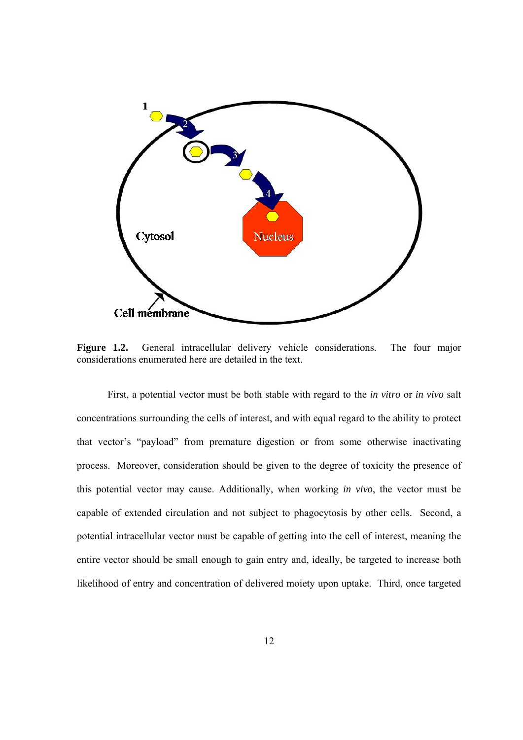**Figure 1.2.** General intracellular delivery vehicle considerations. The four major considerations enumerated here are detailed in the text.

First, a potential vector must be both stable with regard to the *in vitro* or *in vivo* salt concentrations surrounding the cells of interest, and with equal regard to the ability to protect that vector's "payload" from premature digestion or from some otherwise inactivating process. Moreover, consideration should be given to the degree of toxicity the presence of this potential vector may cause. Additionally, when working *in vivo*, the vector must be capable of extended circulation and not subject to phagocytosis by other cells. Second, a potential intracellular vector must be capable of getting into the cell of interest, meaning the entire vector should be small enough to gain entry and, ideally, be targeted to increase both likelihood of entry and concentration of delivered moiety upon uptake. Third, once targeted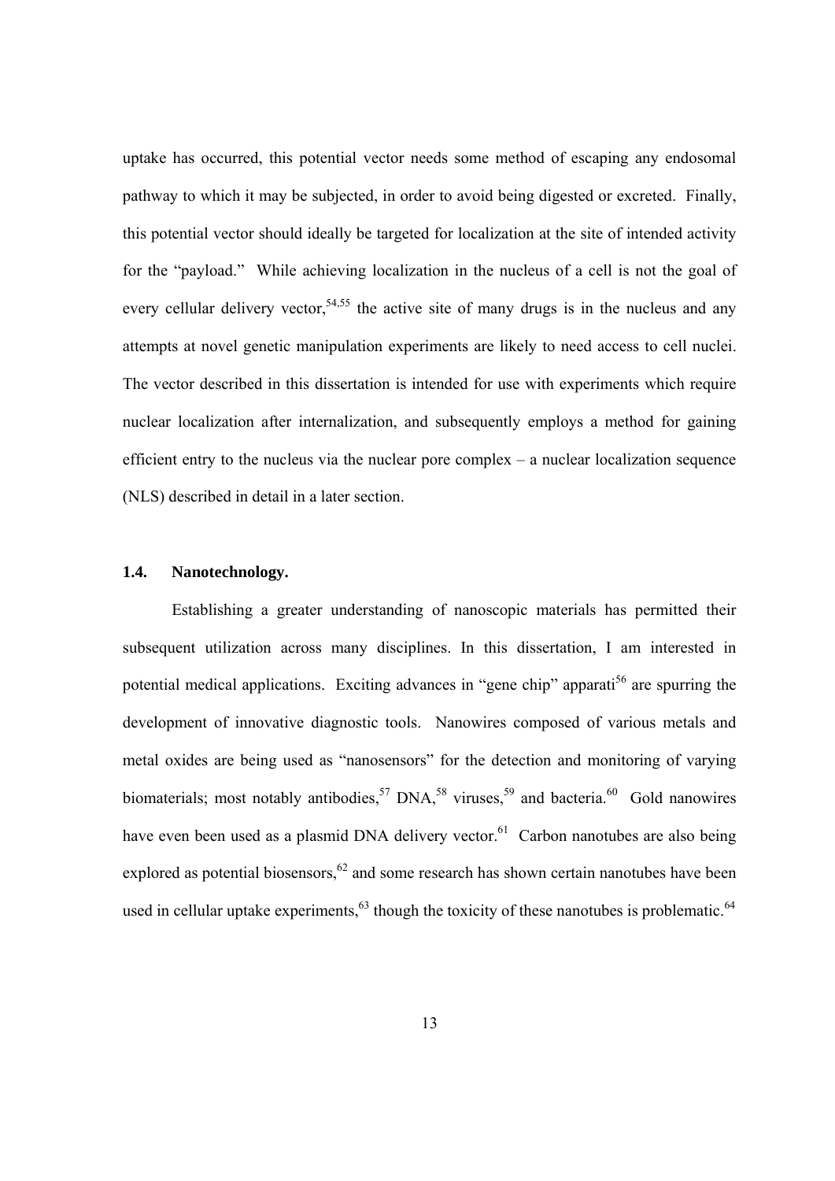uptake has occurred, this potential vector needs some method of escaping any endosomal pathway to which it may be subjected, in order to avoid being digested or excreted. Finally, this potential vector should ideally be targeted for localization at the site of intended activity for the "payload." While achieving localization in the nucleus of a cell is not the goal of every cellular delivery vector,[54,55] the active site of many drugs is in the nucleus and any attempts at novel genetic manipulation experiments are likely to need access to cell nuclei. The vector described in this dissertation is intended for use with experiments which require nuclear localization after internalization, and subsequently employs a method for gaining efficient entry to the nucleus via the nuclear pore complex – a nuclear localization sequence (NLS) described in detail in a later section.

### 1.4. Nanotechnology.

Establishing a greater understanding of nanoscopic materials has permitted their subsequent utilization across many disciplines. In this dissertation, I am interested in potential medical applications. Exciting advances in "gene chip" apparati[56] are spurring the development of innovative diagnostic tools. Nanowires composed of various metals and metal oxides are being used as "nanosensors" for the detection and monitoring of varying biomaterials; most notably antibodies,[57] DNA,[58] viruses,[59] and bacteria.[60] Gold nanowires have even been used as a plasmid DNA delivery vector.[61] Carbon nanotubes are also being explored as potential biosensors,[62] and some research has shown certain nanotubes have been used in cellular uptake experiments,[63] though the toxicity of these nanotubes is problematic.[64]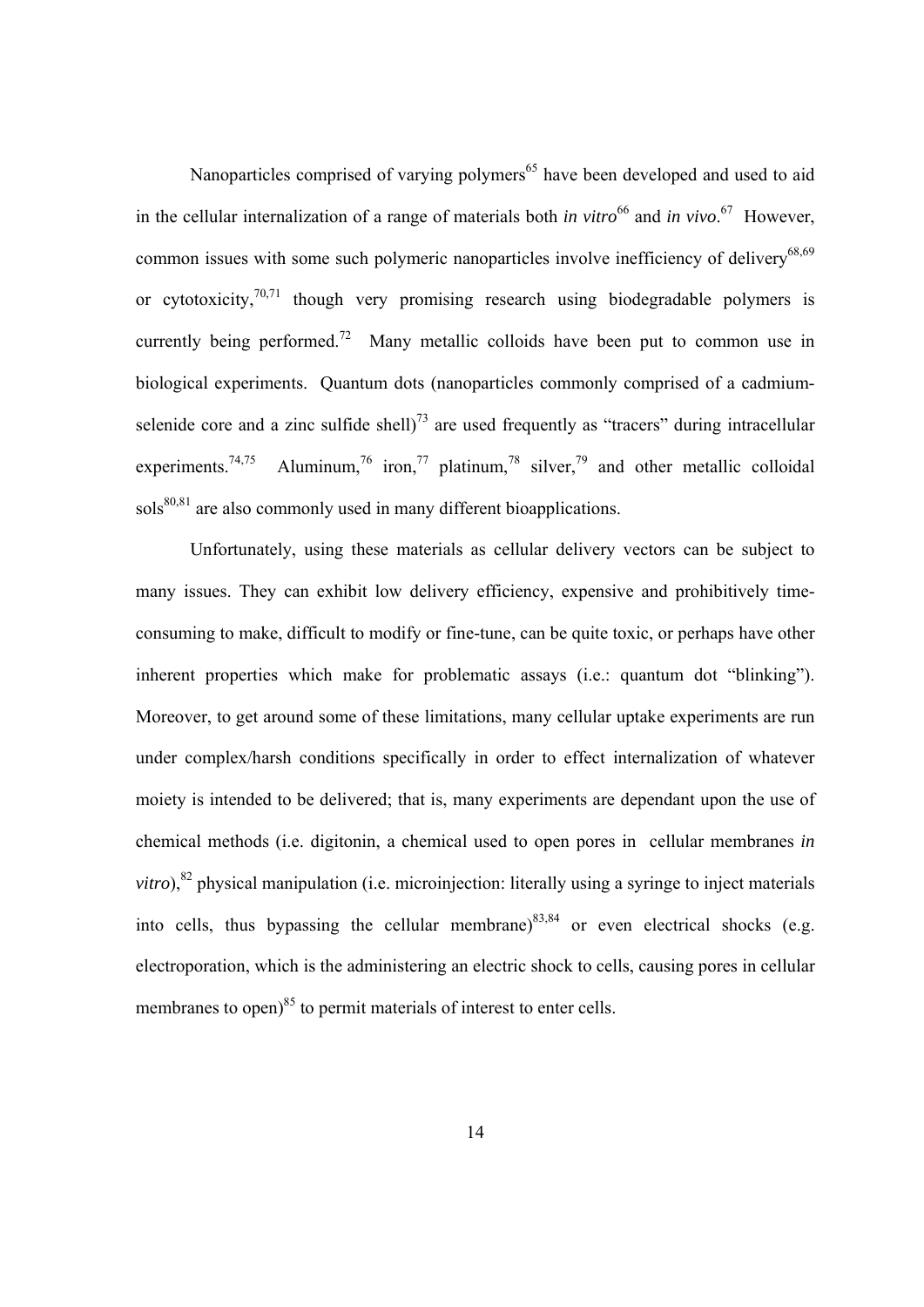Nanoparticles comprised of varying polymers[65] have been developed and used to aid in the cellular internalization of a range of materials both *in vitro*[66] and *in vivo*.[67] However, common issues with some such polymeric nanoparticles involve inefficiency of delivery[68,69] or cytotoxicity,[70,71] though very promising research using biodegradable polymers is currently being performed.[72] Many metallic colloids have been put to common use in biological experiments. Quantum dots (nanoparticles commonly comprised of a cadmium-selenide core and a zinc sulfide shell)[73] are used frequently as "tracers" during intracellular experiments.[74,75] Aluminum,[76] iron,[77] platinum,[78] silver,[79] and other metallic colloidal sols[80,81] are also commonly used in many different bioapplications.

Unfortunately, using these materials as cellular delivery vectors can be subject to many issues. They can exhibit low delivery efficiency, expensive and prohibitively time-consuming to make, difficult to modify or fine-tune, can be quite toxic, or perhaps have other inherent properties which make for problematic assays (i.e.: quantum dot "blinking"). Moreover, to get around some of these limitations, many cellular uptake experiments are run under complex/harsh conditions specifically in order to effect internalization of whatever moiety is intended to be delivered; that is, many experiments are dependant upon the use of chemical methods (i.e. digitonin, a chemical used to open pores in cellular membranes *in vitro*),[82] physical manipulation (i.e. microinjection: literally using a syringe to inject materials into cells, thus bypassing the cellular membrane)[83,84] or even electrical shocks (e.g. electroporation, which is the administering an electric shock to cells, causing pores in cellular membranes to open)[85] to permit materials of interest to enter cells.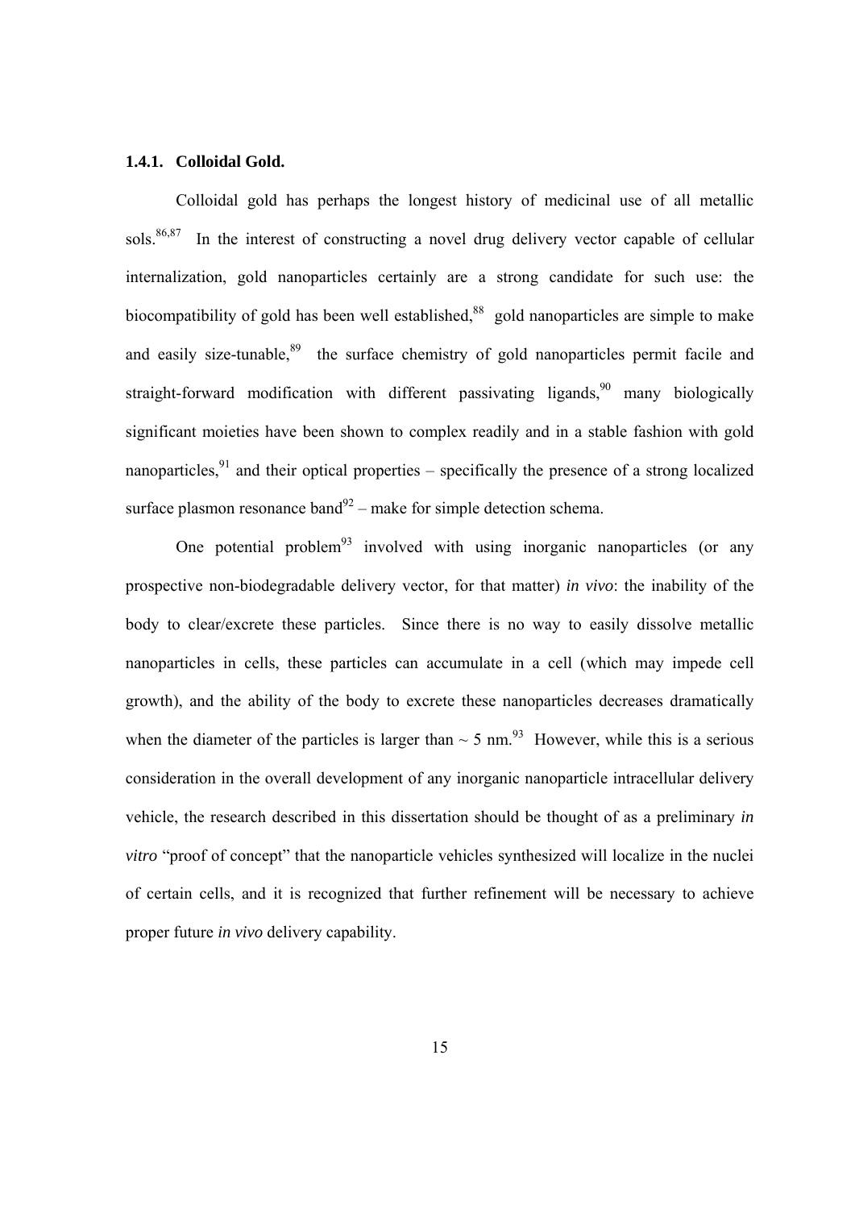### 1.4.1. Colloidal Gold.

Colloidal gold has perhaps the longest history of medicinal use of all metallic sols.[86,87] In the interest of constructing a novel drug delivery vector capable of cellular internalization, gold nanoparticles certainly are a strong candidate for such use: the biocompatibility of gold has been well established,[88] gold nanoparticles are simple to make and easily size-tunable,[89] the surface chemistry of gold nanoparticles permit facile and straight-forward modification with different passivating ligands,[90] many biologically significant moieties have been shown to complex readily and in a stable fashion with gold nanoparticles,[91] and their optical properties – specifically the presence of a strong localized surface plasmon resonance band[92] – make for simple detection schema.

One potential problem[93] involved with using inorganic nanoparticles (or any prospective non-biodegradable delivery vector, for that matter) *in vivo*: the inability of the body to clear/excrete these particles. Since there is no way to easily dissolve metallic nanoparticles in cells, these particles can accumulate in a cell (which may impede cell growth), and the ability of the body to excrete these nanoparticles decreases dramatically when the diameter of the particles is larger than ~ 5 nm.[93] However, while this is a serious consideration in the overall development of any inorganic nanoparticle intracellular delivery vehicle, the research described in this dissertation should be thought of as a preliminary *in vitro* "proof of concept" that the nanoparticle vehicles synthesized will localize in the nuclei of certain cells, and it is recognized that further refinement will be necessary to achieve proper future *in vivo* delivery capability.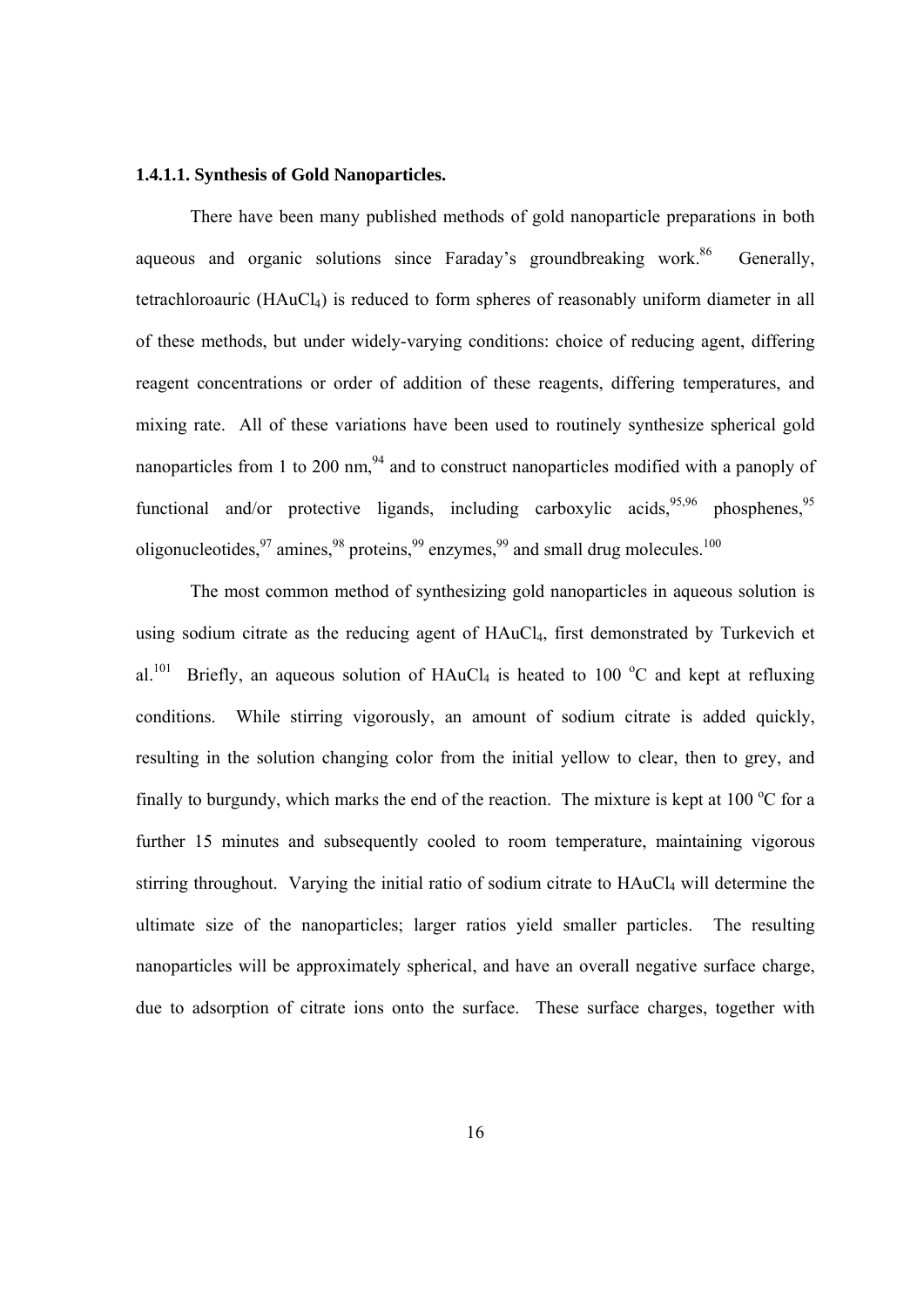**1.4.1.1. Synthesis of Gold Nanoparticles.**

There have been many published methods of gold nanoparticle preparations in both aqueous and organic solutions since Faraday's groundbreaking work.[86] Generally, tetrachloroauric ($HAuCl_4$) is reduced to form spheres of reasonably uniform diameter in all of these methods, but under widely-varying conditions: choice of reducing agent, differing reagent concentrations or order of addition of these reagents, differing temperatures, and mixing rate. All of these variations have been used to routinely synthesize spherical gold nanoparticles from 1 to 200 nm,[94] and to construct nanoparticles modified with a panoply of functional and/or protective ligands, including carboxylic acids,[95,96] phosphenes,[95] oligonucleotides,[97] amines,[98] proteins,[99] enzymes,[99] and small drug molecules.[100]

The most common method of synthesizing gold nanoparticles in aqueous solution is using sodium citrate as the reducing agent of $HAuCl_4$, first demonstrated by Turkevich et al.[101] Briefly, an aqueous solution of $HAuCl_4$ is heated to 100 $^oC$ and kept at refluxing conditions. While stirring vigorously, an amount of sodium citrate is added quickly, resulting in the solution changing color from the initial yellow to clear, then to grey, and finally to burgundy, which marks the end of the reaction. The mixture is kept at 100 $^oC$ for a further 15 minutes and subsequently cooled to room temperature, maintaining vigorous stirring throughout. Varying the initial ratio of sodium citrate to $HAuCl_4$ will determine the ultimate size of the nanoparticles; larger ratios yield smaller particles. The resulting nanoparticles will be approximately spherical, and have an overall negative surface charge, due to adsorption of citrate ions onto the surface. These surface charges, together with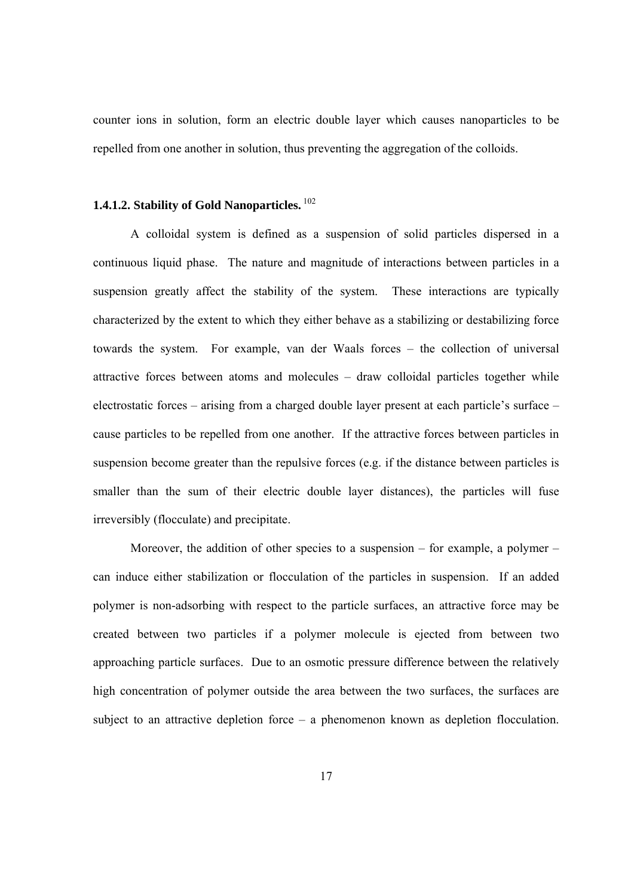counter ions in solution, form an electric double layer which causes nanoparticles to be repelled from one another in solution, thus preventing the aggregation of the colloids.

#### 1.4.1.2. Stability of Gold Nanoparticles. [102]

A colloidal system is defined as a suspension of solid particles dispersed in a continuous liquid phase. The nature and magnitude of interactions between particles in a suspension greatly affect the stability of the system. These interactions are typically characterized by the extent to which they either behave as a stabilizing or destabilizing force towards the system. For example, van der Waals forces – the collection of universal attractive forces between atoms and molecules – draw colloidal particles together while electrostatic forces – arising from a charged double layer present at each particle's surface – cause particles to be repelled from one another. If the attractive forces between particles in suspension become greater than the repulsive forces (e.g. if the distance between particles is smaller than the sum of their electric double layer distances), the particles will fuse irreversibly (flocculate) and precipitate.

Moreover, the addition of other species to a suspension – for example, a polymer – can induce either stabilization or flocculation of the particles in suspension. If an added polymer is non-adsorbing with respect to the particle surfaces, an attractive force may be created between two particles if a polymer molecule is ejected from between two approaching particle surfaces. Due to an osmotic pressure difference between the relatively high concentration of polymer outside the area between the two surfaces, the surfaces are subject to an attractive depletion force – a phenomenon known as depletion flocculation.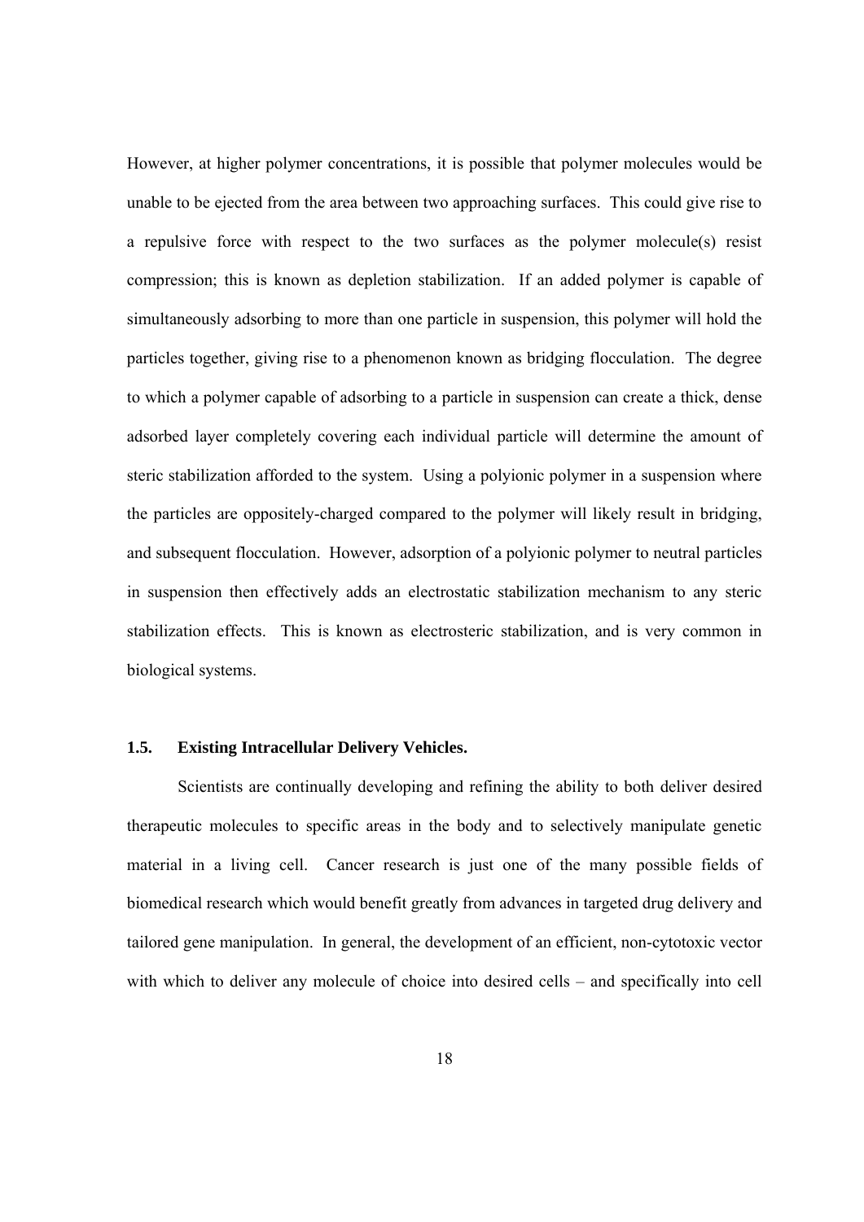However, at higher polymer concentrations, it is possible that polymer molecules would be unable to be ejected from the area between two approaching surfaces. This could give rise to a repulsive force with respect to the two surfaces as the polymer molecule(s) resist compression; this is known as depletion stabilization. If an added polymer is capable of simultaneously adsorbing to more than one particle in suspension, this polymer will hold the particles together, giving rise to a phenomenon known as bridging flocculation. The degree to which a polymer capable of adsorbing to a particle in suspension can create a thick, dense adsorbed layer completely covering each individual particle will determine the amount of steric stabilization afforded to the system. Using a polyionic polymer in a suspension where the particles are oppositely-charged compared to the polymer will likely result in bridging, and subsequent flocculation. However, adsorption of a polyionic polymer to neutral particles in suspension then effectively adds an electrostatic stabilization mechanism to any steric stabilization effects. This is known as electrosteric stabilization, and is very common in biological systems.

### 1.5. Existing Intracellular Delivery Vehicles.

Scientists are continually developing and refining the ability to both deliver desired therapeutic molecules to specific areas in the body and to selectively manipulate genetic material in a living cell. Cancer research is just one of the many possible fields of biomedical research which would benefit greatly from advances in targeted drug delivery and tailored gene manipulation. In general, the development of an efficient, non-cytotoxic vector with which to deliver any molecule of choice into desired cells – and specifically into cell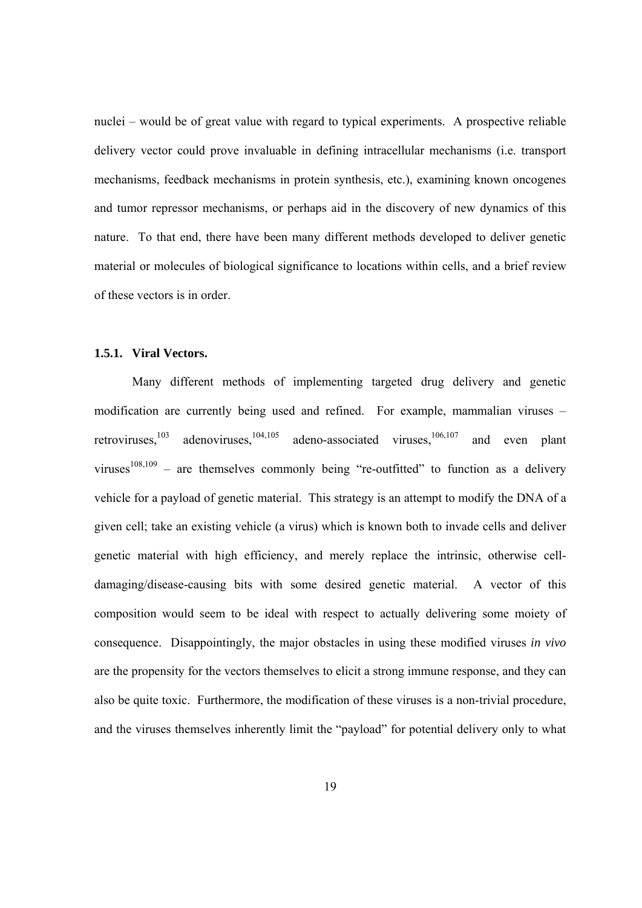nuclei – would be of great value with regard to typical experiments. A prospective reliable delivery vector could prove invaluable in defining intracellular mechanisms (i.e. transport mechanisms, feedback mechanisms in protein synthesis, etc.), examining known oncogenes and tumor repressor mechanisms, or perhaps aid in the discovery of new dynamics of this nature. To that end, there have been many different methods developed to deliver genetic material or molecules of biological significance to locations within cells, and a brief review of these vectors is in order.

### 1.5.1. Viral Vectors.

Many different methods of implementing targeted drug delivery and genetic modification are currently being used and refined. For example, mammalian viruses – retroviruses,[103] adenoviruses,[104,105] adeno-associated viruses,[106,107] and even plant viruses[108,109] – are themselves commonly being "re-outfitted" to function as a delivery vehicle for a payload of genetic material. This strategy is an attempt to modify the DNA of a given cell; take an existing vehicle (a virus) which is known both to invade cells and deliver genetic material with high efficiency, and merely replace the intrinsic, otherwise cell-damaging/disease-causing bits with some desired genetic material. A vector of this composition would seem to be ideal with respect to actually delivering some moiety of consequence. Disappointingly, the major obstacles in using these modified viruses *in vivo* are the propensity for the vectors themselves to elicit a strong immune response, and they can also be quite toxic. Furthermore, the modification of these viruses is a non-trivial procedure, and the viruses themselves inherently limit the "payload" for potential delivery only to what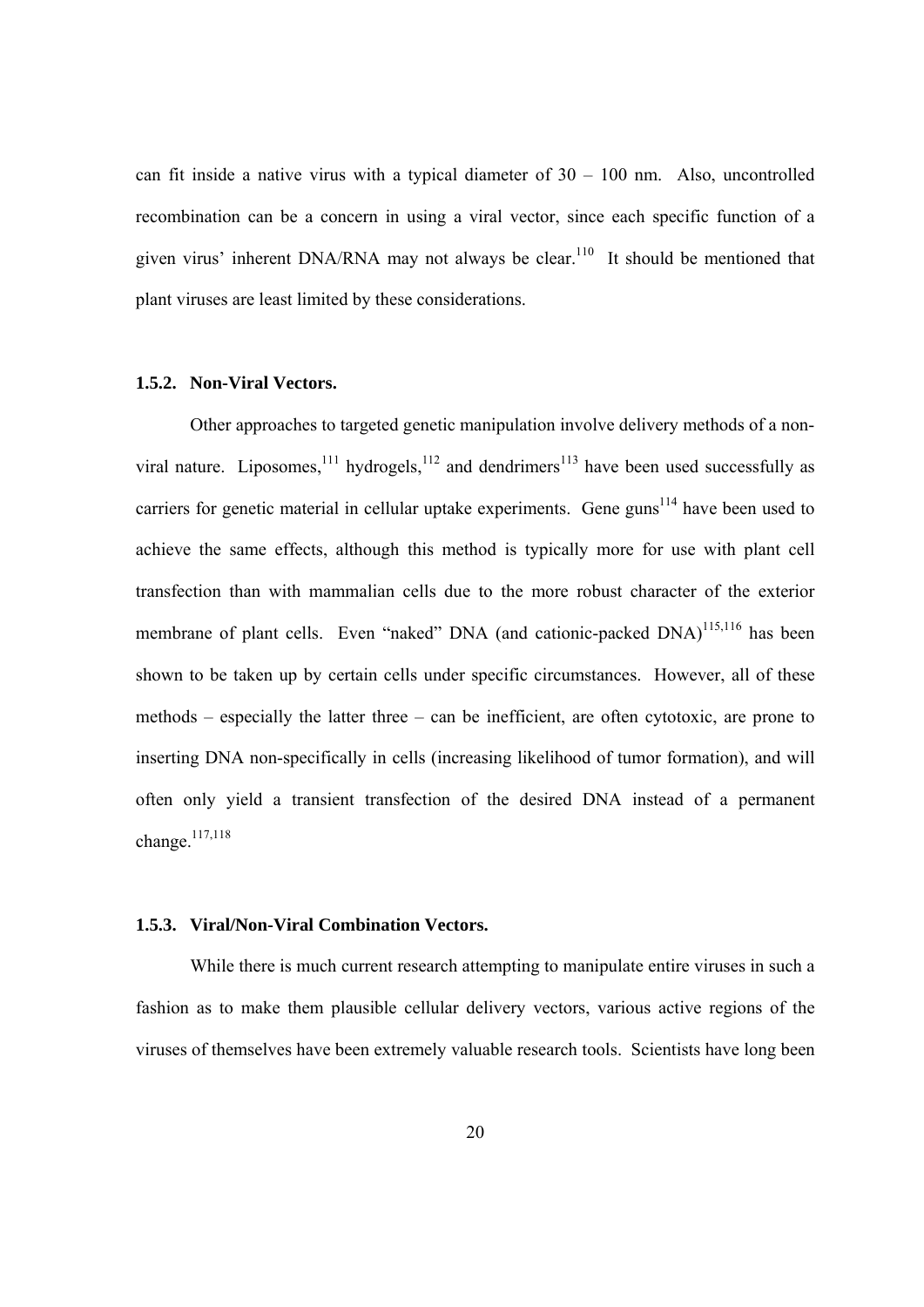can fit inside a native virus with a typical diameter of 30 – 100 nm. Also, uncontrolled recombination can be a concern in using a viral vector, since each specific function of a given virus' inherent DNA/RNA may not always be clear.[110] It should be mentioned that plant viruses are least limited by these considerations.

### 1.5.2. Non-Viral Vectors.

Other approaches to targeted genetic manipulation involve delivery methods of a non-viral nature. Liposomes,[111] hydrogels,[112] and dendrimers[113] have been used successfully as carriers for genetic material in cellular uptake experiments. Gene guns[114] have been used to achieve the same effects, although this method is typically more for use with plant cell transfection than with mammalian cells due to the more robust character of the exterior membrane of plant cells. Even "naked" DNA (and cationic-packed DNA)[115,116] has been shown to be taken up by certain cells under specific circumstances. However, all of these methods – especially the latter three – can be inefficient, are often cytotoxic, are prone to inserting DNA non-specifically in cells (increasing likelihood of tumor formation), and will often only yield a transient transfection of the desired DNA instead of a permanent change.[117,118]

### 1.5.3. Viral/Non-Viral Combination Vectors.

While there is much current research attempting to manipulate entire viruses in such a fashion as to make them plausible cellular delivery vectors, various active regions of the viruses of themselves have been extremely valuable research tools. Scientists have long been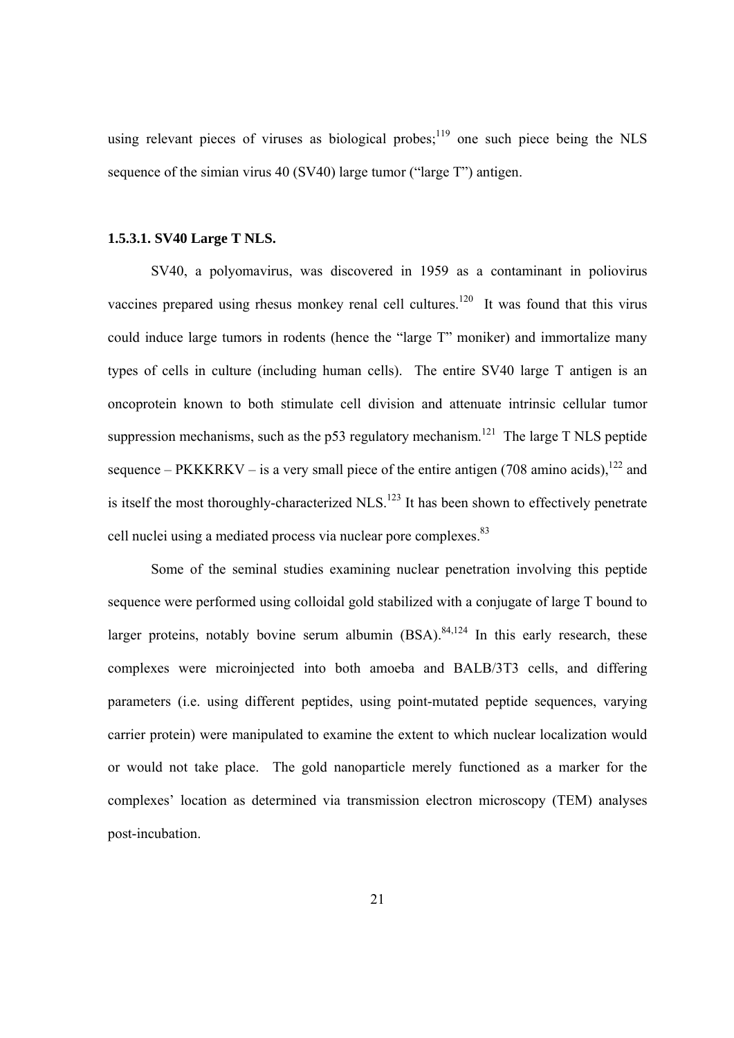using relevant pieces of viruses as biological probes;[119] one such piece being the NLS sequence of the simian virus 40 (SV40) large tumor ("large T") antigen.

#### 1.5.3.1. SV40 Large T NLS.

SV40, a polyomavirus, was discovered in 1959 as a contaminant in poliovirus vaccines prepared using rhesus monkey renal cell cultures.[120] It was found that this virus could induce large tumors in rodents (hence the "large T" moniker) and immortalize many types of cells in culture (including human cells). The entire SV40 large T antigen is an oncoprotein known to both stimulate cell division and attenuate intrinsic cellular tumor suppression mechanisms, such as the p53 regulatory mechanism.[121] The large T NLS peptide sequence – PKKKRKV – is a very small piece of the entire antigen (708 amino acids),[122] and is itself the most thoroughly-characterized NLS.[123] It has been shown to effectively penetrate cell nuclei using a mediated process via nuclear pore complexes.[83]

Some of the seminal studies examining nuclear penetration involving this peptide sequence were performed using colloidal gold stabilized with a conjugate of large T bound to larger proteins, notably bovine serum albumin (BSA).[84,124] In this early research, these complexes were microinjected into both amoeba and BALB/3T3 cells, and differing parameters (i.e. using different peptides, using point-mutated peptide sequences, varying carrier protein) were manipulated to examine the extent to which nuclear localization would or would not take place. The gold nanoparticle merely functioned as a marker for the complexes' location as determined via transmission electron microscopy (TEM) analyses post-incubation.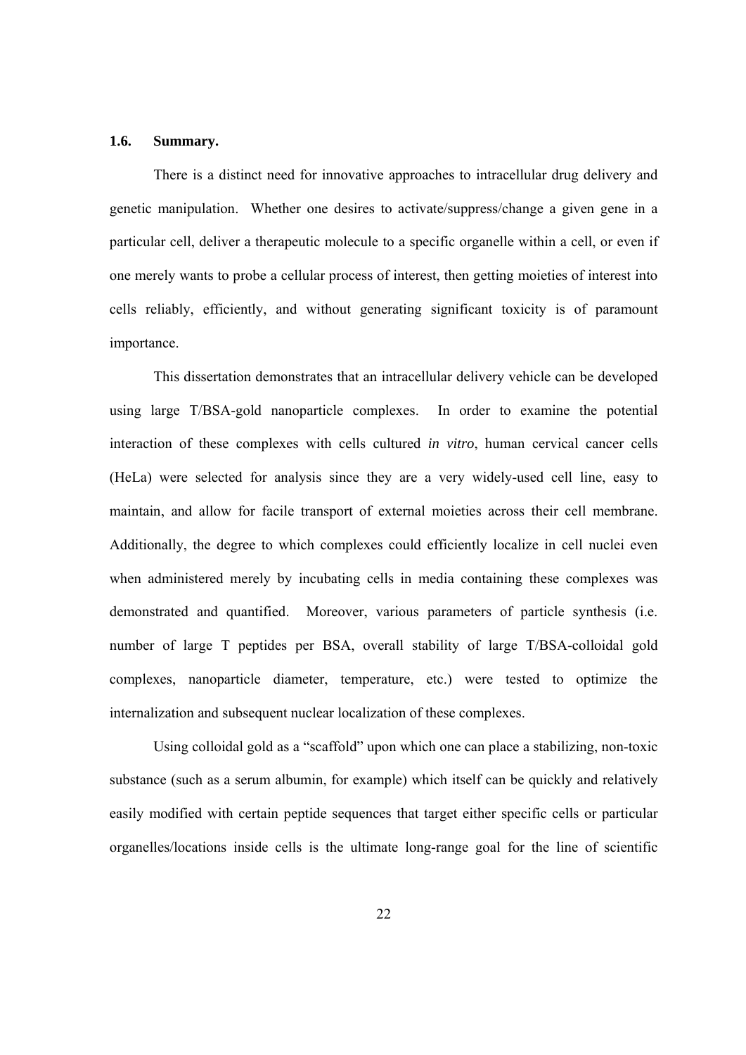### 1.6. Summary.

There is a distinct need for innovative approaches to intracellular drug delivery and genetic manipulation. Whether one desires to activate/suppress/change a given gene in a particular cell, deliver a therapeutic molecule to a specific organelle within a cell, or even if one merely wants to probe a cellular process of interest, then getting moieties of interest into cells reliably, efficiently, and without generating significant toxicity is of paramount importance.

This dissertation demonstrates that an intracellular delivery vehicle can be developed using large T/BSA-gold nanoparticle complexes. In order to examine the potential interaction of these complexes with cells cultured *in vitro*, human cervical cancer cells (HeLa) were selected for analysis since they are a very widely-used cell line, easy to maintain, and allow for facile transport of external moieties across their cell membrane. Additionally, the degree to which complexes could efficiently localize in cell nuclei even when administered merely by incubating cells in media containing these complexes was demonstrated and quantified. Moreover, various parameters of particle synthesis (i.e. number of large T peptides per BSA, overall stability of large T/BSA-colloidal gold complexes, nanoparticle diameter, temperature, etc.) were tested to optimize the internalization and subsequent nuclear localization of these complexes.

Using colloidal gold as a "scaffold" upon which one can place a stabilizing, non-toxic substance (such as a serum albumin, for example) which itself can be quickly and relatively easily modified with certain peptide sequences that target either specific cells or particular organelles/locations inside cells is the ultimate long-range goal for the line of scientific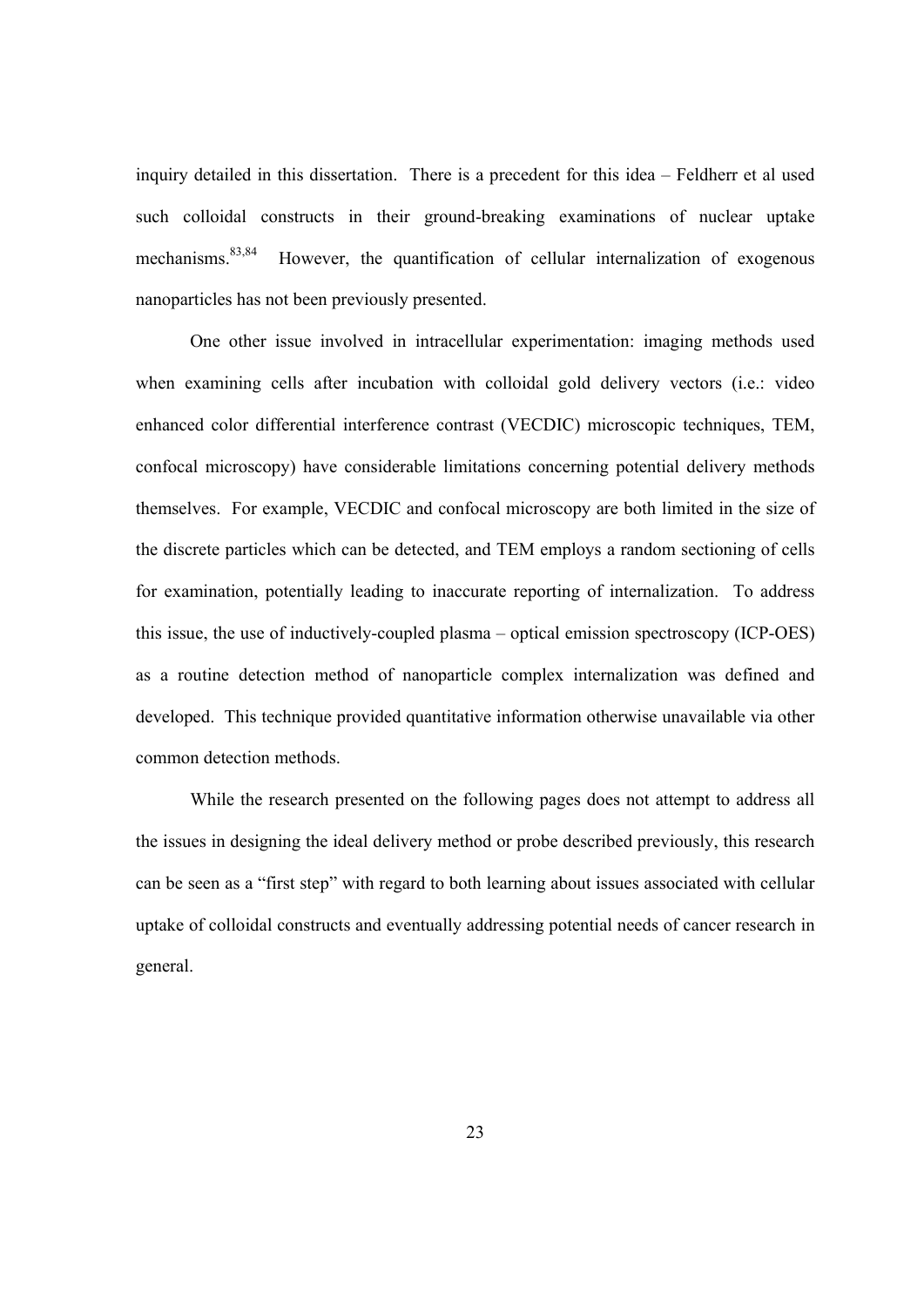inquiry detailed in this dissertation. There is a precedent for this idea – Feldherr et al used such colloidal constructs in their ground-breaking examinations of nuclear uptake mechanisms.[83,84] However, the quantification of cellular internalization of exogenous nanoparticles has not been previously presented.

One other issue involved in intracellular experimentation: imaging methods used when examining cells after incubation with colloidal gold delivery vectors (i.e.: video enhanced color differential interference contrast (VECDIC) microscopic techniques, TEM, confocal microscopy) have considerable limitations concerning potential delivery methods themselves. For example, VECDIC and confocal microscopy are both limited in the size of the discrete particles which can be detected, and TEM employs a random sectioning of cells for examination, potentially leading to inaccurate reporting of internalization. To address this issue, the use of inductively-coupled plasma – optical emission spectroscopy (ICP-OES) as a routine detection method of nanoparticle complex internalization was defined and developed. This technique provided quantitative information otherwise unavailable via other common detection methods.

While the research presented on the following pages does not attempt to address all the issues in designing the ideal delivery method or probe described previously, this research can be seen as a "first step" with regard to both learning about issues associated with cellular uptake of colloidal constructs and eventually addressing potential needs of cancer research in general.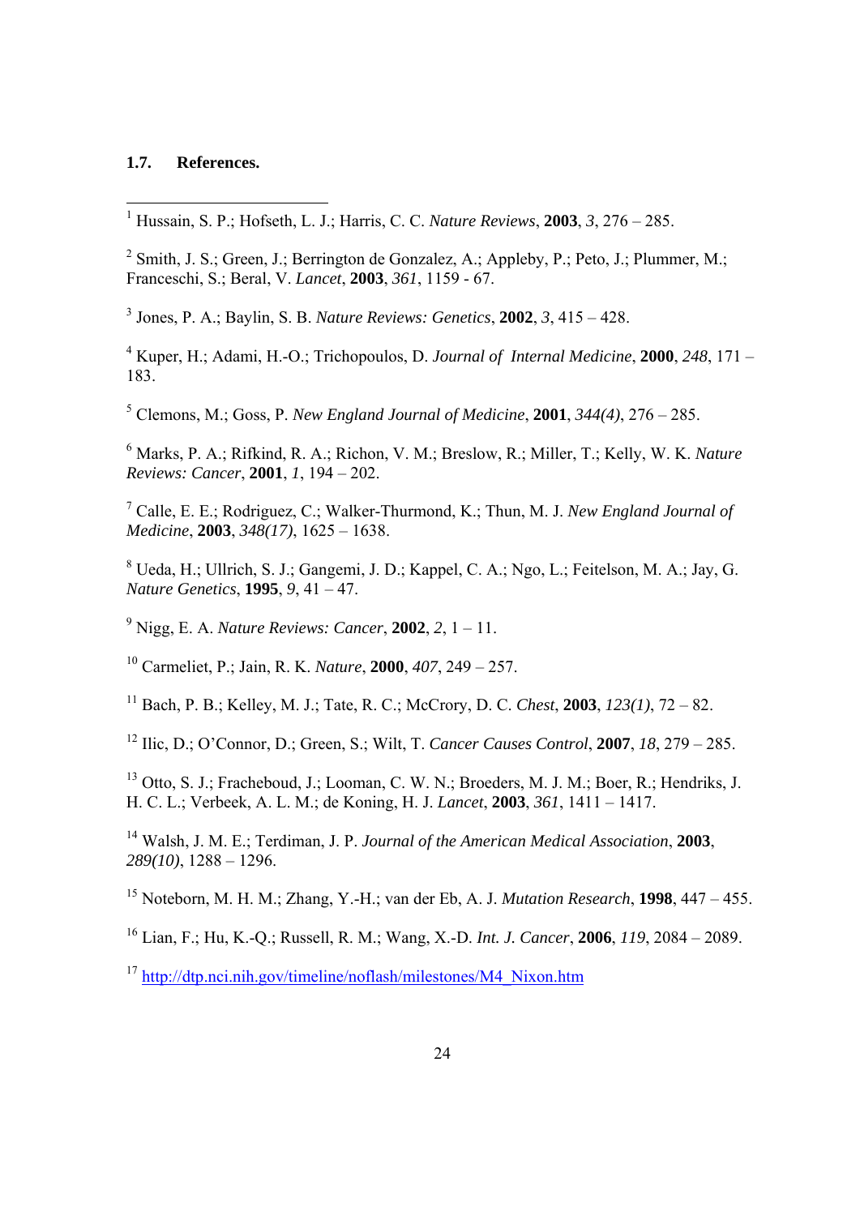### 1.7. References.

[1] Hussain, S. P.; Hofseth, L. J.; Harris, C. C. *Nature Reviews*, **2003**, *3*, 276 – 285.

[2] Smith, J. S.; Green, J.; Berrington de Gonzalez, A.; Appleby, P.; Peto, J.; Plummer, M.; Franceschi, S.; Beral, V. *Lancet*, **2003**, *361*, 1159 - 67.

[3] Jones, P. A.; Baylin, S. B. *Nature Reviews: Genetics*, **2002**, *3*, 415 – 428.

[4] Kuper, H.; Adami, H.-O.; Trichopoulos, D. *Journal of Internal Medicine*, **2000**, *248*, 171 – 183.

[5] Clemons, M.; Goss, P. *New England Journal of Medicine*, **2001**, *344(4)*, 276 – 285.

[6] Marks, P. A.; Rifkind, R. A.; Richon, V. M.; Breslow, R.; Miller, T.; Kelly, W. K. *Nature Reviews: Cancer*, **2001**, *1*, 194 – 202.

[7] Calle, E. E.; Rodriguez, C.; Walker-Thurmond, K.; Thun, M. J. *New England Journal of Medicine*, **2003**, *348(17)*, 1625 – 1638.

[8] Ueda, H.; Ullrich, S. J.; Gangemi, J. D.; Kappel, C. A.; Ngo, L.; Feitelson, M. A.; Jay, G. *Nature Genetics*, **1995**, *9*, 41 – 47.

[9] Nigg, E. A. *Nature Reviews: Cancer*, **2002**, *2*, 1 – 11.

[10] Carmeliet, P.; Jain, R. K. *Nature*, **2000**, *407*, 249 – 257.

[11] Bach, P. B.; Kelley, M. J.; Tate, R. C.; McCrory, D. C. *Chest*, **2003**, *123(1)*, 72 – 82.

[12] Ilic, D.; O'Connor, D.; Green, S.; Wilt, T. *Cancer Causes Control*, **2007**, *18*, 279 – 285.

[13] Otto, S. J.; Fracheboud, J.; Looman, C. W. N.; Broeders, M. J. M.; Boer, R.; Hendriks, J. H. C. L.; Verbeek, A. L. M.; de Koning, H. J. *Lancet*, **2003**, *361*, 1411 – 1417.

[14] Walsh, J. M. E.; Terdiman, J. P. *Journal of the American Medical Association*, **2003**, *289(10)*, 1288 – 1296.

[15] Noteborn, M. H. M.; Zhang, Y.-H.; van der Eb, A. J. *Mutation Research*, **1998**, 447 – 455.

[16] Lian, F.; Hu, K.-Q.; Russell, R. M.; Wang, X.-D. *Int. J. Cancer*, **2006**, *119*, 2084 – 2089.

[17] http://dtp.nci.nih.gov/timeline/noflash/milestones/M4_Nixon.htm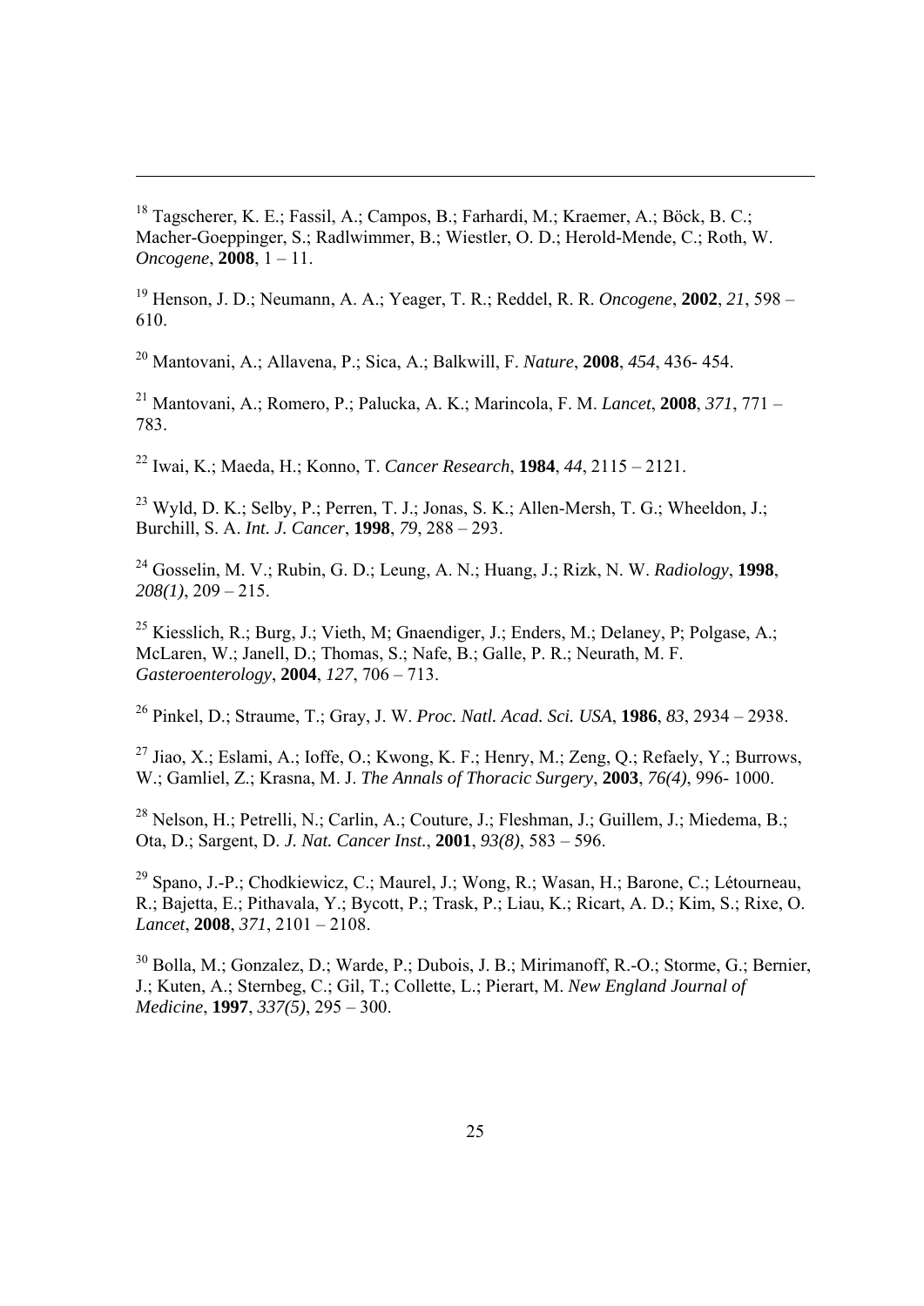[18] Tagscherer, K. E.; Fassil, A.; Campos, B.; Farhardi, M.; Kraemer, A.; Böck, B. C.; Macher-Goeppinger, S.; Radlwimmer, B.; Wiestler, O. D.; Herold-Mende, C.; Roth, W. *Oncogene*, **2008**, 1 – 11.

[19] Henson, J. D.; Neumann, A. A.; Yeager, T. R.; Reddel, R. R. *Oncogene*, **2002**, *21*, 598 – 610.

[20] Mantovani, A.; Allavena, P.; Sica, A.; Balkwill, F. *Nature*, **2008**, *454*, 436- 454.

[21] Mantovani, A.; Romero, P.; Palucka, A. K.; Marincola, F. M. *Lancet*, **2008**, *371*, 771 – 783.

[22] Iwai, K.; Maeda, H.; Konno, T. *Cancer Research*, **1984**, *44*, 2115 – 2121.

[23] Wyld, D. K.; Selby, P.; Perren, T. J.; Jonas, S. K.; Allen-Mersh, T. G.; Wheeldon, J.; Burchill, S. A. *Int. J. Cancer*, **1998**, *79*, 288 – 293.

[24] Gosselin, M. V.; Rubin, G. D.; Leung, A. N.; Huang, J.; Rizk, N. W. *Radiology*, **1998**, *208(1)*, 209 – 215.

[25] Kiesslich, R.; Burg, J.; Vieth, M; Gnaendiger, J.; Enders, M.; Delaney, P; Polgase, A.; McLaren, W.; Janell, D.; Thomas, S.; Nafe, B.; Galle, P. R.; Neurath, M. F. *Gasteroenterology*, **2004**, *127*, 706 – 713.

[26] Pinkel, D.; Straume, T.; Gray, J. W. *Proc. Natl. Acad. Sci. USA*, **1986**, *83*, 2934 – 2938.

[27] Jiao, X.; Eslami, A.; Ioffe, O.; Kwong, K. F.; Henry, M.; Zeng, Q.; Refaely, Y.; Burrows, W.; Gamliel, Z.; Krasna, M. J. *The Annals of Thoracic Surgery*, **2003**, *76(4)*, 996- 1000.

[28] Nelson, H.; Petrelli, N.; Carlin, A.; Couture, J.; Fleshman, J.; Guillem, J.; Miedema, B.; Ota, D.; Sargent, D. *J. Nat. Cancer Inst.*, **2001**, *93(8)*, 583 – 596.

[29] Spano, J.-P.; Chodkiewicz, C.; Maurel, J.; Wong, R.; Wasan, H.; Barone, C.; Létourneau, R.; Bajetta, E.; Pithavala, Y.; Bycott, P.; Trask, P.; Liau, K.; Ricart, A. D.; Kim, S.; Rixe, O. *Lancet*, **2008**, *371*, 2101 – 2108.

[30] Bolla, M.; Gonzalez, D.; Warde, P.; Dubois, J. B.; Mirimanoff, R.-O.; Storme, G.; Bernier, J.; Kuten, A.; Sternbeg, C.; Gil, T.; Collette, L.; Pierart, M. *New England Journal of Medicine*, **1997**, *337(5)*, 295 – 300.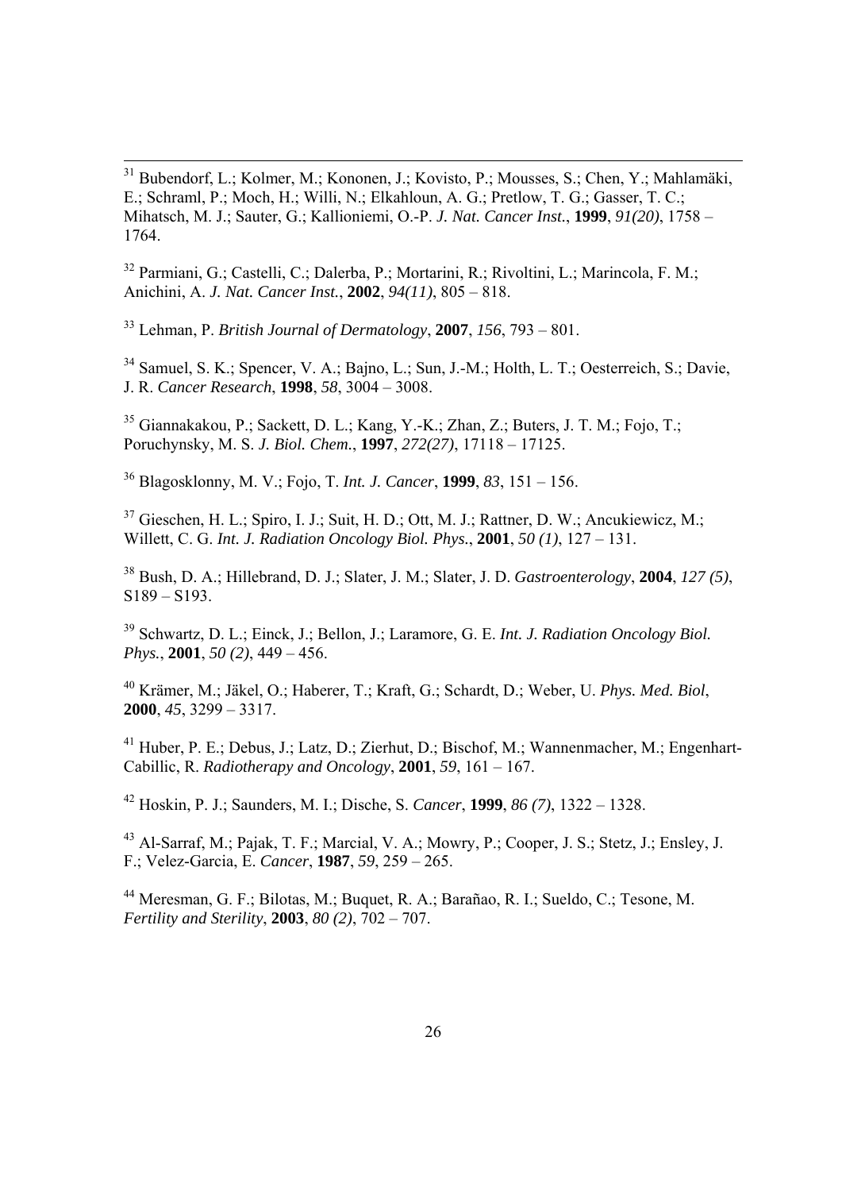[31] Bubendorf, L.; Kolmer, M.; Kononen, J.; Kovisto, P.; Mousses, S.; Chen, Y.; Mahlamäki, E.; Schraml, P.; Moch, H.; Willi, N.; Elkahloun, A. G.; Pretlow, T. G.; Gasser, T. C.; Mihatsch, M. J.; Sauter, G.; Kallioniemi, O.-P. *J. Nat. Cancer Inst.*, **1999**, *91(20)*, 1758 – 1764.

[32] Parmiani, G.; Castelli, C.; Dalerba, P.; Mortarini, R.; Rivoltini, L.; Marincola, F. M.; Anichini, A. *J. Nat. Cancer Inst.*, **2002**, *94(11)*, 805 – 818.

[33] Lehman, P. *British Journal of Dermatology*, **2007**, *156*, 793 – 801.

[34] Samuel, S. K.; Spencer, V. A.; Bajno, L.; Sun, J.-M.; Holth, L. T.; Oesterreich, S.; Davie, J. R. *Cancer Research*, **1998**, *58*, 3004 – 3008.

[35] Giannakakou, P.; Sackett, D. L.; Kang, Y.-K.; Zhan, Z.; Buters, J. T. M.; Fojo, T.; Poruchynsky, M. S. *J. Biol. Chem.*, **1997**, *272(27)*, 17118 – 17125.

[36] Blagosklonny, M. V.; Fojo, T. *Int. J. Cancer*, **1999**, *83*, 151 – 156.

[37] Gieschen, H. L.; Spiro, I. J.; Suit, H. D.; Ott, M. J.; Rattner, D. W.; Ancukiewicz, M.; Willett, C. G. *Int. J. Radiation Oncology Biol. Phys.*, **2001**, *50 (1)*, 127 – 131.

[38] Bush, D. A.; Hillebrand, D. J.; Slater, J. M.; Slater, J. D. *Gastroenterology*, **2004**, *127 (5)*, S189 – S193.

[39] Schwartz, D. L.; Einck, J.; Bellon, J.; Laramore, G. E. *Int. J. Radiation Oncology Biol. Phys.*, **2001**, *50 (2)*, 449 – 456.

[40] Krämer, M.; Jäkel, O.; Haberer, T.; Kraft, G.; Schardt, D.; Weber, U. *Phys. Med. Biol*, **2000**, *45*, 3299 – 3317.

[41] Huber, P. E.; Debus, J.; Latz, D.; Zierhut, D.; Bischof, M.; Wannenmacher, M.; Engenhart-Cabillic, R. *Radiotherapy and Oncology*, **2001**, *59*, 161 – 167.

[42] Hoskin, P. J.; Saunders, M. I.; Dische, S. *Cancer*, **1999**, *86 (7)*, 1322 – 1328.

[43] Al-Sarraf, M.; Pajak, T. F.; Marcial, V. A.; Mowry, P.; Cooper, J. S.; Stetz, J.; Ensley, J. F.; Velez-Garcia, E. *Cancer*, **1987**, *59*, 259 – 265.

[44] Meresman, G. F.; Bilotas, M.; Buquet, R. A.; Barañao, R. I.; Sueldo, C.; Tesone, M. *Fertility and Sterility*, **2003**, *80 (2)*, 702 – 707.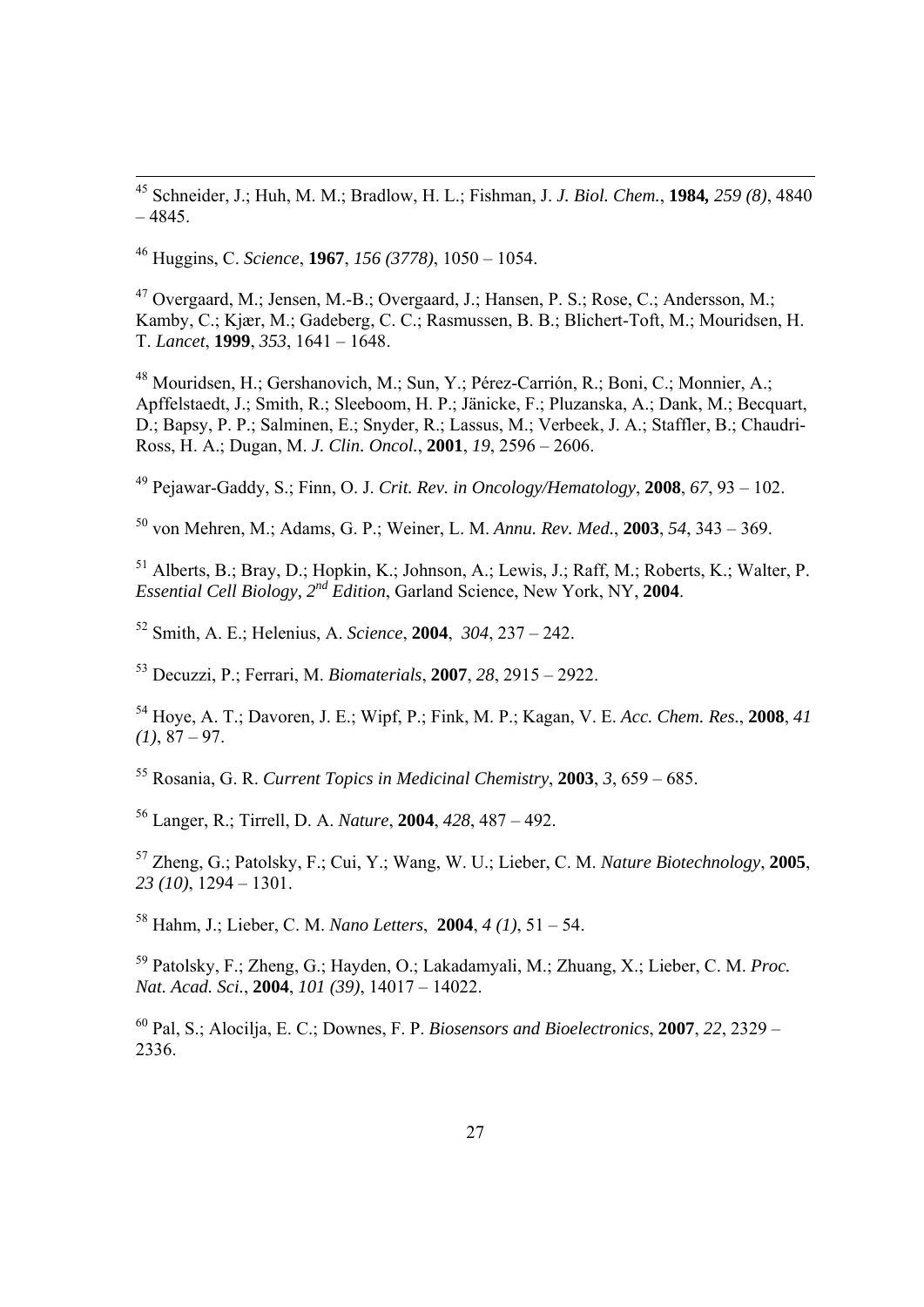[45] Schneider, J.; Huh, M. M.; Bradlow, H. L.; Fishman, J. *J. Biol. Chem.*, **1984,** *259 (8)*, 4840 – 4845.

[46] Huggins, C. *Science*, **1967**, *156 (3778)*, 1050 – 1054.

[47] Overgaard, M.; Jensen, M.-B.; Overgaard, J.; Hansen, P. S.; Rose, C.; Andersson, M.; Kamby, C.; Kjær, M.; Gadeberg, C. C.; Rasmussen, B. B.; Blichert-Toft, M.; Mouridsen, H. T. *Lancet*, **1999**, *353*, 1641 – 1648.

[48] Mouridsen, H.; Gershanovich, M.; Sun, Y.; Pérez-Carrión, R.; Boni, C.; Monnier, A.; Apffelstaedt, J.; Smith, R.; Sleeboom, H. P.; Jänicke, F.; Pluzanska, A.; Dank, M.; Becquart, D.; Bapsy, P. P.; Salminen, E.; Snyder, R.; Lassus, M.; Verbeek, J. A.; Staffler, B.; Chaudri-Ross, H. A.; Dugan, M. *J. Clin. Oncol.*, **2001**, *19*, 2596 – 2606.

[49] Pejawar-Gaddy, S.; Finn, O. J. *Crit. Rev. in Oncology/Hematology*, **2008**, *67*, 93 – 102.

[50] von Mehren, M.; Adams, G. P.; Weiner, L. M. *Annu. Rev. Med.*, **2003**, *54*, 343 – 369.

[51] Alberts, B.; Bray, D.; Hopkin, K.; Johnson, A.; Lewis, J.; Raff, M.; Roberts, K.; Walter, P. *Essential Cell Biology, 2nd Edition*, Garland Science, New York, NY, **2004**.

[52] Smith, A. E.; Helenius, A. *Science*, **2004**, *304*, 237 – 242.

[53] Decuzzi, P.; Ferrari, M. *Biomaterials*, **2007**, *28*, 2915 – 2922.

[54] Hoye, A. T.; Davoren, J. E.; Wipf, P.; Fink, M. P.; Kagan, V. E. *Acc. Chem. Res.*, **2008**, *41 (1)*, 87 – 97.

[55] Rosania, G. R. *Current Topics in Medicinal Chemistry*, **2003**, *3*, 659 – 685.

[56] Langer, R.; Tirrell, D. A. *Nature*, **2004**, *428*, 487 – 492.

[57] Zheng, G.; Patolsky, F.; Cui, Y.; Wang, W. U.; Lieber, C. M. *Nature Biotechnology*, **2005**, *23 (10)*, 1294 – 1301.

[58] Hahm, J.; Lieber, C. M. *Nano Letters*, **2004**, *4 (1)*, 51 – 54.

[59] Patolsky, F.; Zheng, G.; Hayden, O.; Lakadamyali, M.; Zhuang, X.; Lieber, C. M. *Proc. Nat. Acad. Sci.*, **2004**, *101 (39)*, 14017 – 14022.

[60] Pal, S.; Alocilja, E. C.; Downes, F. P. *Biosensors and Bioelectronics*, **2007**, *22*, 2329 – 2336.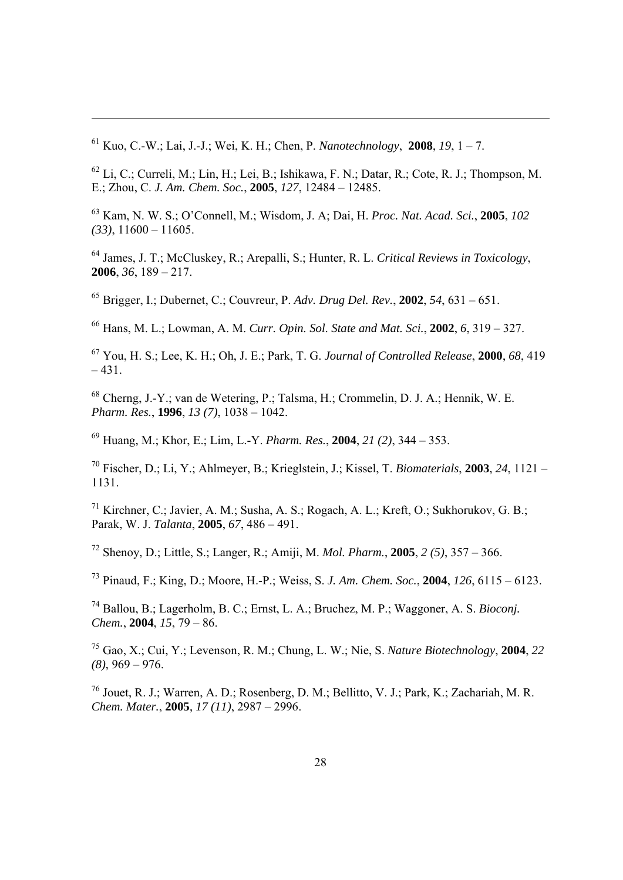[61] Kuo, C.-W.; Lai, J.-J.; Wei, K. H.; Chen, P. *Nanotechnology*, **2008**, *19*, 1 – 7.

[62] Li, C.; Curreli, M.; Lin, H.; Lei, B.; Ishikawa, F. N.; Datar, R.; Cote, R. J.; Thompson, M. E.; Zhou, C. *J. Am. Chem. Soc.*, **2005**, *127*, 12484 – 12485.

[63] Kam, N. W. S.; O'Connell, M.; Wisdom, J. A; Dai, H. *Proc. Nat. Acad. Sci.*, **2005**, *102 (33)*, 11600 – 11605.

[64] James, J. T.; McCluskey, R.; Arepalli, S.; Hunter, R. L. *Critical Reviews in Toxicology*, **2006**, *36*, 189 – 217.

[65] Brigger, I.; Dubernet, C.; Couvreur, P. *Adv. Drug Del. Rev.*, **2002**, *54*, 631 – 651.

[66] Hans, M. L.; Lowman, A. M. *Curr. Opin. Sol. State and Mat. Sci.*, **2002**, *6*, 319 – 327.

[67] You, H. S.; Lee, K. H.; Oh, J. E.; Park, T. G. *Journal of Controlled Release*, **2000**, *68*, 419 – 431.

[68] Cherng, J.-Y.; van de Wetering, P.; Talsma, H.; Crommelin, D. J. A.; Hennik, W. E. *Pharm. Res.*, **1996**, *13 (7)*, 1038 – 1042.

[69] Huang, M.; Khor, E.; Lim, L.-Y. *Pharm. Res.*, **2004**, *21 (2)*, 344 – 353.

[70] Fischer, D.; Li, Y.; Ahlmeyer, B.; Krieglstein, J.; Kissel, T. *Biomaterials*, **2003**, *24*, 1121 – 1131.

[71] Kirchner, C.; Javier, A. M.; Susha, A. S.; Rogach, A. L.; Kreft, O.; Sukhorukov, G. B.; Parak, W. J. *Talanta*, **2005**, *67*, 486 – 491.

[72] Shenoy, D.; Little, S.; Langer, R.; Amiji, M. *Mol. Pharm.*, **2005**, *2 (5)*, 357 – 366.

[73] Pinaud, F.; King, D.; Moore, H.-P.; Weiss, S. *J. Am. Chem. Soc.*, **2004**, *126*, 6115 – 6123.

[74] Ballou, B.; Lagerholm, B. C.; Ernst, L. A.; Bruchez, M. P.; Waggoner, A. S. *Bioconj. Chem.*, **2004**, *15*, 79 – 86.

[75] Gao, X.; Cui, Y.; Levenson, R. M.; Chung, L. W.; Nie, S. *Nature Biotechnology*, **2004**, *22 (8)*, 969 – 976.

[76] Jouet, R. J.; Warren, A. D.; Rosenberg, D. M.; Bellitto, V. J.; Park, K.; Zachariah, M. R. *Chem. Mater.*, **2005**, *17 (11)*, 2987 – 2996.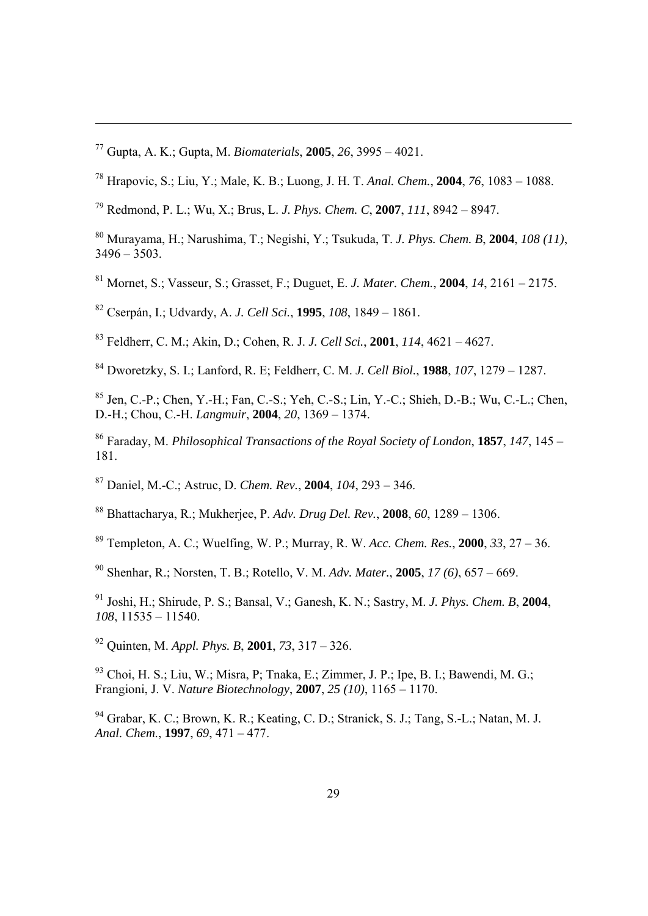[77] Gupta, A. K.; Gupta, M. *Biomaterials*, **2005**, *26*, 3995 – 4021.

[78] Hrapovic, S.; Liu, Y.; Male, K. B.; Luong, J. H. T. *Anal. Chem.*, **2004**, *76*, 1083 – 1088.

[79] Redmond, P. L.; Wu, X.; Brus, L. *J. Phys. Chem. C*, **2007**, *111*, 8942 – 8947.

[80] Murayama, H.; Narushima, T.; Negishi, Y.; Tsukuda, T. *J. Phys. Chem. B*, **2004**, *108 (11)*, 3496 – 3503.

[81] Mornet, S.; Vasseur, S.; Grasset, F.; Duguet, E. *J. Mater. Chem.*, **2004**, *14*, 2161 – 2175.

[82] Cserpán, I.; Udvardy, A. *J. Cell Sci.*, **1995**, *108*, 1849 – 1861.

[83] Feldherr, C. M.; Akin, D.; Cohen, R. J. *J. Cell Sci.*, **2001**, *114*, 4621 – 4627.

[84] Dworetzky, S. I.; Lanford, R. E; Feldherr, C. M. *J. Cell Biol.*, **1988**, *107*, 1279 – 1287.

[85] Jen, C.-P.; Chen, Y.-H.; Fan, C.-S.; Yeh, C.-S.; Lin, Y.-C.; Shieh, D.-B.; Wu, C.-L.; Chen, D.-H.; Chou, C.-H. *Langmuir*, **2004**, *20*, 1369 – 1374.

[86] Faraday, M. *Philosophical Transactions of the Royal Society of London*, **1857**, *147*, 145 – 181.

[87] Daniel, M.-C.; Astruc, D. *Chem. Rev.*, **2004**, *104*, 293 – 346.

[88] Bhattacharya, R.; Mukherjee, P. *Adv. Drug Del. Rev.*, **2008**, *60*, 1289 – 1306.

[89] Templeton, A. C.; Wuelfing, W. P.; Murray, R. W. *Acc. Chem. Res.*, **2000**, *33*, 27 – 36.

[90] Shenhar, R.; Norsten, T. B.; Rotello, V. M. *Adv. Mater.*, **2005**, *17 (6)*, 657 – 669.

[91] Joshi, H.; Shirude, P. S.; Bansal, V.; Ganesh, K. N.; Sastry, M. *J. Phys. Chem. B*, **2004**, *108*, 11535 – 11540.

[92] Quinten, M. *Appl. Phys. B*, **2001**, *73*, 317 – 326.

[93] Choi, H. S.; Liu, W.; Misra, P; Tnaka, E.; Zimmer, J. P.; Ipe, B. I.; Bawendi, M. G.; Frangioni, J. V. *Nature Biotechnology*, **2007**, *25 (10)*, 1165 – 1170.

[94] Grabar, K. C.; Brown, K. R.; Keating, C. D.; Stranick, S. J.; Tang, S.-L.; Natan, M. J. *Anal. Chem.*, **1997**, *69*, 471 – 477.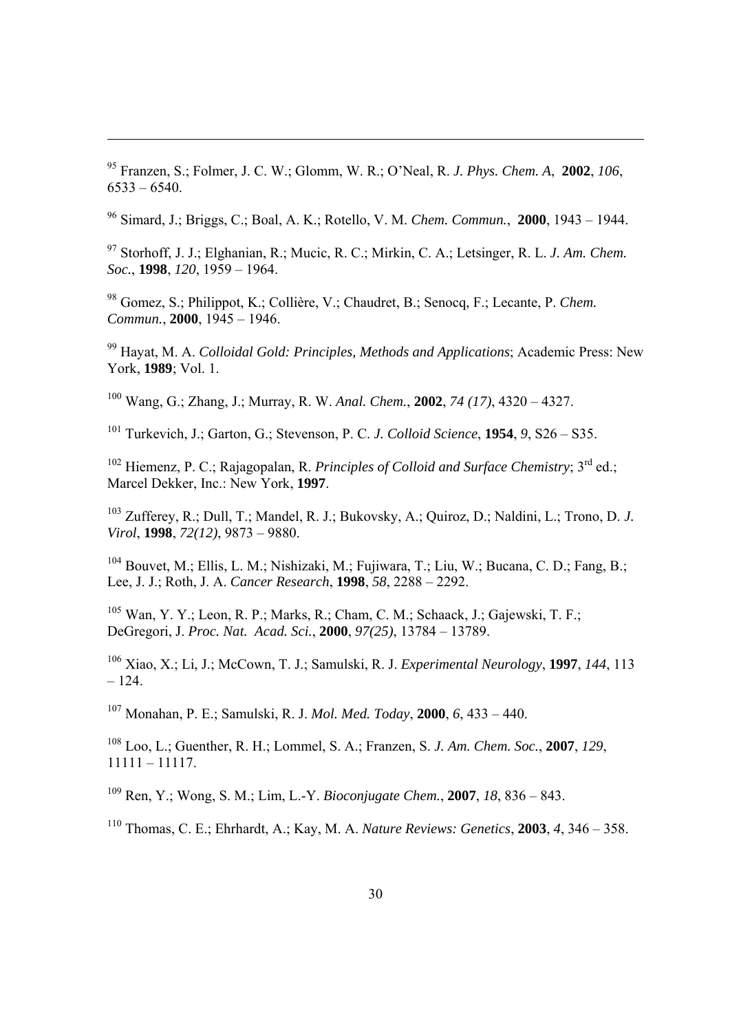[95] Franzen, S.; Folmer, J. C. W.; Glomm, W. R.; O'Neal, R. *J. Phys. Chem. A*, **2002**, *106*, 6533 – 6540.

[96] Simard, J.; Briggs, C.; Boal, A. K.; Rotello, V. M. *Chem. Commun.*, **2000**, 1943 – 1944.

[97] Storhoff, J. J.; Elghanian, R.; Mucic, R. C.; Mirkin, C. A.; Letsinger, R. L. *J. Am. Chem. Soc.*, **1998**, *120*, 1959 – 1964.

[98] Gomez, S.; Philippot, K.; Collière, V.; Chaudret, B.; Senocq, F.; Lecante, P. *Chem. Commun.*, **2000**, 1945 – 1946.

[99] Hayat, M. A. *Colloidal Gold: Principles, Methods and Applications*; Academic Press: New York, **1989**; Vol. 1.

[100] Wang, G.; Zhang, J.; Murray, R. W. *Anal. Chem.*, **2002**, *74 (17)*, 4320 – 4327.

[101] Turkevich, J.; Garton, G.; Stevenson, P. C. *J. Colloid Science*, **1954**, *9*, S26 – S35.

[102] Hiemenz, P. C.; Rajagopalan, R. *Principles of Colloid and Surface Chemistry*; 3rd ed.; Marcel Dekker, Inc.: New York, **1997**.

[103] Zufferey, R.; Dull, T.; Mandel, R. J.; Bukovsky, A.; Quiroz, D.; Naldini, L.; Trono, D. *J. Virol*, **1998**, *72(12)*, 9873 – 9880.

[104] Bouvet, M.; Ellis, L. M.; Nishizaki, M.; Fujiwara, T.; Liu, W.; Bucana, C. D.; Fang, B.; Lee, J. J.; Roth, J. A. *Cancer Research*, **1998**, *58*, 2288 – 2292.

[105] Wan, Y. Y.; Leon, R. P.; Marks, R.; Cham, C. M.; Schaack, J.; Gajewski, T. F.; DeGregori, J. *Proc. Nat. Acad. Sci.*, **2000**, *97(25)*, 13784 – 13789.

[106] Xiao, X.; Li, J.; McCown, T. J.; Samulski, R. J. *Experimental Neurology*, **1997**, *144*, 113 – 124.

[107] Monahan, P. E.; Samulski, R. J. *Mol. Med. Today*, **2000**, *6*, 433 – 440.

[108] Loo, L.; Guenther, R. H.; Lommel, S. A.; Franzen, S. *J. Am. Chem. Soc.*, **2007**, *129*, 11111 – 11117.

[109] Ren, Y.; Wong, S. M.; Lim, L.-Y. *Bioconjugate Chem.*, **2007**, *18*, 836 – 843.

[110] Thomas, C. E.; Ehrhardt, A.; Kay, M. A. *Nature Reviews: Genetics*, **2003**, *4*, 346 – 358.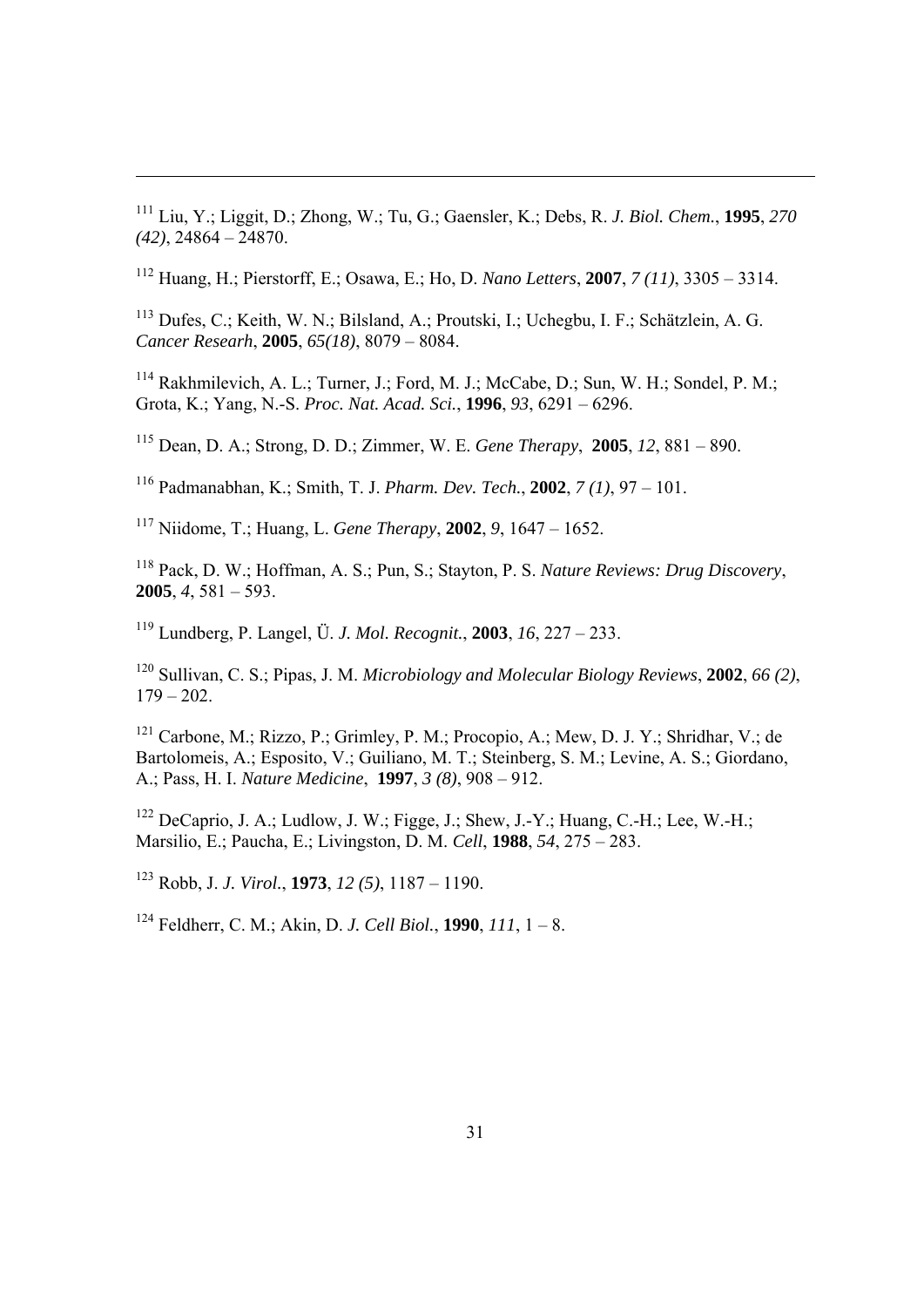[111] Liu, Y.; Liggit, D.; Zhong, W.; Tu, G.; Gaensler, K.; Debs, R. *J. Biol. Chem.*, **1995**, *270 (42)*, 24864 – 24870.

[112] Huang, H.; Pierstorff, E.; Osawa, E.; Ho, D. *Nano Letters*, **2007**, *7 (11)*, 3305 – 3314.

[113] Dufes, C.; Keith, W. N.; Bilsland, A.; Proutski, I.; Uchegbu, I. F.; Schätzlein, A. G. *Cancer Researh*, **2005**, *65(18)*, 8079 – 8084.

[114] Rakhmilevich, A. L.; Turner, J.; Ford, M. J.; McCabe, D.; Sun, W. H.; Sondel, P. M.; Grota, K.; Yang, N.-S. *Proc. Nat. Acad. Sci.*, **1996**, *93*, 6291 – 6296.

[115] Dean, D. A.; Strong, D. D.; Zimmer, W. E. *Gene Therapy*, **2005**, *12*, 881 – 890.

[116] Padmanabhan, K.; Smith, T. J. *Pharm. Dev. Tech.*, **2002**, *7 (1)*, 97 – 101.

[117] Niidome, T.; Huang, L. *Gene Therapy*, **2002**, *9*, 1647 – 1652.

[118] Pack, D. W.; Hoffman, A. S.; Pun, S.; Stayton, P. S. *Nature Reviews: Drug Discovery*, **2005**, *4*, 581 – 593.

[119] Lundberg, P. Langel, Ü. *J. Mol. Recognit.*, **2003**, *16*, 227 – 233.

[120] Sullivan, C. S.; Pipas, J. M. *Microbiology and Molecular Biology Reviews*, **2002**, *66 (2)*, 179 – 202.

[121] Carbone, M.; Rizzo, P.; Grimley, P. M.; Procopio, A.; Mew, D. J. Y.; Shridhar, V.; de Bartolomeis, A.; Esposito, V.; Guiliano, M. T.; Steinberg, S. M.; Levine, A. S.; Giordano, A.; Pass, H. I. *Nature Medicine*, **1997**, *3 (8)*, 908 – 912.

[122] DeCaprio, J. A.; Ludlow, J. W.; Figge, J.; Shew, J.-Y.; Huang, C.-H.; Lee, W.-H.; Marsilio, E.; Paucha, E.; Livingston, D. M. *Cell*, **1988**, *54*, 275 – 283.

[123] Robb, J. *J. Virol.*, **1973**, *12 (5)*, 1187 – 1190.

[124] Feldherr, C. M.; Akin, D. *J. Cell Biol.*, **1990**, *111*, 1 – 8.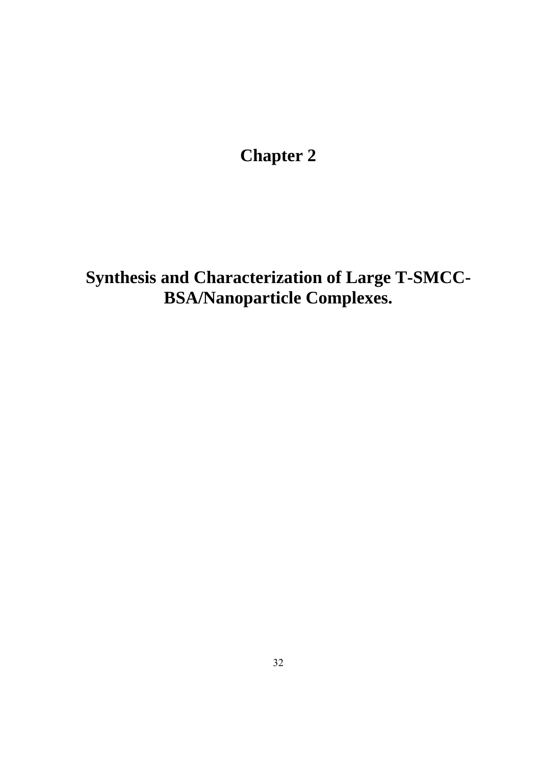# Chapter 2

## Synthesis and Characterization of Large T-SMCC-BSA/Nanoparticle Complexes.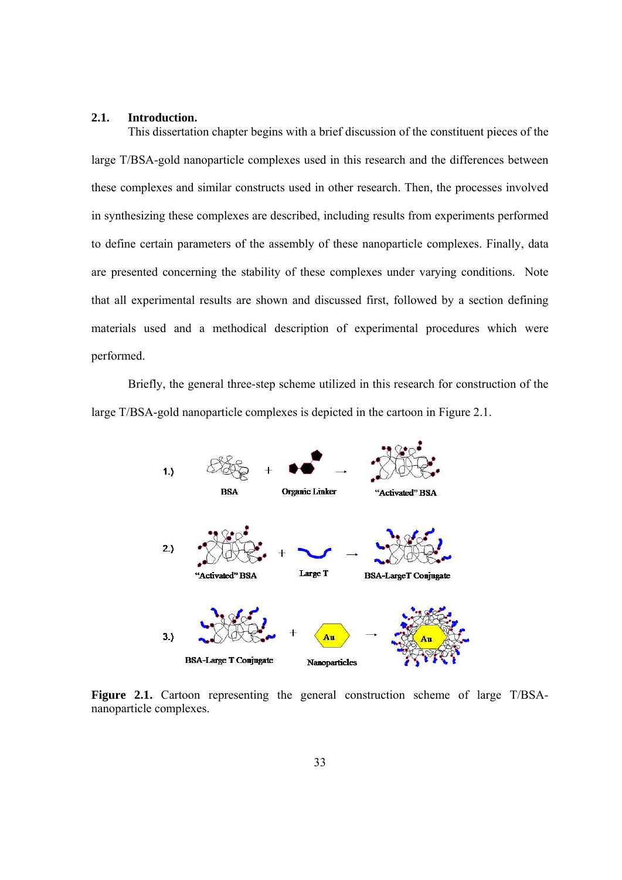## 2.1. Introduction.

This dissertation chapter begins with a brief discussion of the constituent pieces of the large T/BSA-gold nanoparticle complexes used in this research and the differences between these complexes and similar constructs used in other research. Then, the processes involved in synthesizing these complexes are described, including results from experiments performed to define certain parameters of the assembly of these nanoparticle complexes. Finally, data are presented concerning the stability of these complexes under varying conditions. Note that all experimental results are shown and discussed first, followed by a section defining materials used and a methodical description of experimental procedures which were performed.

Briefly, the general three-step scheme utilized in this research for construction of the large T/BSA-gold nanoparticle complexes is depicted in the cartoon in Figure 2.1.

1.) BSA + Organic Linker → "Activated" BSA

2.) "Activated" BSA + Large T → BSA-LargeT Conjugate

3.) BSA-Large T Conjugate + Nanoparticles (Au) → Au

**Figure 2.1.** Cartoon representing the general construction scheme of large T/BSA-nanoparticle complexes.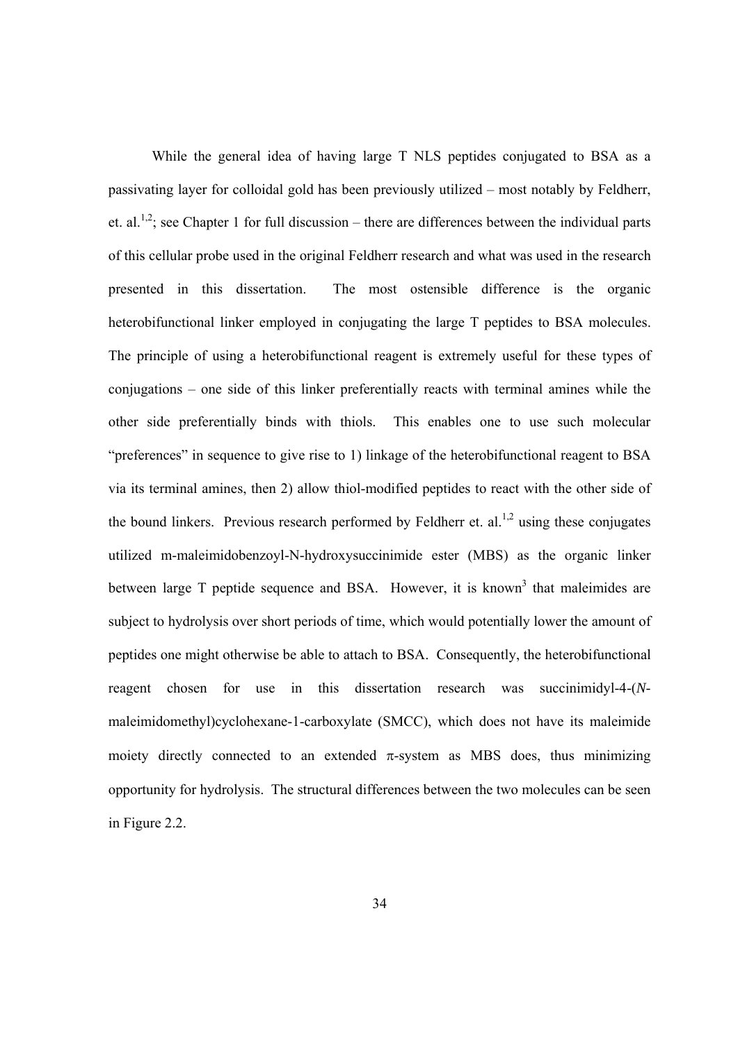While the general idea of having large T NLS peptides conjugated to BSA as a passivating layer for colloidal gold has been previously utilized – most notably by Feldherr, et. al.[1,2]; see Chapter 1 for full discussion – there are differences between the individual parts of this cellular probe used in the original Feldherr research and what was used in the research presented in this dissertation. The most ostensible difference is the organic heterobifunctional linker employed in conjugating the large T peptides to BSA molecules. The principle of using a heterobifunctional reagent is extremely useful for these types of conjugations – one side of this linker preferentially reacts with terminal amines while the other side preferentially binds with thiols. This enables one to use such molecular "preferences" in sequence to give rise to 1) linkage of the heterobifunctional reagent to BSA via its terminal amines, then 2) allow thiol-modified peptides to react with the other side of the bound linkers. Previous research performed by Feldherr et. al.[1,2] using these conjugates utilized m-maleimidobenzoyl-N-hydroxysuccinimide ester (MBS) as the organic linker between large T peptide sequence and BSA. However, it is known[3] that maleimides are subject to hydrolysis over short periods of time, which would potentially lower the amount of peptides one might otherwise be able to attach to BSA. Consequently, the heterobifunctional reagent chosen for use in this dissertation research was succinimidyl-4-(*N*-maleimidomethyl)cyclohexane-1-carboxylate (SMCC), which does not have its maleimide moiety directly connected to an extended $\pi$-system as MBS does, thus minimizing opportunity for hydrolysis. The structural differences between the two molecules can be seen in Figure 2.2.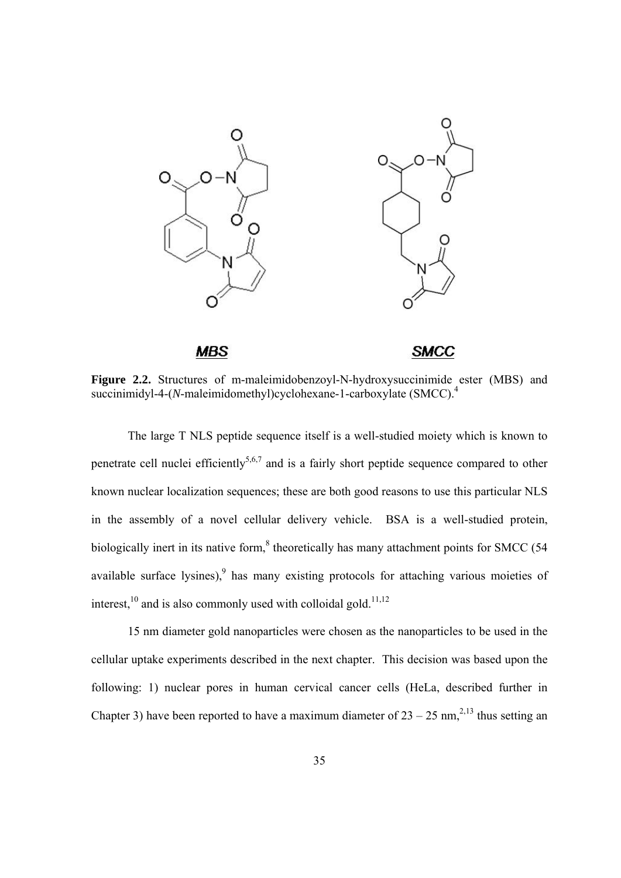**MBS** **SMCC**

**Figure 2.2.** Structures of m-maleimidobenzoyl-N-hydroxysuccinimide ester (MBS) and succinimidyl-4-(*N*-maleimidomethyl)cyclohexane-1-carboxylate (SMCC).[4]

The large T NLS peptide sequence itself is a well-studied moiety which is known to penetrate cell nuclei efficiently[5,6,7] and is a fairly short peptide sequence compared to other known nuclear localization sequences; these are both good reasons to use this particular NLS in the assembly of a novel cellular delivery vehicle. BSA is a well-studied protein, biologically inert in its native form,[8] theoretically has many attachment points for SMCC (54 available surface lysines),[9] has many existing protocols for attaching various moieties of interest,[10] and is also commonly used with colloidal gold.[11,12]

15 nm diameter gold nanoparticles were chosen as the nanoparticles to be used in the cellular uptake experiments described in the next chapter. This decision was based upon the following: 1) nuclear pores in human cervical cancer cells (HeLa, described further in Chapter 3) have been reported to have a maximum diameter of 23 – 25 nm,[2,13] thus setting an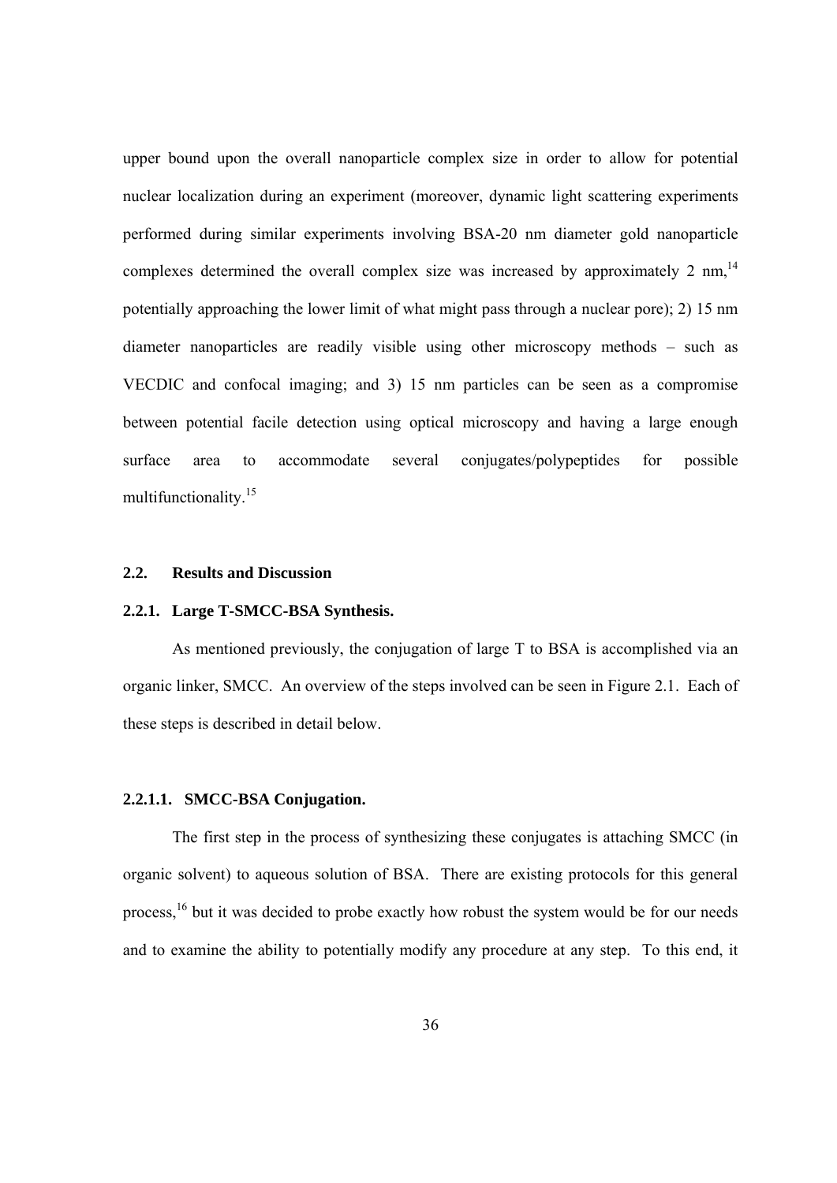upper bound upon the overall nanoparticle complex size in order to allow for potential nuclear localization during an experiment (moreover, dynamic light scattering experiments performed during similar experiments involving BSA-20 nm diameter gold nanoparticle complexes determined the overall complex size was increased by approximately 2 nm,[14] potentially approaching the lower limit of what might pass through a nuclear pore); 2) 15 nm diameter nanoparticles are readily visible using other microscopy methods – such as VECDIC and confocal imaging; and 3) 15 nm particles can be seen as a compromise between potential facile detection using optical microscopy and having a large enough surface area to accommodate several conjugates/polypeptides for possible multifunctionality.[15]

## 2.2. Results and Discussion

### 2.2.1. Large T-SMCC-BSA Synthesis.

As mentioned previously, the conjugation of large T to BSA is accomplished via an organic linker, SMCC. An overview of the steps involved can be seen in Figure 2.1. Each of these steps is described in detail below.

#### 2.2.1.1. SMCC-BSA Conjugation.

The first step in the process of synthesizing these conjugates is attaching SMCC (in organic solvent) to aqueous solution of BSA. There are existing protocols for this general process,[16] but it was decided to probe exactly how robust the system would be for our needs and to examine the ability to potentially modify any procedure at any step. To this end, it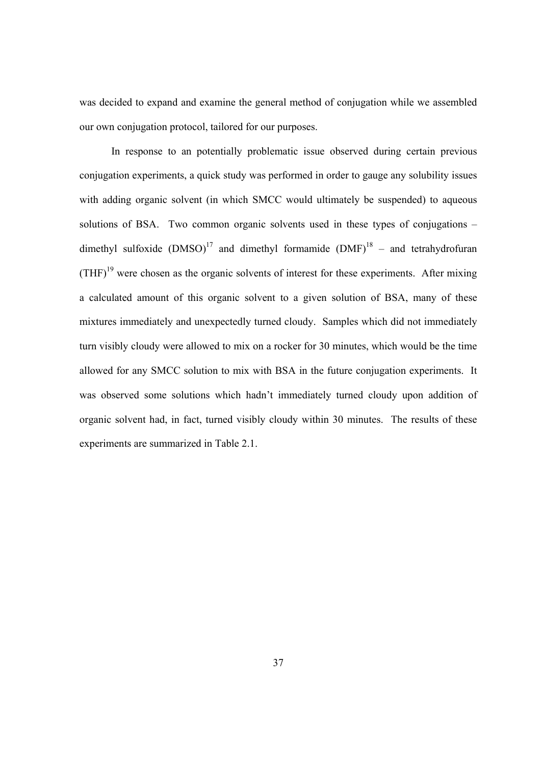was decided to expand and examine the general method of conjugation while we assembled our own conjugation protocol, tailored for our purposes.

In response to an potentially problematic issue observed during certain previous conjugation experiments, a quick study was performed in order to gauge any solubility issues with adding organic solvent (in which SMCC would ultimately be suspended) to aqueous solutions of BSA. Two common organic solvents used in these types of conjugations – dimethyl sulfoxide (DMSO)[17] and dimethyl formamide (DMF)[18] – and tetrahydrofuran (THF)[19] were chosen as the organic solvents of interest for these experiments. After mixing a calculated amount of this organic solvent to a given solution of BSA, many of these mixtures immediately and unexpectedly turned cloudy. Samples which did not immediately turn visibly cloudy were allowed to mix on a rocker for 30 minutes, which would be the time allowed for any SMCC solution to mix with BSA in the future conjugation experiments. It was observed some solutions which hadn't immediately turned cloudy upon addition of organic solvent had, in fact, turned visibly cloudy within 30 minutes. The results of these experiments are summarized in Table 2.1.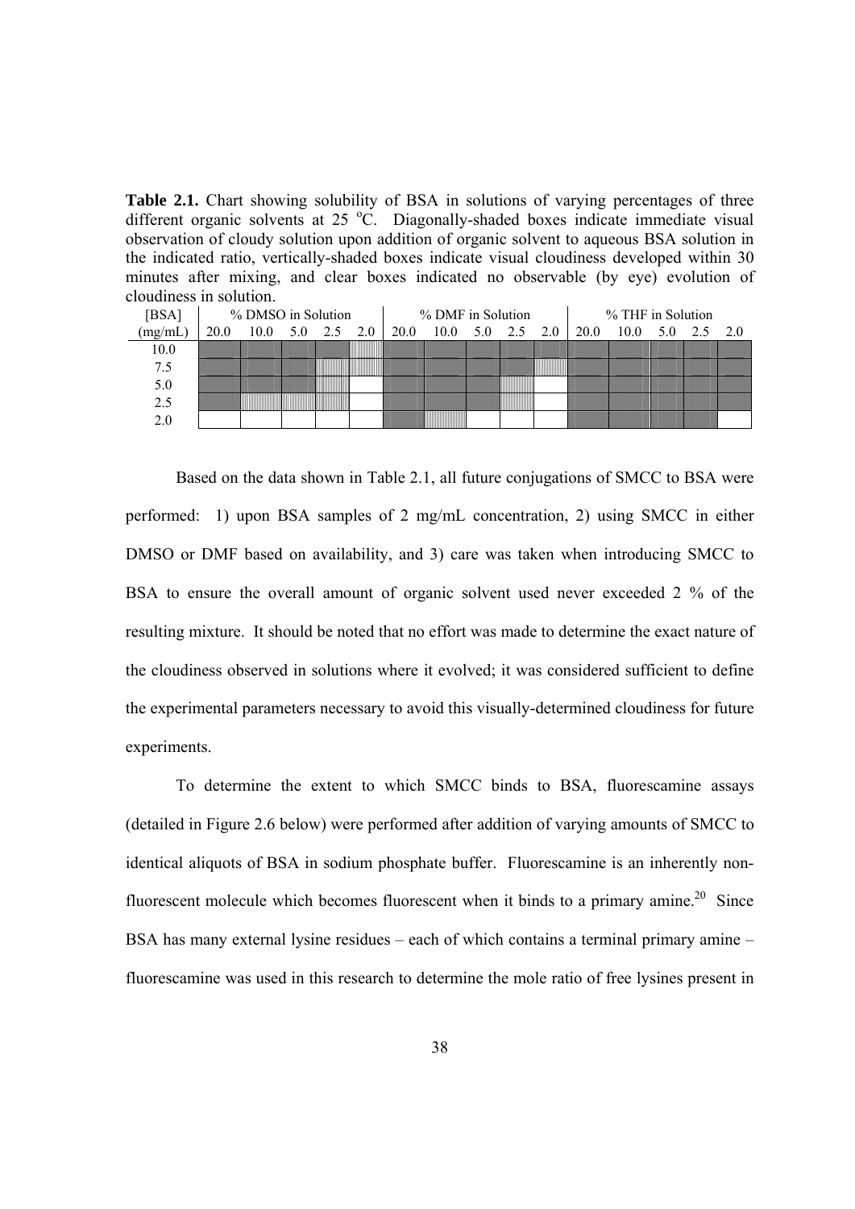**Table 2.1.** Chart showing solubility of BSA in solutions of varying percentages of three different organic solvents at 25 °C. Diagonally-shaded boxes indicate immediate visual observation of cloudy solution upon addition of organic solvent to aqueous BSA solution in the indicated ratio, vertically-shaded boxes indicate visual cloudiness developed within 30 minutes after mixing, and clear boxes indicated no observable (by eye) evolution of cloudiness in solution.

| [BSA] | % DMSO in Solution | | | | | % DMF in Solution | | | | | % THF in Solution | | | | |
|---|---|---|---|---|---|---|---|---|---|---|---|---|---|---|---|
| (mg/mL) | 20.0 | 10.0 | 5.0 | 2.5 | 2.0 | 20.0 | 10.0 | 5.0 | 2.5 | 2.0 | 20.0 | 10.0 | 5.0 | 2.5 | 2.0 |
| 10.0 | Diagonal | Diagonal | Diagonal | Diagonal | Vertical | Diagonal | Diagonal | Diagonal | Diagonal | Diagonal | Diagonal | Diagonal | Diagonal | Diagonal | Diagonal |
| 7.5 | Diagonal | Diagonal | Diagonal | Vertical | Vertical | Diagonal | Diagonal | Diagonal | Diagonal | Vertical | Diagonal | Diagonal | Diagonal | Diagonal | Diagonal |
| 5.0 | Diagonal | Diagonal | Diagonal | Vertical | | Diagonal | Diagonal | Diagonal | Vertical | | Diagonal | Diagonal | Diagonal | Diagonal | Diagonal |
| 2.5 | Diagonal | Vertical | Vertical | Vertical | | Diagonal | Diagonal | Diagonal | Vertical | | Diagonal | Diagonal | Diagonal | Diagonal | Diagonal |
| 2.0 | | | | | | Diagonal | Vertical | | | | Diagonal | Diagonal | Diagonal | Diagonal | |

Based on the data shown in Table 2.1, all future conjugations of SMCC to BSA were performed: 1) upon BSA samples of 2 mg/mL concentration, 2) using SMCC in either DMSO or DMF based on availability, and 3) care was taken when introducing SMCC to BSA to ensure the overall amount of organic solvent used never exceeded 2 % of the resulting mixture. It should be noted that no effort was made to determine the exact nature of the cloudiness observed in solutions where it evolved; it was considered sufficient to define the experimental parameters necessary to avoid this visually-determined cloudiness for future experiments.

To determine the extent to which SMCC binds to BSA, fluorescamine assays (detailed in Figure 2.6 below) were performed after addition of varying amounts of SMCC to identical aliquots of BSA in sodium phosphate buffer. Fluorescamine is an inherently non-fluorescent molecule which becomes fluorescent when it binds to a primary amine.[20] Since BSA has many external lysine residues – each of which contains a terminal primary amine – fluorescamine was used in this research to determine the mole ratio of free lysines present in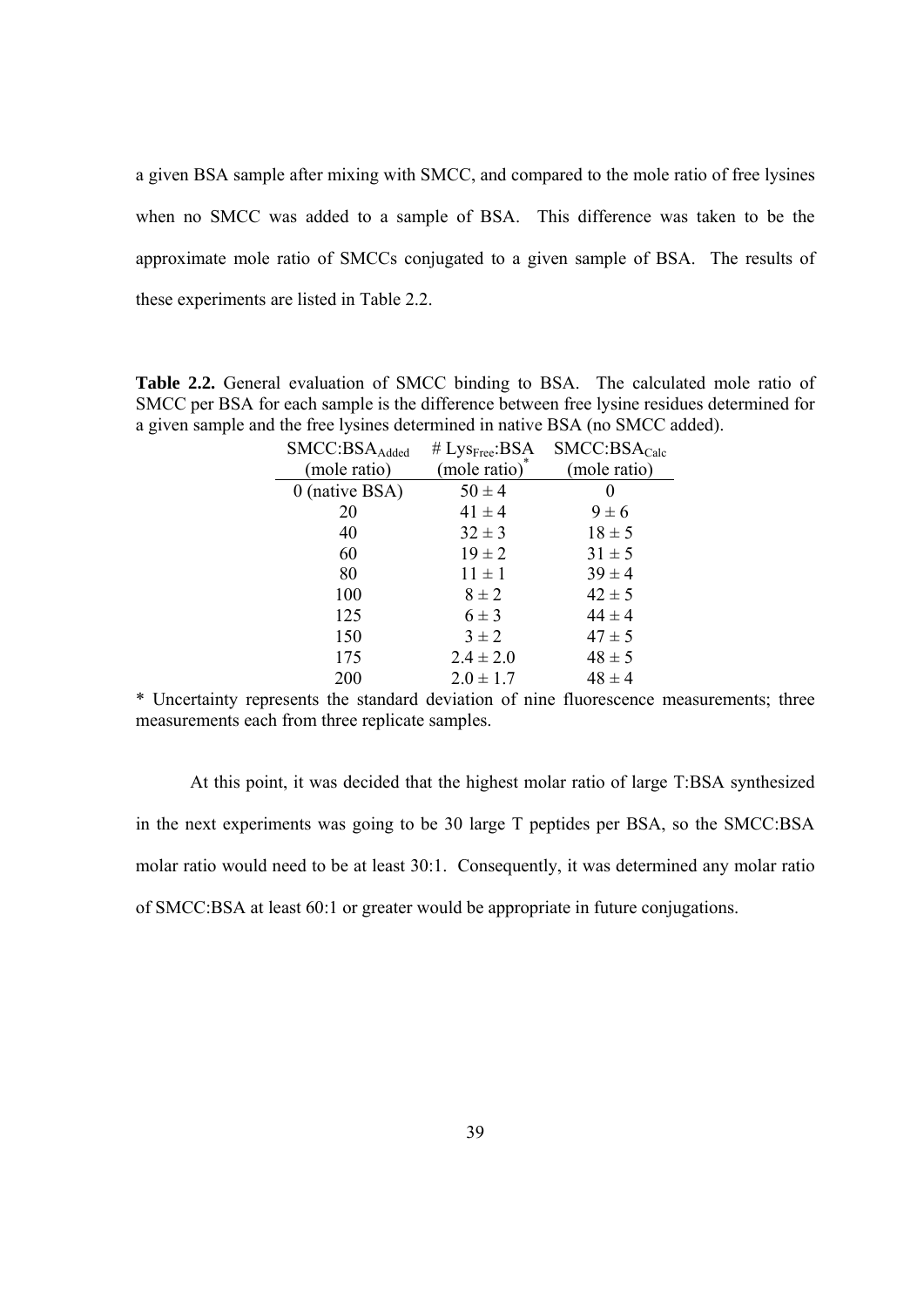a given BSA sample after mixing with SMCC, and compared to the mole ratio of free lysines when no SMCC was added to a sample of BSA. This difference was taken to be the approximate mole ratio of SMCCs conjugated to a given sample of BSA. The results of these experiments are listed in Table 2.2.

**Table 2.2.** General evaluation of SMCC binding to BSA. The calculated mole ratio of SMCC per BSA for each sample is the difference between free lysine residues determined for a given sample and the free lysines determined in native BSA (no SMCC added).

| SMCC:BSA$_{Added}$ (mole ratio) | # Lys$_{Free}$:BSA (mole ratio)* | SMCC:BSA$_{Calc}$ (mole ratio) |
|---|---|---|
| 0 (native BSA) | $50 \pm 4$ | 0 |
| 20 | $41 \pm 4$ | $9 \pm 6$ |
| 40 | $32 \pm 3$ | $18 \pm 5$ |
| 60 | $19 \pm 2$ | $31 \pm 5$ |
| 80 | $11 \pm 1$ | $39 \pm 4$ |
| 100 | $8 \pm 2$ | $42 \pm 5$ |
| 125 | $6 \pm 3$ | $44 \pm 4$ |
| 150 | $3 \pm 2$ | $47 \pm 5$ |
| 175 | $2.4 \pm 2.0$ | $48 \pm 5$ |
| 200 | $2.0 \pm 1.7$ | $48 \pm 4$ |

* Uncertainty represents the standard deviation of nine fluorescence measurements; three measurements each from three replicate samples.

At this point, it was decided that the highest molar ratio of large T:BSA synthesized in the next experiments was going to be 30 large T peptides per BSA, so the SMCC:BSA molar ratio would need to be at least 30:1. Consequently, it was determined any molar ratio of SMCC:BSA at least 60:1 or greater would be appropriate in future conjugations.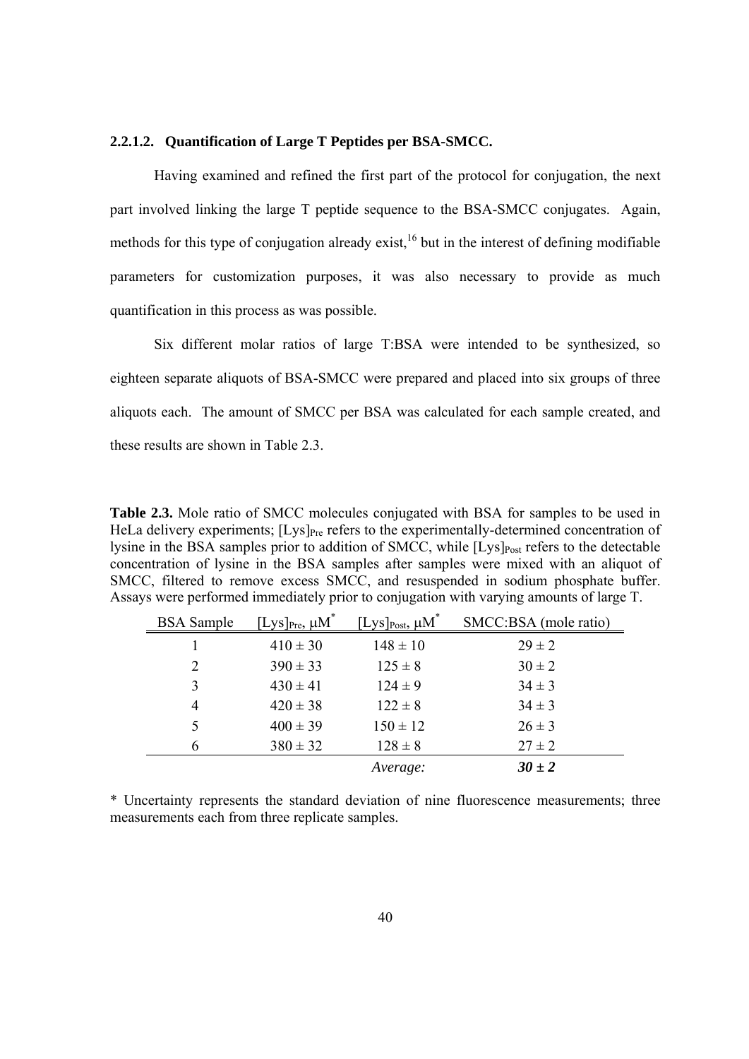#### 2.2.1.2. Quantification of Large T Peptides per BSA-SMCC.

Having examined and refined the first part of the protocol for conjugation, the next part involved linking the large T peptide sequence to the BSA-SMCC conjugates. Again, methods for this type of conjugation already exist,[16] but in the interest of defining modifiable parameters for customization purposes, it was also necessary to provide as much quantification in this process as was possible.

Six different molar ratios of large T:BSA were intended to be synthesized, so eighteen separate aliquots of BSA-SMCC were prepared and placed into six groups of three aliquots each. The amount of SMCC per BSA was calculated for each sample created, and these results are shown in Table 2.3.

**Table 2.3.** Mole ratio of SMCC molecules conjugated with BSA for samples to be used in HeLa delivery experiments; $[Lys]_{Pre}$ refers to the experimentally-determined concentration of lysine in the BSA samples prior to addition of SMCC, while $[Lys]_{Post}$ refers to the detectable concentration of lysine in the BSA samples after samples were mixed with an aliquot of SMCC, filtered to remove excess SMCC, and resuspended in sodium phosphate buffer. Assays were performed immediately prior to conjugation with varying amounts of large T.

| BSA Sample | $[Lys]_{Pre}$, μM* | $[Lys]_{Post}$, μM* | SMCC:BSA (mole ratio) |
|---|---|---|---|
| 1 | 410 ± 30 | 148 ± 10 | 29 ± 2 |
| 2 | 390 ± 33 | 125 ± 8 | 30 ± 2 |
| 3 | 430 ± 41 | 124 ± 9 | 34 ± 3 |
| 4 | 420 ± 38 | 122 ± 8 | 34 ± 3 |
| 5 | 400 ± 39 | 150 ± 12 | 26 ± 3 |
| 6 | 380 ± 32 | 128 ± 8 | 27 ± 2 |
| | | *Average:* | ***30 ± 2*** |

\* Uncertainty represents the standard deviation of nine fluorescence measurements; three measurements each from three replicate samples.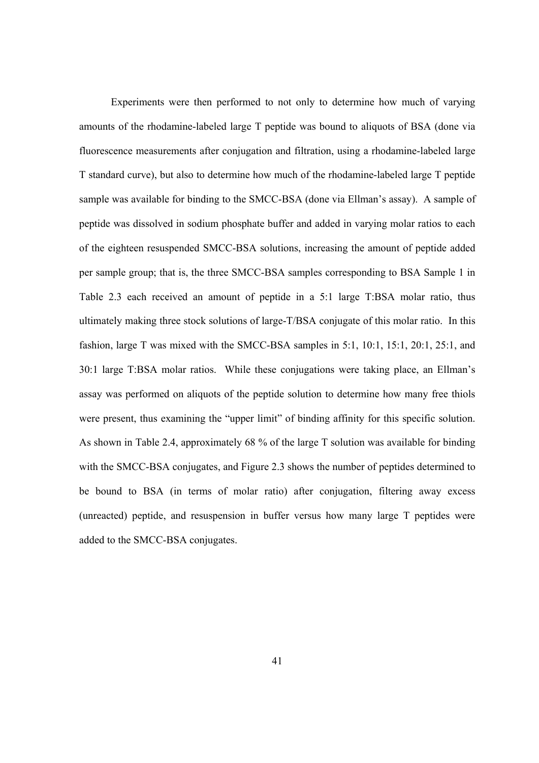Experiments were then performed to not only to determine how much of varying amounts of the rhodamine-labeled large T peptide was bound to aliquots of BSA (done via fluorescence measurements after conjugation and filtration, using a rhodamine-labeled large T standard curve), but also to determine how much of the rhodamine-labeled large T peptide sample was available for binding to the SMCC-BSA (done via Ellman's assay). A sample of peptide was dissolved in sodium phosphate buffer and added in varying molar ratios to each of the eighteen resuspended SMCC-BSA solutions, increasing the amount of peptide added per sample group; that is, the three SMCC-BSA samples corresponding to BSA Sample 1 in Table 2.3 each received an amount of peptide in a 5:1 large T:BSA molar ratio, thus ultimately making three stock solutions of large-T/BSA conjugate of this molar ratio. In this fashion, large T was mixed with the SMCC-BSA samples in 5:1, 10:1, 15:1, 20:1, 25:1, and 30:1 large T:BSA molar ratios. While these conjugations were taking place, an Ellman's assay was performed on aliquots of the peptide solution to determine how many free thiols were present, thus examining the "upper limit" of binding affinity for this specific solution. As shown in Table 2.4, approximately 68 % of the large T solution was available for binding with the SMCC-BSA conjugates, and Figure 2.3 shows the number of peptides determined to be bound to BSA (in terms of molar ratio) after conjugation, filtering away excess (unreacted) peptide, and resuspension in buffer versus how many large T peptides were added to the SMCC-BSA conjugates.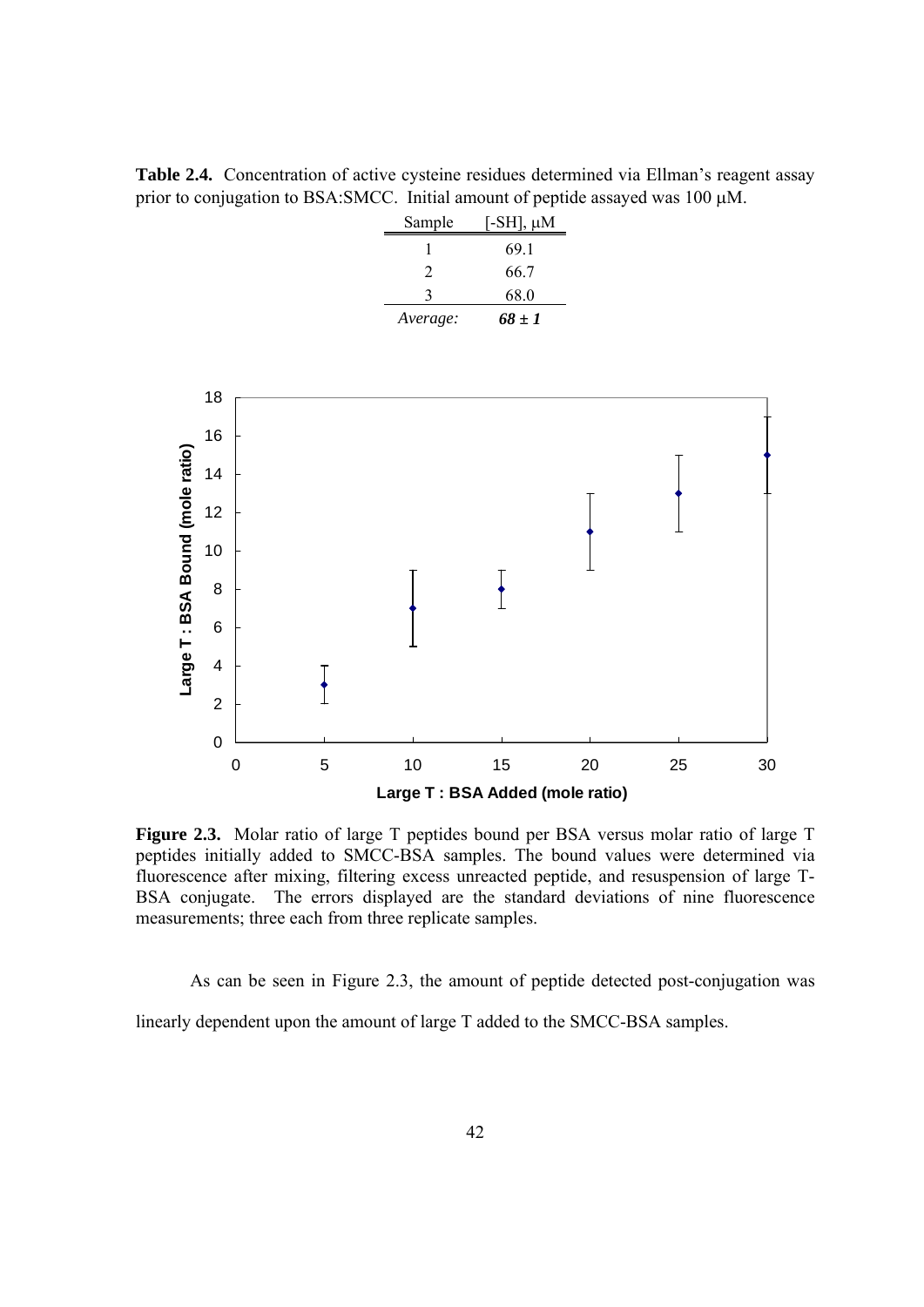**Table 2.4.** Concentration of active cysteine residues determined via Ellman's reagent assay prior to conjugation to BSA:SMCC. Initial amount of peptide assayed was 100 μM.

| Sample | [-SH], μM |
|---|---|
| 1 | 69.1 |
| 2 | 66.7 |
| 3 | 68.0 |
| *Average:* | ***68 ± 1*** |

**Figure 2.3.** Molar ratio of large T peptides bound per BSA versus molar ratio of large T peptides initially added to SMCC-BSA samples. The bound values were determined via fluorescence after mixing, filtering excess unreacted peptide, and resuspension of large T-BSA conjugate. The errors displayed are the standard deviations of nine fluorescence measurements; three each from three replicate samples.

As can be seen in Figure 2.3, the amount of peptide detected post-conjugation was linearly dependent upon the amount of large T added to the SMCC-BSA samples.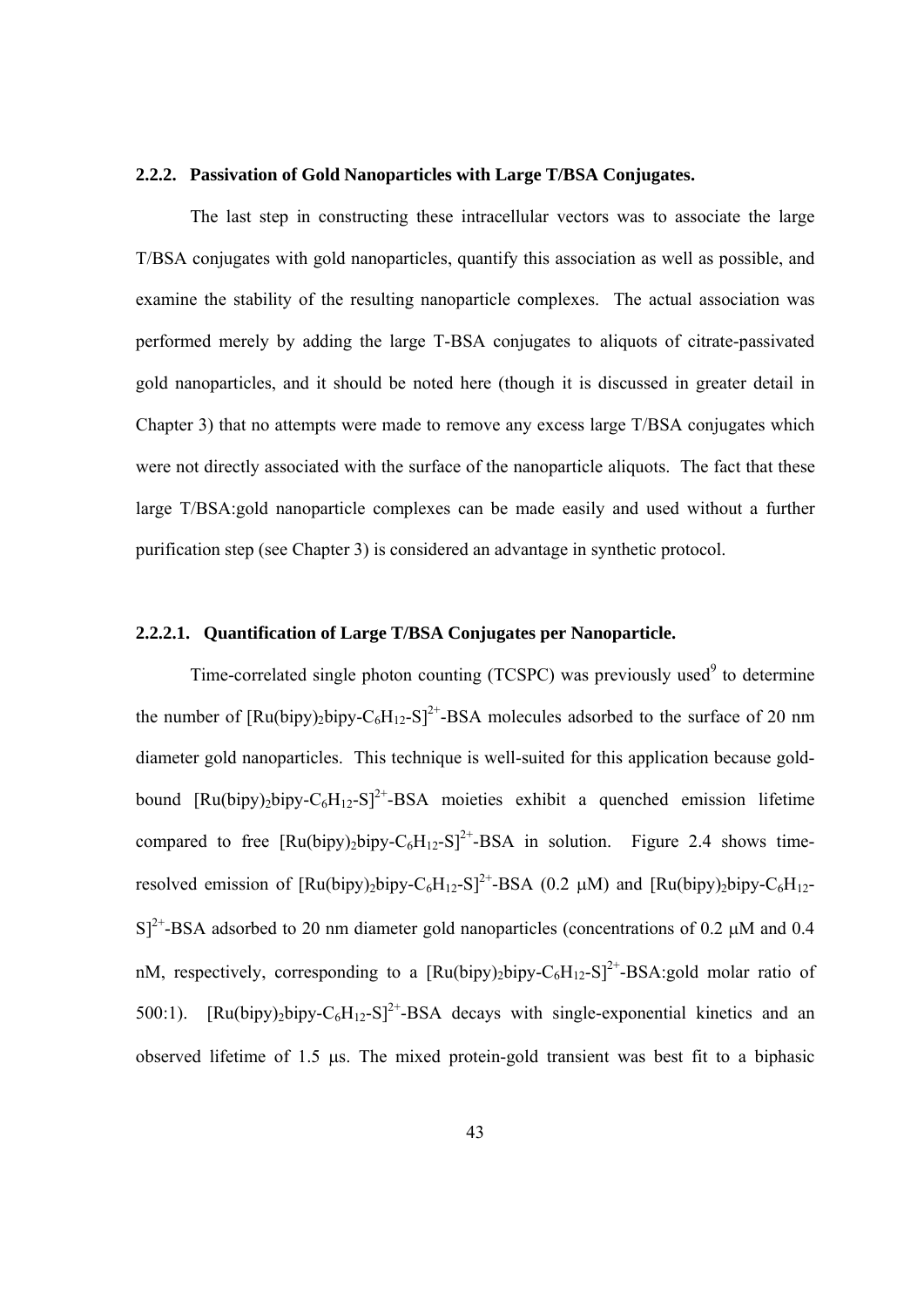### 2.2.2. Passivation of Gold Nanoparticles with Large T/BSA Conjugates.

The last step in constructing these intracellular vectors was to associate the large T/BSA conjugates with gold nanoparticles, quantify this association as well as possible, and examine the stability of the resulting nanoparticle complexes. The actual association was performed merely by adding the large T-BSA conjugates to aliquots of citrate-passivated gold nanoparticles, and it should be noted here (though it is discussed in greater detail in Chapter 3) that no attempts were made to remove any excess large T/BSA conjugates which were not directly associated with the surface of the nanoparticle aliquots. The fact that these large T/BSA:gold nanoparticle complexes can be made easily and used without a further purification step (see Chapter 3) is considered an advantage in synthetic protocol.

#### 2.2.2.1. Quantification of Large T/BSA Conjugates per Nanoparticle.

Time-correlated single photon counting (TCSPC) was previously used[9] to determine the number of $[Ru(bipy)_2bipy\text{-}C_6H_{12}\text{-}S]^{2+}$-BSA molecules adsorbed to the surface of 20 nm diameter gold nanoparticles. This technique is well-suited for this application because gold-bound $[Ru(bipy)_2bipy\text{-}C_6H_{12}\text{-}S]^{2+}$-BSA moieties exhibit a quenched emission lifetime compared to free $[Ru(bipy)_2bipy\text{-}C_6H_{12}\text{-}S]^{2+}$-BSA in solution. Figure 2.4 shows time-resolved emission of $[Ru(bipy)_2bipy\text{-}C_6H_{12}\text{-}S]^{2+}$-BSA (0.2 μM) and $[Ru(bipy)_2bipy\text{-}C_6H_{12}\text{-}S]^{2+}$-BSA adsorbed to 20 nm diameter gold nanoparticles (concentrations of 0.2 μM and 0.4 nM, respectively, corresponding to a $[Ru(bipy)_2bipy\text{-}C_6H_{12}\text{-}S]^{2+}$-BSA:gold molar ratio of 500:1). $[Ru(bipy)_2bipy\text{-}C_6H_{12}\text{-}S]^{2+}$-BSA decays with single-exponential kinetics and an observed lifetime of 1.5 μs. The mixed protein-gold transient was best fit to a biphasic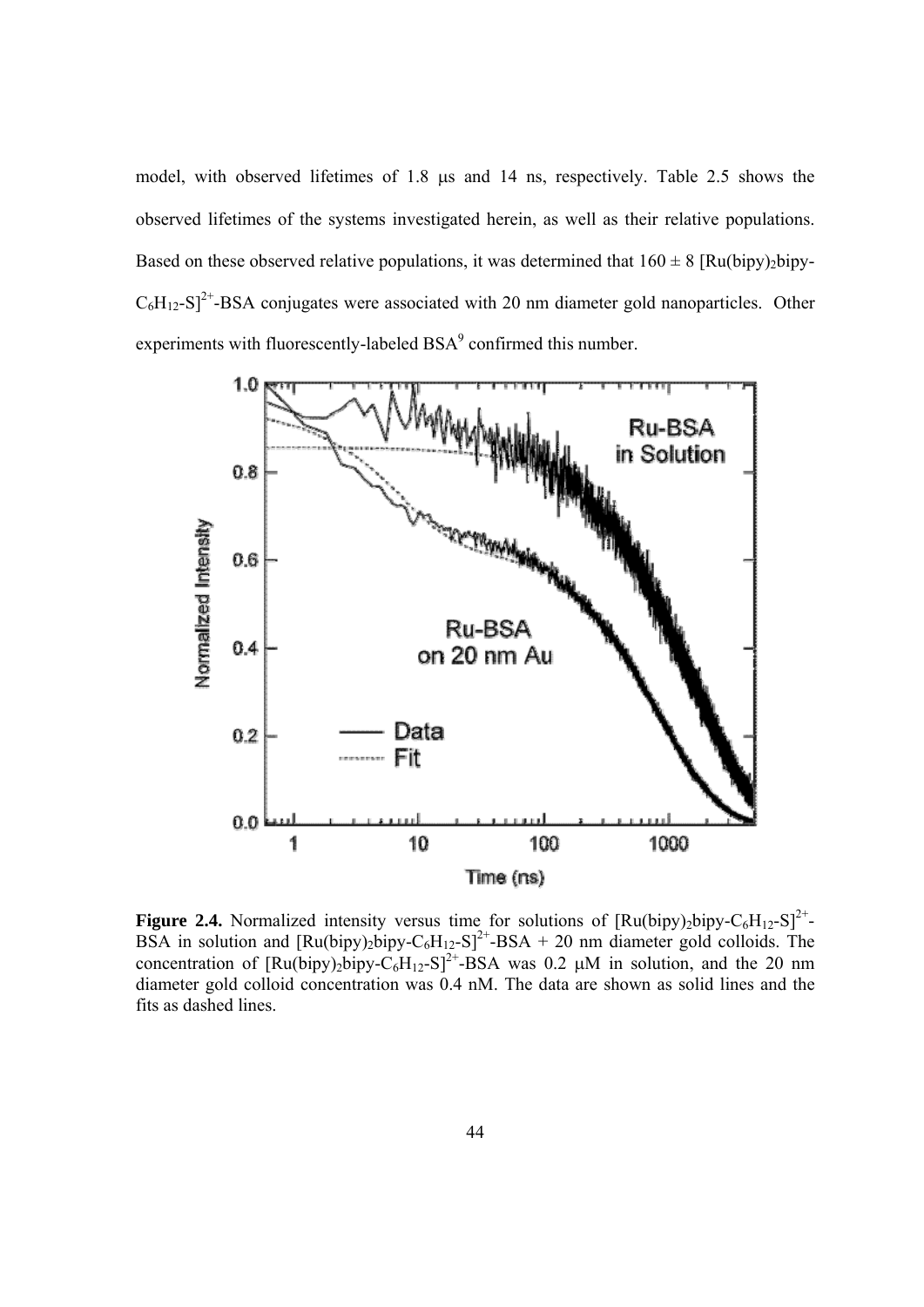model, with observed lifetimes of 1.8 μs and 14 ns, respectively. Table 2.5 shows the observed lifetimes of the systems investigated herein, as well as their relative populations. Based on these observed relative populations, it was determined that 160 ± 8 $[Ru(bipy)_2bipy\text{-}C_6H_{12}\text{-}S]^{2+}$-BSA conjugates were associated with 20 nm diameter gold nanoparticles. Other experiments with fluorescently-labeled BSA[9] confirmed this number.

**Figure 2.4.** Normalized intensity versus time for solutions of $[Ru(bipy)_2bipy\text{-}C_6H_{12}\text{-}S]^{2+}$-BSA in solution and $[Ru(bipy)_2bipy\text{-}C_6H_{12}\text{-}S]^{2+}$-BSA + 20 nm diameter gold colloids. The concentration of $[Ru(bipy)_2bipy\text{-}C_6H_{12}\text{-}S]^{2+}$-BSA was 0.2 μM in solution, and the 20 nm diameter gold colloid concentration was 0.4 nM. The data are shown as solid lines and the fits as dashed lines.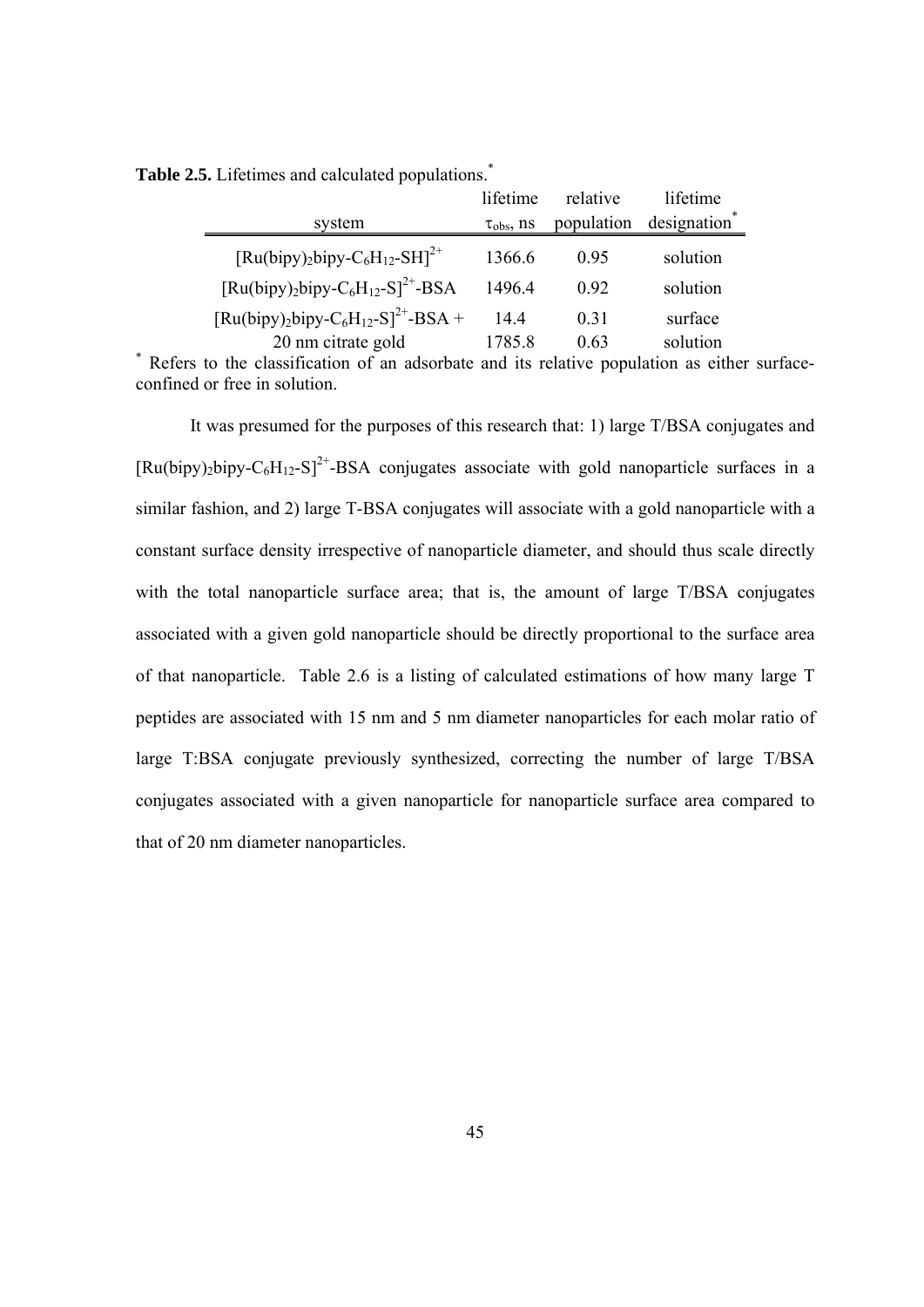**Table 2.5.** Lifetimes and calculated populations.*

| system | lifetime $\tau_{obs}$, ns | relative population | lifetime designation* |
|---|---|---|---|
| $[Ru(bipy)_2bipy\text{-}C_6H_{12}\text{-}SH]^{2+}$ | 1366.6 | 0.95 | solution |
| $[Ru(bipy)_2bipy\text{-}C_6H_{12}\text{-}S]^{2+}$-BSA | 1496.4 | 0.92 | solution |
| $[Ru(bipy)_2bipy\text{-}C_6H_{12}\text{-}S]^{2+}$-BSA + | 14.4 | 0.31 | surface |
| 20 nm citrate gold | 1785.8 | 0.63 | solution |

* Refers to the classification of an adsorbate and its relative population as either surface-confined or free in solution.

It was presumed for the purposes of this research that: 1) large T/BSA conjugates and $[Ru(bipy)_2bipy\text{-}C_6H_{12}\text{-}S]^{2+}$-BSA conjugates associate with gold nanoparticle surfaces in a similar fashion, and 2) large T-BSA conjugates will associate with a gold nanoparticle with a constant surface density irrespective of nanoparticle diameter, and should thus scale directly with the total nanoparticle surface area; that is, the amount of large T/BSA conjugates associated with a given gold nanoparticle should be directly proportional to the surface area of that nanoparticle. Table 2.6 is a listing of calculated estimations of how many large T peptides are associated with 15 nm and 5 nm diameter nanoparticles for each molar ratio of large T:BSA conjugate previously synthesized, correcting the number of large T/BSA conjugates associated with a given nanoparticle for nanoparticle surface area compared to that of 20 nm diameter nanoparticles.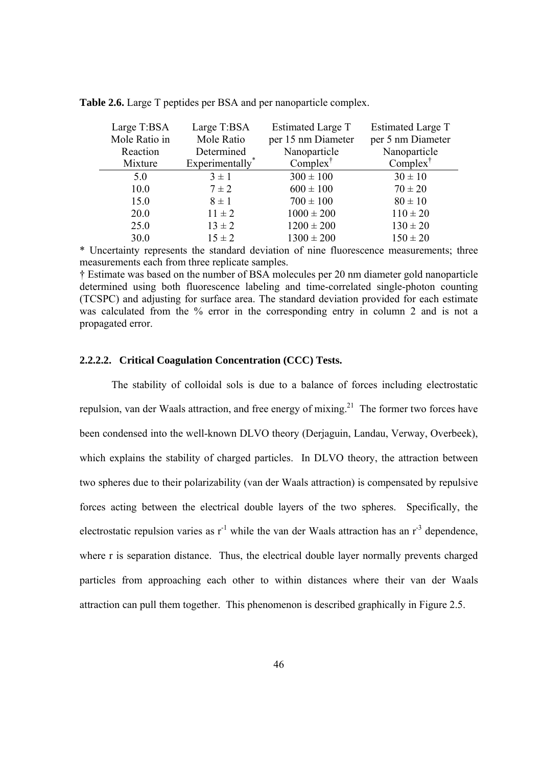**Table 2.6.** Large T peptides per BSA and per nanoparticle complex.

| Large T:BSA Mole Ratio in Reaction Mixture | Large T:BSA Mole Ratio Determined Experimentally* | Estimated Large T per 15 nm Diameter Nanoparticle Complex† | Estimated Large T per 5 nm Diameter Nanoparticle Complex† |
|---|---|---|---|
| 5.0 | 3 ± 1 | 300 ± 100 | 30 ± 10 |
| 10.0 | 7 ± 2 | 600 ± 100 | 70 ± 20 |
| 15.0 | 8 ± 1 | 700 ± 100 | 80 ± 10 |
| 20.0 | 11 ± 2 | 1000 ± 200 | 110 ± 20 |
| 25.0 | 13 ± 2 | 1200 ± 200 | 130 ± 20 |
| 30.0 | 15 ± 2 | 1300 ± 200 | 150 ± 20 |

\* Uncertainty represents the standard deviation of nine fluorescence measurements; three measurements each from three replicate samples.

† Estimate was based on the number of BSA molecules per 20 nm diameter gold nanoparticle determined using both fluorescence labeling and time-correlated single-photon counting (TCSPC) and adjusting for surface area. The standard deviation provided for each estimate was calculated from the % error in the corresponding entry in column 2 and is not a propagated error.

#### 2.2.2.2. Critical Coagulation Concentration (CCC) Tests.

The stability of colloidal sols is due to a balance of forces including electrostatic repulsion, van der Waals attraction, and free energy of mixing.[21] The former two forces have been condensed into the well-known DLVO theory (Derjaguin, Landau, Verway, Overbeek), which explains the stability of charged particles. In DLVO theory, the attraction between two spheres due to their polarizability (van der Waals attraction) is compensated by repulsive forces acting between the electrical double layers of the two spheres. Specifically, the electrostatic repulsion varies as $r^{-1}$ while the van der Waals attraction has an $r^{-3}$ dependence, where r is separation distance. Thus, the electrical double layer normally prevents charged particles from approaching each other to within distances where their van der Waals attraction can pull them together. This phenomenon is described graphically in Figure 2.5.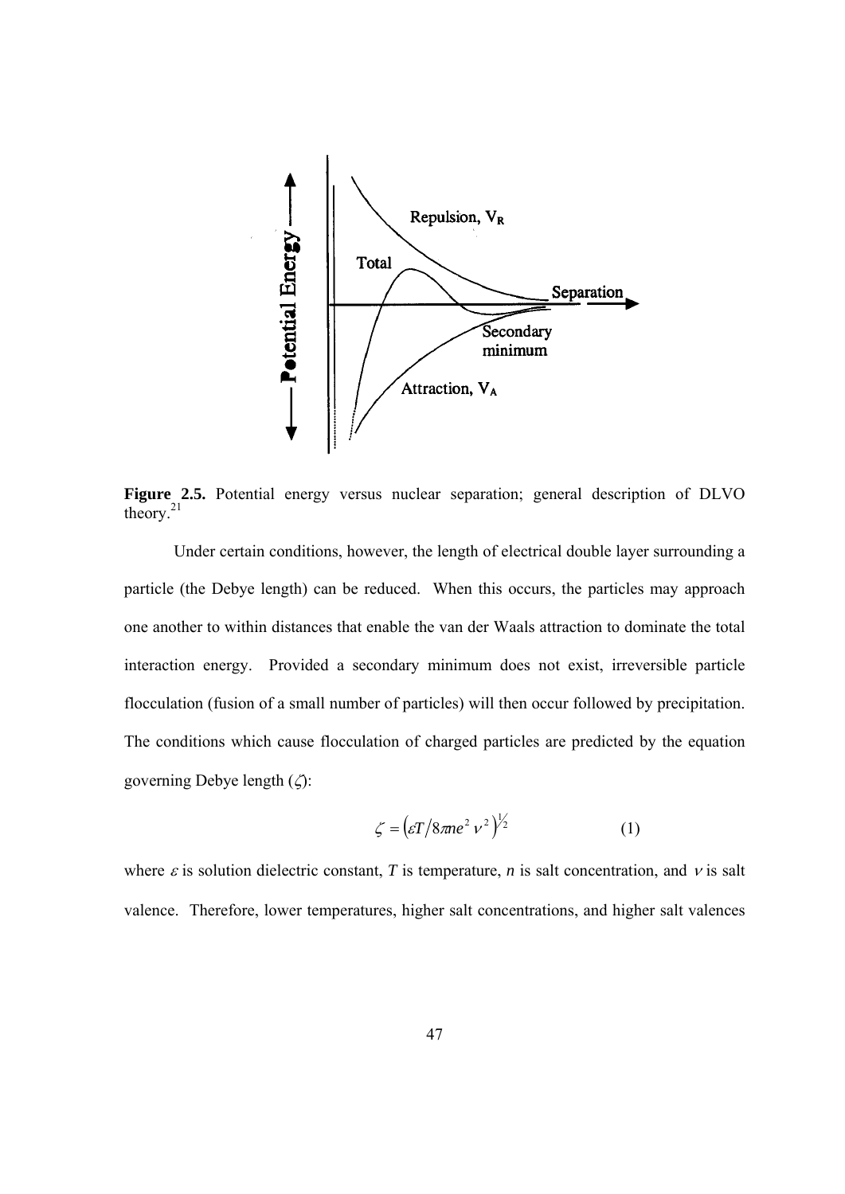**Figure 2.5.** Potential energy versus nuclear separation; general description of DLVO theory.[21]

Under certain conditions, however, the length of electrical double layer surrounding a particle (the Debye length) can be reduced. When this occurs, the particles may approach one another to within distances that enable the van der Waals attraction to dominate the total interaction energy. Provided a secondary minimum does not exist, irreversible particle flocculation (fusion of a small number of particles) will then occur followed by precipitation. The conditions which cause flocculation of charged particles are predicted by the equation governing Debye length ($\zeta$):

$$\zeta = \left(\varepsilon T / 8\pi n e^2 \nu^2\right)^{1/2} \qquad (1)$$

where $\varepsilon$ is solution dielectric constant, $T$ is temperature, $n$ is salt concentration, and $\nu$ is salt valence. Therefore, lower temperatures, higher salt concentrations, and higher salt valences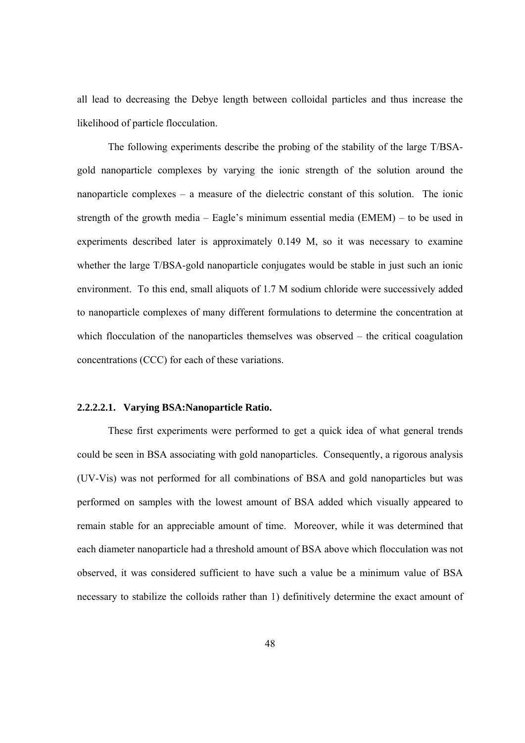all lead to decreasing the Debye length between colloidal particles and thus increase the likelihood of particle flocculation.

The following experiments describe the probing of the stability of the large T/BSA-gold nanoparticle complexes by varying the ionic strength of the solution around the nanoparticle complexes – a measure of the dielectric constant of this solution. The ionic strength of the growth media – Eagle's minimum essential media (EMEM) – to be used in experiments described later is approximately 0.149 M, so it was necessary to examine whether the large T/BSA-gold nanoparticle conjugates would be stable in just such an ionic environment. To this end, small aliquots of 1.7 M sodium chloride were successively added to nanoparticle complexes of many different formulations to determine the concentration at which flocculation of the nanoparticles themselves was observed – the critical coagulation concentrations (CCC) for each of these variations.

#### 2.2.2.2.1. Varying BSA:Nanoparticle Ratio.

These first experiments were performed to get a quick idea of what general trends could be seen in BSA associating with gold nanoparticles. Consequently, a rigorous analysis (UV-Vis) was not performed for all combinations of BSA and gold nanoparticles but was performed on samples with the lowest amount of BSA added which visually appeared to remain stable for an appreciable amount of time. Moreover, while it was determined that each diameter nanoparticle had a threshold amount of BSA above which flocculation was not observed, it was considered sufficient to have such a value be a minimum value of BSA necessary to stabilize the colloids rather than 1) definitively determine the exact amount of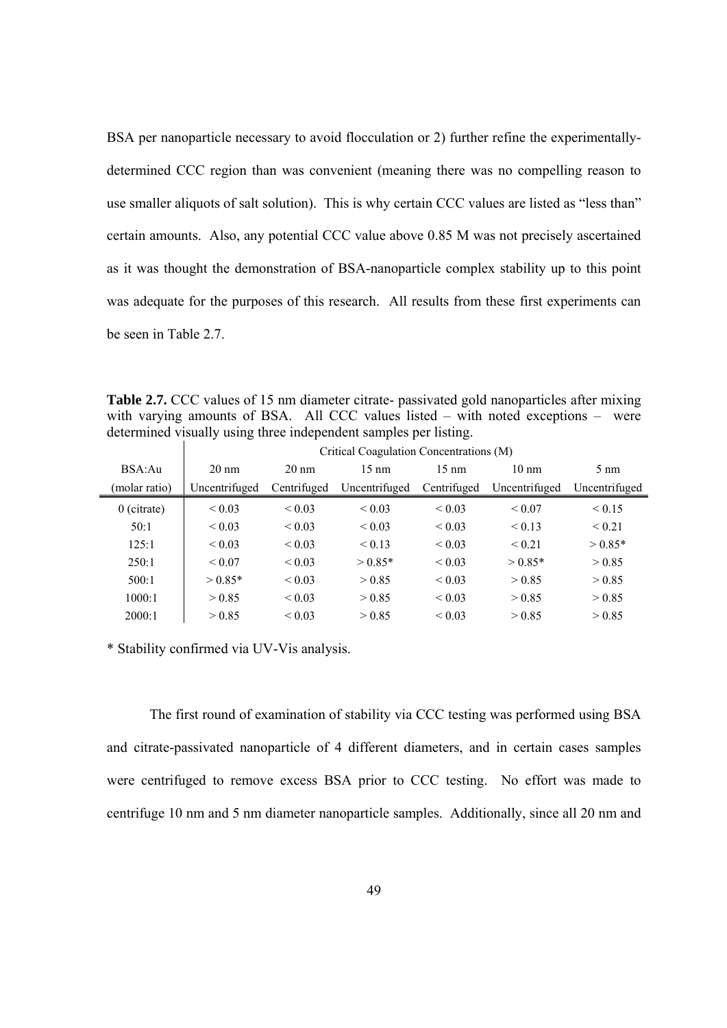BSA per nanoparticle necessary to avoid flocculation or 2) further refine the experimentally-determined CCC region than was convenient (meaning there was no compelling reason to use smaller aliquots of salt solution). This is why certain CCC values are listed as "less than" certain amounts. Also, any potential CCC value above 0.85 M was not precisely ascertained as it was thought the demonstration of BSA-nanoparticle complex stability up to this point was adequate for the purposes of this research. All results from these first experiments can be seen in Table 2.7.

**Table 2.7.** CCC values of 15 nm diameter citrate- passivated gold nanoparticles after mixing with varying amounts of BSA. All CCC values listed – with noted exceptions – were determined visually using three independent samples per listing.

| BSA:Au | Critical Coagulation Concentrations (M) | | | | | |
|---|---|---|---|---|---|---|
| | 20 nm | 20 nm | 15 nm | 15 nm | 10 nm | 5 nm |
| (molar ratio) | Uncentrifuged | Centrifuged | Uncentrifuged | Centrifuged | Uncentrifuged | Uncentrifuged |
| 0 (citrate) | < 0.03 | < 0.03 | < 0.03 | < 0.03 | < 0.07 | < 0.15 |
| 50:1 | < 0.03 | < 0.03 | < 0.03 | < 0.03 | < 0.13 | < 0.21 |
| 125:1 | < 0.03 | < 0.03 | < 0.13 | < 0.03 | < 0.21 | > 0.85* |
| 250:1 | < 0.07 | < 0.03 | > 0.85* | < 0.03 | > 0.85* | > 0.85 |
| 500:1 | > 0.85* | < 0.03 | > 0.85 | < 0.03 | > 0.85 | > 0.85 |
| 1000:1 | > 0.85 | < 0.03 | > 0.85 | < 0.03 | > 0.85 | > 0.85 |
| 2000:1 | > 0.85 | < 0.03 | > 0.85 | < 0.03 | > 0.85 | > 0.85 |

* Stability confirmed via UV-Vis analysis.

The first round of examination of stability via CCC testing was performed using BSA and citrate-passivated nanoparticle of 4 different diameters, and in certain cases samples were centrifuged to remove excess BSA prior to CCC testing. No effort was made to centrifuge 10 nm and 5 nm diameter nanoparticle samples. Additionally, since all 20 nm and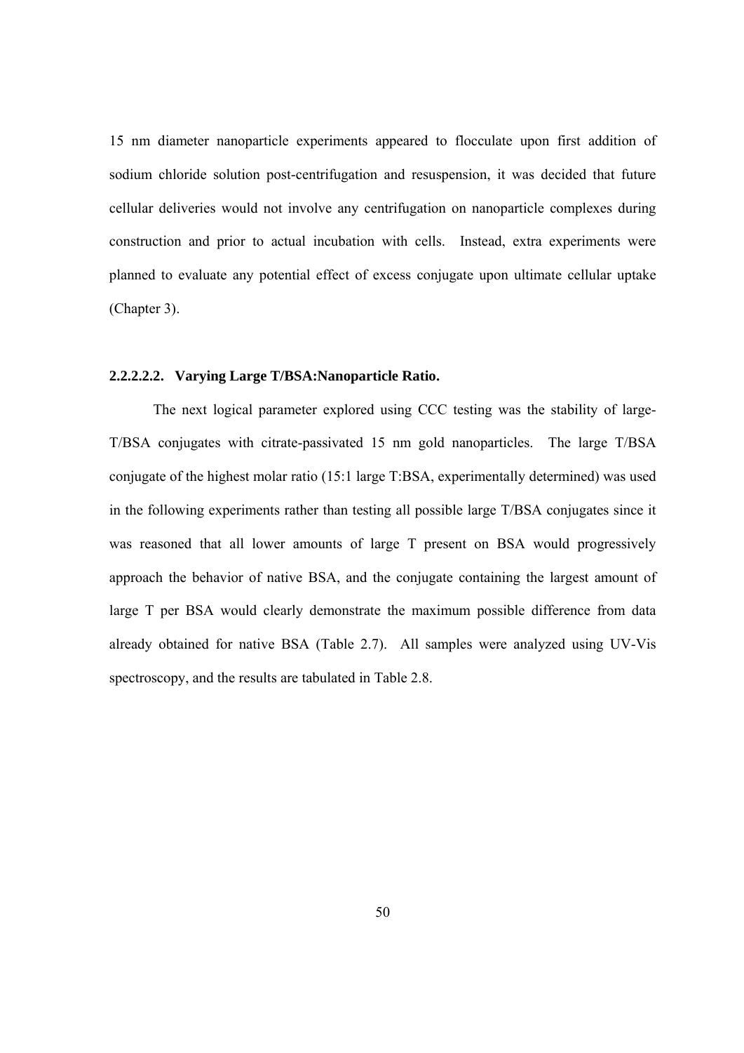15 nm diameter nanoparticle experiments appeared to flocculate upon first addition of sodium chloride solution post-centrifugation and resuspension, it was decided that future cellular deliveries would not involve any centrifugation on nanoparticle complexes during construction and prior to actual incubation with cells. Instead, extra experiments were planned to evaluate any potential effect of excess conjugate upon ultimate cellular uptake (Chapter 3).

#### 2.2.2.2.2. Varying Large T/BSA:Nanoparticle Ratio.

The next logical parameter explored using CCC testing was the stability of large-T/BSA conjugates with citrate-passivated 15 nm gold nanoparticles. The large T/BSA conjugate of the highest molar ratio (15:1 large T:BSA, experimentally determined) was used in the following experiments rather than testing all possible large T/BSA conjugates since it was reasoned that all lower amounts of large T present on BSA would progressively approach the behavior of native BSA, and the conjugate containing the largest amount of large T per BSA would clearly demonstrate the maximum possible difference from data already obtained for native BSA (Table 2.7). All samples were analyzed using UV-Vis spectroscopy, and the results are tabulated in Table 2.8.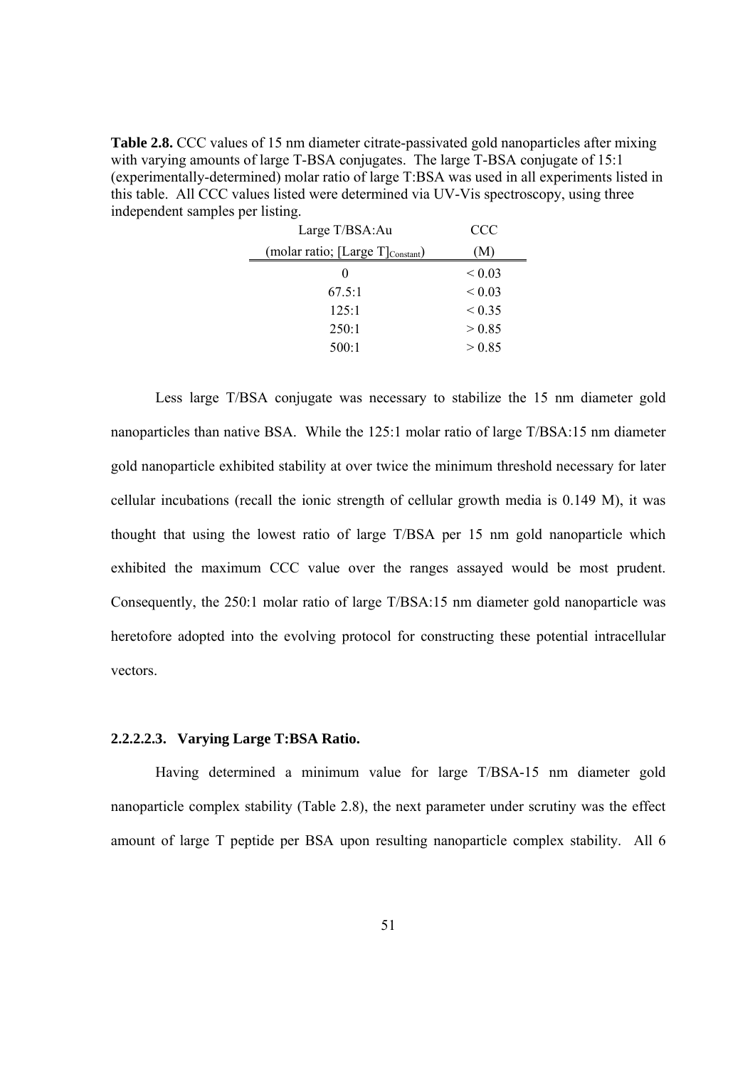**Table 2.8.** CCC values of 15 nm diameter citrate-passivated gold nanoparticles after mixing with varying amounts of large T-BSA conjugates. The large T-BSA conjugate of 15:1 (experimentally-determined) molar ratio of large T:BSA was used in all experiments listed in this table. All CCC values listed were determined via UV-Vis spectroscopy, using three independent samples per listing.

| Large T/BSA:Au (molar ratio; $[\text{Large T}]_{\text{Constant}}$) | CCC (M) |
|---|---|
| 0 | < 0.03 |
| 67.5:1 | < 0.03 |
| 125:1 | < 0.35 |
| 250:1 | > 0.85 |
| 500:1 | > 0.85 |

Less large T/BSA conjugate was necessary to stabilize the 15 nm diameter gold nanoparticles than native BSA. While the 125:1 molar ratio of large T/BSA:15 nm diameter gold nanoparticle exhibited stability at over twice the minimum threshold necessary for later cellular incubations (recall the ionic strength of cellular growth media is 0.149 M), it was thought that using the lowest ratio of large T/BSA per 15 nm gold nanoparticle which exhibited the maximum CCC value over the ranges assayed would be most prudent. Consequently, the 250:1 molar ratio of large T/BSA:15 nm diameter gold nanoparticle was heretofore adopted into the evolving protocol for constructing these potential intracellular vectors.

#### 2.2.2.2.3. Varying Large T:BSA Ratio.

Having determined a minimum value for large T/BSA-15 nm diameter gold nanoparticle complex stability (Table 2.8), the next parameter under scrutiny was the effect amount of large T peptide per BSA upon resulting nanoparticle complex stability. All 6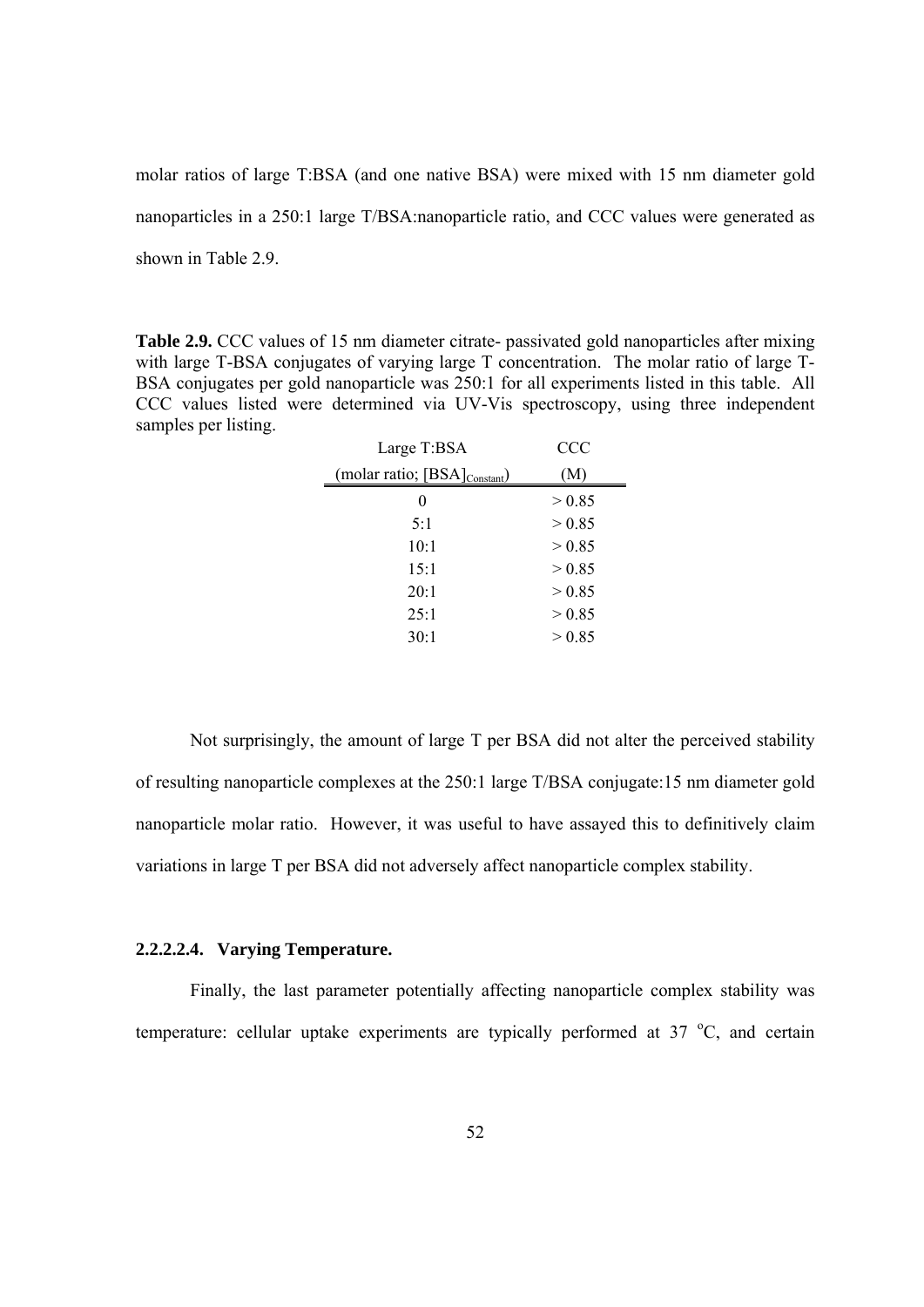molar ratios of large T:BSA (and one native BSA) were mixed with 15 nm diameter gold nanoparticles in a 250:1 large T/BSA:nanoparticle ratio, and CCC values were generated as shown in Table 2.9.

**Table 2.9.** CCC values of 15 nm diameter citrate- passivated gold nanoparticles after mixing with large T-BSA conjugates of varying large T concentration. The molar ratio of large T-BSA conjugates per gold nanoparticle was 250:1 for all experiments listed in this table. All CCC values listed were determined via UV-Vis spectroscopy, using three independent samples per listing.

| Large T:BSA (molar ratio; $[BSA]_{Constant}$) | CCC (M) |
|---|---|
| 0 | > 0.85 |
| 5:1 | > 0.85 |
| 10:1 | > 0.85 |
| 15:1 | > 0.85 |
| 20:1 | > 0.85 |
| 25:1 | > 0.85 |
| 30:1 | > 0.85 |

Not surprisingly, the amount of large T per BSA did not alter the perceived stability of resulting nanoparticle complexes at the 250:1 large T/BSA conjugate:15 nm diameter gold nanoparticle molar ratio. However, it was useful to have assayed this to definitively claim variations in large T per BSA did not adversely affect nanoparticle complex stability.

#### 2.2.2.2.4. Varying Temperature.

Finally, the last parameter potentially affecting nanoparticle complex stability was temperature: cellular uptake experiments are typically performed at 37 $^{o}$C, and certain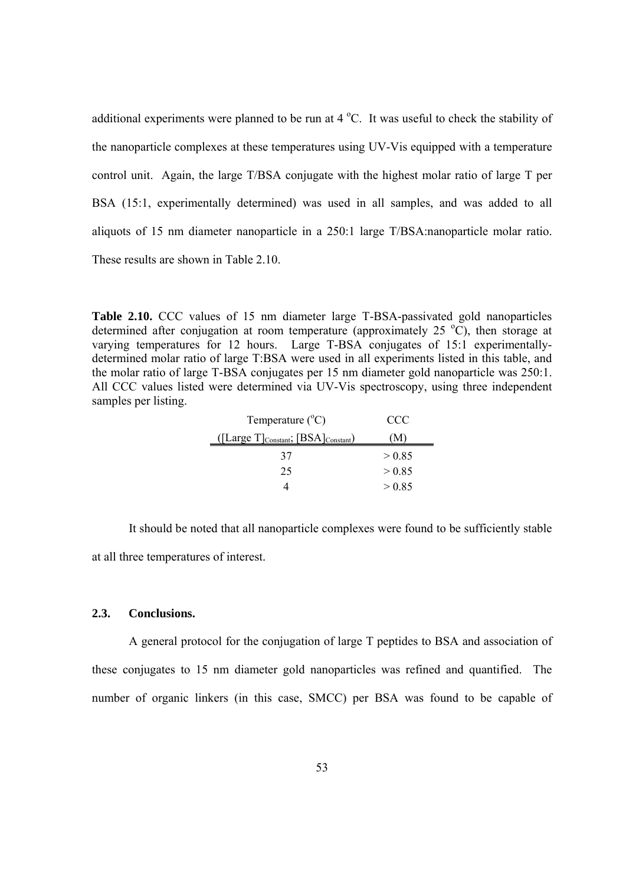additional experiments were planned to be run at 4 °C. It was useful to check the stability of the nanoparticle complexes at these temperatures using UV-Vis equipped with a temperature control unit. Again, the large T/BSA conjugate with the highest molar ratio of large T per BSA (15:1, experimentally determined) was used in all samples, and was added to all aliquots of 15 nm diameter nanoparticle in a 250:1 large T/BSA:nanoparticle molar ratio. These results are shown in Table 2.10.

**Table 2.10.** CCC values of 15 nm diameter large T-BSA-passivated gold nanoparticles determined after conjugation at room temperature (approximately 25 °C), then storage at varying temperatures for 12 hours. Large T-BSA conjugates of 15:1 experimentally-determined molar ratio of large T:BSA were used in all experiments listed in this table, and the molar ratio of large T-BSA conjugates per 15 nm diameter gold nanoparticle was 250:1. All CCC values listed were determined via UV-Vis spectroscopy, using three independent samples per listing.

| Temperature (°C) ($[\text{Large T}]_{\text{Constant}}$; $[\text{BSA}]_{\text{Constant}}$) | CCC (M) |
|---|---|
| 37 | > 0.85 |
| 25 | > 0.85 |
| 4 | > 0.85 |

It should be noted that all nanoparticle complexes were found to be sufficiently stable at all three temperatures of interest.

## 2.3. Conclusions.

A general protocol for the conjugation of large T peptides to BSA and association of these conjugates to 15 nm diameter gold nanoparticles was refined and quantified. The number of organic linkers (in this case, SMCC) per BSA was found to be capable of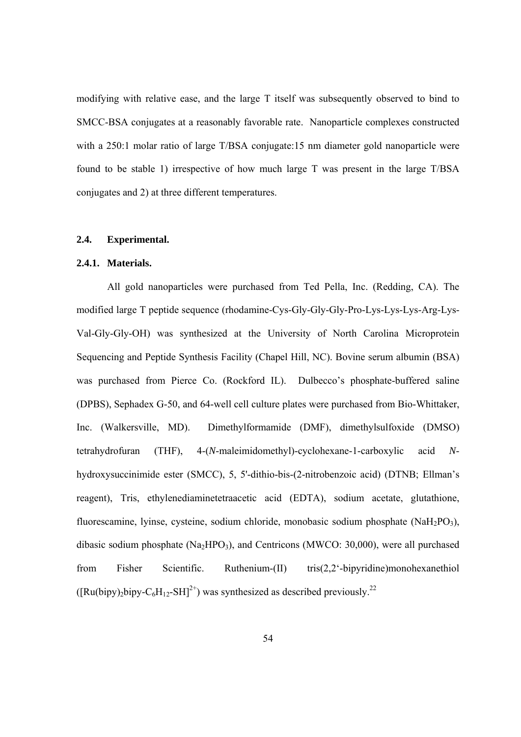modifying with relative ease, and the large T itself was subsequently observed to bind to SMCC-BSA conjugates at a reasonably favorable rate. Nanoparticle complexes constructed with a 250:1 molar ratio of large T/BSA conjugate:15 nm diameter gold nanoparticle were found to be stable 1) irrespective of how much large T was present in the large T/BSA conjugates and 2) at three different temperatures.

### 2.4. Experimental.

#### 2.4.1. Materials.

All gold nanoparticles were purchased from Ted Pella, Inc. (Redding, CA). The modified large T peptide sequence (rhodamine-Cys-Gly-Gly-Gly-Pro-Lys-Lys-Lys-Arg-Lys-Val-Gly-Gly-OH) was synthesized at the University of North Carolina Microprotein Sequencing and Peptide Synthesis Facility (Chapel Hill, NC). Bovine serum albumin (BSA) was purchased from Pierce Co. (Rockford IL). Dulbecco's phosphate-buffered saline (DPBS), Sephadex G-50, and 64-well cell culture plates were purchased from Bio-Whittaker, Inc. (Walkersville, MD). Dimethylformamide (DMF), dimethylsulfoxide (DMSO) tetrahydrofuran (THF), 4-(*N*-maleimidomethyl)-cyclohexane-1-carboxylic acid *N*-hydroxysuccinimide ester (SMCC), 5, 5'-dithio-bis-(2-nitrobenzoic acid) (DTNB; Ellman's reagent), Tris, ethylenediaminetetraacetic acid (EDTA), sodium acetate, glutathione, fluorescamine, lyinse, cysteine, sodium chloride, monobasic sodium phosphate ($NaH_2PO_3$), dibasic sodium phosphate ($Na_2HPO_3$), and Centricons (MWCO: 30,000), were all purchased from Fisher Scientific. Ruthenium-(II) tris(2,2'-bipyridine)monohexanethiol ($[Ru(bipy)_2bipy\text{-}C_6H_{12}\text{-}SH]^{2+}$) was synthesized as described previously.[22]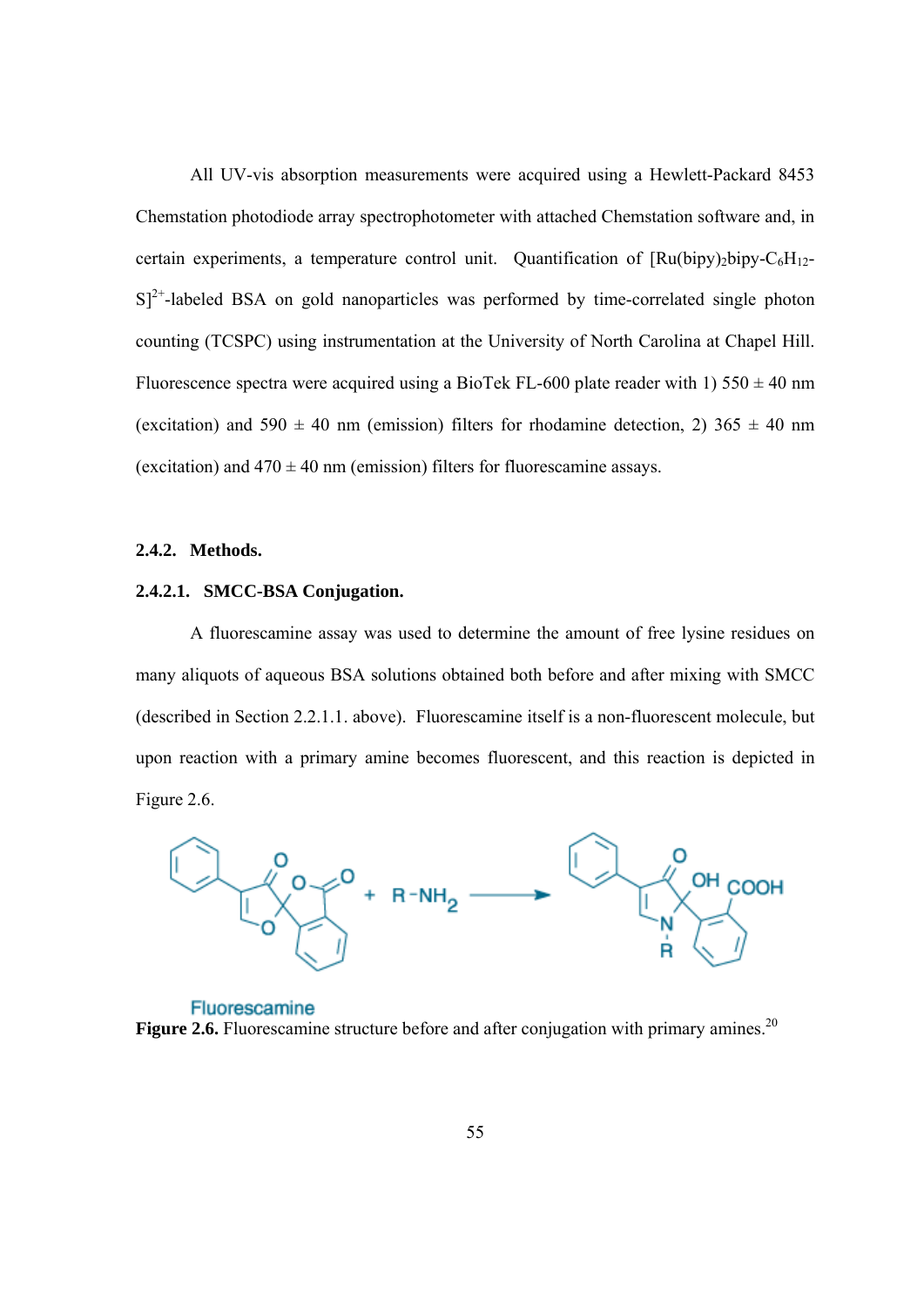All UV-vis absorption measurements were acquired using a Hewlett-Packard 8453 Chemstation photodiode array spectrophotometer with attached Chemstation software and, in certain experiments, a temperature control unit. Quantification of $[Ru(bipy)_2bipy\text{-}C_6H_{12}\text{-}S]^{2+}$-labeled BSA on gold nanoparticles was performed by time-correlated single photon counting (TCSPC) using instrumentation at the University of North Carolina at Chapel Hill. Fluorescence spectra were acquired using a BioTek FL-600 plate reader with 1) 550 ± 40 nm (excitation) and 590 ± 40 nm (emission) filters for rhodamine detection, 2) 365 ± 40 nm (excitation) and 470 ± 40 nm (emission) filters for fluorescamine assays.

### 2.4.2. Methods.

#### 2.4.2.1. SMCC-BSA Conjugation.

A fluorescamine assay was used to determine the amount of free lysine residues on many aliquots of aqueous BSA solutions obtained both before and after mixing with SMCC (described in Section 2.2.1.1. above). Fluorescamine itself is a non-fluorescent molecule, but upon reaction with a primary amine becomes fluorescent, and this reaction is depicted in Figure 2.6.

Fluorescamine

**Figure 2.6.** Fluorescamine structure before and after conjugation with primary amines.[20]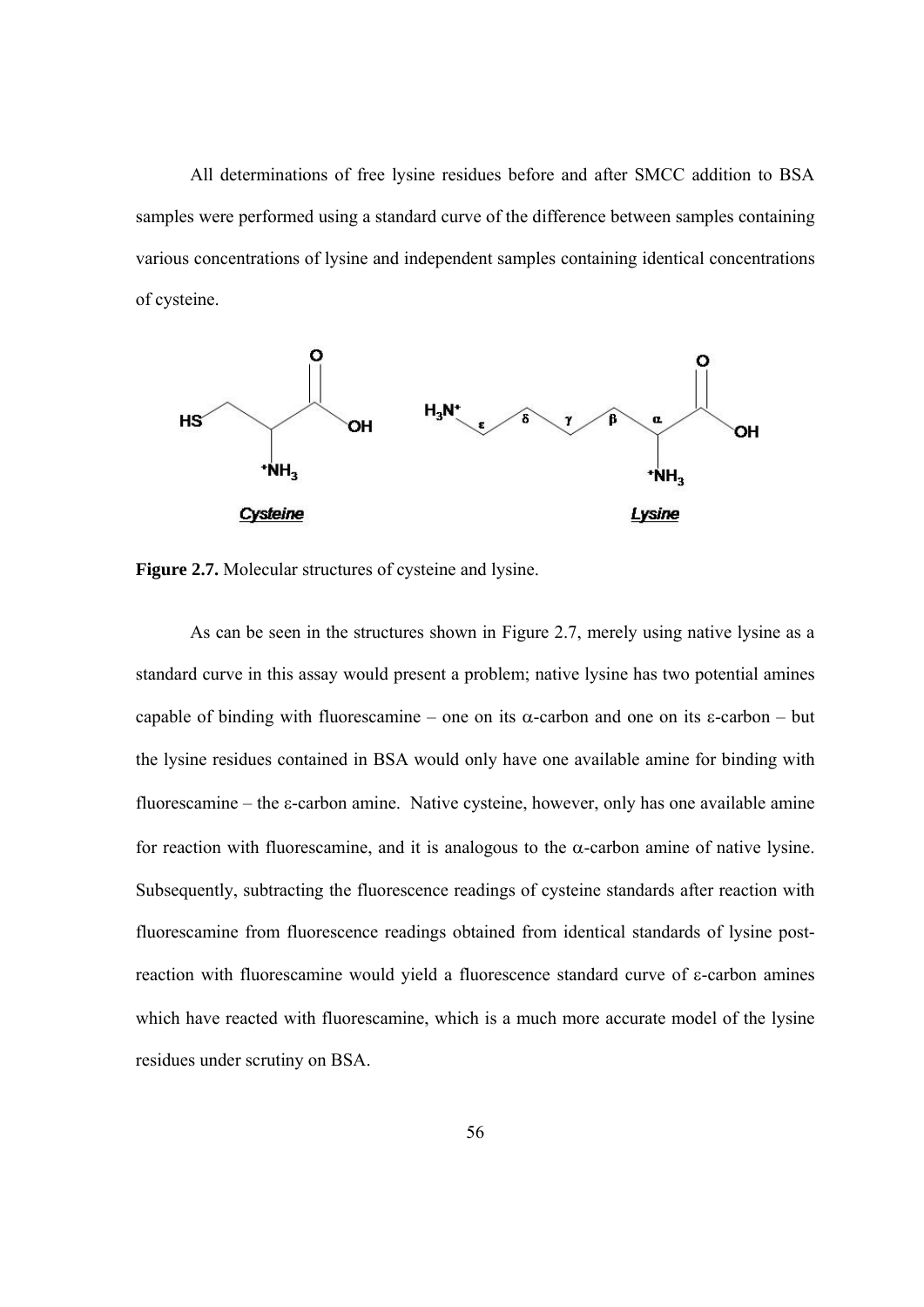All determinations of free lysine residues before and after SMCC addition to BSA samples were performed using a standard curve of the difference between samples containing various concentrations of lysine and independent samples containing identical concentrations of cysteine.

**Figure 2.7.** Molecular structures of cysteine and lysine.

As can be seen in the structures shown in Figure 2.7, merely using native lysine as a standard curve in this assay would present a problem; native lysine has two potential amines capable of binding with fluorescamine – one on its α-carbon and one on its ε-carbon – but the lysine residues contained in BSA would only have one available amine for binding with fluorescamine – the ε-carbon amine. Native cysteine, however, only has one available amine for reaction with fluorescamine, and it is analogous to the α-carbon amine of native lysine. Subsequently, subtracting the fluorescence readings of cysteine standards after reaction with fluorescamine from fluorescence readings obtained from identical standards of lysine post-reaction with fluorescamine would yield a fluorescence standard curve of ε-carbon amines which have reacted with fluorescamine, which is a much more accurate model of the lysine residues under scrutiny on BSA.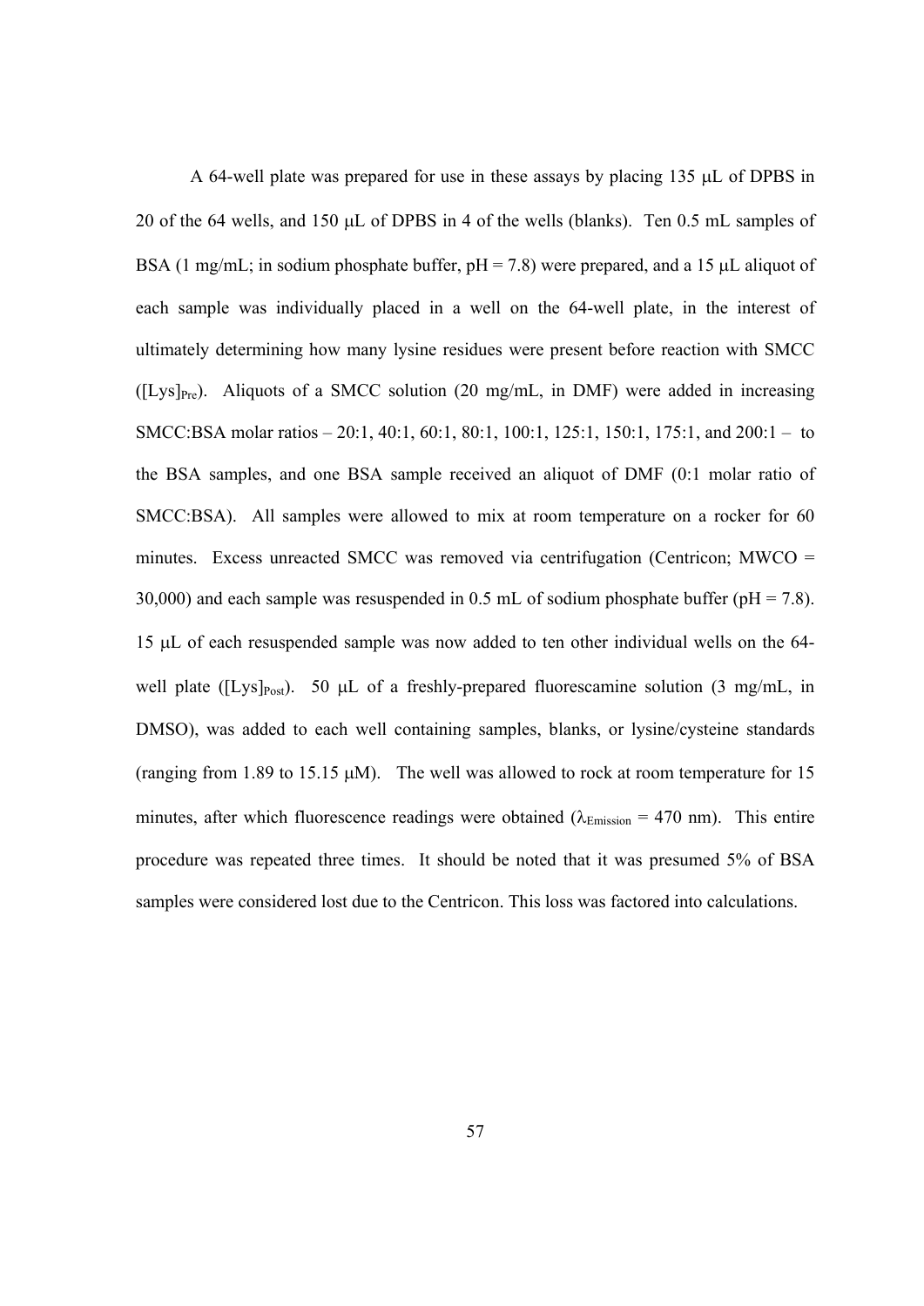A 64-well plate was prepared for use in these assays by placing 135 μL of DPBS in 20 of the 64 wells, and 150 μL of DPBS in 4 of the wells (blanks). Ten 0.5 mL samples of BSA (1 mg/mL; in sodium phosphate buffer, pH = 7.8) were prepared, and a 15 μL aliquot of each sample was individually placed in a well on the 64-well plate, in the interest of ultimately determining how many lysine residues were present before reaction with SMCC ($[Lys]_{Pre}$). Aliquots of a SMCC solution (20 mg/mL, in DMF) were added in increasing SMCC:BSA molar ratios – 20:1, 40:1, 60:1, 80:1, 100:1, 125:1, 150:1, 175:1, and 200:1 – to the BSA samples, and one BSA sample received an aliquot of DMF (0:1 molar ratio of SMCC:BSA). All samples were allowed to mix at room temperature on a rocker for 60 minutes. Excess unreacted SMCC was removed via centrifugation (Centricon; MWCO = 30,000) and each sample was resuspended in 0.5 mL of sodium phosphate buffer (pH = 7.8). 15 μL of each resuspended sample was now added to ten other individual wells on the 64-well plate ($[Lys]_{Post}$). 50 μL of a freshly-prepared fluorescamine solution (3 mg/mL, in DMSO), was added to each well containing samples, blanks, or lysine/cysteine standards (ranging from 1.89 to 15.15 μM). The well was allowed to rock at room temperature for 15 minutes, after which fluorescence readings were obtained ($\lambda_{Emission}$ = 470 nm). This entire procedure was repeated three times. It should be noted that it was presumed 5% of BSA samples were considered lost due to the Centricon. This loss was factored into calculations.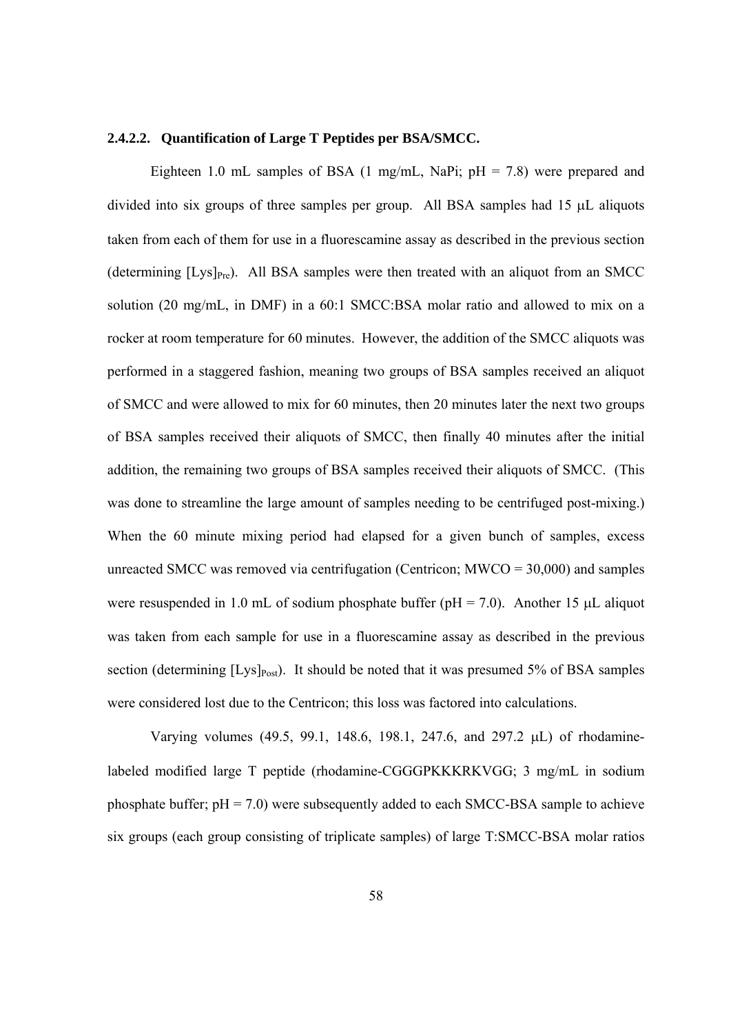#### 2.4.2.2. Quantification of Large T Peptides per BSA/SMCC.

Eighteen 1.0 mL samples of BSA (1 mg/mL, NaPi; pH = 7.8) were prepared and divided into six groups of three samples per group. All BSA samples had 15 μL aliquots taken from each of them for use in a fluorescamine assay as described in the previous section (determining $[Lys]_{Pre}$). All BSA samples were then treated with an aliquot from an SMCC solution (20 mg/mL, in DMF) in a 60:1 SMCC:BSA molar ratio and allowed to mix on a rocker at room temperature for 60 minutes. However, the addition of the SMCC aliquots was performed in a staggered fashion, meaning two groups of BSA samples received an aliquot of SMCC and were allowed to mix for 60 minutes, then 20 minutes later the next two groups of BSA samples received their aliquots of SMCC, then finally 40 minutes after the initial addition, the remaining two groups of BSA samples received their aliquots of SMCC. (This was done to streamline the large amount of samples needing to be centrifuged post-mixing.) When the 60 minute mixing period had elapsed for a given bunch of samples, excess unreacted SMCC was removed via centrifugation (Centricon; MWCO = 30,000) and samples were resuspended in 1.0 mL of sodium phosphate buffer (pH = 7.0). Another 15 μL aliquot was taken from each sample for use in a fluorescamine assay as described in the previous section (determining $[Lys]_{Post}$). It should be noted that it was presumed 5% of BSA samples were considered lost due to the Centricon; this loss was factored into calculations.

Varying volumes (49.5, 99.1, 148.6, 198.1, 247.6, and 297.2 μL) of rhodamine-labeled modified large T peptide (rhodamine-CGGGPKKKRKVGG; 3 mg/mL in sodium phosphate buffer; pH = 7.0) were subsequently added to each SMCC-BSA sample to achieve six groups (each group consisting of triplicate samples) of large T:SMCC-BSA molar ratios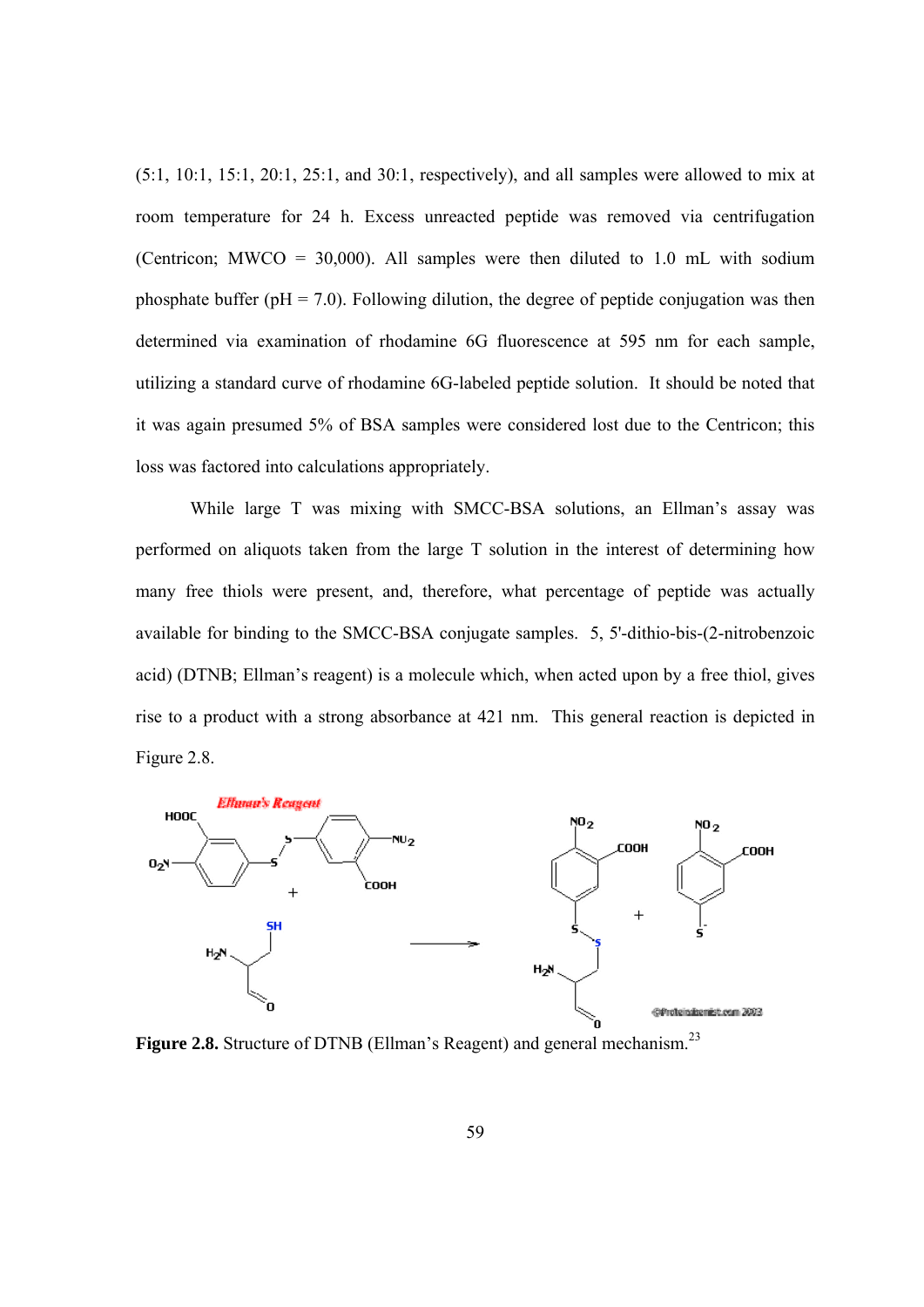(5:1, 10:1, 15:1, 20:1, 25:1, and 30:1, respectively), and all samples were allowed to mix at room temperature for 24 h. Excess unreacted peptide was removed via centrifugation (Centricon; MWCO = 30,000). All samples were then diluted to 1.0 mL with sodium phosphate buffer (pH = 7.0). Following dilution, the degree of peptide conjugation was then determined via examination of rhodamine 6G fluorescence at 595 nm for each sample, utilizing a standard curve of rhodamine 6G-labeled peptide solution. It should be noted that it was again presumed 5% of BSA samples were considered lost due to the Centricon; this loss was factored into calculations appropriately.

While large T was mixing with SMCC-BSA solutions, an Ellman's assay was performed on aliquots taken from the large T solution in the interest of determining how many free thiols were present, and, therefore, what percentage of peptide was actually available for binding to the SMCC-BSA conjugate samples. 5, 5'-dithio-bis-(2-nitrobenzoic acid) (DTNB; Ellman's reagent) is a molecule which, when acted upon by a free thiol, gives rise to a product with a strong absorbance at 421 nm. This general reaction is depicted in Figure 2.8.

**Figure 2.8.** Structure of DTNB (Ellman's Reagent) and general mechanism.[23]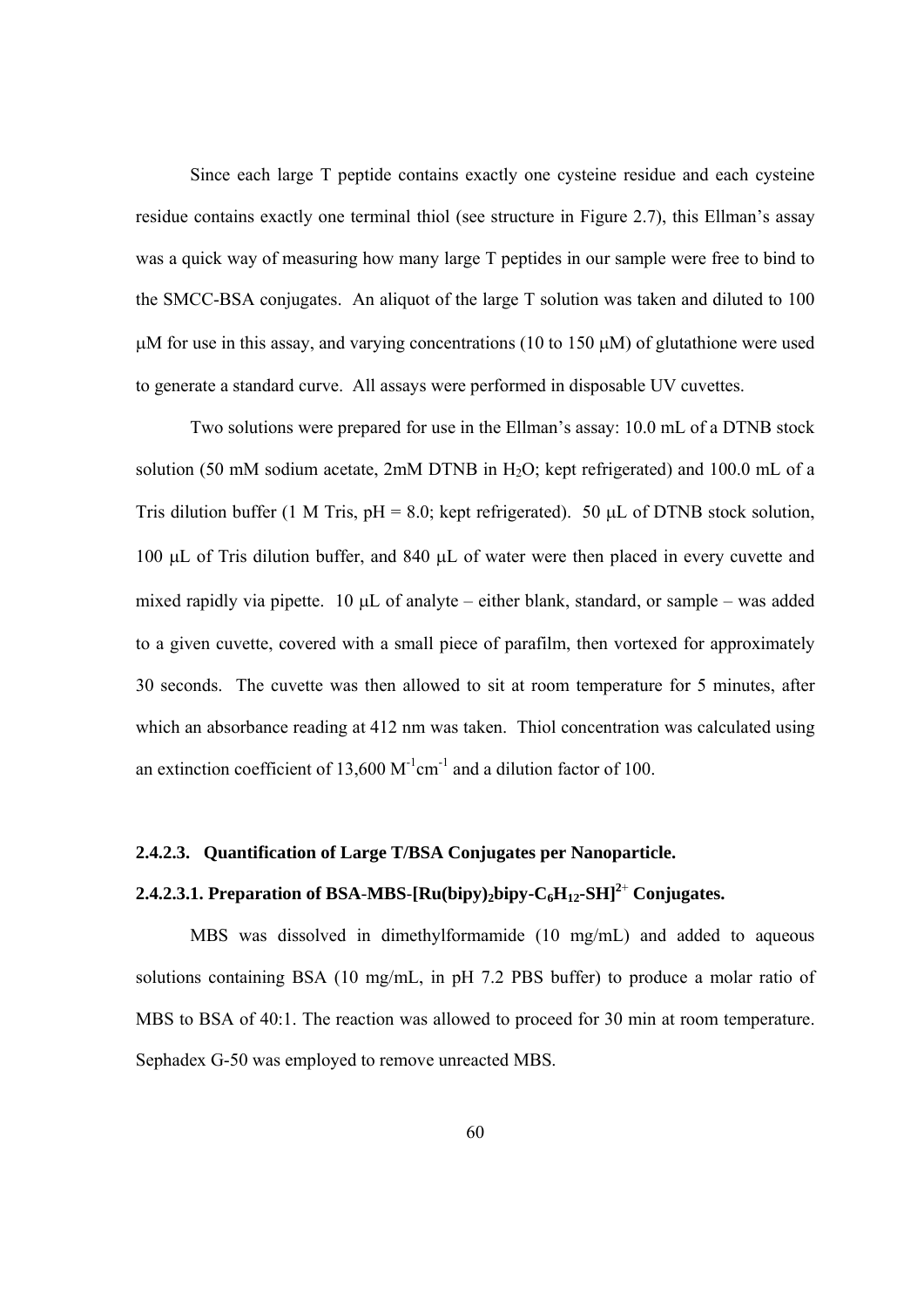Since each large T peptide contains exactly one cysteine residue and each cysteine residue contains exactly one terminal thiol (see structure in Figure 2.7), this Ellman's assay was a quick way of measuring how many large T peptides in our sample were free to bind to the SMCC-BSA conjugates. An aliquot of the large T solution was taken and diluted to 100 μM for use in this assay, and varying concentrations (10 to 150 μM) of glutathione were used to generate a standard curve. All assays were performed in disposable UV cuvettes.

Two solutions were prepared for use in the Ellman's assay: 10.0 mL of a DTNB stock solution (50 mM sodium acetate, 2mM DTNB in $H_2O$; kept refrigerated) and 100.0 mL of a Tris dilution buffer (1 M Tris, pH = 8.0; kept refrigerated). 50 μL of DTNB stock solution, 100 μL of Tris dilution buffer, and 840 μL of water were then placed in every cuvette and mixed rapidly via pipette. 10 μL of analyte – either blank, standard, or sample – was added to a given cuvette, covered with a small piece of parafilm, then vortexed for approximately 30 seconds. The cuvette was then allowed to sit at room temperature for 5 minutes, after which an absorbance reading at 412 nm was taken. Thiol concentration was calculated using an extinction coefficient of 13,600 $M^{-1}cm^{-1}$ and a dilution factor of 100.

#### 2.4.2.3. Quantification of Large T/BSA Conjugates per Nanoparticle.

##### 2.4.2.3.1. Preparation of BSA-MBS-$[Ru(bipy)_2bipy\text{-}C_6H_{12}\text{-}SH]^{2+}$ Conjugates.

MBS was dissolved in dimethylformamide (10 mg/mL) and added to aqueous solutions containing BSA (10 mg/mL, in pH 7.2 PBS buffer) to produce a molar ratio of MBS to BSA of 40:1. The reaction was allowed to proceed for 30 min at room temperature. Sephadex G-50 was employed to remove unreacted MBS.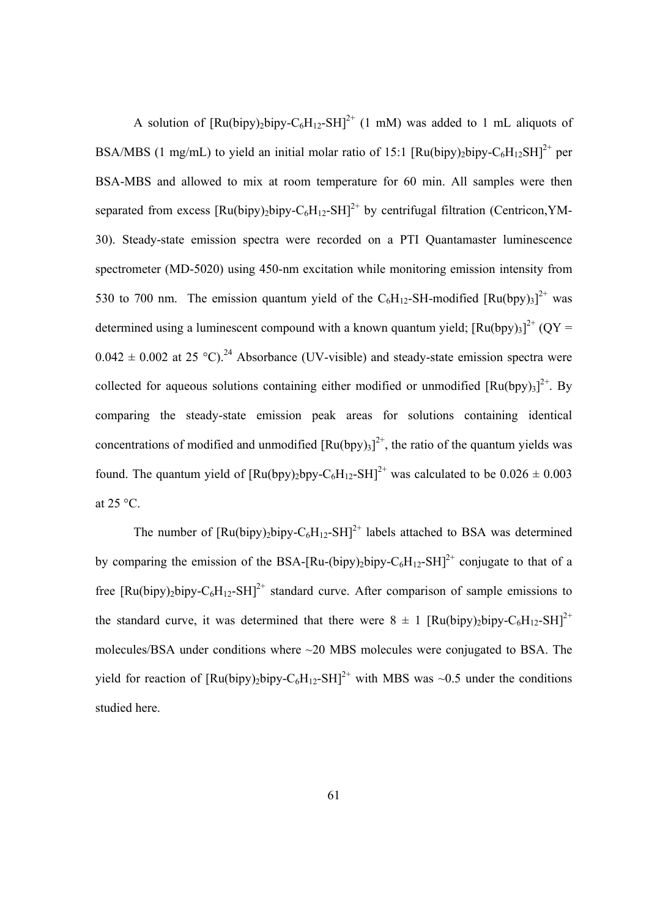A solution of $[Ru(bipy)_2bipy\text{-}C_6H_{12}\text{-}SH]^{2+}$ (1 mM) was added to 1 mL aliquots of BSA/MBS (1 mg/mL) to yield an initial molar ratio of 15:1 $[Ru(bipy)_2bipy\text{-}C_6H_{12}SH]^{2+}$ per BSA-MBS and allowed to mix at room temperature for 60 min. All samples were then separated from excess $[Ru(bipy)_2bipy\text{-}C_6H_{12}\text{-}SH]^{2+}$ by centrifugal filtration (Centricon,YM-30). Steady-state emission spectra were recorded on a PTI Quantamaster luminescence spectrometer (MD-5020) using 450-nm excitation while monitoring emission intensity from 530 to 700 nm. The emission quantum yield of the $C_6H_{12}$-SH-modified $[Ru(bpy)_3]^{2+}$ was determined using a luminescent compound with a known quantum yield; $[Ru(bpy)_3]^{2+}$ (QY = $0.042 \pm 0.002$ at 25 °C).[24] Absorbance (UV-visible) and steady-state emission spectra were collected for aqueous solutions containing either modified or unmodified $[Ru(bpy)_3]^{2+}$. By comparing the steady-state emission peak areas for solutions containing identical concentrations of modified and unmodified $[Ru(bpy)_3]^{2+}$, the ratio of the quantum yields was found. The quantum yield of $[Ru(bpy)_2bpy\text{-}C_6H_{12}\text{-}SH]^{2+}$ was calculated to be $0.026 \pm 0.003$ at 25 °C.

The number of $[Ru(bipy)_2bipy\text{-}C_6H_{12}\text{-}SH]^{2+}$ labels attached to BSA was determined by comparing the emission of the BSA-$[Ru\text{-}(bipy)_2bipy\text{-}C_6H_{12}\text{-}SH]^{2+}$ conjugate to that of a free $[Ru(bipy)_2bipy\text{-}C_6H_{12}\text{-}SH]^{2+}$ standard curve. After comparison of sample emissions to the standard curve, it was determined that there were $8 \pm 1$ $[Ru(bipy)_2bipy\text{-}C_6H_{12}\text{-}SH]^{2+}$ molecules/BSA under conditions where ~20 MBS molecules were conjugated to BSA. The yield for reaction of $[Ru(bipy)_2bipy\text{-}C_6H_{12}\text{-}SH]^{2+}$ with MBS was ~0.5 under the conditions studied here.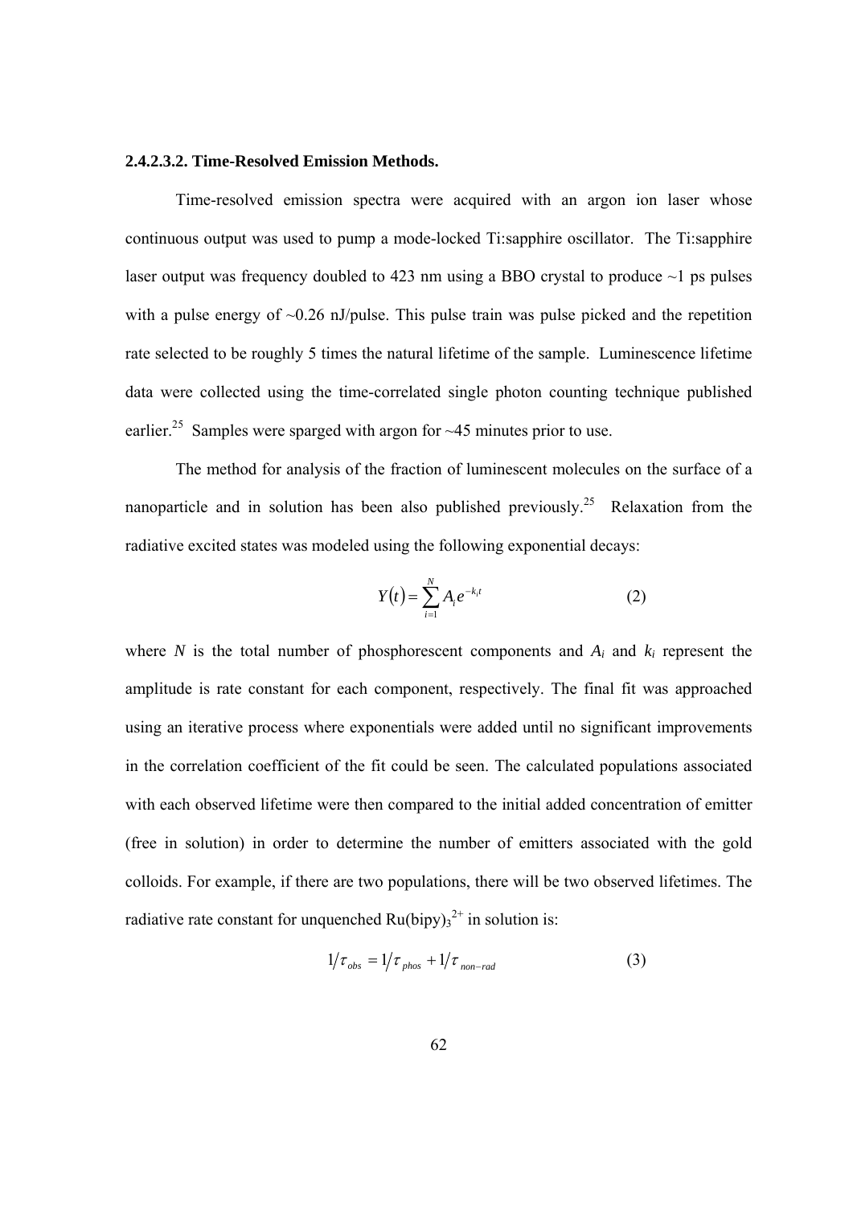#### 2.4.2.3.2. Time-Resolved Emission Methods.

Time-resolved emission spectra were acquired with an argon ion laser whose continuous output was used to pump a mode-locked Ti:sapphire oscillator. The Ti:sapphire laser output was frequency doubled to 423 nm using a BBO crystal to produce ~1 ps pulses with a pulse energy of ~0.26 nJ/pulse. This pulse train was pulse picked and the repetition rate selected to be roughly 5 times the natural lifetime of the sample. Luminescence lifetime data were collected using the time-correlated single photon counting technique published earlier.[25] Samples were sparged with argon for ~45 minutes prior to use.

The method for analysis of the fraction of luminescent molecules on the surface of a nanoparticle and in solution has been also published previously.[25] Relaxation from the radiative excited states was modeled using the following exponential decays:

$$Y(t) = \sum_{i=1}^{N} A_i e^{-k_i t} \qquad (2)$$

where $N$ is the total number of phosphorescent components and $A_i$ and $k_i$ represent the amplitude is rate constant for each component, respectively. The final fit was approached using an iterative process where exponentials were added until no significant improvements in the correlation coefficient of the fit could be seen. The calculated populations associated with each observed lifetime were then compared to the initial added concentration of emitter (free in solution) in order to determine the number of emitters associated with the gold colloids. For example, if there are two populations, there will be two observed lifetimes. The radiative rate constant for unquenched $Ru(bipy)_3^{2+}$ in solution is:

$$1/\tau_{obs} = 1/\tau_{phos} + 1/\tau_{non-rad} \qquad (3)$$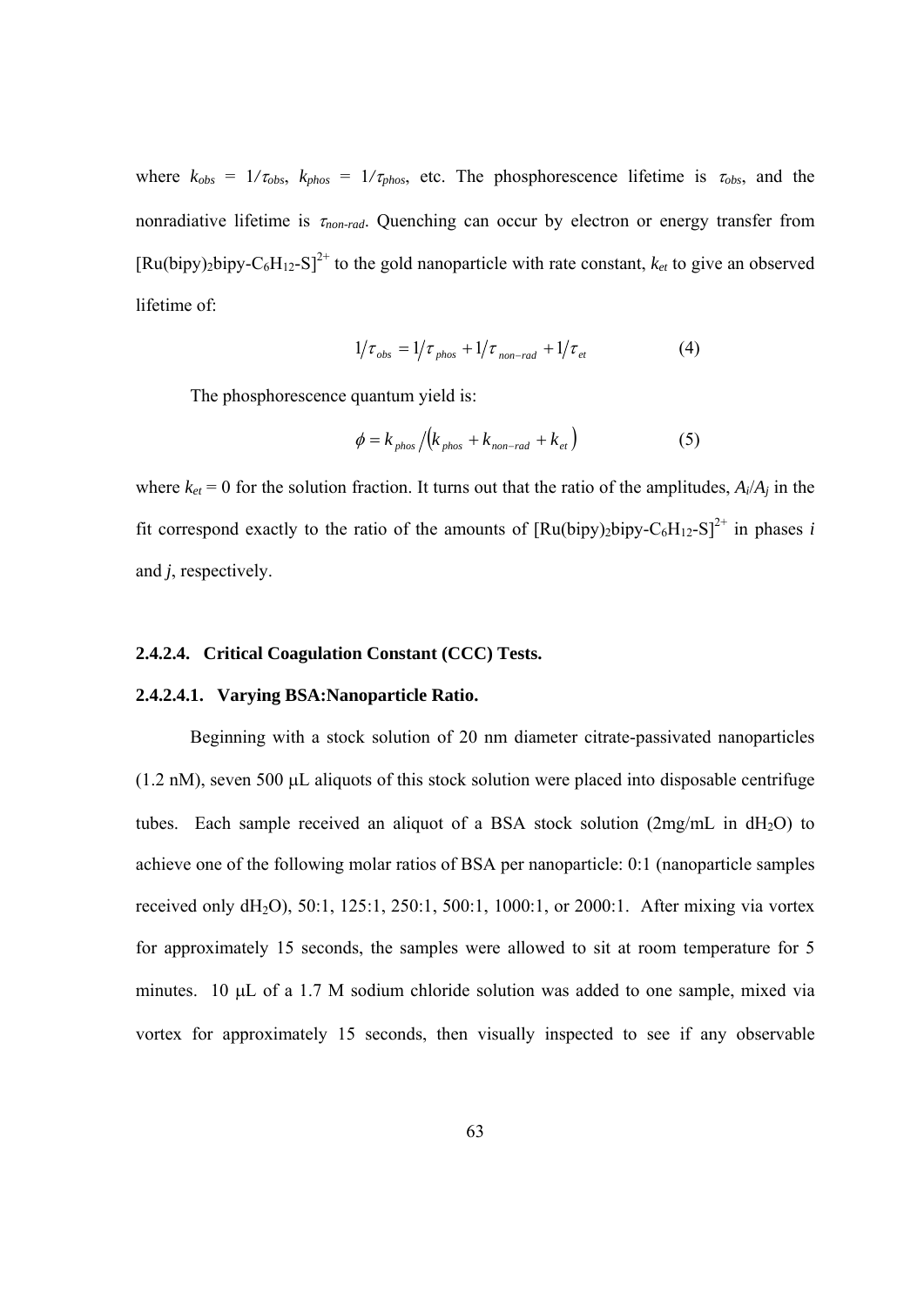where $k_{obs} = 1/\tau_{obs}$, $k_{phos} = 1/\tau_{phos}$, etc. The phosphorescence lifetime is $\tau_{obs}$, and the nonradiative lifetime is $\tau_{non\text{-}rad}$. Quenching can occur by electron or energy transfer from $[Ru(bipy)_2bipy\text{-}C_6H_{12}\text{-}S]^{2+}$ to the gold nanoparticle with rate constant, $k_{et}$ to give an observed lifetime of:

$$1/\tau_{obs} = 1/\tau_{phos} + 1/\tau_{non-rad} + 1/\tau_{et} \tag{4}$$

The phosphorescence quantum yield is:

$$\phi = k_{phos} / \left(k_{phos} + k_{non-rad} + k_{et}\right) \tag{5}$$

where $k_{et} = 0$ for the solution fraction. It turns out that the ratio of the amplitudes, $A_i/A_j$ in the fit correspond exactly to the ratio of the amounts of $[Ru(bipy)_2bipy\text{-}C_6H_{12}\text{-}S]^{2+}$ in phases *i* and *j*, respectively.

### 2.4.2.4. Critical Coagulation Constant (CCC) Tests.

#### 2.4.2.4.1. Varying BSA:Nanoparticle Ratio.

Beginning with a stock solution of 20 nm diameter citrate-passivated nanoparticles (1.2 nM), seven 500 μL aliquots of this stock solution were placed into disposable centrifuge tubes. Each sample received an aliquot of a BSA stock solution (2mg/mL in $dH_2O$) to achieve one of the following molar ratios of BSA per nanoparticle: 0:1 (nanoparticle samples received only $dH_2O$), 50:1, 125:1, 250:1, 500:1, 1000:1, or 2000:1. After mixing via vortex for approximately 15 seconds, the samples were allowed to sit at room temperature for 5 minutes. 10 μL of a 1.7 M sodium chloride solution was added to one sample, mixed via vortex for approximately 15 seconds, then visually inspected to see if any observable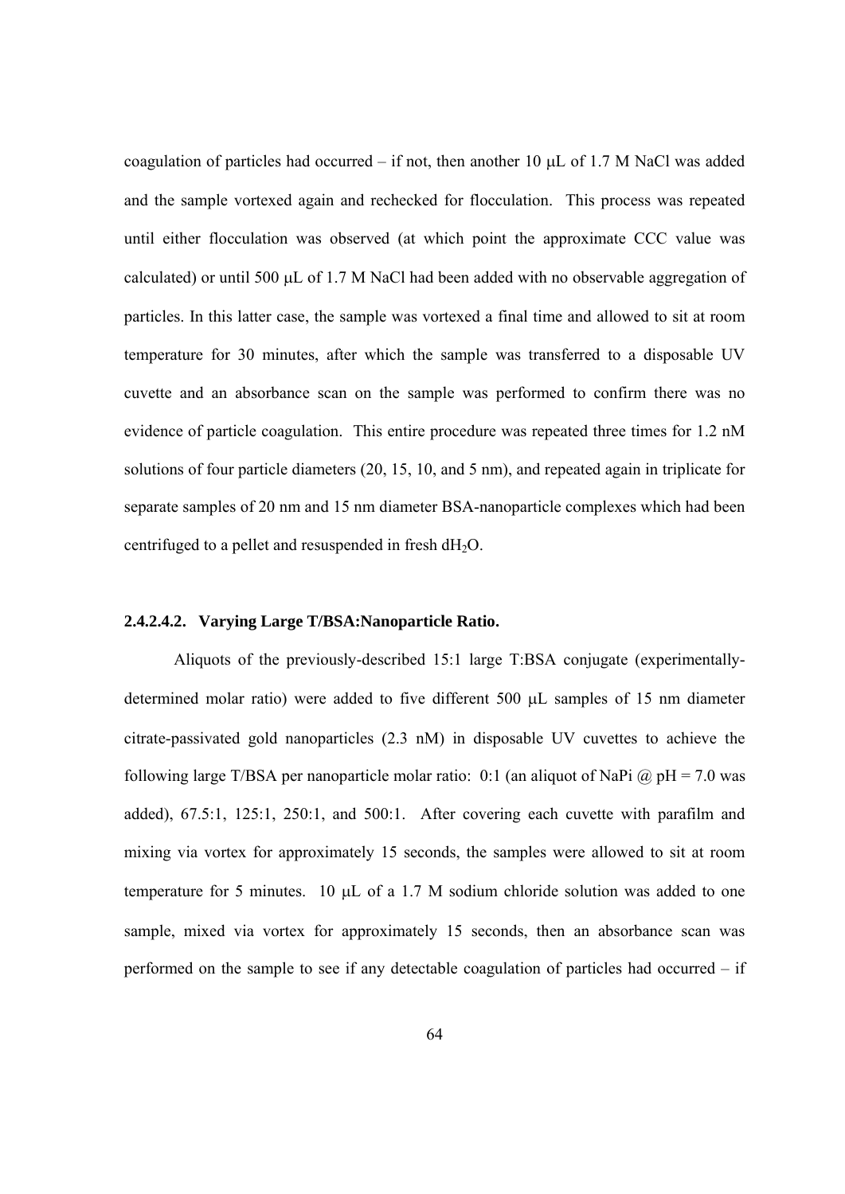coagulation of particles had occurred – if not, then another 10 μL of 1.7 M NaCl was added and the sample vortexed again and rechecked for flocculation. This process was repeated until either flocculation was observed (at which point the approximate CCC value was calculated) or until 500 μL of 1.7 M NaCl had been added with no observable aggregation of particles. In this latter case, the sample was vortexed a final time and allowed to sit at room temperature for 30 minutes, after which the sample was transferred to a disposable UV cuvette and an absorbance scan on the sample was performed to confirm there was no evidence of particle coagulation. This entire procedure was repeated three times for 1.2 nM solutions of four particle diameters (20, 15, 10, and 5 nm), and repeated again in triplicate for separate samples of 20 nm and 15 nm diameter BSA-nanoparticle complexes which had been centrifuged to a pellet and resuspended in fresh $dH_2O$.

#### 2.4.2.4.2. Varying Large T/BSA:Nanoparticle Ratio.

Aliquots of the previously-described 15:1 large T:BSA conjugate (experimentally-determined molar ratio) were added to five different 500 μL samples of 15 nm diameter citrate-passivated gold nanoparticles (2.3 nM) in disposable UV cuvettes to achieve the following large T/BSA per nanoparticle molar ratio: 0:1 (an aliquot of NaPi @ pH = 7.0 was added), 67.5:1, 125:1, 250:1, and 500:1. After covering each cuvette with parafilm and mixing via vortex for approximately 15 seconds, the samples were allowed to sit at room temperature for 5 minutes. 10 μL of a 1.7 M sodium chloride solution was added to one sample, mixed via vortex for approximately 15 seconds, then an absorbance scan was performed on the sample to see if any detectable coagulation of particles had occurred – if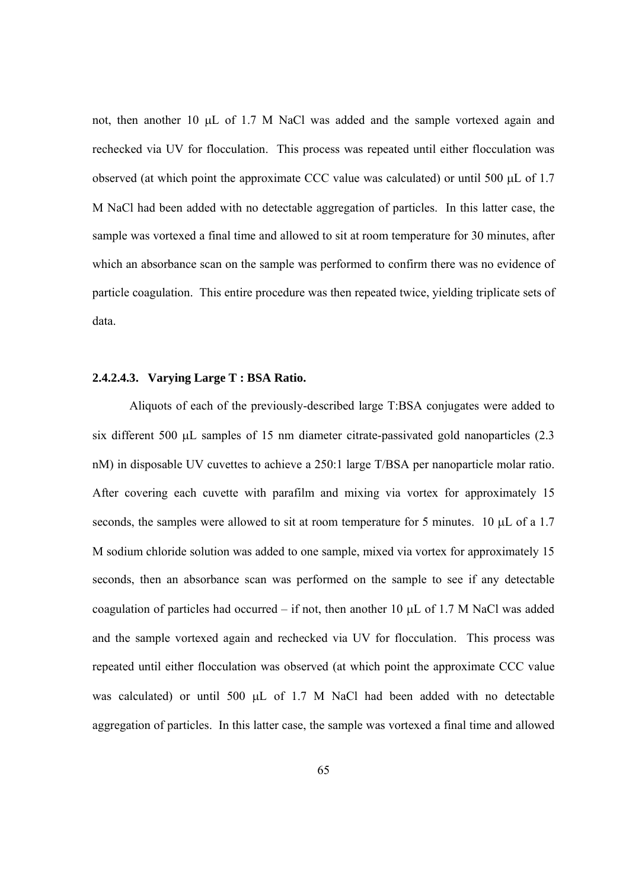not, then another 10 μL of 1.7 M NaCl was added and the sample vortexed again and rechecked via UV for flocculation. This process was repeated until either flocculation was observed (at which point the approximate CCC value was calculated) or until 500 μL of 1.7 M NaCl had been added with no detectable aggregation of particles. In this latter case, the sample was vortexed a final time and allowed to sit at room temperature for 30 minutes, after which an absorbance scan on the sample was performed to confirm there was no evidence of particle coagulation. This entire procedure was then repeated twice, yielding triplicate sets of data.

#### 2.4.2.4.3. Varying Large T : BSA Ratio.

Aliquots of each of the previously-described large T:BSA conjugates were added to six different 500 μL samples of 15 nm diameter citrate-passivated gold nanoparticles (2.3 nM) in disposable UV cuvettes to achieve a 250:1 large T/BSA per nanoparticle molar ratio. After covering each cuvette with parafilm and mixing via vortex for approximately 15 seconds, the samples were allowed to sit at room temperature for 5 minutes. 10 μL of a 1.7 M sodium chloride solution was added to one sample, mixed via vortex for approximately 15 seconds, then an absorbance scan was performed on the sample to see if any detectable coagulation of particles had occurred – if not, then another 10 μL of 1.7 M NaCl was added and the sample vortexed again and rechecked via UV for flocculation. This process was repeated until either flocculation was observed (at which point the approximate CCC value was calculated) or until 500 μL of 1.7 M NaCl had been added with no detectable aggregation of particles. In this latter case, the sample was vortexed a final time and allowed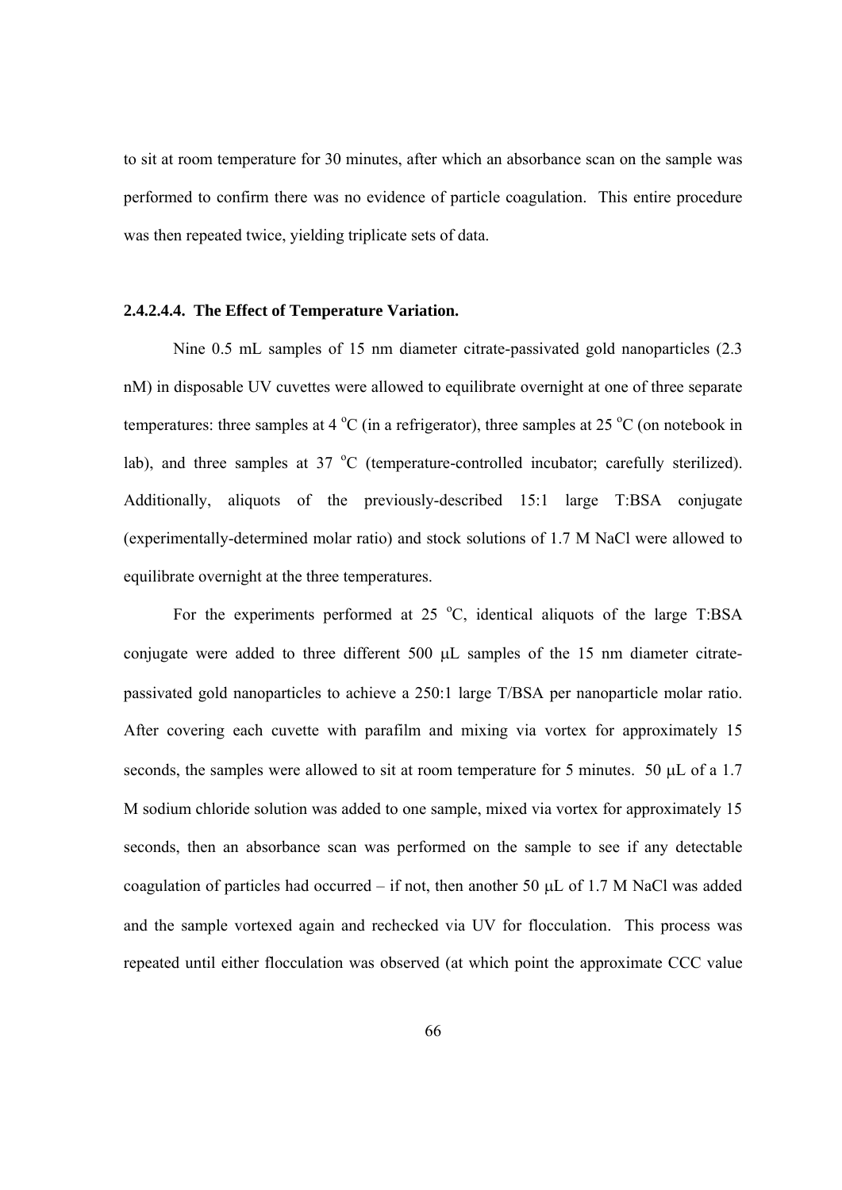to sit at room temperature for 30 minutes, after which an absorbance scan on the sample was performed to confirm there was no evidence of particle coagulation. This entire procedure was then repeated twice, yielding triplicate sets of data.

#### 2.4.2.4.4. The Effect of Temperature Variation.

Nine 0.5 mL samples of 15 nm diameter citrate-passivated gold nanoparticles (2.3 nM) in disposable UV cuvettes were allowed to equilibrate overnight at one of three separate temperatures: three samples at 4 $^{o}$C (in a refrigerator), three samples at 25 $^{o}$C (on notebook in lab), and three samples at 37 $^{o}$C (temperature-controlled incubator; carefully sterilized). Additionally, aliquots of the previously-described 15:1 large T:BSA conjugate (experimentally-determined molar ratio) and stock solutions of 1.7 M NaCl were allowed to equilibrate overnight at the three temperatures.

For the experiments performed at 25 $^{o}$C, identical aliquots of the large T:BSA conjugate were added to three different 500 μL samples of the 15 nm diameter citrate-passivated gold nanoparticles to achieve a 250:1 large T/BSA per nanoparticle molar ratio. After covering each cuvette with parafilm and mixing via vortex for approximately 15 seconds, the samples were allowed to sit at room temperature for 5 minutes. 50 μL of a 1.7 M sodium chloride solution was added to one sample, mixed via vortex for approximately 15 seconds, then an absorbance scan was performed on the sample to see if any detectable coagulation of particles had occurred – if not, then another 50 μL of 1.7 M NaCl was added and the sample vortexed again and rechecked via UV for flocculation. This process was repeated until either flocculation was observed (at which point the approximate CCC value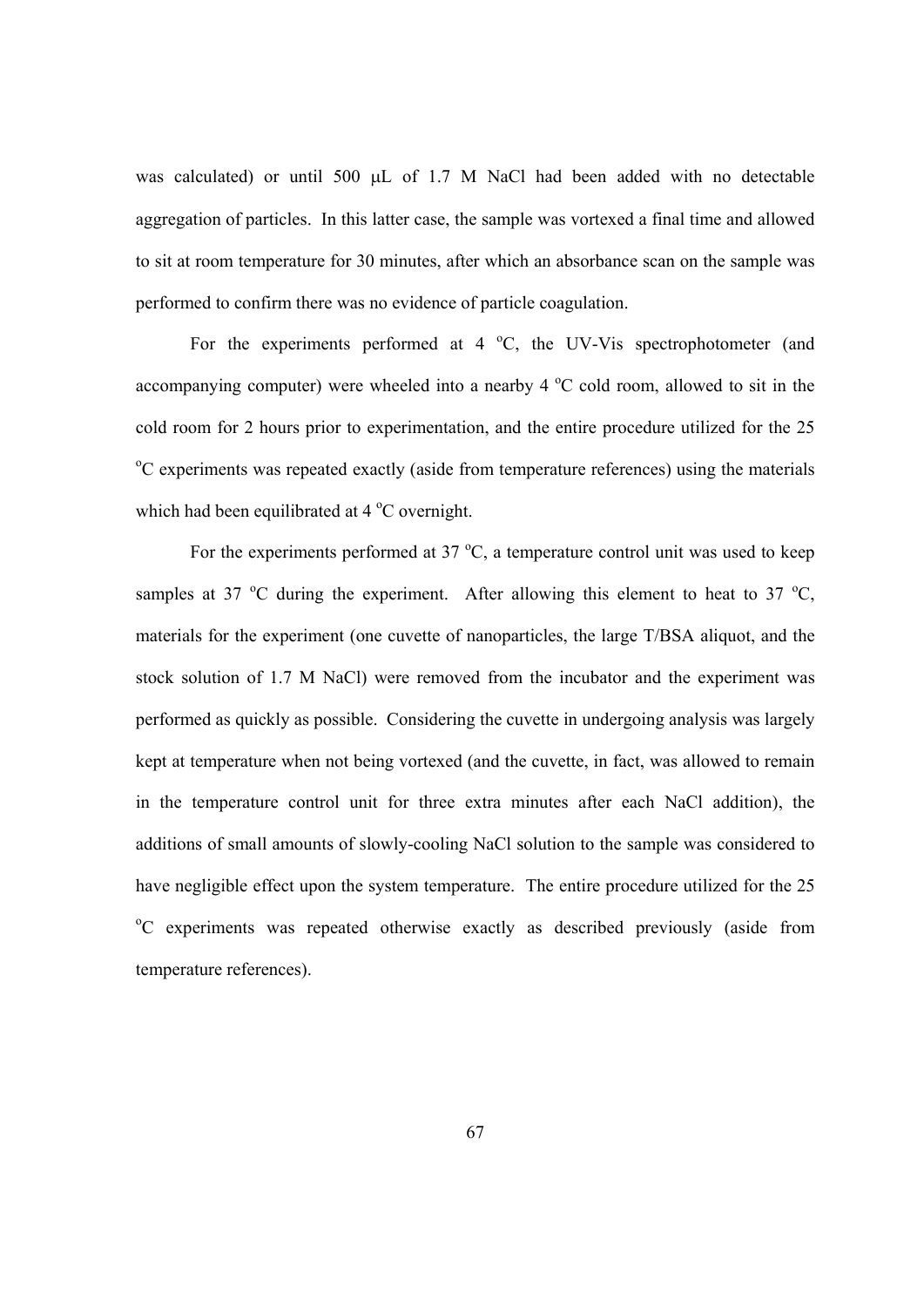was calculated) or until 500 μL of 1.7 M NaCl had been added with no detectable aggregation of particles. In this latter case, the sample was vortexed a final time and allowed to sit at room temperature for 30 minutes, after which an absorbance scan on the sample was performed to confirm there was no evidence of particle coagulation.

For the experiments performed at 4 °C, the UV-Vis spectrophotometer (and accompanying computer) were wheeled into a nearby 4 °C cold room, allowed to sit in the cold room for 2 hours prior to experimentation, and the entire procedure utilized for the 25 °C experiments was repeated exactly (aside from temperature references) using the materials which had been equilibrated at 4 °C overnight.

For the experiments performed at 37 °C, a temperature control unit was used to keep samples at 37 °C during the experiment. After allowing this element to heat to 37 °C, materials for the experiment (one cuvette of nanoparticles, the large T/BSA aliquot, and the stock solution of 1.7 M NaCl) were removed from the incubator and the experiment was performed as quickly as possible. Considering the cuvette in undergoing analysis was largely kept at temperature when not being vortexed (and the cuvette, in fact, was allowed to remain in the temperature control unit for three extra minutes after each NaCl addition), the additions of small amounts of slowly-cooling NaCl solution to the sample was considered to have negligible effect upon the system temperature. The entire procedure utilized for the 25 °C experiments was repeated otherwise exactly as described previously (aside from temperature references).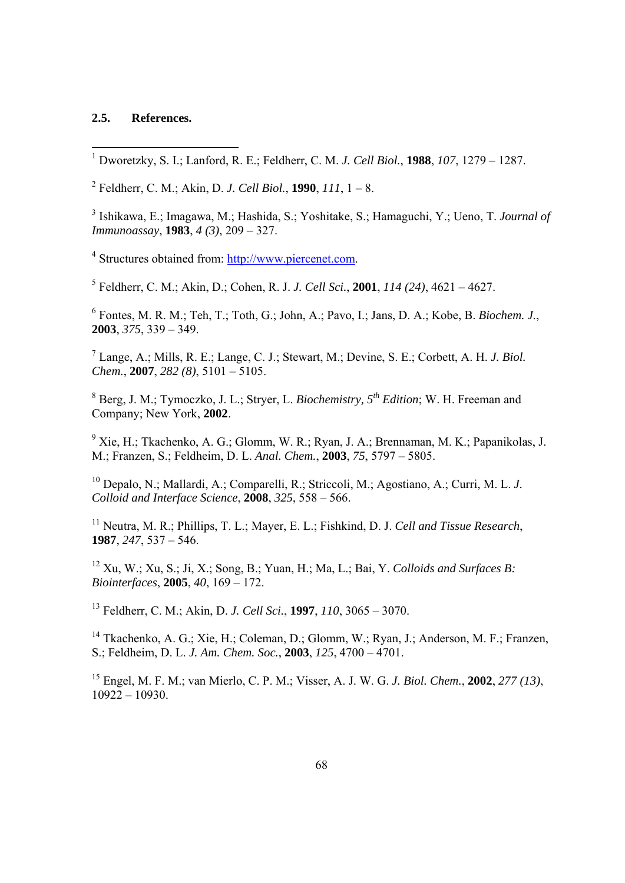### 2.5. References.

[1] Dworetzky, S. I.; Lanford, R. E.; Feldherr, C. M. *J. Cell Biol.*, **1988**, *107*, 1279 – 1287.

[2] Feldherr, C. M.; Akin, D. *J. Cell Biol.*, **1990**, *111*, 1 – 8.

[3] Ishikawa, E.; Imagawa, M.; Hashida, S.; Yoshitake, S.; Hamaguchi, Y.; Ueno, T. *Journal of Immunoassay*, **1983**, *4 (3)*, 209 – 327.

[4] Structures obtained from: [http://www.piercenet.com](http://www.piercenet.com).

[5] Feldherr, C. M.; Akin, D.; Cohen, R. J. *J. Cell Sci.*, **2001**, *114 (24)*, 4621 – 4627.

[6] Fontes, M. R. M.; Teh, T.; Toth, G.; John, A.; Pavo, I.; Jans, D. A.; Kobe, B. *Biochem. J.*, **2003**, *375*, 339 – 349.

[7] Lange, A.; Mills, R. E.; Lange, C. J.; Stewart, M.; Devine, S. E.; Corbett, A. H. *J. Biol. Chem.*, **2007**, *282 (8)*, 5101 – 5105.

[8] Berg, J. M.; Tymoczko, J. L.; Stryer, L. *Biochemistry, 5th Edition*; W. H. Freeman and Company; New York, **2002**.

[9] Xie, H.; Tkachenko, A. G.; Glomm, W. R.; Ryan, J. A.; Brennaman, M. K.; Papanikolas, J. M.; Franzen, S.; Feldheim, D. L. *Anal. Chem.*, **2003**, *75*, 5797 – 5805.

[10] Depalo, N.; Mallardi, A.; Comparelli, R.; Striccoli, M.; Agostiano, A.; Curri, M. L. *J. Colloid and Interface Science*, **2008**, *325*, 558 – 566.

[11] Neutra, M. R.; Phillips, T. L.; Mayer, E. L.; Fishkind, D. J. *Cell and Tissue Research*, **1987**, *247*, 537 – 546.

[12] Xu, W.; Xu, S.; Ji, X.; Song, B.; Yuan, H.; Ma, L.; Bai, Y. *Colloids and Surfaces B: Biointerfaces*, **2005**, *40*, 169 – 172.

[13] Feldherr, C. M.; Akin, D. *J. Cell Sci.*, **1997**, *110*, 3065 – 3070.

[14] Tkachenko, A. G.; Xie, H.; Coleman, D.; Glomm, W.; Ryan, J.; Anderson, M. F.; Franzen, S.; Feldheim, D. L. *J. Am. Chem. Soc.*, **2003**, *125*, 4700 – 4701.

[15] Engel, M. F. M.; van Mierlo, C. P. M.; Visser, A. J. W. G. *J. Biol. Chem.*, **2002**, *277 (13)*, 10922 – 10930.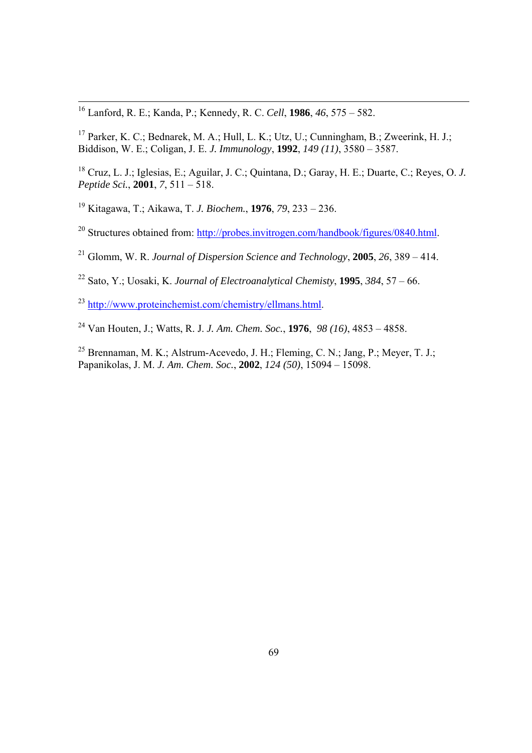[16] Lanford, R. E.; Kanda, P.; Kennedy, R. C. *Cell*, **1986**, *46*, 575 – 582.

[17] Parker, K. C.; Bednarek, M. A.; Hull, L. K.; Utz, U.; Cunningham, B.; Zweerink, H. J.; Biddison, W. E.; Coligan, J. E. *J. Immunology*, **1992**, *149 (11)*, 3580 – 3587.

[18] Cruz, L. J.; Iglesias, E.; Aguilar, J. C.; Quintana, D.; Garay, H. E.; Duarte, C.; Reyes, O. *J. Peptide Sci.*, **2001**, *7*, 511 – 518.

[19] Kitagawa, T.; Aikawa, T. *J. Biochem.*, **1976**, *79*, 233 – 236.

[20] Structures obtained from: http://probes.invitrogen.com/handbook/figures/0840.html.

[21] Glomm, W. R. *Journal of Dispersion Science and Technology*, **2005**, *26*, 389 – 414.

[22] Sato, Y.; Uosaki, K. *Journal of Electroanalytical Chemisty*, **1995**, *384*, 57 – 66.

[23] http://www.proteinchemist.com/chemistry/ellmans.html.

[24] Van Houten, J.; Watts, R. J. *J. Am. Chem. Soc.*, **1976**, *98 (16)*, 4853 – 4858.

[25] Brennaman, M. K.; Alstrum-Acevedo, J. H.; Fleming, C. N.; Jang, P.; Meyer, T. J.; Papanikolas, J. M. *J. Am. Chem. Soc.*, **2002**, *124 (50)*, 15094 – 15098.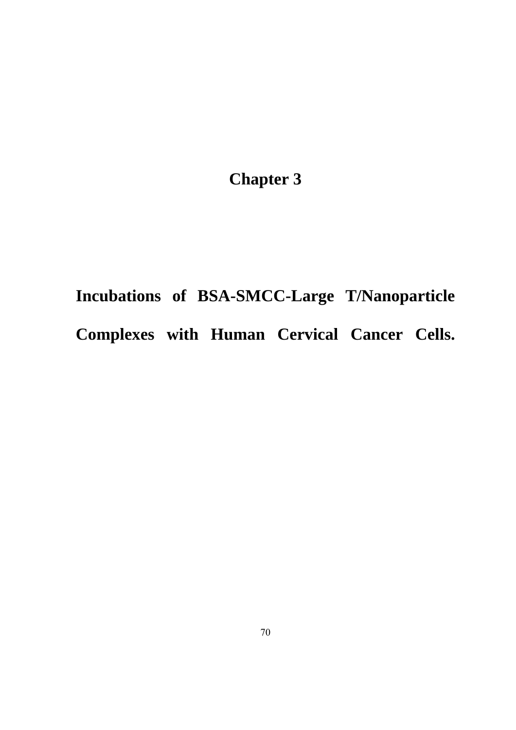# Chapter 3

# Incubations of BSA-SMCC-Large T/Nanoparticle Complexes with Human Cervical Cancer Cells.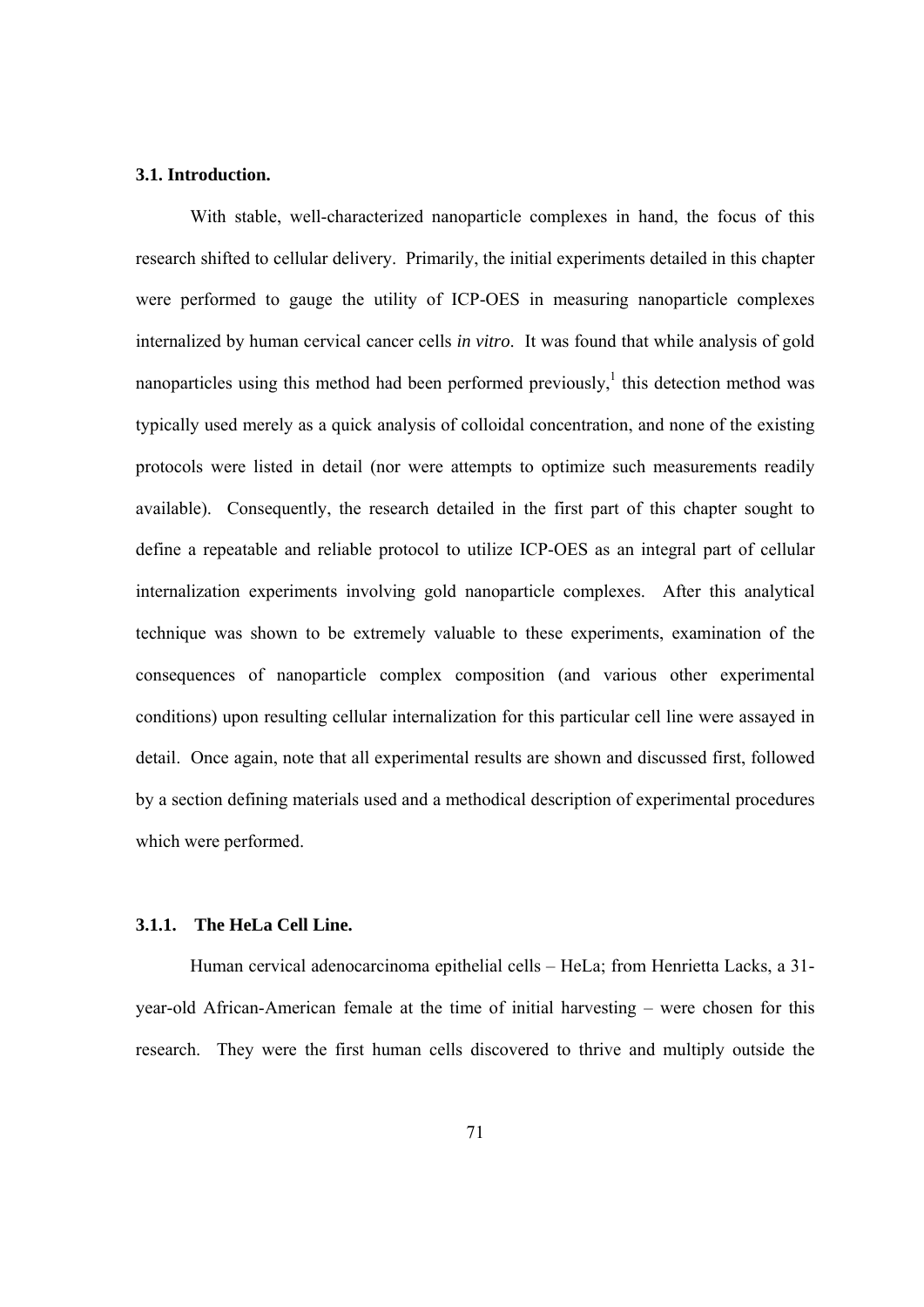### 3.1. Introduction.

With stable, well-characterized nanoparticle complexes in hand, the focus of this research shifted to cellular delivery. Primarily, the initial experiments detailed in this chapter were performed to gauge the utility of ICP-OES in measuring nanoparticle complexes internalized by human cervical cancer cells *in vitro*. It was found that while analysis of gold nanoparticles using this method had been performed previously,[1] this detection method was typically used merely as a quick analysis of colloidal concentration, and none of the existing protocols were listed in detail (nor were attempts to optimize such measurements readily available). Consequently, the research detailed in the first part of this chapter sought to define a repeatable and reliable protocol to utilize ICP-OES as an integral part of cellular internalization experiments involving gold nanoparticle complexes. After this analytical technique was shown to be extremely valuable to these experiments, examination of the consequences of nanoparticle complex composition (and various other experimental conditions) upon resulting cellular internalization for this particular cell line were assayed in detail. Once again, note that all experimental results are shown and discussed first, followed by a section defining materials used and a methodical description of experimental procedures which were performed.

#### 3.1.1. The HeLa Cell Line.

Human cervical adenocarcinoma epithelial cells – HeLa; from Henrietta Lacks, a 31-year-old African-American female at the time of initial harvesting – were chosen for this research. They were the first human cells discovered to thrive and multiply outside the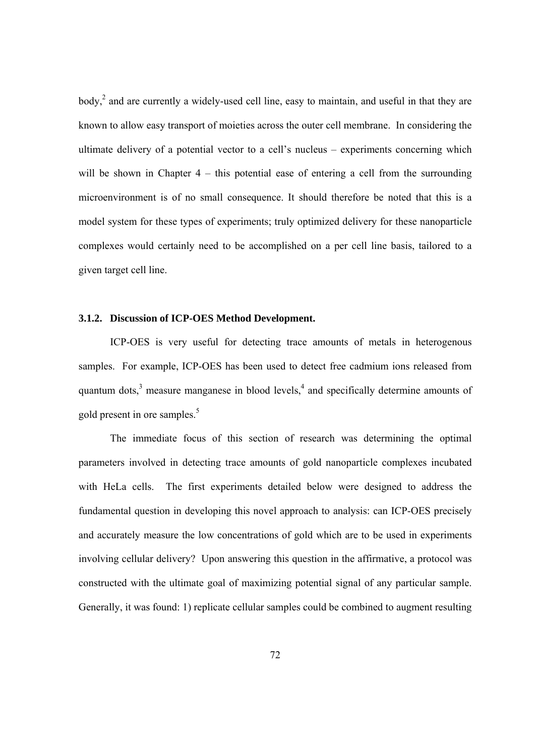body,[2] and are currently a widely-used cell line, easy to maintain, and useful in that they are known to allow easy transport of moieties across the outer cell membrane. In considering the ultimate delivery of a potential vector to a cell's nucleus – experiments concerning which will be shown in Chapter 4 – this potential ease of entering a cell from the surrounding microenvironment is of no small consequence. It should therefore be noted that this is a model system for these types of experiments; truly optimized delivery for these nanoparticle complexes would certainly need to be accomplished on a per cell line basis, tailored to a given target cell line.

### 3.1.2. Discussion of ICP-OES Method Development.

ICP-OES is very useful for detecting trace amounts of metals in heterogenous samples. For example, ICP-OES has been used to detect free cadmium ions released from quantum dots,[3] measure manganese in blood levels,[4] and specifically determine amounts of gold present in ore samples.[5]

The immediate focus of this section of research was determining the optimal parameters involved in detecting trace amounts of gold nanoparticle complexes incubated with HeLa cells. The first experiments detailed below were designed to address the fundamental question in developing this novel approach to analysis: can ICP-OES precisely and accurately measure the low concentrations of gold which are to be used in experiments involving cellular delivery? Upon answering this question in the affirmative, a protocol was constructed with the ultimate goal of maximizing potential signal of any particular sample. Generally, it was found: 1) replicate cellular samples could be combined to augment resulting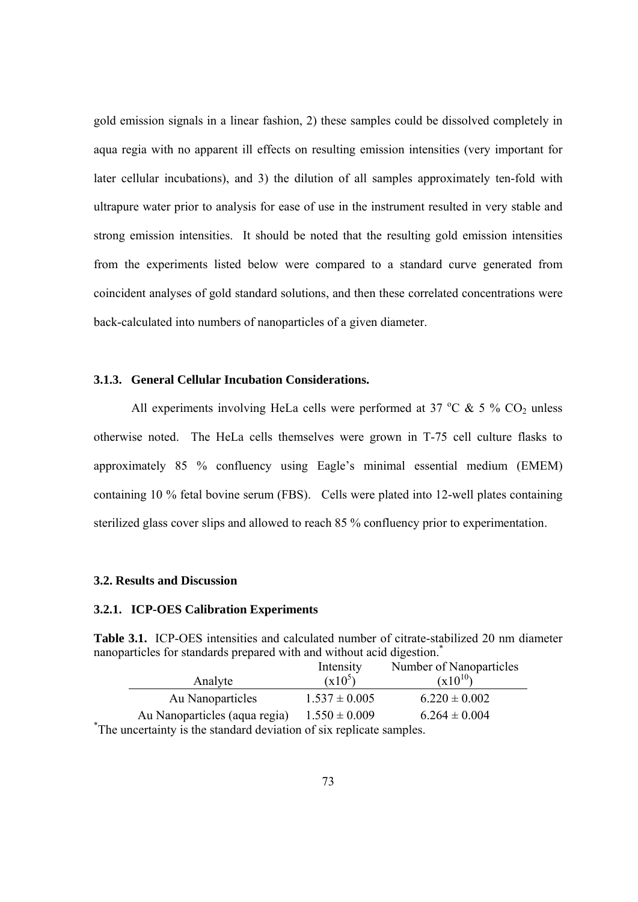gold emission signals in a linear fashion, 2) these samples could be dissolved completely in aqua regia with no apparent ill effects on resulting emission intensities (very important for later cellular incubations), and 3) the dilution of all samples approximately ten-fold with ultrapure water prior to analysis for ease of use in the instrument resulted in very stable and strong emission intensities. It should be noted that the resulting gold emission intensities from the experiments listed below were compared to a standard curve generated from coincident analyses of gold standard solutions, and then these correlated concentrations were back-calculated into numbers of nanoparticles of a given diameter.

### 3.1.3. General Cellular Incubation Considerations.

All experiments involving HeLa cells were performed at 37 °C & 5 % $CO_2$ unless otherwise noted. The HeLa cells themselves were grown in T-75 cell culture flasks to approximately 85 % confluency using Eagle's minimal essential medium (EMEM) containing 10 % fetal bovine serum (FBS). Cells were plated into 12-well plates containing sterilized glass cover slips and allowed to reach 85 % confluency prior to experimentation.

## 3.2. Results and Discussion

### 3.2.1. ICP-OES Calibration Experiments

**Table 3.1.** ICP-OES intensities and calculated number of citrate-stabilized 20 nm diameter nanoparticles for standards prepared with and without acid digestion.*

| Analyte | Intensity ($x10^5$) | Number of Nanoparticles ($x10^{10}$) |
|---|---|---|
| Au Nanoparticles | $1.537 \pm 0.005$ | $6.220 \pm 0.002$ |
| Au Nanoparticles (aqua regia) | $1.550 \pm 0.009$ | $6.264 \pm 0.004$ |

*The uncertainty is the standard deviation of six replicate samples.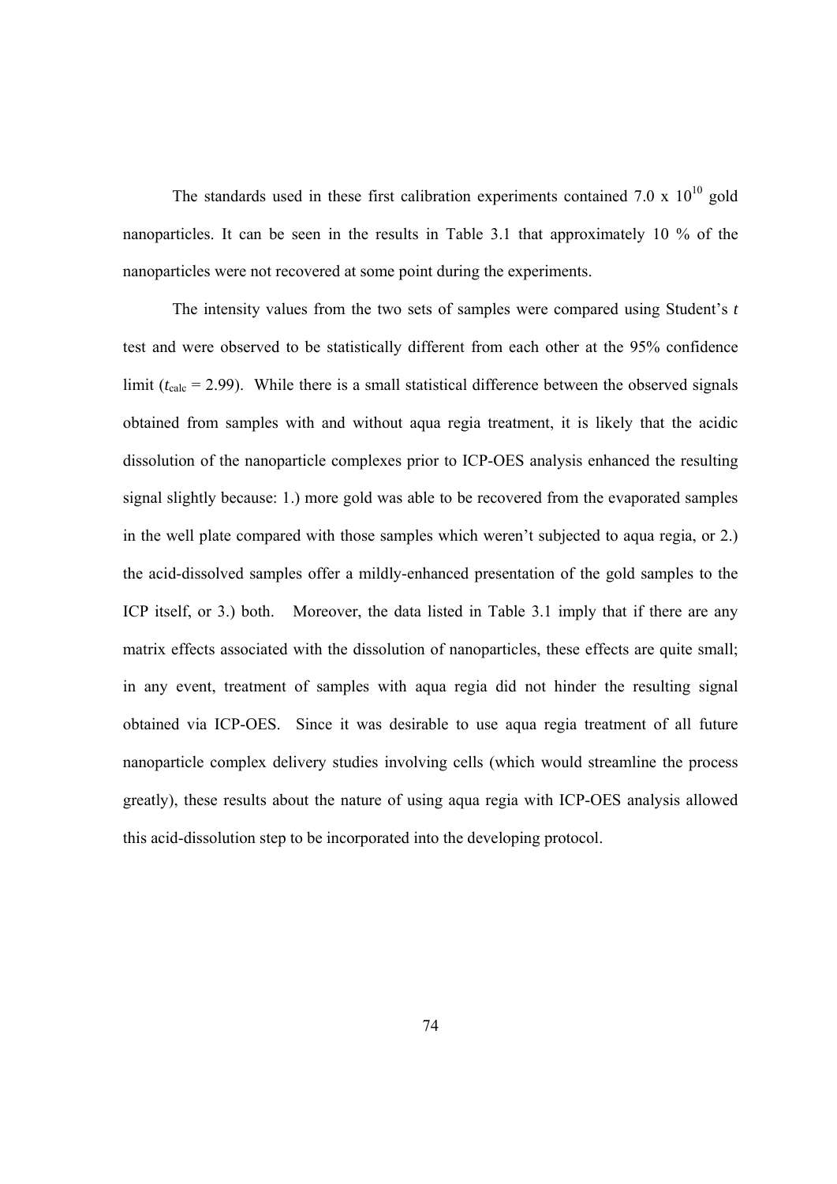The standards used in these first calibration experiments contained $7.0 \times 10^{10}$ gold nanoparticles. It can be seen in the results in Table 3.1 that approximately 10 % of the nanoparticles were not recovered at some point during the experiments.

The intensity values from the two sets of samples were compared using Student's *t* test and were observed to be statistically different from each other at the 95% confidence limit ($t_{calc} = 2.99$). While there is a small statistical difference between the observed signals obtained from samples with and without aqua regia treatment, it is likely that the acidic dissolution of the nanoparticle complexes prior to ICP-OES analysis enhanced the resulting signal slightly because: 1.) more gold was able to be recovered from the evaporated samples in the well plate compared with those samples which weren't subjected to aqua regia, or 2.) the acid-dissolved samples offer a mildly-enhanced presentation of the gold samples to the ICP itself, or 3.) both. Moreover, the data listed in Table 3.1 imply that if there are any matrix effects associated with the dissolution of nanoparticles, these effects are quite small; in any event, treatment of samples with aqua regia did not hinder the resulting signal obtained via ICP-OES. Since it was desirable to use aqua regia treatment of all future nanoparticle complex delivery studies involving cells (which would streamline the process greatly), these results about the nature of using aqua regia with ICP-OES analysis allowed this acid-dissolution step to be incorporated into the developing protocol.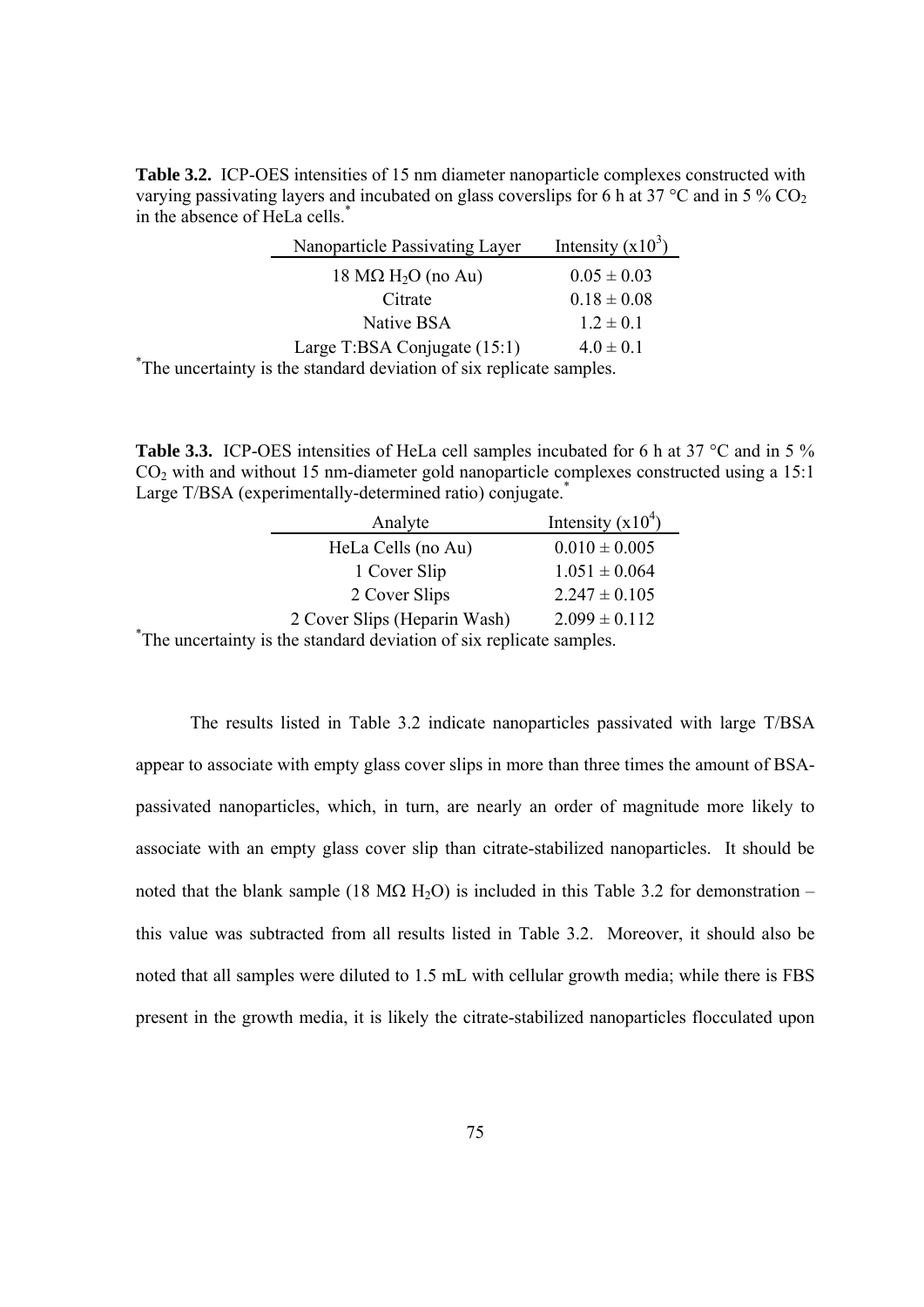**Table 3.2.** ICP-OES intensities of 15 nm diameter nanoparticle complexes constructed with varying passivating layers and incubated on glass coverslips for 6 h at 37 °C and in 5 % $CO_2$ in the absence of HeLa cells.*

| Nanoparticle Passivating Layer | Intensity ($x10^3$) |
|---|---|
| 18 MΩ $H_2O$ (no Au) | 0.05 ± 0.03 |
| Citrate | 0.18 ± 0.08 |
| Native BSA | 1.2 ± 0.1 |
| Large T:BSA Conjugate (15:1) | 4.0 ± 0.1 |

*The uncertainty is the standard deviation of six replicate samples.

**Table 3.3.** ICP-OES intensities of HeLa cell samples incubated for 6 h at 37 °C and in 5 % $CO_2$ with and without 15 nm-diameter gold nanoparticle complexes constructed using a 15:1 Large T/BSA (experimentally-determined ratio) conjugate.*

| Analyte | Intensity ($x10^4$) |
|---|---|
| HeLa Cells (no Au) | 0.010 ± 0.005 |
| 1 Cover Slip | 1.051 ± 0.064 |
| 2 Cover Slips | 2.247 ± 0.105 |
| 2 Cover Slips (Heparin Wash) | 2.099 ± 0.112 |

*The uncertainty is the standard deviation of six replicate samples.

The results listed in Table 3.2 indicate nanoparticles passivated with large T/BSA appear to associate with empty glass cover slips in more than three times the amount of BSA-passivated nanoparticles, which, in turn, are nearly an order of magnitude more likely to associate with an empty glass cover slip than citrate-stabilized nanoparticles. It should be noted that the blank sample (18 MΩ $H_2O$) is included in this Table 3.2 for demonstration – this value was subtracted from all results listed in Table 3.2. Moreover, it should also be noted that all samples were diluted to 1.5 mL with cellular growth media; while there is FBS present in the growth media, it is likely the citrate-stabilized nanoparticles flocculated upon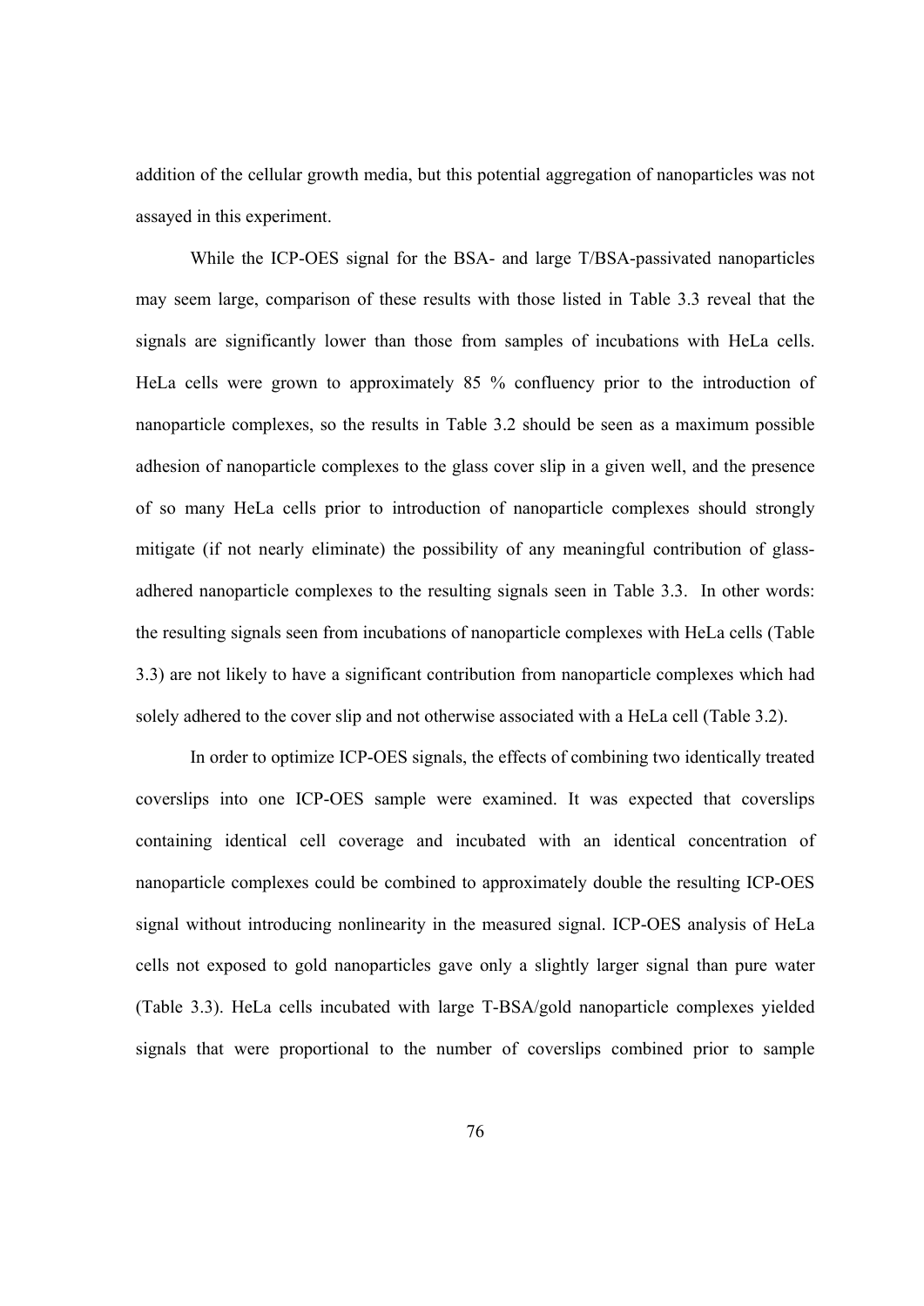addition of the cellular growth media, but this potential aggregation of nanoparticles was not assayed in this experiment.

While the ICP-OES signal for the BSA- and large T/BSA-passivated nanoparticles may seem large, comparison of these results with those listed in Table 3.3 reveal that the signals are significantly lower than those from samples of incubations with HeLa cells. HeLa cells were grown to approximately 85 % confluency prior to the introduction of nanoparticle complexes, so the results in Table 3.2 should be seen as a maximum possible adhesion of nanoparticle complexes to the glass cover slip in a given well, and the presence of so many HeLa cells prior to introduction of nanoparticle complexes should strongly mitigate (if not nearly eliminate) the possibility of any meaningful contribution of glass-adhered nanoparticle complexes to the resulting signals seen in Table 3.3. In other words: the resulting signals seen from incubations of nanoparticle complexes with HeLa cells (Table 3.3) are not likely to have a significant contribution from nanoparticle complexes which had solely adhered to the cover slip and not otherwise associated with a HeLa cell (Table 3.2).

In order to optimize ICP-OES signals, the effects of combining two identically treated coverslips into one ICP-OES sample were examined. It was expected that coverslips containing identical cell coverage and incubated with an identical concentration of nanoparticle complexes could be combined to approximately double the resulting ICP-OES signal without introducing nonlinearity in the measured signal. ICP-OES analysis of HeLa cells not exposed to gold nanoparticles gave only a slightly larger signal than pure water (Table 3.3). HeLa cells incubated with large T-BSA/gold nanoparticle complexes yielded signals that were proportional to the number of coverslips combined prior to sample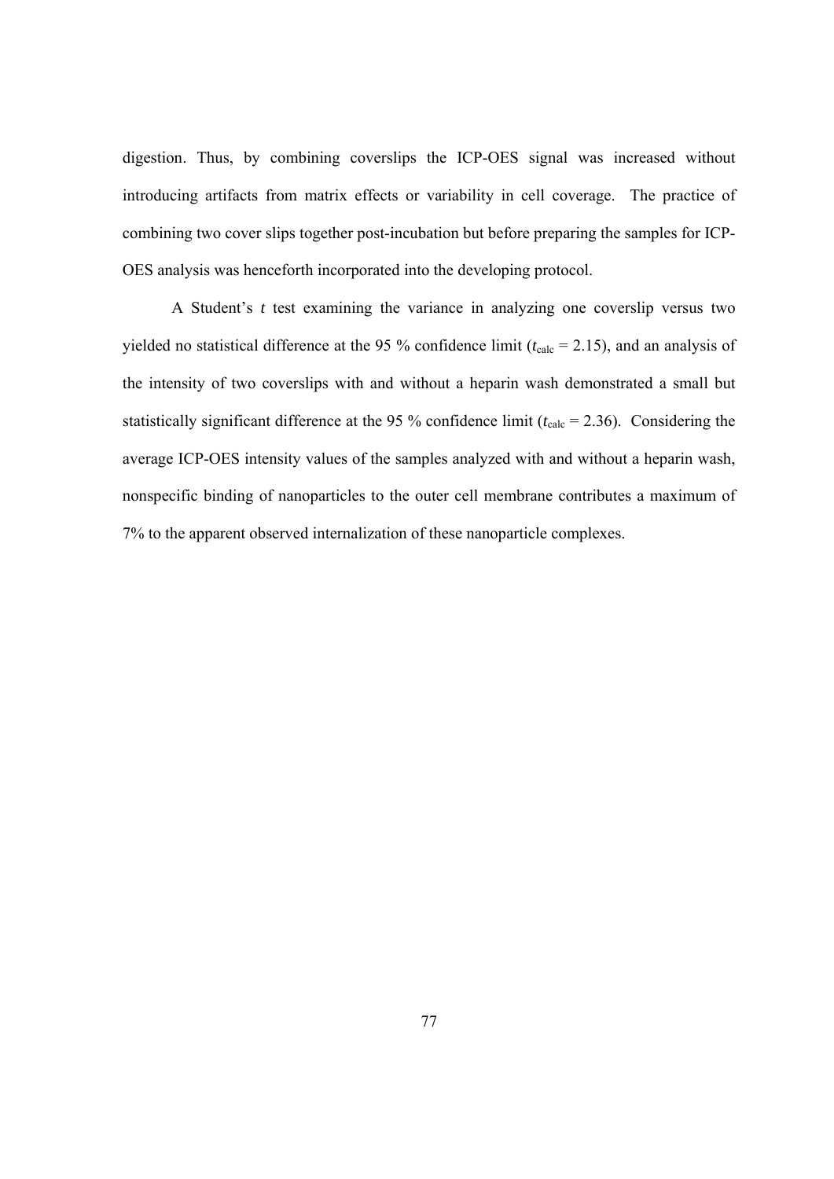digestion. Thus, by combining coverslips the ICP-OES signal was increased without introducing artifacts from matrix effects or variability in cell coverage. The practice of combining two cover slips together post-incubation but before preparing the samples for ICP-OES analysis was henceforth incorporated into the developing protocol.

A Student's *t* test examining the variance in analyzing one coverslip versus two yielded no statistical difference at the 95 % confidence limit ($t_{calc} = 2.15$), and an analysis of the intensity of two coverslips with and without a heparin wash demonstrated a small but statistically significant difference at the 95 % confidence limit ($t_{calc} = 2.36$). Considering the average ICP-OES intensity values of the samples analyzed with and without a heparin wash, nonspecific binding of nanoparticles to the outer cell membrane contributes a maximum of 7% to the apparent observed internalization of these nanoparticle complexes.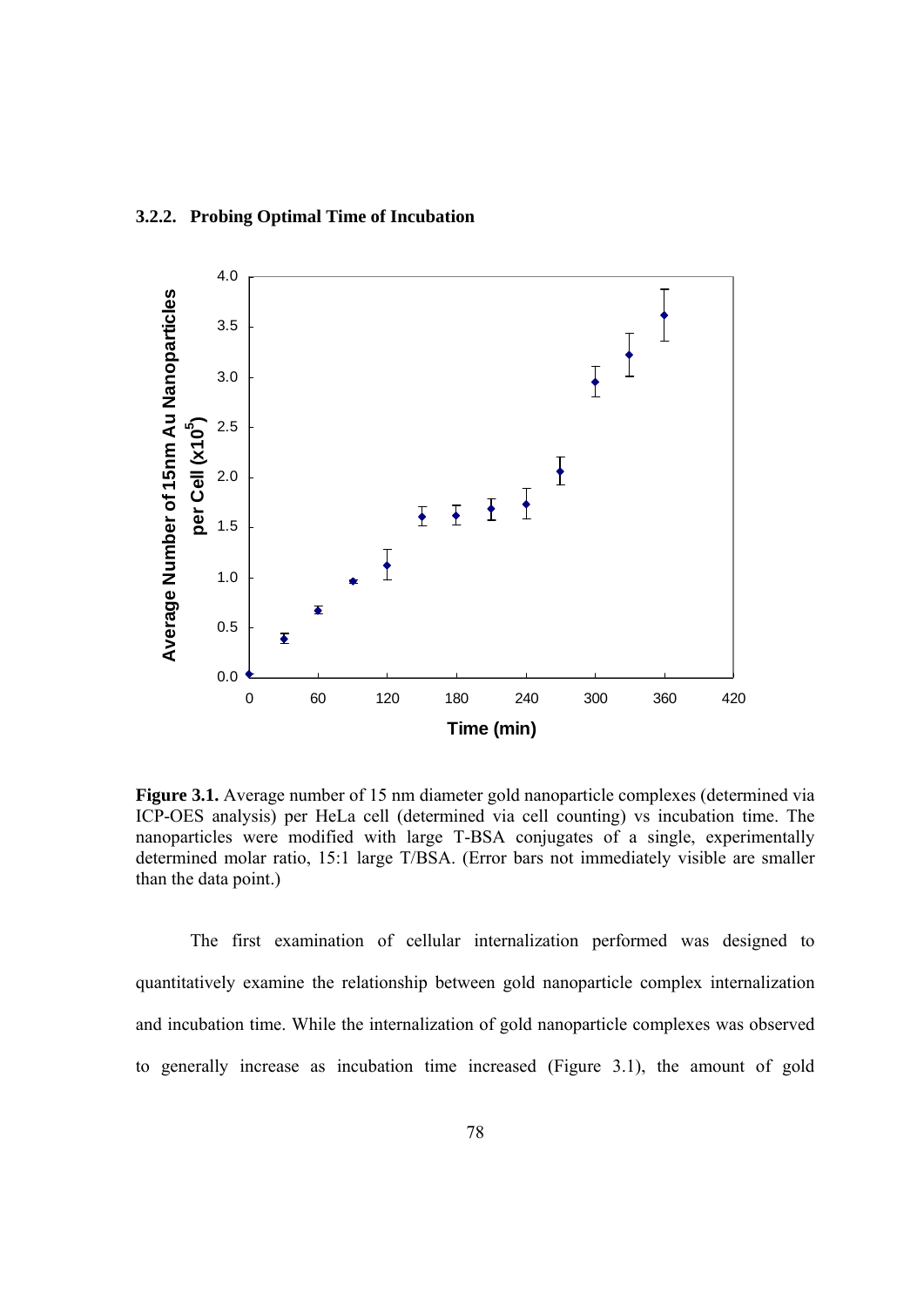### 3.2.2. Probing Optimal Time of Incubation

**Figure 3.1.** Average number of 15 nm diameter gold nanoparticle complexes (determined via ICP-OES analysis) per HeLa cell (determined via cell counting) vs incubation time. The nanoparticles were modified with large T-BSA conjugates of a single, experimentally determined molar ratio, 15:1 large T/BSA. (Error bars not immediately visible are smaller than the data point.)

The first examination of cellular internalization performed was designed to quantitatively examine the relationship between gold nanoparticle complex internalization and incubation time. While the internalization of gold nanoparticle complexes was observed to generally increase as incubation time increased (Figure 3.1), the amount of gold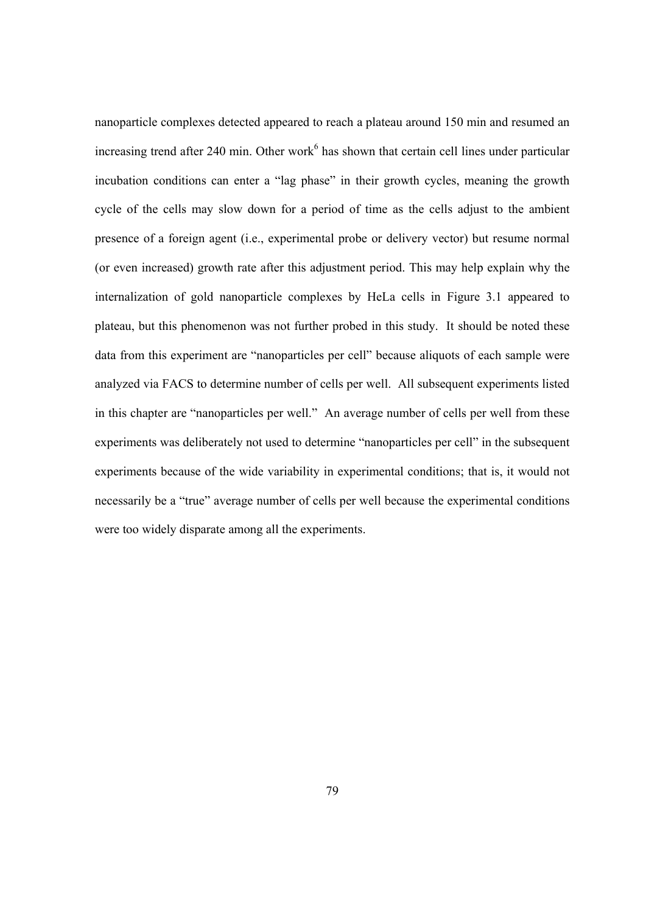nanoparticle complexes detected appeared to reach a plateau around 150 min and resumed an increasing trend after 240 min. Other work[6] has shown that certain cell lines under particular incubation conditions can enter a "lag phase" in their growth cycles, meaning the growth cycle of the cells may slow down for a period of time as the cells adjust to the ambient presence of a foreign agent (i.e., experimental probe or delivery vector) but resume normal (or even increased) growth rate after this adjustment period. This may help explain why the internalization of gold nanoparticle complexes by HeLa cells in Figure 3.1 appeared to plateau, but this phenomenon was not further probed in this study. It should be noted these data from this experiment are "nanoparticles per cell" because aliquots of each sample were analyzed via FACS to determine number of cells per well. All subsequent experiments listed in this chapter are "nanoparticles per well." An average number of cells per well from these experiments was deliberately not used to determine "nanoparticles per cell" in the subsequent experiments because of the wide variability in experimental conditions; that is, it would not necessarily be a "true" average number of cells per well because the experimental conditions were too widely disparate among all the experiments.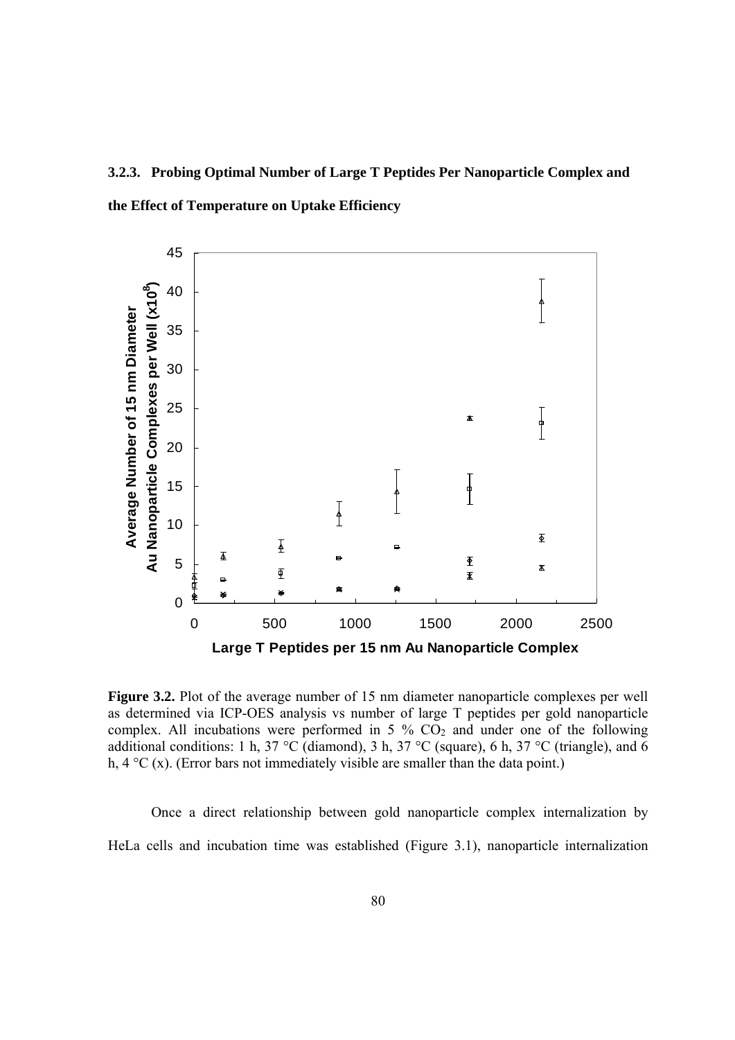### 3.2.3. Probing Optimal Number of Large T Peptides Per Nanoparticle Complex and the Effect of Temperature on Uptake Efficiency

**Figure 3.2.** Plot of the average number of 15 nm diameter nanoparticle complexes per well as determined via ICP-OES analysis vs number of large T peptides per gold nanoparticle complex. All incubations were performed in 5 % $CO_2$ and under one of the following additional conditions: 1 h, 37 °C (diamond), 3 h, 37 °C (square), 6 h, 37 °C (triangle), and 6 h, 4 °C (x). (Error bars not immediately visible are smaller than the data point.)

Once a direct relationship between gold nanoparticle complex internalization by HeLa cells and incubation time was established (Figure 3.1), nanoparticle internalization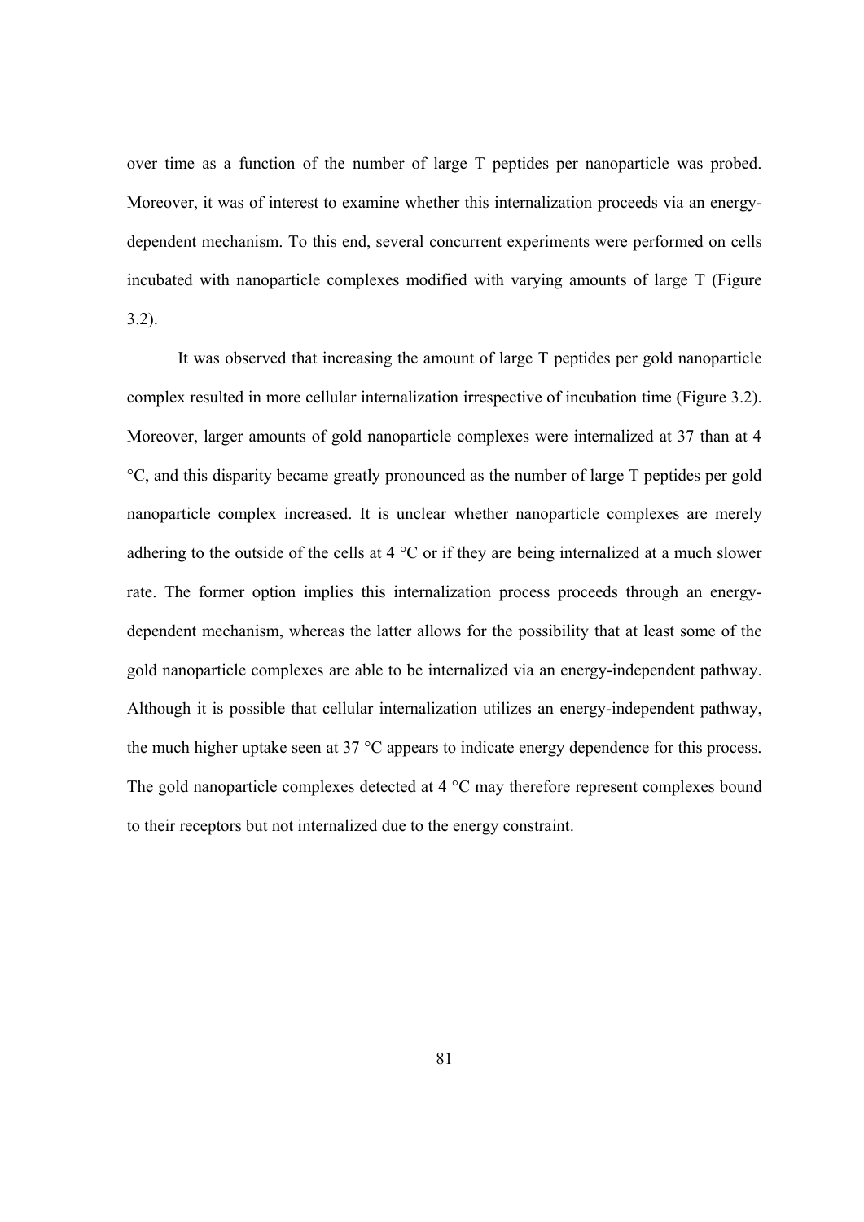over time as a function of the number of large T peptides per nanoparticle was probed. Moreover, it was of interest to examine whether this internalization proceeds via an energy-dependent mechanism. To this end, several concurrent experiments were performed on cells incubated with nanoparticle complexes modified with varying amounts of large T (Figure 3.2).

It was observed that increasing the amount of large T peptides per gold nanoparticle complex resulted in more cellular internalization irrespective of incubation time (Figure 3.2). Moreover, larger amounts of gold nanoparticle complexes were internalized at 37 than at 4 °C, and this disparity became greatly pronounced as the number of large T peptides per gold nanoparticle complex increased. It is unclear whether nanoparticle complexes are merely adhering to the outside of the cells at 4 °C or if they are being internalized at a much slower rate. The former option implies this internalization process proceeds through an energy-dependent mechanism, whereas the latter allows for the possibility that at least some of the gold nanoparticle complexes are able to be internalized via an energy-independent pathway. Although it is possible that cellular internalization utilizes an energy-independent pathway, the much higher uptake seen at 37 °C appears to indicate energy dependence for this process. The gold nanoparticle complexes detected at 4 °C may therefore represent complexes bound to their receptors but not internalized due to the energy constraint.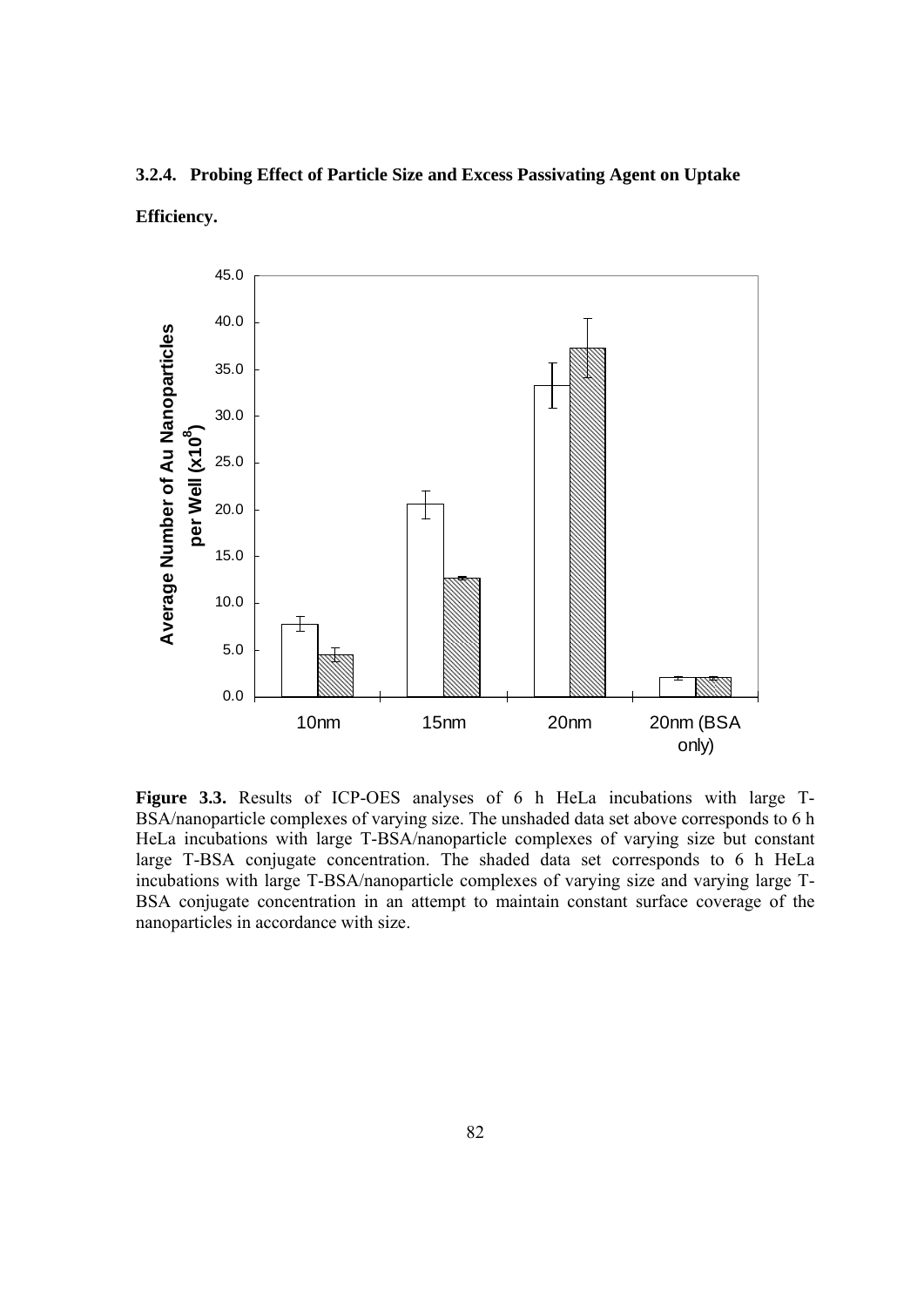### 3.2.4. Probing Effect of Particle Size and Excess Passivating Agent on Uptake Efficiency.

**Figure 3.3.** Results of ICP-OES analyses of 6 h HeLa incubations with large T-BSA/nanoparticle complexes of varying size. The unshaded data set above corresponds to 6 h HeLa incubations with large T-BSA/nanoparticle complexes of varying size but constant large T-BSA conjugate concentration. The shaded data set corresponds to 6 h HeLa incubations with large T-BSA/nanoparticle complexes of varying size and varying large T-BSA conjugate concentration in an attempt to maintain constant surface coverage of the nanoparticles in accordance with size.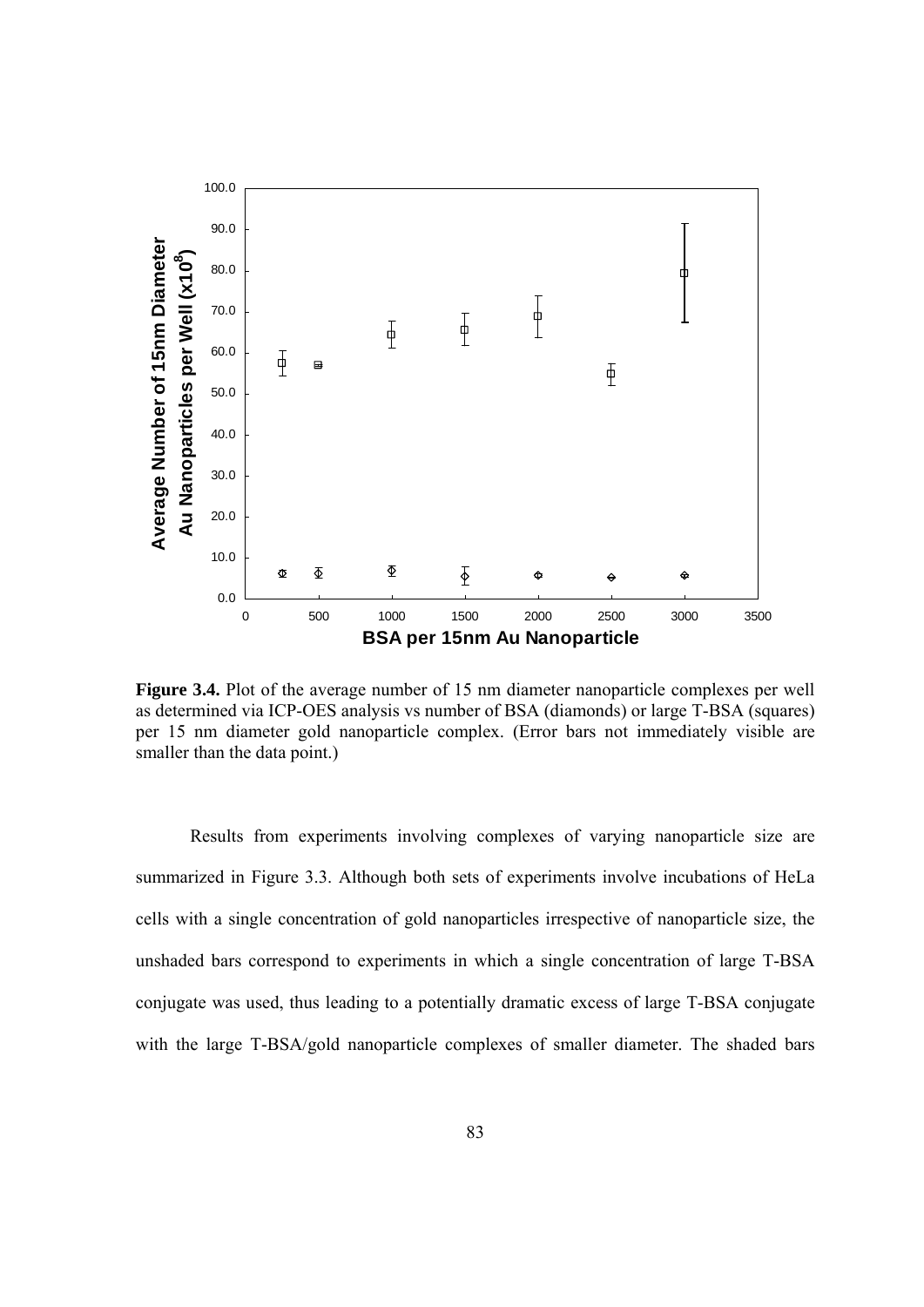**Figure 3.4.** Plot of the average number of 15 nm diameter nanoparticle complexes per well as determined via ICP-OES analysis vs number of BSA (diamonds) or large T-BSA (squares) per 15 nm diameter gold nanoparticle complex. (Error bars not immediately visible are smaller than the data point.)

Results from experiments involving complexes of varying nanoparticle size are summarized in Figure 3.3. Although both sets of experiments involve incubations of HeLa cells with a single concentration of gold nanoparticles irrespective of nanoparticle size, the unshaded bars correspond to experiments in which a single concentration of large T-BSA conjugate was used, thus leading to a potentially dramatic excess of large T-BSA conjugate with the large T-BSA/gold nanoparticle complexes of smaller diameter. The shaded bars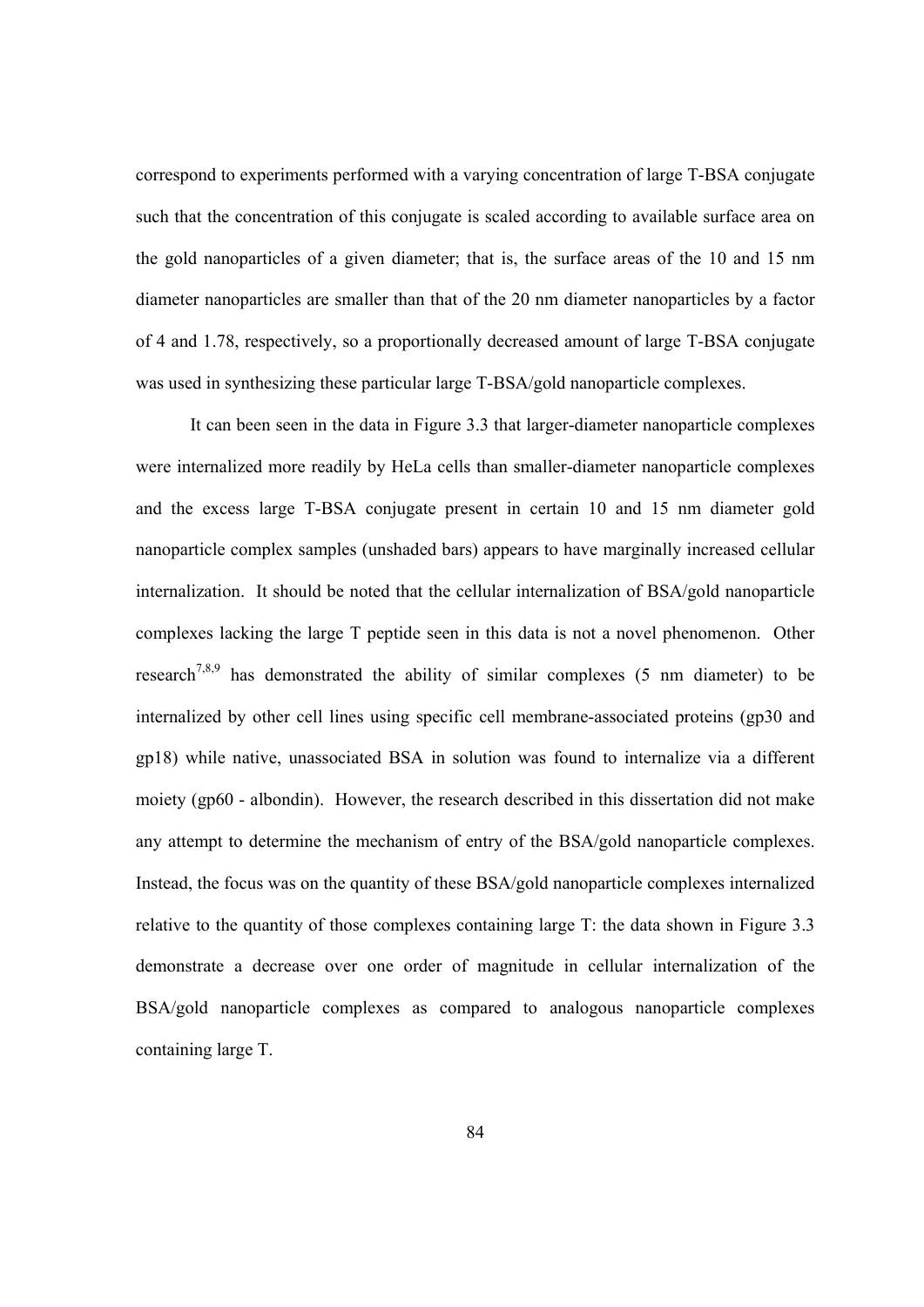correspond to experiments performed with a varying concentration of large T-BSA conjugate such that the concentration of this conjugate is scaled according to available surface area on the gold nanoparticles of a given diameter; that is, the surface areas of the 10 and 15 nm diameter nanoparticles are smaller than that of the 20 nm diameter nanoparticles by a factor of 4 and 1.78, respectively, so a proportionally decreased amount of large T-BSA conjugate was used in synthesizing these particular large T-BSA/gold nanoparticle complexes.

It can been seen in the data in Figure 3.3 that larger-diameter nanoparticle complexes were internalized more readily by HeLa cells than smaller-diameter nanoparticle complexes and the excess large T-BSA conjugate present in certain 10 and 15 nm diameter gold nanoparticle complex samples (unshaded bars) appears to have marginally increased cellular internalization. It should be noted that the cellular internalization of BSA/gold nanoparticle complexes lacking the large T peptide seen in this data is not a novel phenomenon. Other research[7,8,9] has demonstrated the ability of similar complexes (5 nm diameter) to be internalized by other cell lines using specific cell membrane-associated proteins (gp30 and gp18) while native, unassociated BSA in solution was found to internalize via a different moiety (gp60 - albondin). However, the research described in this dissertation did not make any attempt to determine the mechanism of entry of the BSA/gold nanoparticle complexes. Instead, the focus was on the quantity of these BSA/gold nanoparticle complexes internalized relative to the quantity of those complexes containing large T: the data shown in Figure 3.3 demonstrate a decrease over one order of magnitude in cellular internalization of the BSA/gold nanoparticle complexes as compared to analogous nanoparticle complexes containing large T.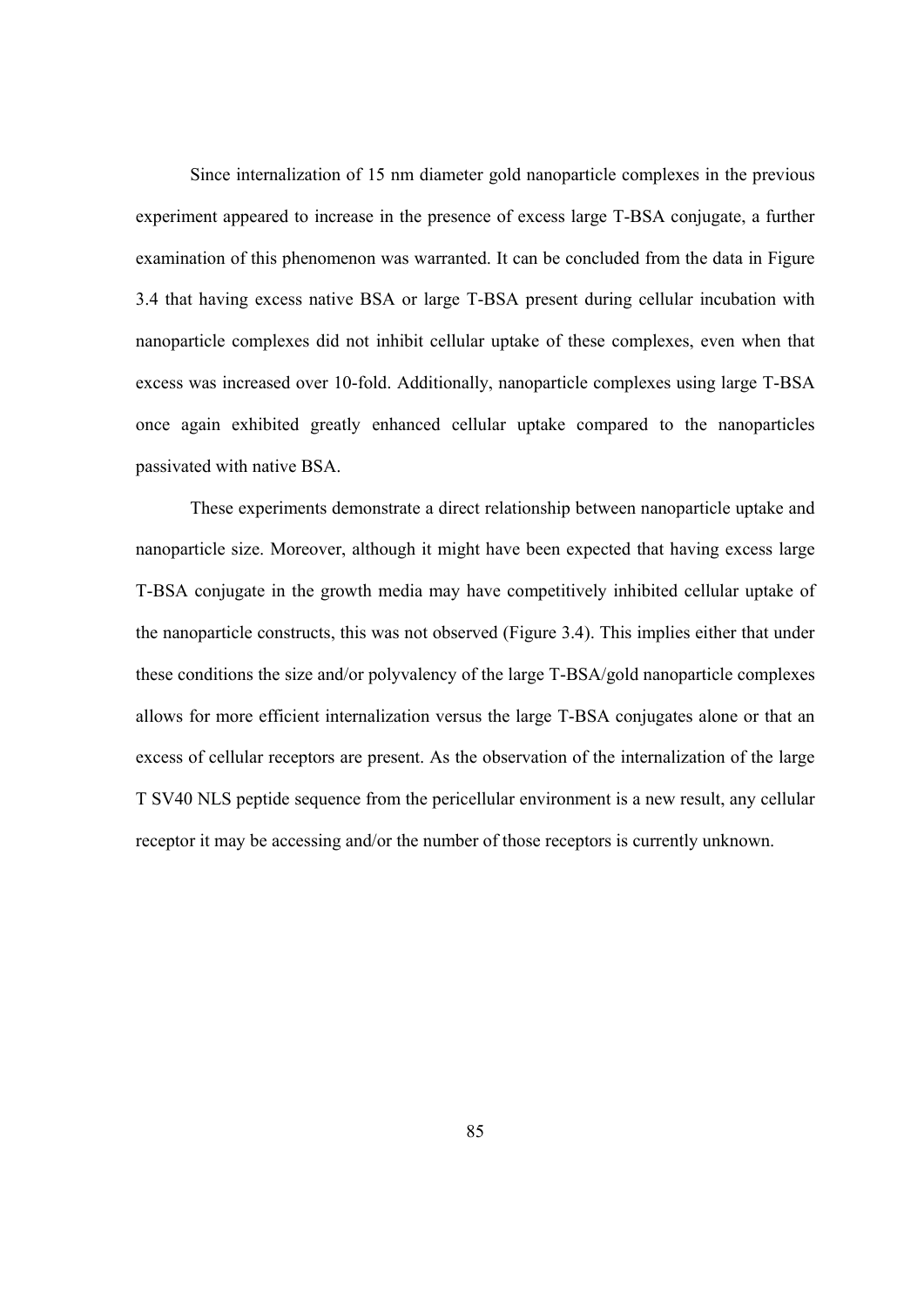Since internalization of 15 nm diameter gold nanoparticle complexes in the previous experiment appeared to increase in the presence of excess large T-BSA conjugate, a further examination of this phenomenon was warranted. It can be concluded from the data in Figure 3.4 that having excess native BSA or large T-BSA present during cellular incubation with nanoparticle complexes did not inhibit cellular uptake of these complexes, even when that excess was increased over 10-fold. Additionally, nanoparticle complexes using large T-BSA once again exhibited greatly enhanced cellular uptake compared to the nanoparticles passivated with native BSA.

These experiments demonstrate a direct relationship between nanoparticle uptake and nanoparticle size. Moreover, although it might have been expected that having excess large T-BSA conjugate in the growth media may have competitively inhibited cellular uptake of the nanoparticle constructs, this was not observed (Figure 3.4). This implies either that under these conditions the size and/or polyvalency of the large T-BSA/gold nanoparticle complexes allows for more efficient internalization versus the large T-BSA conjugates alone or that an excess of cellular receptors are present. As the observation of the internalization of the large T SV40 NLS peptide sequence from the pericellular environment is a new result, any cellular receptor it may be accessing and/or the number of those receptors is currently unknown.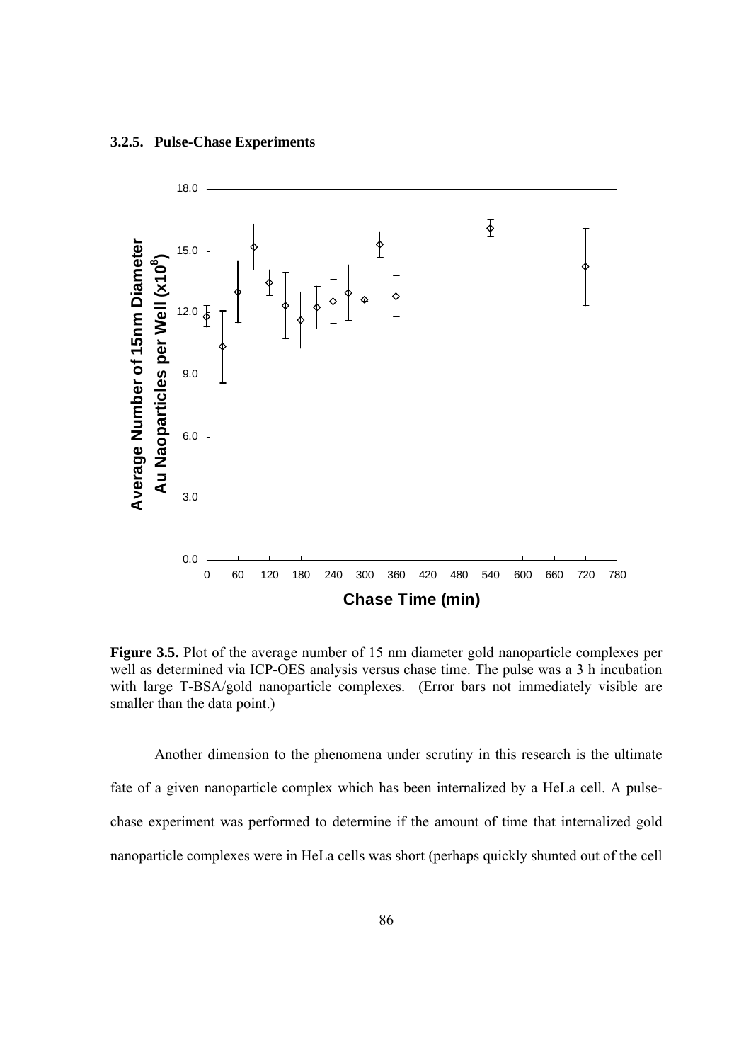### 3.2.5. Pulse-Chase Experiments

**Figure 3.5.** Plot of the average number of 15 nm diameter gold nanoparticle complexes per well as determined via ICP-OES analysis versus chase time. The pulse was a 3 h incubation with large T-BSA/gold nanoparticle complexes. (Error bars not immediately visible are smaller than the data point.)

Another dimension to the phenomena under scrutiny in this research is the ultimate fate of a given nanoparticle complex which has been internalized by a HeLa cell. A pulse-chase experiment was performed to determine if the amount of time that internalized gold nanoparticle complexes were in HeLa cells was short (perhaps quickly shunted out of the cell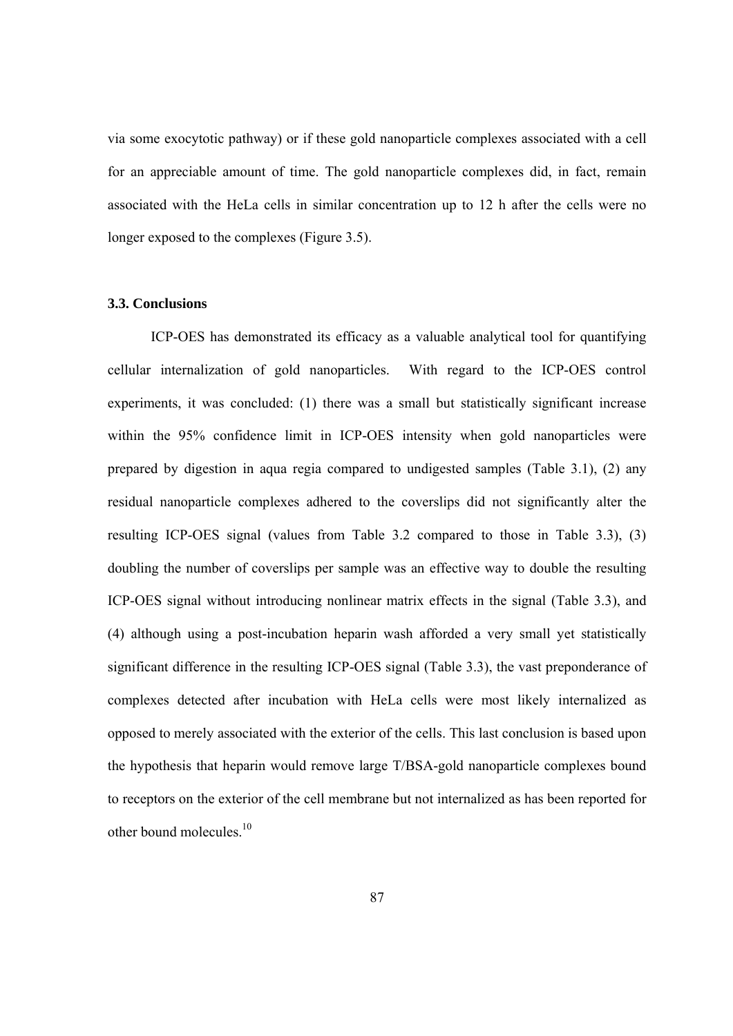via some exocytotic pathway) or if these gold nanoparticle complexes associated with a cell for an appreciable amount of time. The gold nanoparticle complexes did, in fact, remain associated with the HeLa cells in similar concentration up to 12 h after the cells were no longer exposed to the complexes (Figure 3.5).

### 3.3. Conclusions

ICP-OES has demonstrated its efficacy as a valuable analytical tool for quantifying cellular internalization of gold nanoparticles. With regard to the ICP-OES control experiments, it was concluded: (1) there was a small but statistically significant increase within the 95% confidence limit in ICP-OES intensity when gold nanoparticles were prepared by digestion in aqua regia compared to undigested samples (Table 3.1), (2) any residual nanoparticle complexes adhered to the coverslips did not significantly alter the resulting ICP-OES signal (values from Table 3.2 compared to those in Table 3.3), (3) doubling the number of coverslips per sample was an effective way to double the resulting ICP-OES signal without introducing nonlinear matrix effects in the signal (Table 3.3), and (4) although using a post-incubation heparin wash afforded a very small yet statistically significant difference in the resulting ICP-OES signal (Table 3.3), the vast preponderance of complexes detected after incubation with HeLa cells were most likely internalized as opposed to merely associated with the exterior of the cells. This last conclusion is based upon the hypothesis that heparin would remove large T/BSA-gold nanoparticle complexes bound to receptors on the exterior of the cell membrane but not internalized as has been reported for other bound molecules.[10]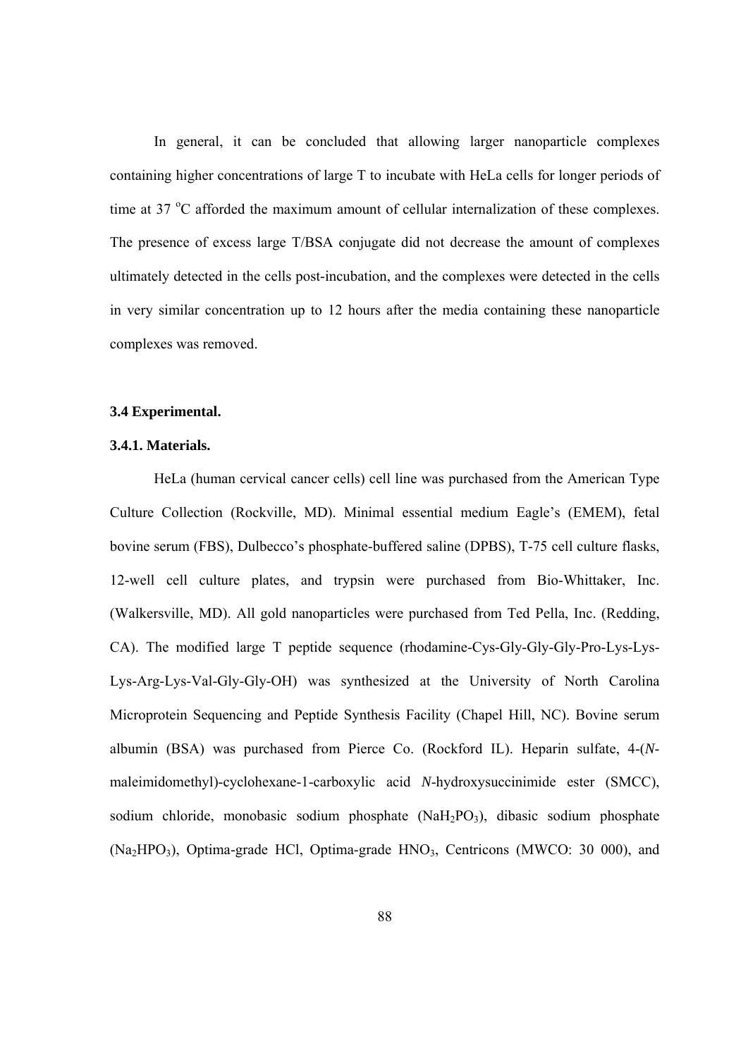In general, it can be concluded that allowing larger nanoparticle complexes containing higher concentrations of large T to incubate with HeLa cells for longer periods of time at 37 $^{o}$C afforded the maximum amount of cellular internalization of these complexes. The presence of excess large T/BSA conjugate did not decrease the amount of complexes ultimately detected in the cells post-incubation, and the complexes were detected in the cells in very similar concentration up to 12 hours after the media containing these nanoparticle complexes was removed.

### 3.4 Experimental.

#### 3.4.1. Materials.

HeLa (human cervical cancer cells) cell line was purchased from the American Type Culture Collection (Rockville, MD). Minimal essential medium Eagle's (EMEM), fetal bovine serum (FBS), Dulbecco's phosphate-buffered saline (DPBS), T-75 cell culture flasks, 12-well cell culture plates, and trypsin were purchased from Bio-Whittaker, Inc. (Walkersville, MD). All gold nanoparticles were purchased from Ted Pella, Inc. (Redding, CA). The modified large T peptide sequence (rhodamine-Cys-Gly-Gly-Gly-Pro-Lys-Lys-Lys-Arg-Lys-Val-Gly-Gly-OH) was synthesized at the University of North Carolina Microprotein Sequencing and Peptide Synthesis Facility (Chapel Hill, NC). Bovine serum albumin (BSA) was purchased from Pierce Co. (Rockford IL). Heparin sulfate, 4-(*N*-maleimidomethyl)-cyclohexane-1-carboxylic acid *N*-hydroxysuccinimide ester (SMCC), sodium chloride, monobasic sodium phosphate ($NaH_2PO_3$), dibasic sodium phosphate ($Na_2HPO_3$), Optima-grade HCl, Optima-grade $HNO_3$, Centricons (MWCO: 30 000), and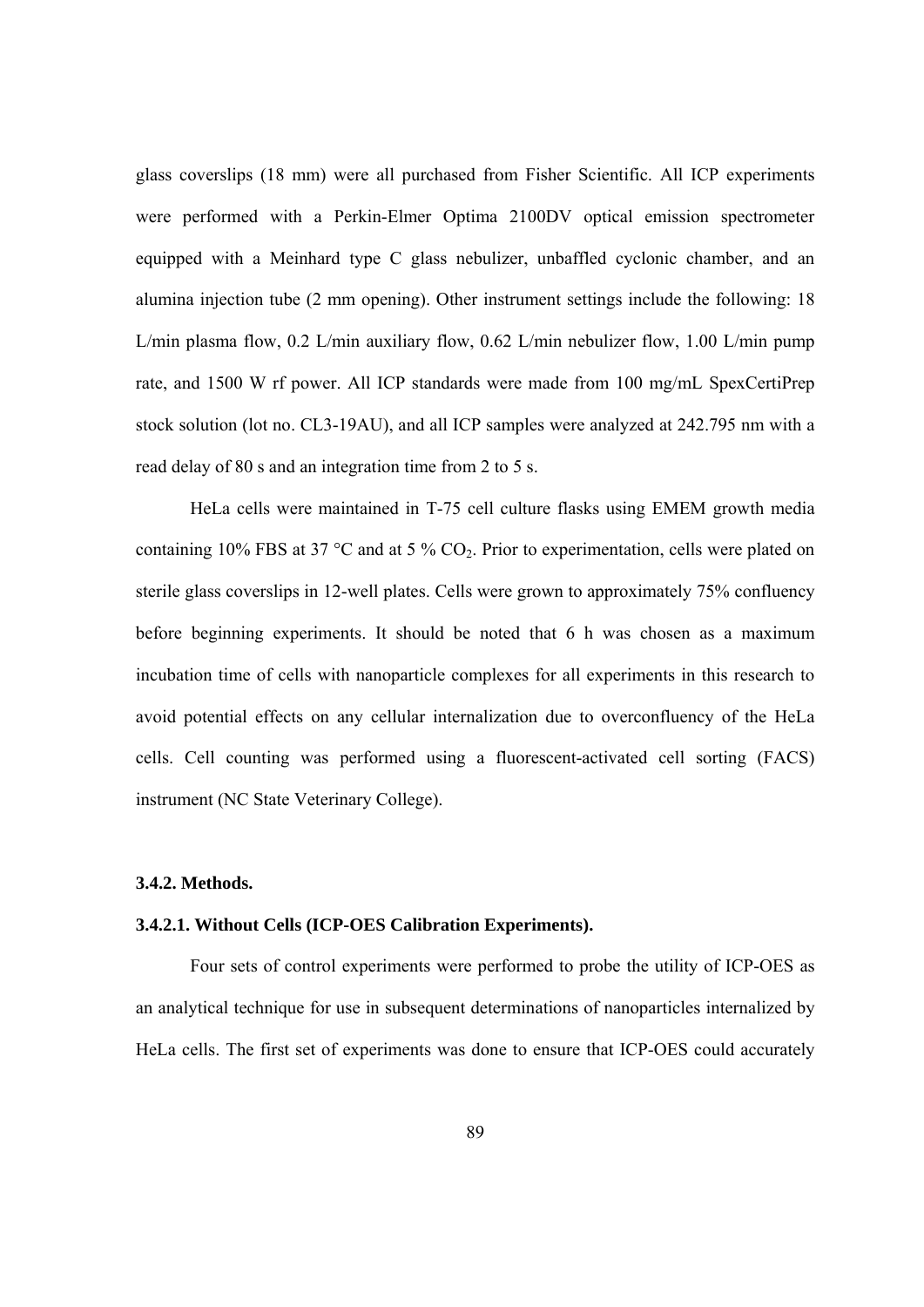glass coverslips (18 mm) were all purchased from Fisher Scientific. All ICP experiments were performed with a Perkin-Elmer Optima 2100DV optical emission spectrometer equipped with a Meinhard type C glass nebulizer, unbaffled cyclonic chamber, and an alumina injection tube (2 mm opening). Other instrument settings include the following: 18 L/min plasma flow, 0.2 L/min auxiliary flow, 0.62 L/min nebulizer flow, 1.00 L/min pump rate, and 1500 W rf power. All ICP standards were made from 100 mg/mL SpexCertiPrep stock solution (lot no. CL3-19AU), and all ICP samples were analyzed at 242.795 nm with a read delay of 80 s and an integration time from 2 to 5 s.

HeLa cells were maintained in T-75 cell culture flasks using EMEM growth media containing 10% FBS at 37 °C and at 5 % $CO_2$. Prior to experimentation, cells were plated on sterile glass coverslips in 12-well plates. Cells were grown to approximately 75% confluency before beginning experiments. It should be noted that 6 h was chosen as a maximum incubation time of cells with nanoparticle complexes for all experiments in this research to avoid potential effects on any cellular internalization due to overconfluency of the HeLa cells. Cell counting was performed using a fluorescent-activated cell sorting (FACS) instrument (NC State Veterinary College).

### 3.4.2. Methods.

#### 3.4.2.1. Without Cells (ICP-OES Calibration Experiments).

Four sets of control experiments were performed to probe the utility of ICP-OES as an analytical technique for use in subsequent determinations of nanoparticles internalized by HeLa cells. The first set of experiments was done to ensure that ICP-OES could accurately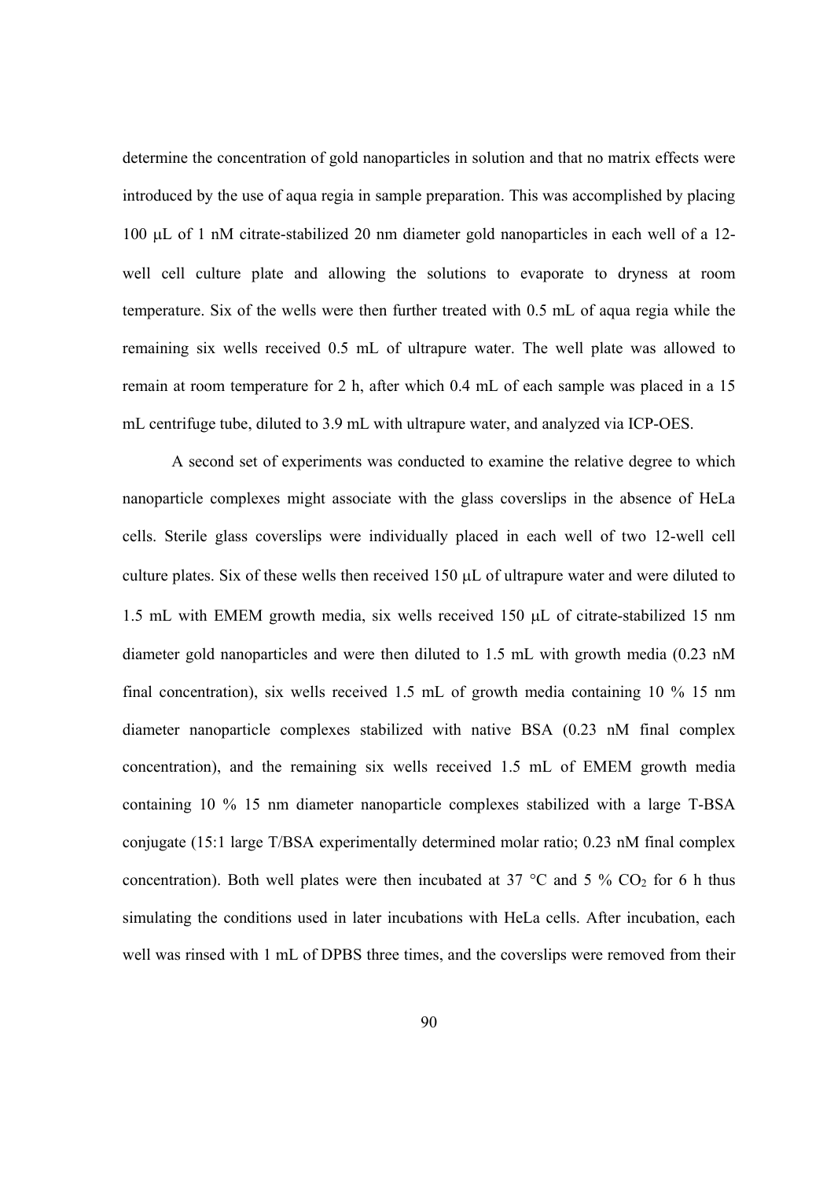determine the concentration of gold nanoparticles in solution and that no matrix effects were introduced by the use of aqua regia in sample preparation. This was accomplished by placing 100 μL of 1 nM citrate-stabilized 20 nm diameter gold nanoparticles in each well of a 12-well cell culture plate and allowing the solutions to evaporate to dryness at room temperature. Six of the wells were then further treated with 0.5 mL of aqua regia while the remaining six wells received 0.5 mL of ultrapure water. The well plate was allowed to remain at room temperature for 2 h, after which 0.4 mL of each sample was placed in a 15 mL centrifuge tube, diluted to 3.9 mL with ultrapure water, and analyzed via ICP-OES.

A second set of experiments was conducted to examine the relative degree to which nanoparticle complexes might associate with the glass coverslips in the absence of HeLa cells. Sterile glass coverslips were individually placed in each well of two 12-well cell culture plates. Six of these wells then received 150 μL of ultrapure water and were diluted to 1.5 mL with EMEM growth media, six wells received 150 μL of citrate-stabilized 15 nm diameter gold nanoparticles and were then diluted to 1.5 mL with growth media (0.23 nM final concentration), six wells received 1.5 mL of growth media containing 10 % 15 nm diameter nanoparticle complexes stabilized with native BSA (0.23 nM final complex concentration), and the remaining six wells received 1.5 mL of EMEM growth media containing 10 % 15 nm diameter nanoparticle complexes stabilized with a large T-BSA conjugate (15:1 large T/BSA experimentally determined molar ratio; 0.23 nM final complex concentration). Both well plates were then incubated at 37 °C and 5 % $CO_2$ for 6 h thus simulating the conditions used in later incubations with HeLa cells. After incubation, each well was rinsed with 1 mL of DPBS three times, and the coverslips were removed from their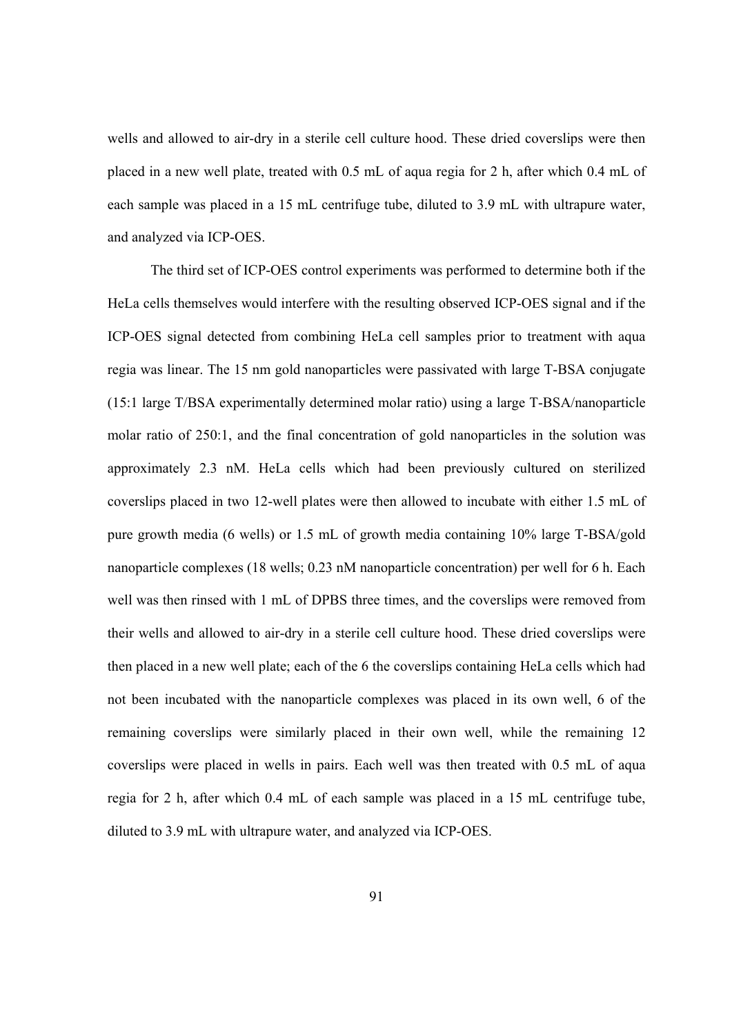wells and allowed to air-dry in a sterile cell culture hood. These dried coverslips were then placed in a new well plate, treated with 0.5 mL of aqua regia for 2 h, after which 0.4 mL of each sample was placed in a 15 mL centrifuge tube, diluted to 3.9 mL with ultrapure water, and analyzed via ICP-OES.

The third set of ICP-OES control experiments was performed to determine both if the HeLa cells themselves would interfere with the resulting observed ICP-OES signal and if the ICP-OES signal detected from combining HeLa cell samples prior to treatment with aqua regia was linear. The 15 nm gold nanoparticles were passivated with large T-BSA conjugate (15:1 large T/BSA experimentally determined molar ratio) using a large T-BSA/nanoparticle molar ratio of 250:1, and the final concentration of gold nanoparticles in the solution was approximately 2.3 nM. HeLa cells which had been previously cultured on sterilized coverslips placed in two 12-well plates were then allowed to incubate with either 1.5 mL of pure growth media (6 wells) or 1.5 mL of growth media containing 10% large T-BSA/gold nanoparticle complexes (18 wells; 0.23 nM nanoparticle concentration) per well for 6 h. Each well was then rinsed with 1 mL of DPBS three times, and the coverslips were removed from their wells and allowed to air-dry in a sterile cell culture hood. These dried coverslips were then placed in a new well plate; each of the 6 the coverslips containing HeLa cells which had not been incubated with the nanoparticle complexes was placed in its own well, 6 of the remaining coverslips were similarly placed in their own well, while the remaining 12 coverslips were placed in wells in pairs. Each well was then treated with 0.5 mL of aqua regia for 2 h, after which 0.4 mL of each sample was placed in a 15 mL centrifuge tube, diluted to 3.9 mL with ultrapure water, and analyzed via ICP-OES.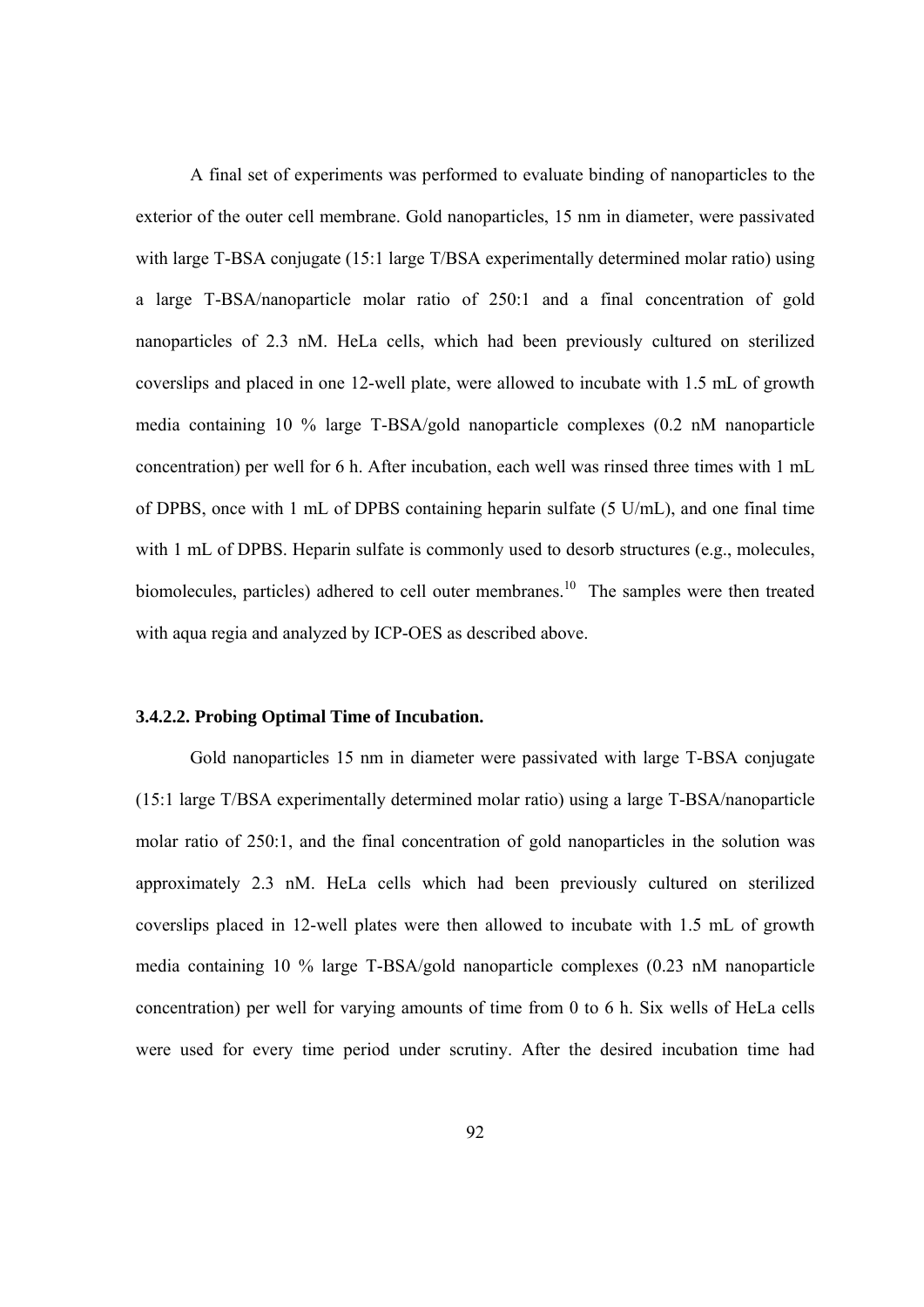A final set of experiments was performed to evaluate binding of nanoparticles to the exterior of the outer cell membrane. Gold nanoparticles, 15 nm in diameter, were passivated with large T-BSA conjugate (15:1 large T/BSA experimentally determined molar ratio) using a large T-BSA/nanoparticle molar ratio of 250:1 and a final concentration of gold nanoparticles of 2.3 nM. HeLa cells, which had been previously cultured on sterilized coverslips and placed in one 12-well plate, were allowed to incubate with 1.5 mL of growth media containing 10 % large T-BSA/gold nanoparticle complexes (0.2 nM nanoparticle concentration) per well for 6 h. After incubation, each well was rinsed three times with 1 mL of DPBS, once with 1 mL of DPBS containing heparin sulfate (5 U/mL), and one final time with 1 mL of DPBS. Heparin sulfate is commonly used to desorb structures (e.g., molecules, biomolecules, particles) adhered to cell outer membranes.[10] The samples were then treated with aqua regia and analyzed by ICP-OES as described above.

#### 3.4.2.2. Probing Optimal Time of Incubation.

Gold nanoparticles 15 nm in diameter were passivated with large T-BSA conjugate (15:1 large T/BSA experimentally determined molar ratio) using a large T-BSA/nanoparticle molar ratio of 250:1, and the final concentration of gold nanoparticles in the solution was approximately 2.3 nM. HeLa cells which had been previously cultured on sterilized coverslips placed in 12-well plates were then allowed to incubate with 1.5 mL of growth media containing 10 % large T-BSA/gold nanoparticle complexes (0.23 nM nanoparticle concentration) per well for varying amounts of time from 0 to 6 h. Six wells of HeLa cells were used for every time period under scrutiny. After the desired incubation time had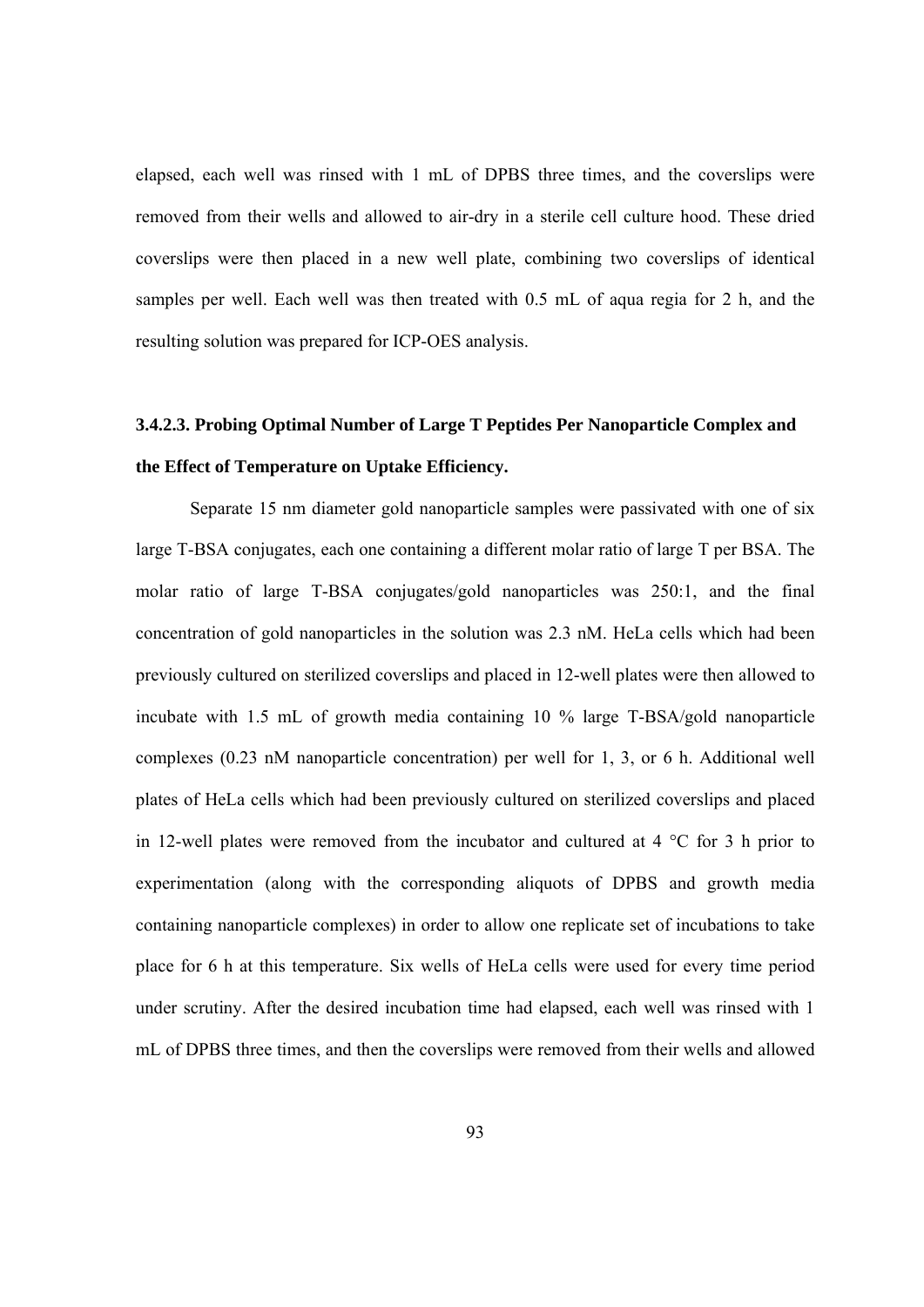elapsed, each well was rinsed with 1 mL of DPBS three times, and the coverslips were removed from their wells and allowed to air-dry in a sterile cell culture hood. These dried coverslips were then placed in a new well plate, combining two coverslips of identical samples per well. Each well was then treated with 0.5 mL of aqua regia for 2 h, and the resulting solution was prepared for ICP-OES analysis.

### 3.4.2.3. Probing Optimal Number of Large T Peptides Per Nanoparticle Complex and the Effect of Temperature on Uptake Efficiency.

Separate 15 nm diameter gold nanoparticle samples were passivated with one of six large T-BSA conjugates, each one containing a different molar ratio of large T per BSA. The molar ratio of large T-BSA conjugates/gold nanoparticles was 250:1, and the final concentration of gold nanoparticles in the solution was 2.3 nM. HeLa cells which had been previously cultured on sterilized coverslips and placed in 12-well plates were then allowed to incubate with 1.5 mL of growth media containing 10 % large T-BSA/gold nanoparticle complexes (0.23 nM nanoparticle concentration) per well for 1, 3, or 6 h. Additional well plates of HeLa cells which had been previously cultured on sterilized coverslips and placed in 12-well plates were removed from the incubator and cultured at 4 °C for 3 h prior to experimentation (along with the corresponding aliquots of DPBS and growth media containing nanoparticle complexes) in order to allow one replicate set of incubations to take place for 6 h at this temperature. Six wells of HeLa cells were used for every time period under scrutiny. After the desired incubation time had elapsed, each well was rinsed with 1 mL of DPBS three times, and then the coverslips were removed from their wells and allowed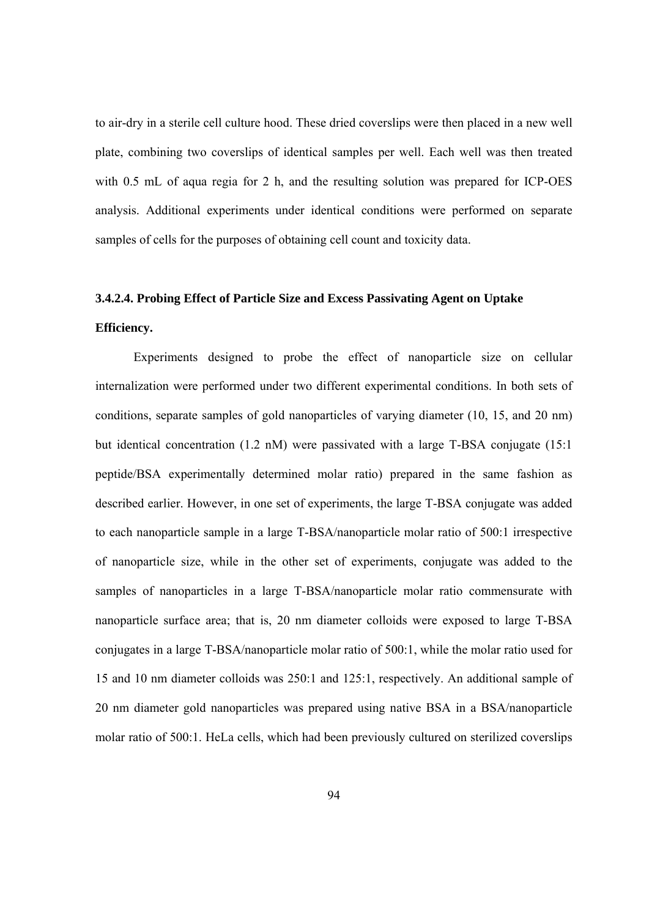to air-dry in a sterile cell culture hood. These dried coverslips were then placed in a new well plate, combining two coverslips of identical samples per well. Each well was then treated with 0.5 mL of aqua regia for 2 h, and the resulting solution was prepared for ICP-OES analysis. Additional experiments under identical conditions were performed on separate samples of cells for the purposes of obtaining cell count and toxicity data.

#### 3.4.2.4. Probing Effect of Particle Size and Excess Passivating Agent on Uptake Efficiency.

Experiments designed to probe the effect of nanoparticle size on cellular internalization were performed under two different experimental conditions. In both sets of conditions, separate samples of gold nanoparticles of varying diameter (10, 15, and 20 nm) but identical concentration (1.2 nM) were passivated with a large T-BSA conjugate (15:1 peptide/BSA experimentally determined molar ratio) prepared in the same fashion as described earlier. However, in one set of experiments, the large T-BSA conjugate was added to each nanoparticle sample in a large T-BSA/nanoparticle molar ratio of 500:1 irrespective of nanoparticle size, while in the other set of experiments, conjugate was added to the samples of nanoparticles in a large T-BSA/nanoparticle molar ratio commensurate with nanoparticle surface area; that is, 20 nm diameter colloids were exposed to large T-BSA conjugates in a large T-BSA/nanoparticle molar ratio of 500:1, while the molar ratio used for 15 and 10 nm diameter colloids was 250:1 and 125:1, respectively. An additional sample of 20 nm diameter gold nanoparticles was prepared using native BSA in a BSA/nanoparticle molar ratio of 500:1. HeLa cells, which had been previously cultured on sterilized coverslips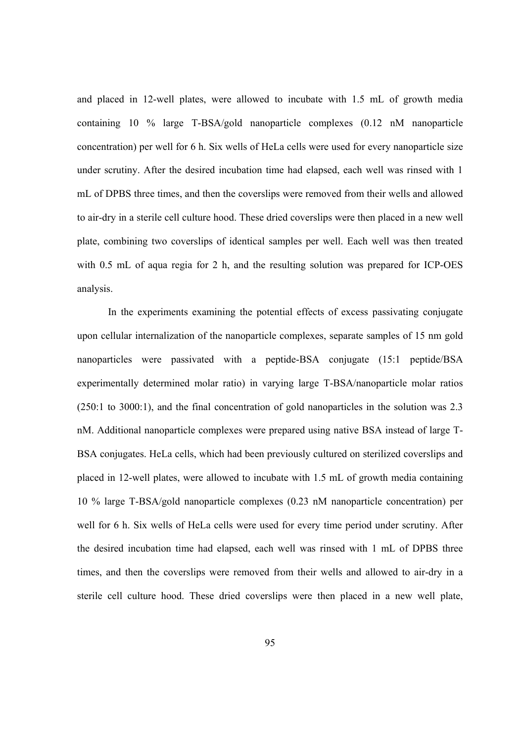and placed in 12-well plates, were allowed to incubate with 1.5 mL of growth media containing 10 % large T-BSA/gold nanoparticle complexes (0.12 nM nanoparticle concentration) per well for 6 h. Six wells of HeLa cells were used for every nanoparticle size under scrutiny. After the desired incubation time had elapsed, each well was rinsed with 1 mL of DPBS three times, and then the coverslips were removed from their wells and allowed to air-dry in a sterile cell culture hood. These dried coverslips were then placed in a new well plate, combining two coverslips of identical samples per well. Each well was then treated with 0.5 mL of aqua regia for 2 h, and the resulting solution was prepared for ICP-OES analysis.

In the experiments examining the potential effects of excess passivating conjugate upon cellular internalization of the nanoparticle complexes, separate samples of 15 nm gold nanoparticles were passivated with a peptide-BSA conjugate (15:1 peptide/BSA experimentally determined molar ratio) in varying large T-BSA/nanoparticle molar ratios (250:1 to 3000:1), and the final concentration of gold nanoparticles in the solution was 2.3 nM. Additional nanoparticle complexes were prepared using native BSA instead of large T-BSA conjugates. HeLa cells, which had been previously cultured on sterilized coverslips and placed in 12-well plates, were allowed to incubate with 1.5 mL of growth media containing 10 % large T-BSA/gold nanoparticle complexes (0.23 nM nanoparticle concentration) per well for 6 h. Six wells of HeLa cells were used for every time period under scrutiny. After the desired incubation time had elapsed, each well was rinsed with 1 mL of DPBS three times, and then the coverslips were removed from their wells and allowed to air-dry in a sterile cell culture hood. These dried coverslips were then placed in a new well plate,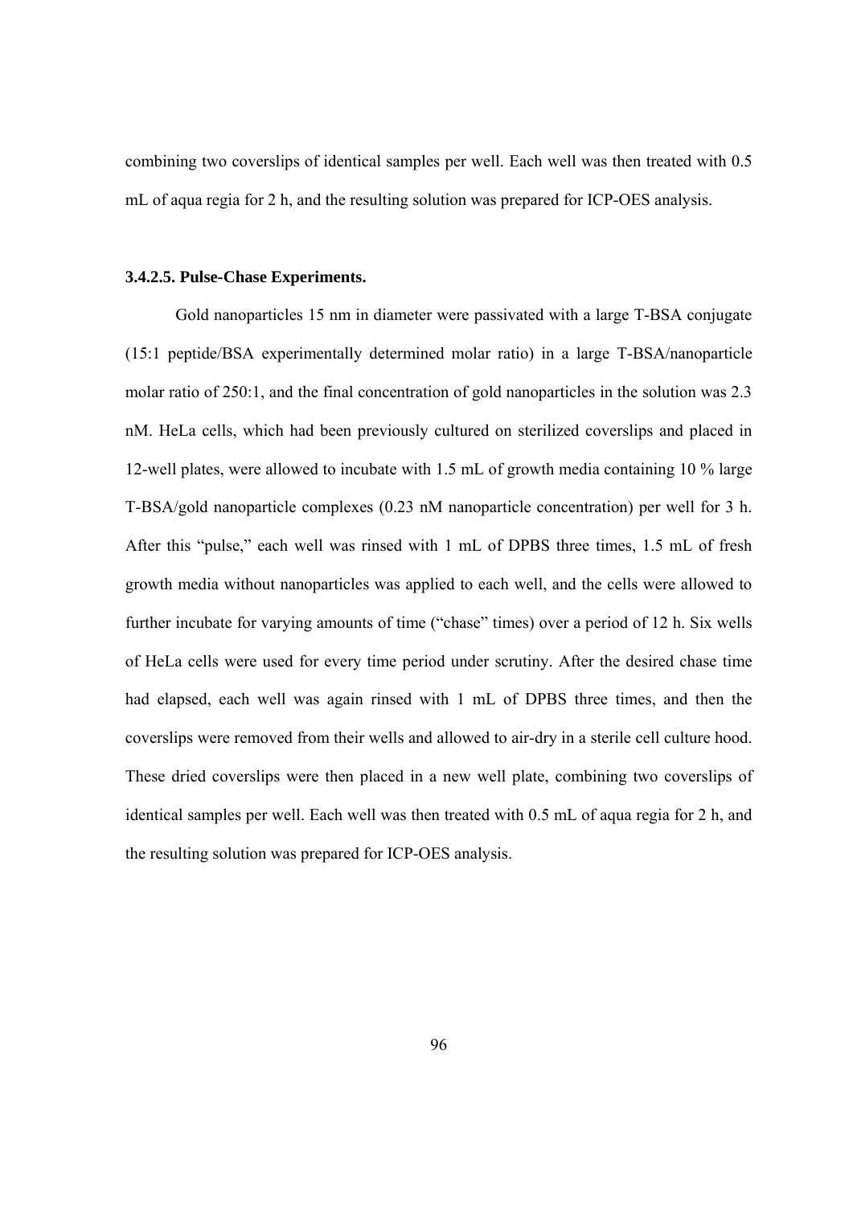combining two coverslips of identical samples per well. Each well was then treated with 0.5 mL of aqua regia for 2 h, and the resulting solution was prepared for ICP-OES analysis.

#### 3.4.2.5. Pulse-Chase Experiments.

Gold nanoparticles 15 nm in diameter were passivated with a large T-BSA conjugate (15:1 peptide/BSA experimentally determined molar ratio) in a large T-BSA/nanoparticle molar ratio of 250:1, and the final concentration of gold nanoparticles in the solution was 2.3 nM. HeLa cells, which had been previously cultured on sterilized coverslips and placed in 12-well plates, were allowed to incubate with 1.5 mL of growth media containing 10 % large T-BSA/gold nanoparticle complexes (0.23 nM nanoparticle concentration) per well for 3 h. After this "pulse," each well was rinsed with 1 mL of DPBS three times, 1.5 mL of fresh growth media without nanoparticles was applied to each well, and the cells were allowed to further incubate for varying amounts of time ("chase" times) over a period of 12 h. Six wells of HeLa cells were used for every time period under scrutiny. After the desired chase time had elapsed, each well was again rinsed with 1 mL of DPBS three times, and then the coverslips were removed from their wells and allowed to air-dry in a sterile cell culture hood. These dried coverslips were then placed in a new well plate, combining two coverslips of identical samples per well. Each well was then treated with 0.5 mL of aqua regia for 2 h, and the resulting solution was prepared for ICP-OES analysis.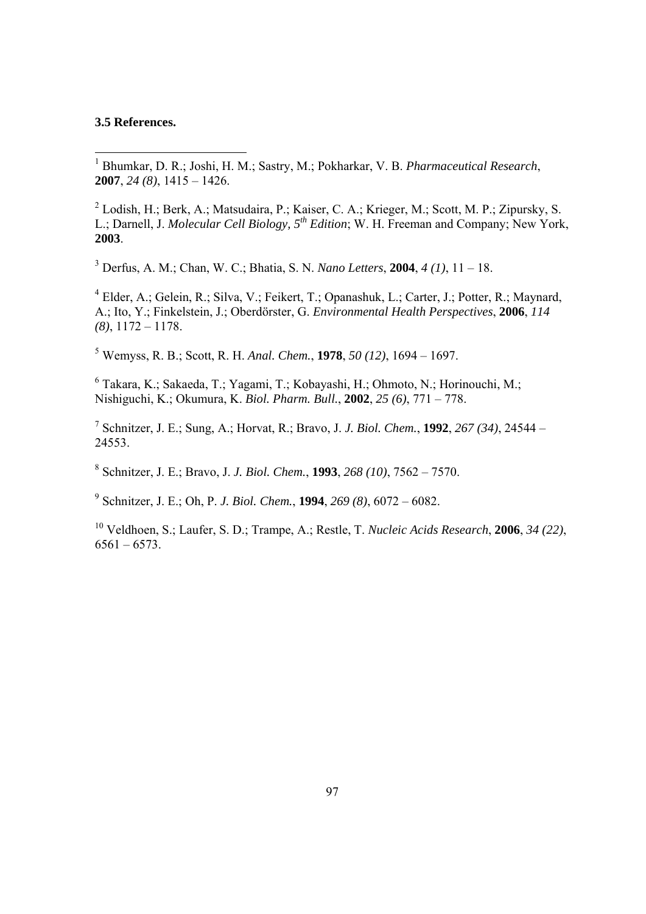**3.5 References.**

[1] Bhumkar, D. R.; Joshi, H. M.; Sastry, M.; Pokharkar, V. B. *Pharmaceutical Research*, **2007**, *24 (8)*, 1415 – 1426.

[2] Lodish, H.; Berk, A.; Matsudaira, P.; Kaiser, C. A.; Krieger, M.; Scott, M. P.; Zipursky, S. L.; Darnell, J. *Molecular Cell Biology, 5th Edition*; W. H. Freeman and Company; New York, **2003**.

[3] Derfus, A. M.; Chan, W. C.; Bhatia, S. N. *Nano Letters*, **2004**, *4 (1)*, 11 – 18.

[4] Elder, A.; Gelein, R.; Silva, V.; Feikert, T.; Opanashuk, L.; Carter, J.; Potter, R.; Maynard, A.; Ito, Y.; Finkelstein, J.; Oberdörster, G. *Environmental Health Perspectives*, **2006**, *114 (8)*, 1172 – 1178.

[5] Wemyss, R. B.; Scott, R. H. *Anal. Chem.*, **1978**, *50 (12)*, 1694 – 1697.

[6] Takara, K.; Sakaeda, T.; Yagami, T.; Kobayashi, H.; Ohmoto, N.; Horinouchi, M.; Nishiguchi, K.; Okumura, K. *Biol. Pharm. Bull.*, **2002**, *25 (6)*, 771 – 778.

[7] Schnitzer, J. E.; Sung, A.; Horvat, R.; Bravo, J. *J. Biol. Chem.*, **1992**, *267 (34)*, 24544 – 24553.

[8] Schnitzer, J. E.; Bravo, J. *J. Biol. Chem.*, **1993**, *268 (10)*, 7562 – 7570.

[9] Schnitzer, J. E.; Oh, P. *J. Biol. Chem.*, **1994**, *269 (8)*, 6072 – 6082.

[10] Veldhoen, S.; Laufer, S. D.; Trampe, A.; Restle, T. *Nucleic Acids Research*, **2006**, *34 (22)*, 6561 – 6573.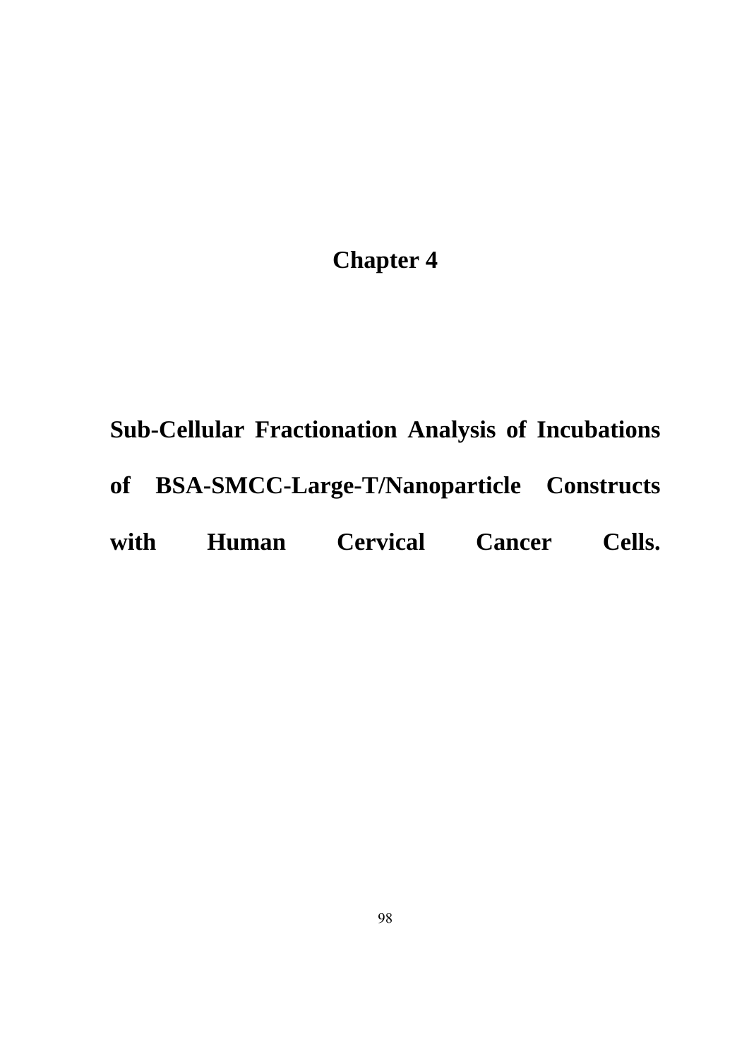# Chapter 4

# Sub-Cellular Fractionation Analysis of Incubations of BSA-SMCC-Large-T/Nanoparticle Constructs with Human Cervical Cancer Cells.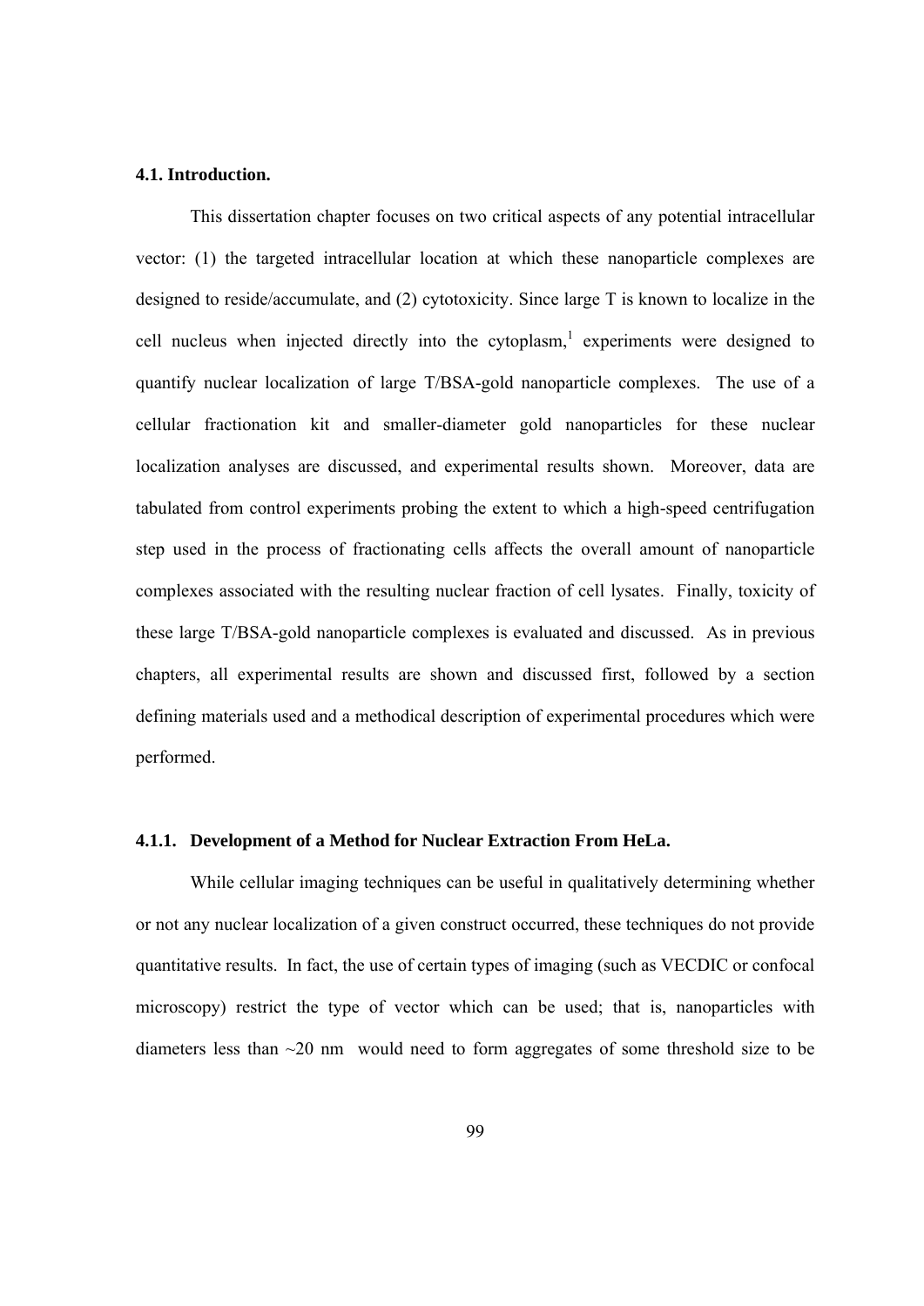### 4.1. Introduction.

This dissertation chapter focuses on two critical aspects of any potential intracellular vector: (1) the targeted intracellular location at which these nanoparticle complexes are designed to reside/accumulate, and (2) cytotoxicity. Since large T is known to localize in the cell nucleus when injected directly into the cytoplasm,[1] experiments were designed to quantify nuclear localization of large T/BSA-gold nanoparticle complexes. The use of a cellular fractionation kit and smaller-diameter gold nanoparticles for these nuclear localization analyses are discussed, and experimental results shown. Moreover, data are tabulated from control experiments probing the extent to which a high-speed centrifugation step used in the process of fractionating cells affects the overall amount of nanoparticle complexes associated with the resulting nuclear fraction of cell lysates. Finally, toxicity of these large T/BSA-gold nanoparticle complexes is evaluated and discussed. As in previous chapters, all experimental results are shown and discussed first, followed by a section defining materials used and a methodical description of experimental procedures which were performed.

#### 4.1.1. Development of a Method for Nuclear Extraction From HeLa.

While cellular imaging techniques can be useful in qualitatively determining whether or not any nuclear localization of a given construct occurred, these techniques do not provide quantitative results. In fact, the use of certain types of imaging (such as VECDIC or confocal microscopy) restrict the type of vector which can be used; that is, nanoparticles with diameters less than ~20 nm would need to form aggregates of some threshold size to be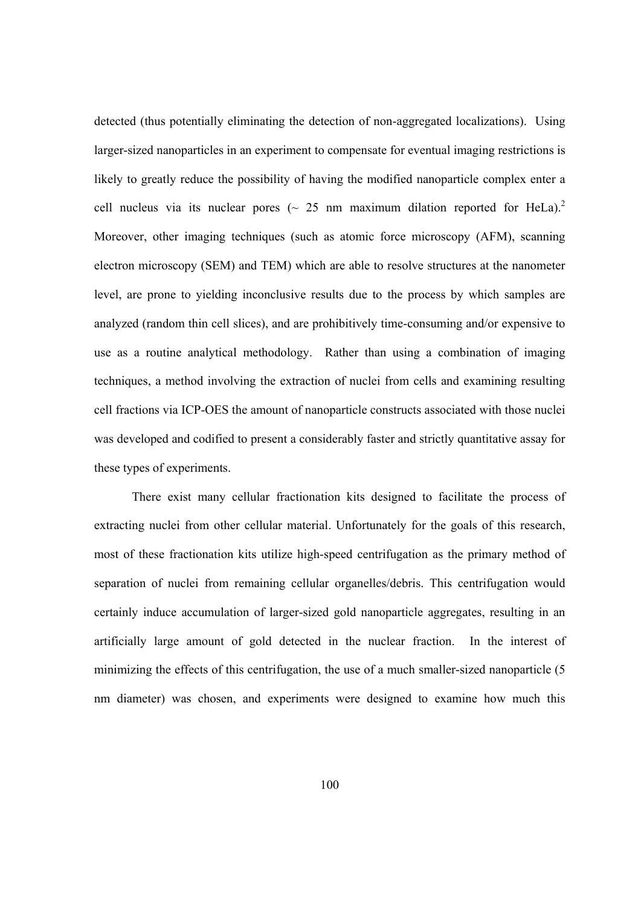detected (thus potentially eliminating the detection of non-aggregated localizations). Using larger-sized nanoparticles in an experiment to compensate for eventual imaging restrictions is likely to greatly reduce the possibility of having the modified nanoparticle complex enter a cell nucleus via its nuclear pores (~ 25 nm maximum dilation reported for HeLa).[2] Moreover, other imaging techniques (such as atomic force microscopy (AFM), scanning electron microscopy (SEM) and TEM) which are able to resolve structures at the nanometer level, are prone to yielding inconclusive results due to the process by which samples are analyzed (random thin cell slices), and are prohibitively time-consuming and/or expensive to use as a routine analytical methodology. Rather than using a combination of imaging techniques, a method involving the extraction of nuclei from cells and examining resulting cell fractions via ICP-OES the amount of nanoparticle constructs associated with those nuclei was developed and codified to present a considerably faster and strictly quantitative assay for these types of experiments.

There exist many cellular fractionation kits designed to facilitate the process of extracting nuclei from other cellular material. Unfortunately for the goals of this research, most of these fractionation kits utilize high-speed centrifugation as the primary method of separation of nuclei from remaining cellular organelles/debris. This centrifugation would certainly induce accumulation of larger-sized gold nanoparticle aggregates, resulting in an artificially large amount of gold detected in the nuclear fraction. In the interest of minimizing the effects of this centrifugation, the use of a much smaller-sized nanoparticle (5 nm diameter) was chosen, and experiments were designed to examine how much this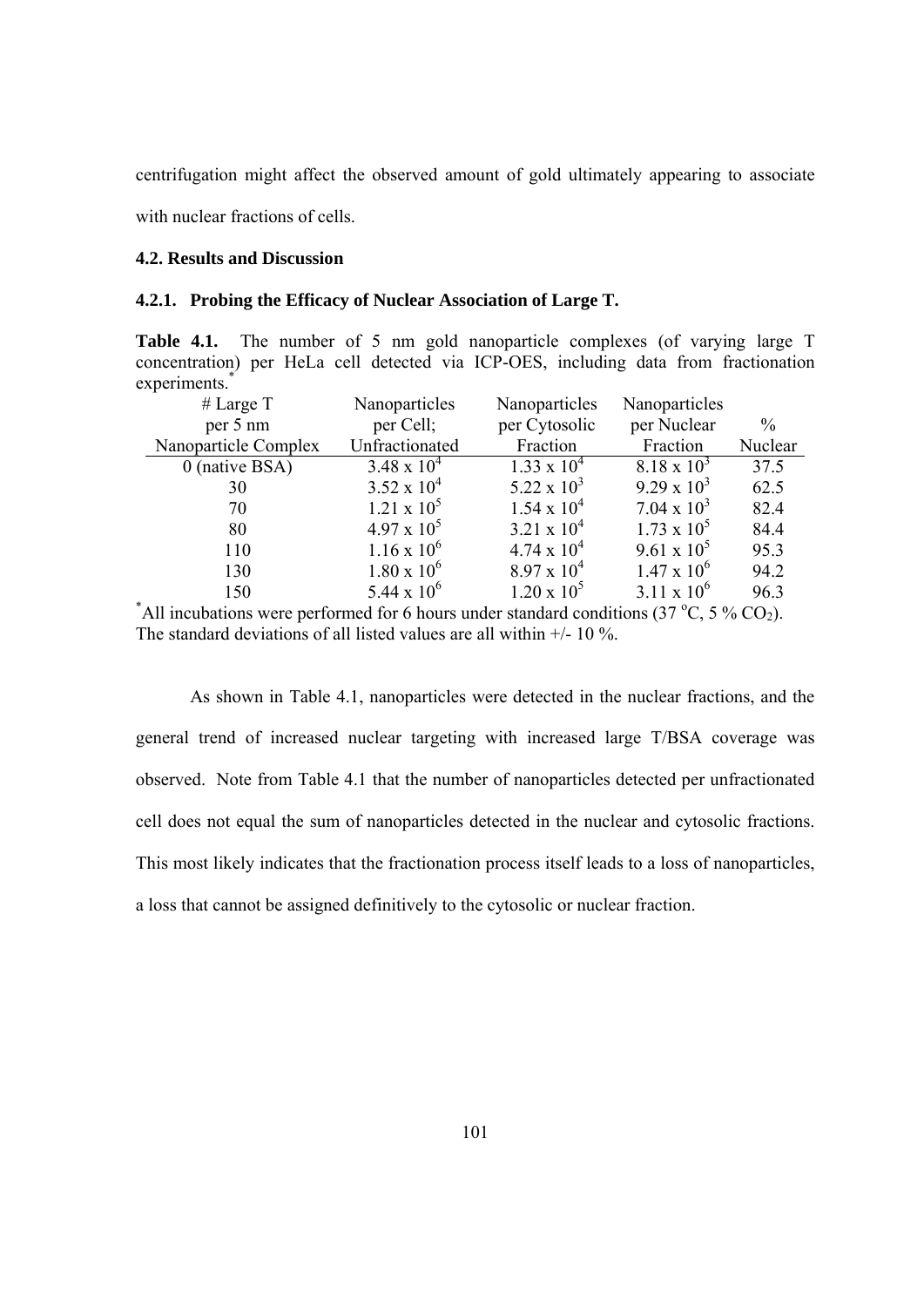centrifugation might affect the observed amount of gold ultimately appearing to associate with nuclear fractions of cells.

### 4.2. Results and Discussion

#### 4.2.1. Probing the Efficacy of Nuclear Association of Large T.

**Table 4.1.** The number of 5 nm gold nanoparticle complexes (of varying large T concentration) per HeLa cell detected via ICP-OES, including data from fractionation experiments.*

| # Large T per 5 nm Nanoparticle Complex | Nanoparticles per Cell; Unfractionated | Nanoparticles per Cytosolic Fraction | Nanoparticles per Nuclear Fraction | % Nuclear |
|---|---|---|---|---|
| 0 (native BSA) | $3.48 \times 10^4$ | $1.33 \times 10^4$ | $8.18 \times 10^3$ | 37.5 |
| 30 | $3.52 \times 10^4$ | $5.22 \times 10^3$ | $9.29 \times 10^3$ | 62.5 |
| 70 | $1.21 \times 10^5$ | $1.54 \times 10^4$ | $7.04 \times 10^3$ | 82.4 |
| 80 | $4.97 \times 10^5$ | $3.21 \times 10^4$ | $1.73 \times 10^5$ | 84.4 |
| 110 | $1.16 \times 10^6$ | $4.74 \times 10^4$ | $9.61 \times 10^5$ | 95.3 |
| 130 | $1.80 \times 10^6$ | $8.97 \times 10^4$ | $1.47 \times 10^6$ | 94.2 |
| 150 | $5.44 \times 10^6$ | $1.20 \times 10^5$ | $3.11 \times 10^6$ | 96.3 |

*All incubations were performed for 6 hours under standard conditions (37 °C, 5 % $CO_2$). The standard deviations of all listed values are all within +/- 10 %.

As shown in Table 4.1, nanoparticles were detected in the nuclear fractions, and the general trend of increased nuclear targeting with increased large T/BSA coverage was observed. Note from Table 4.1 that the number of nanoparticles detected per unfractionated cell does not equal the sum of nanoparticles detected in the nuclear and cytosolic fractions. This most likely indicates that the fractionation process itself leads to a loss of nanoparticles, a loss that cannot be assigned definitively to the cytosolic or nuclear fraction.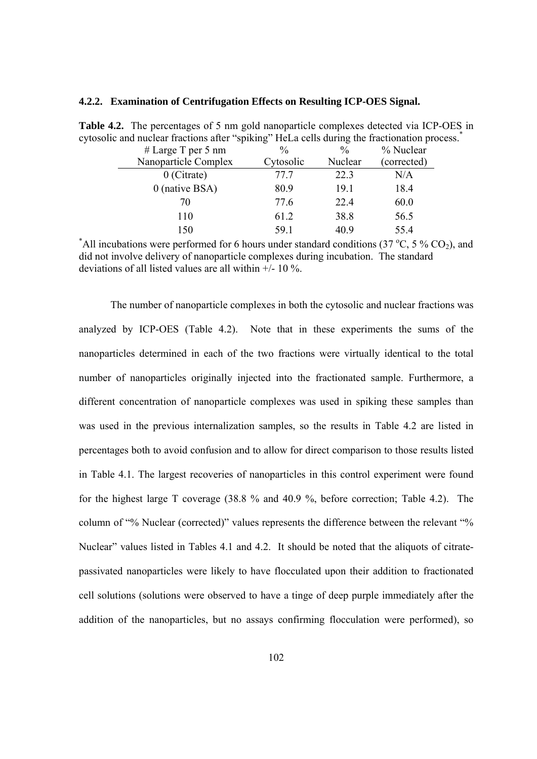#### 4.2.2. Examination of Centrifugation Effects on Resulting ICP-OES Signal.

**Table 4.2.** The percentages of 5 nm gold nanoparticle complexes detected via ICP-OES in cytosolic and nuclear fractions after "spiking" HeLa cells during the fractionation process.*

| # Large T per 5 nm Nanoparticle Complex | % Cytosolic | % Nuclear | % Nuclear (corrected) |
|---|---|---|---|
| 0 (Citrate) | 77.7 | 22.3 | N/A |
| 0 (native BSA) | 80.9 | 19.1 | 18.4 |
| 70 | 77.6 | 22.4 | 60.0 |
| 110 | 61.2 | 38.8 | 56.5 |
| 150 | 59.1 | 40.9 | 55.4 |

*All incubations were performed for 6 hours under standard conditions (37 °C, 5 % $CO_2$), and did not involve delivery of nanoparticle complexes during incubation. The standard deviations of all listed values are all within +/- 10 %.

The number of nanoparticle complexes in both the cytosolic and nuclear fractions was analyzed by ICP-OES (Table 4.2). Note that in these experiments the sums of the nanoparticles determined in each of the two fractions were virtually identical to the total number of nanoparticles originally injected into the fractionated sample. Furthermore, a different concentration of nanoparticle complexes was used in spiking these samples than was used in the previous internalization samples, so the results in Table 4.2 are listed in percentages both to avoid confusion and to allow for direct comparison to those results listed in Table 4.1. The largest recoveries of nanoparticles in this control experiment were found for the highest large T coverage (38.8 % and 40.9 %, before correction; Table 4.2). The column of "% Nuclear (corrected)" values represents the difference between the relevant "% Nuclear" values listed in Tables 4.1 and 4.2. It should be noted that the aliquots of citrate-passivated nanoparticles were likely to have flocculated upon their addition to fractionated cell solutions (solutions were observed to have a tinge of deep purple immediately after the addition of the nanoparticles, but no assays confirming flocculation were performed), so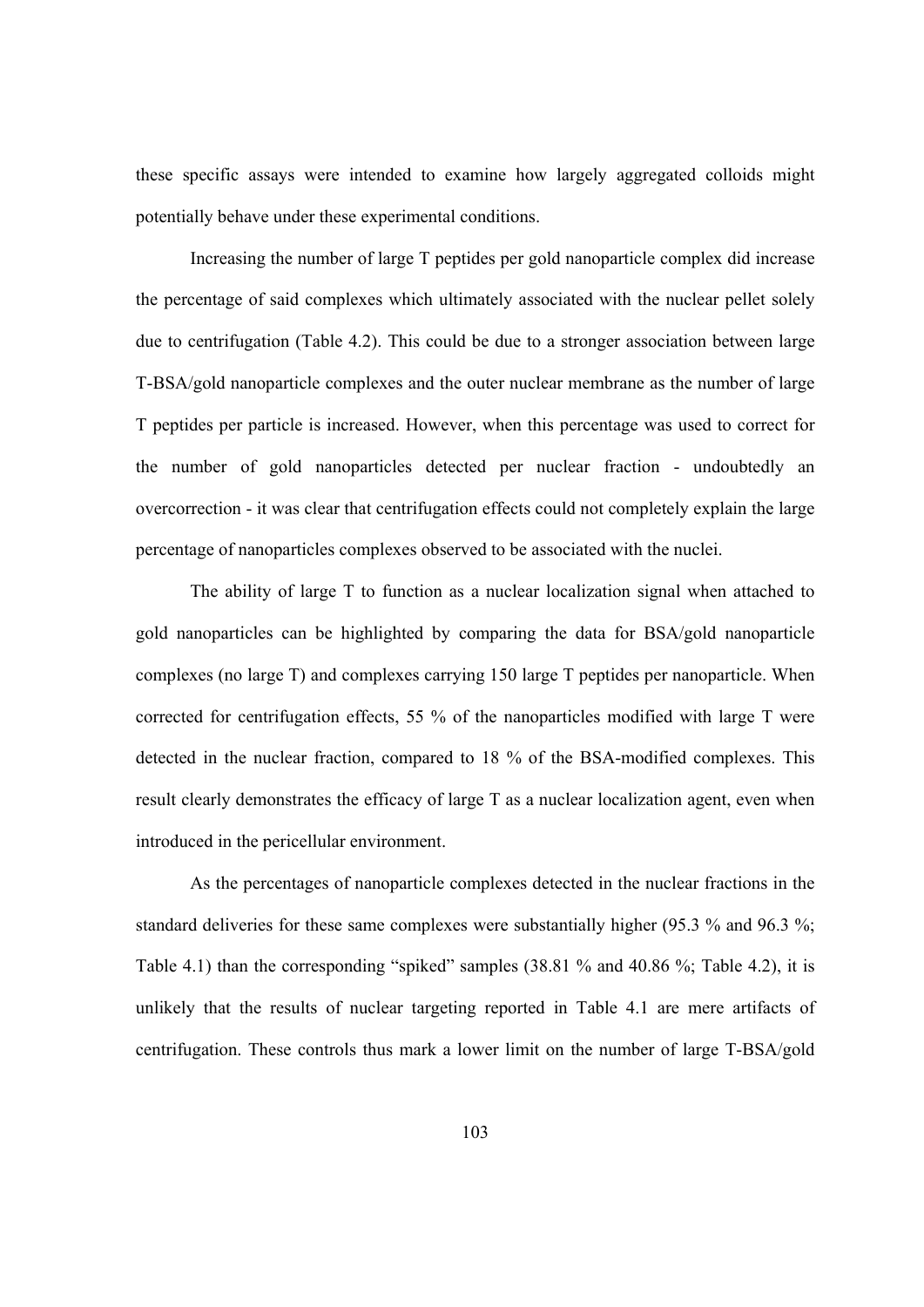these specific assays were intended to examine how largely aggregated colloids might potentially behave under these experimental conditions.

Increasing the number of large T peptides per gold nanoparticle complex did increase the percentage of said complexes which ultimately associated with the nuclear pellet solely due to centrifugation (Table 4.2). This could be due to a stronger association between large T-BSA/gold nanoparticle complexes and the outer nuclear membrane as the number of large T peptides per particle is increased. However, when this percentage was used to correct for the number of gold nanoparticles detected per nuclear fraction - undoubtedly an overcorrection - it was clear that centrifugation effects could not completely explain the large percentage of nanoparticles complexes observed to be associated with the nuclei.

The ability of large T to function as a nuclear localization signal when attached to gold nanoparticles can be highlighted by comparing the data for BSA/gold nanoparticle complexes (no large T) and complexes carrying 150 large T peptides per nanoparticle. When corrected for centrifugation effects, 55 % of the nanoparticles modified with large T were detected in the nuclear fraction, compared to 18 % of the BSA-modified complexes. This result clearly demonstrates the efficacy of large T as a nuclear localization agent, even when introduced in the pericellular environment.

As the percentages of nanoparticle complexes detected in the nuclear fractions in the standard deliveries for these same complexes were substantially higher (95.3 % and 96.3 %; Table 4.1) than the corresponding "spiked" samples (38.81 % and 40.86 %; Table 4.2), it is unlikely that the results of nuclear targeting reported in Table 4.1 are mere artifacts of centrifugation. These controls thus mark a lower limit on the number of large T-BSA/gold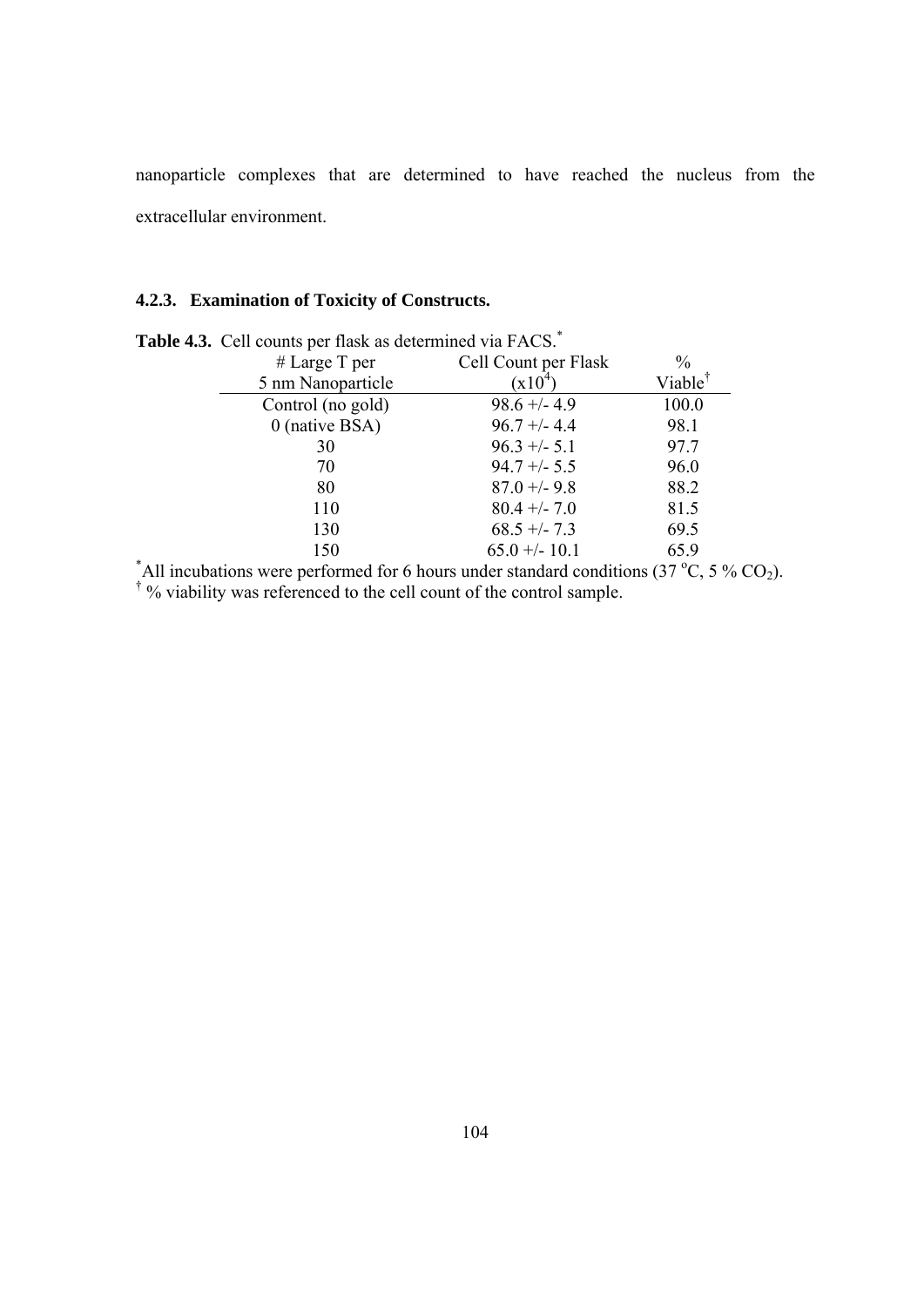nanoparticle complexes that are determined to have reached the nucleus from the extracellular environment.

### 4.2.3. Examination of Toxicity of Constructs.

**Table 4.3.** Cell counts per flask as determined via FACS.[*]

| # Large T per 5 nm Nanoparticle | Cell Count per Flask ($x10^4$) | % Viable[†] |
|---|---|---|
| Control (no gold) | 98.6 +/- 4.9 | 100.0 |
| 0 (native BSA) | 96.7 +/- 4.4 | 98.1 |
| 30 | 96.3 +/- 5.1 | 97.7 |
| 70 | 94.7 +/- 5.5 | 96.0 |
| 80 | 87.0 +/- 9.8 | 88.2 |
| 110 | 80.4 +/- 7.0 | 81.5 |
| 130 | 68.5 +/- 7.3 | 69.5 |
| 150 | 65.0 +/- 10.1 | 65.9 |

[*] All incubations were performed for 6 hours under standard conditions (37 $^{o}$C, 5 % $CO_2$).
[†] % viability was referenced to the cell count of the control sample.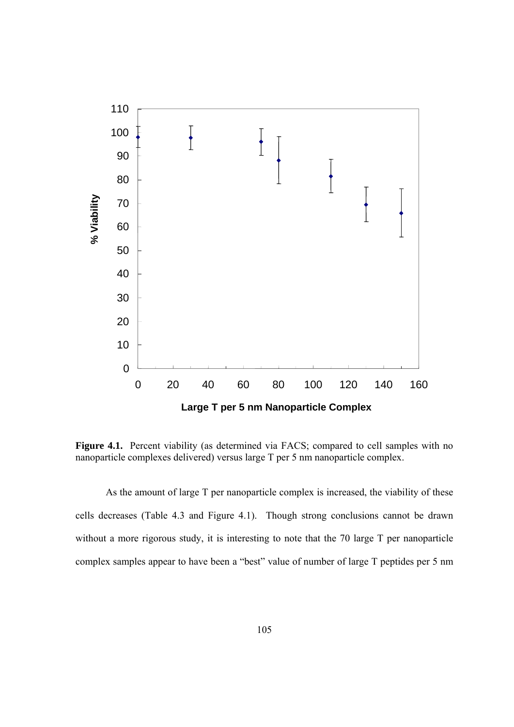**Figure 4.1.** Percent viability (as determined via FACS; compared to cell samples with no nanoparticle complexes delivered) versus large T per 5 nm nanoparticle complex.

As the amount of large T per nanoparticle complex is increased, the viability of these cells decreases (Table 4.3 and Figure 4.1). Though strong conclusions cannot be drawn without a more rigorous study, it is interesting to note that the 70 large T per nanoparticle complex samples appear to have been a "best" value of number of large T peptides per 5 nm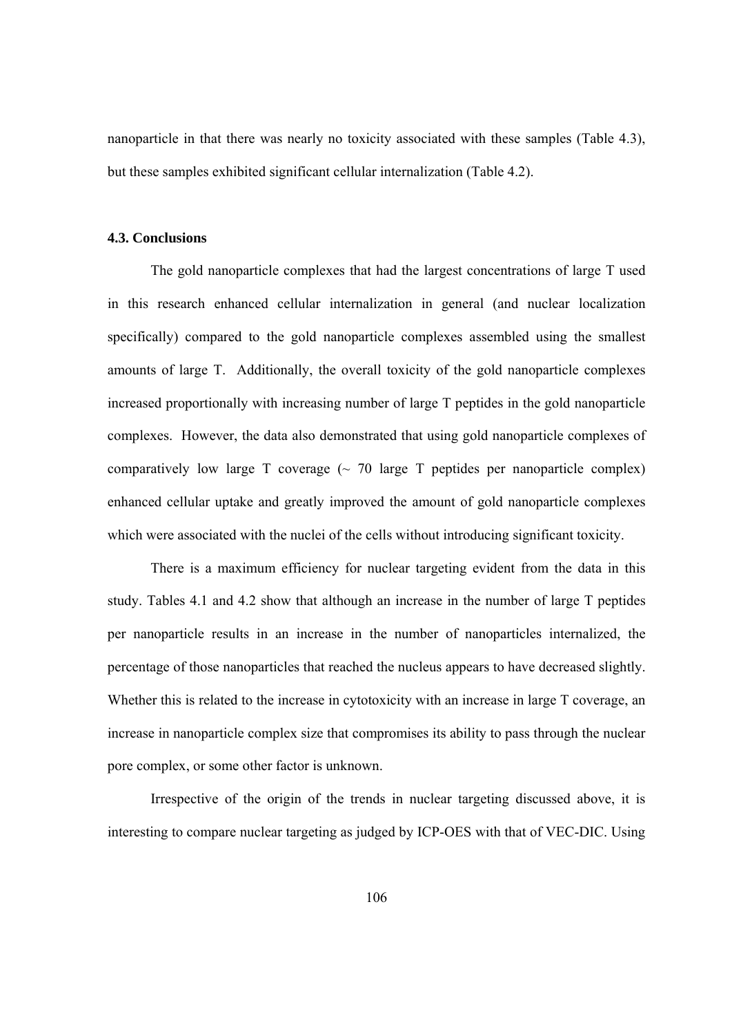nanoparticle in that there was nearly no toxicity associated with these samples (Table 4.3), but these samples exhibited significant cellular internalization (Table 4.2).

### 4.3. Conclusions

The gold nanoparticle complexes that had the largest concentrations of large T used in this research enhanced cellular internalization in general (and nuclear localization specifically) compared to the gold nanoparticle complexes assembled using the smallest amounts of large T. Additionally, the overall toxicity of the gold nanoparticle complexes increased proportionally with increasing number of large T peptides in the gold nanoparticle complexes. However, the data also demonstrated that using gold nanoparticle complexes of comparatively low large T coverage (~ 70 large T peptides per nanoparticle complex) enhanced cellular uptake and greatly improved the amount of gold nanoparticle complexes which were associated with the nuclei of the cells without introducing significant toxicity.

There is a maximum efficiency for nuclear targeting evident from the data in this study. Tables 4.1 and 4.2 show that although an increase in the number of large T peptides per nanoparticle results in an increase in the number of nanoparticles internalized, the percentage of those nanoparticles that reached the nucleus appears to have decreased slightly. Whether this is related to the increase in cytotoxicity with an increase in large T coverage, an increase in nanoparticle complex size that compromises its ability to pass through the nuclear pore complex, or some other factor is unknown.

Irrespective of the origin of the trends in nuclear targeting discussed above, it is interesting to compare nuclear targeting as judged by ICP-OES with that of VEC-DIC. Using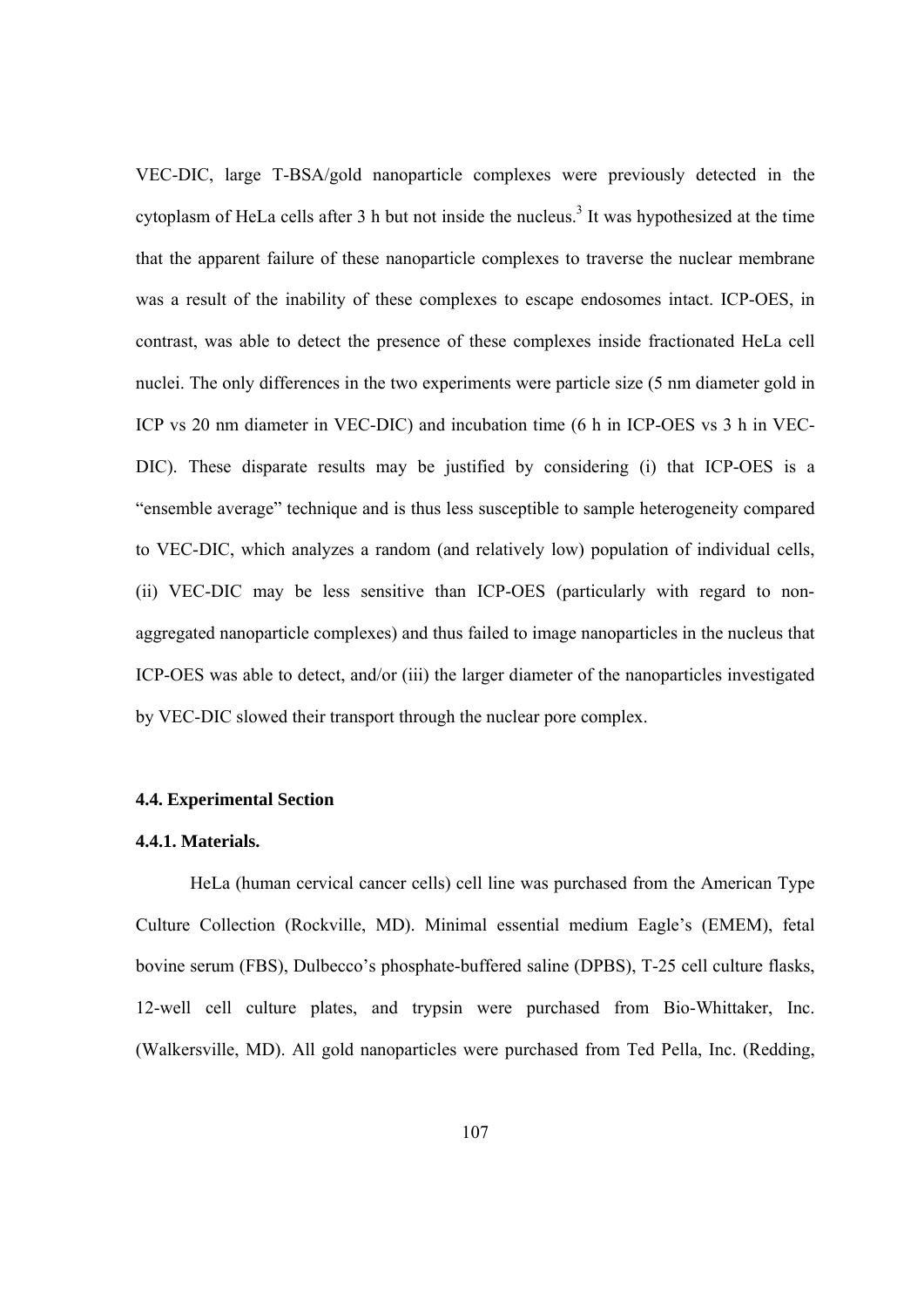VEC-DIC, large T-BSA/gold nanoparticle complexes were previously detected in the cytoplasm of HeLa cells after 3 h but not inside the nucleus.[3] It was hypothesized at the time that the apparent failure of these nanoparticle complexes to traverse the nuclear membrane was a result of the inability of these complexes to escape endosomes intact. ICP-OES, in contrast, was able to detect the presence of these complexes inside fractionated HeLa cell nuclei. The only differences in the two experiments were particle size (5 nm diameter gold in ICP vs 20 nm diameter in VEC-DIC) and incubation time (6 h in ICP-OES vs 3 h in VEC-DIC). These disparate results may be justified by considering (i) that ICP-OES is a "ensemble average" technique and is thus less susceptible to sample heterogeneity compared to VEC-DIC, which analyzes a random (and relatively low) population of individual cells, (ii) VEC-DIC may be less sensitive than ICP-OES (particularly with regard to non-aggregated nanoparticle complexes) and thus failed to image nanoparticles in the nucleus that ICP-OES was able to detect, and/or (iii) the larger diameter of the nanoparticles investigated by VEC-DIC slowed their transport through the nuclear pore complex.

### 4.4. Experimental Section

#### 4.4.1. Materials.

HeLa (human cervical cancer cells) cell line was purchased from the American Type Culture Collection (Rockville, MD). Minimal essential medium Eagle's (EMEM), fetal bovine serum (FBS), Dulbecco's phosphate-buffered saline (DPBS), T-25 cell culture flasks, 12-well cell culture plates, and trypsin were purchased from Bio-Whittaker, Inc. (Walkersville, MD). All gold nanoparticles were purchased from Ted Pella, Inc. (Redding,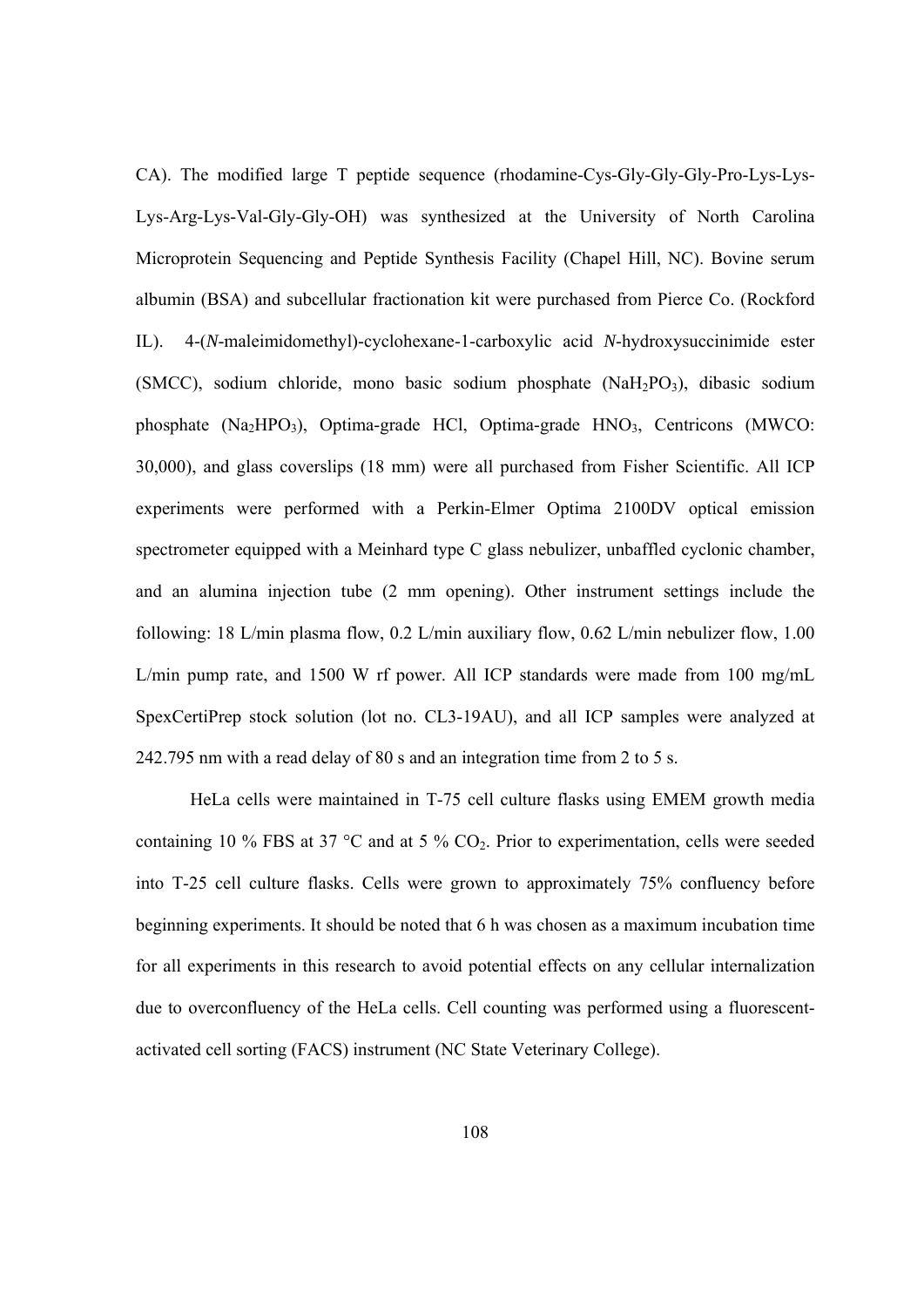CA). The modified large T peptide sequence (rhodamine-Cys-Gly-Gly-Gly-Pro-Lys-Lys-Lys-Arg-Lys-Val-Gly-Gly-OH) was synthesized at the University of North Carolina Microprotein Sequencing and Peptide Synthesis Facility (Chapel Hill, NC). Bovine serum albumin (BSA) and subcellular fractionation kit were purchased from Pierce Co. (Rockford IL). 4-(*N*-maleimidomethyl)-cyclohexane-1-carboxylic acid *N*-hydroxysuccinimide ester (SMCC), sodium chloride, mono basic sodium phosphate ($NaH_2PO_3$), dibasic sodium phosphate ($Na_2HPO_3$), Optima-grade HCl, Optima-grade $HNO_3$, Centricons (MWCO: 30,000), and glass coverslips (18 mm) were all purchased from Fisher Scientific. All ICP experiments were performed with a Perkin-Elmer Optima 2100DV optical emission spectrometer equipped with a Meinhard type C glass nebulizer, unbaffled cyclonic chamber, and an alumina injection tube (2 mm opening). Other instrument settings include the following: 18 L/min plasma flow, 0.2 L/min auxiliary flow, 0.62 L/min nebulizer flow, 1.00 L/min pump rate, and 1500 W rf power. All ICP standards were made from 100 mg/mL SpexCertiPrep stock solution (lot no. CL3-19AU), and all ICP samples were analyzed at 242.795 nm with a read delay of 80 s and an integration time from 2 to 5 s.

HeLa cells were maintained in T-75 cell culture flasks using EMEM growth media containing 10 % FBS at 37 °C and at 5 % $CO_2$. Prior to experimentation, cells were seeded into T-25 cell culture flasks. Cells were grown to approximately 75% confluency before beginning experiments. It should be noted that 6 h was chosen as a maximum incubation time for all experiments in this research to avoid potential effects on any cellular internalization due to overconfluency of the HeLa cells. Cell counting was performed using a fluorescent-activated cell sorting (FACS) instrument (NC State Veterinary College).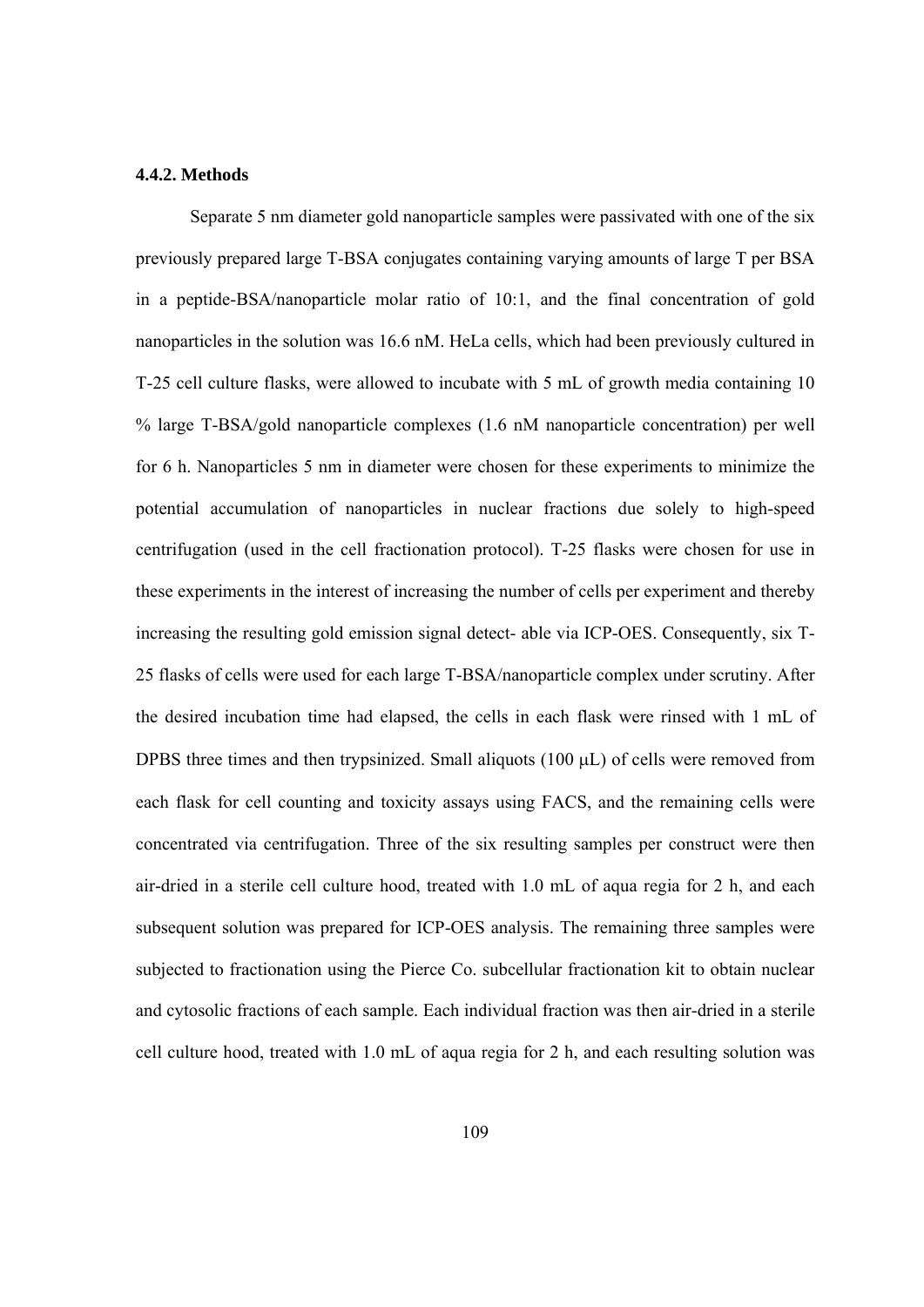### 4.4.2. Methods

Separate 5 nm diameter gold nanoparticle samples were passivated with one of the six previously prepared large T-BSA conjugates containing varying amounts of large T per BSA in a peptide-BSA/nanoparticle molar ratio of 10:1, and the final concentration of gold nanoparticles in the solution was 16.6 nM. HeLa cells, which had been previously cultured in T-25 cell culture flasks, were allowed to incubate with 5 mL of growth media containing 10 % large T-BSA/gold nanoparticle complexes (1.6 nM nanoparticle concentration) per well for 6 h. Nanoparticles 5 nm in diameter were chosen for these experiments to minimize the potential accumulation of nanoparticles in nuclear fractions due solely to high-speed centrifugation (used in the cell fractionation protocol). T-25 flasks were chosen for use in these experiments in the interest of increasing the number of cells per experiment and thereby increasing the resulting gold emission signal detect- able via ICP-OES. Consequently, six T-25 flasks of cells were used for each large T-BSA/nanoparticle complex under scrutiny. After the desired incubation time had elapsed, the cells in each flask were rinsed with 1 mL of DPBS three times and then trypsinized. Small aliquots (100 μL) of cells were removed from each flask for cell counting and toxicity assays using FACS, and the remaining cells were concentrated via centrifugation. Three of the six resulting samples per construct were then air-dried in a sterile cell culture hood, treated with 1.0 mL of aqua regia for 2 h, and each subsequent solution was prepared for ICP-OES analysis. The remaining three samples were subjected to fractionation using the Pierce Co. subcellular fractionation kit to obtain nuclear and cytosolic fractions of each sample. Each individual fraction was then air-dried in a sterile cell culture hood, treated with 1.0 mL of aqua regia for 2 h, and each resulting solution was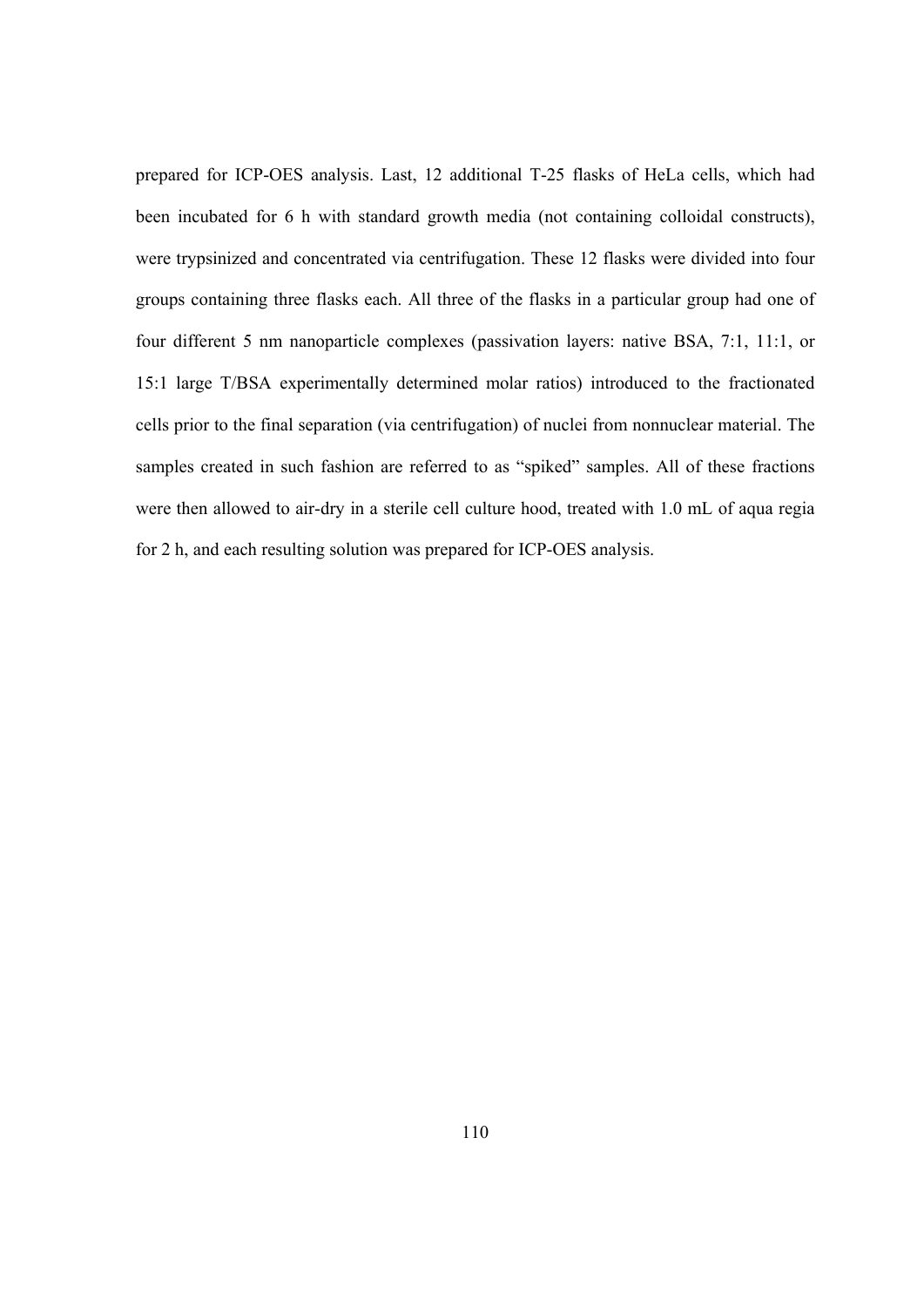prepared for ICP-OES analysis. Last, 12 additional T-25 flasks of HeLa cells, which had been incubated for 6 h with standard growth media (not containing colloidal constructs), were trypsinized and concentrated via centrifugation. These 12 flasks were divided into four groups containing three flasks each. All three of the flasks in a particular group had one of four different 5 nm nanoparticle complexes (passivation layers: native BSA, 7:1, 11:1, or 15:1 large T/BSA experimentally determined molar ratios) introduced to the fractionated cells prior to the final separation (via centrifugation) of nuclei from nonnuclear material. The samples created in such fashion are referred to as "spiked" samples. All of these fractions were then allowed to air-dry in a sterile cell culture hood, treated with 1.0 mL of aqua regia for 2 h, and each resulting solution was prepared for ICP-OES analysis.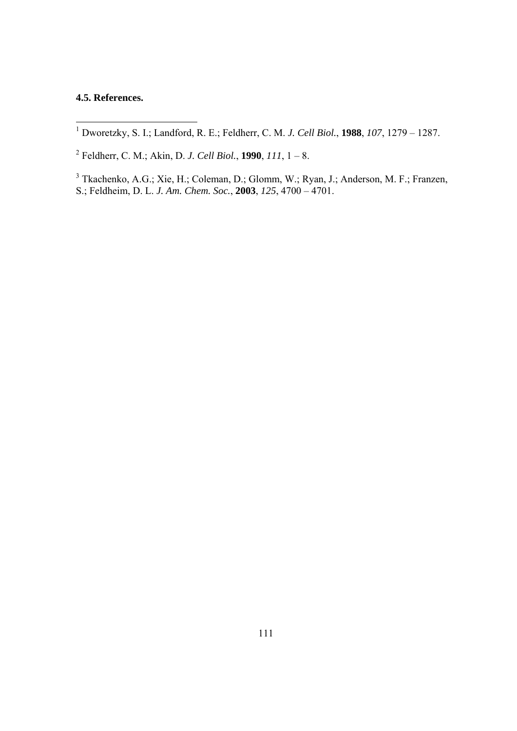**4.5. References.**

[1] Dworetzky, S. I.; Landford, R. E.; Feldherr, C. M. *J. Cell Biol.*, **1988**, *107*, 1279 – 1287.

[2] Feldherr, C. M.; Akin, D. *J. Cell Biol.*, **1990**, *111*, 1 – 8.

[3] Tkachenko, A.G.; Xie, H.; Coleman, D.; Glomm, W.; Ryan, J.; Anderson, M. F.; Franzen, S.; Feldheim, D. L. *J. Am. Chem. Soc.*, **2003**, *125*, 4700 – 4701.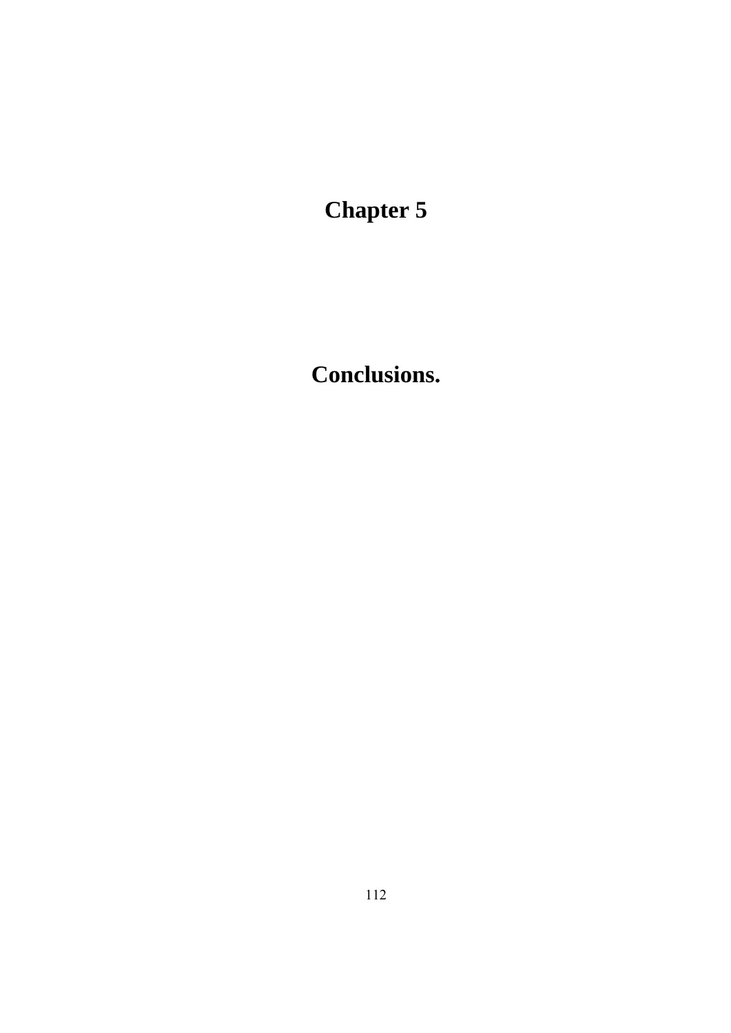# Chapter 5

# Conclusions.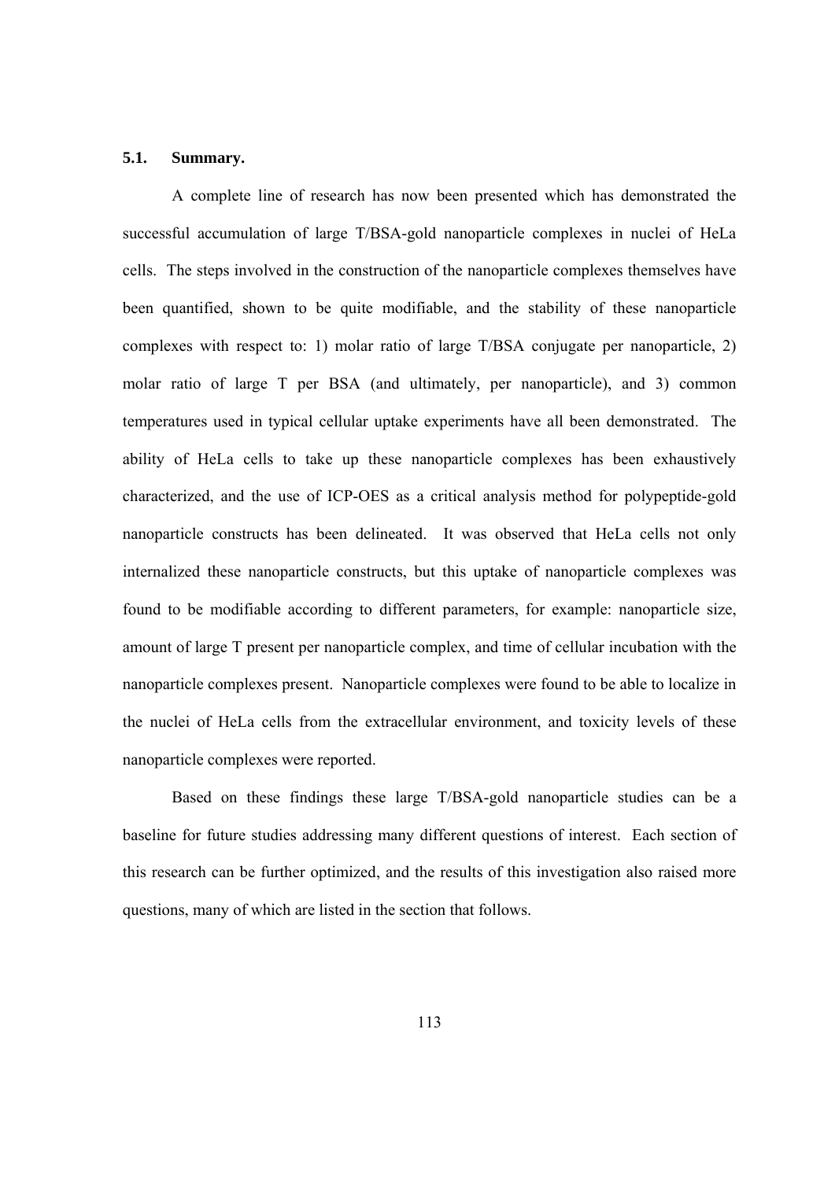### 5.1. Summary.

A complete line of research has now been presented which has demonstrated the successful accumulation of large T/BSA-gold nanoparticle complexes in nuclei of HeLa cells. The steps involved in the construction of the nanoparticle complexes themselves have been quantified, shown to be quite modifiable, and the stability of these nanoparticle complexes with respect to: 1) molar ratio of large T/BSA conjugate per nanoparticle, 2) molar ratio of large T per BSA (and ultimately, per nanoparticle), and 3) common temperatures used in typical cellular uptake experiments have all been demonstrated. The ability of HeLa cells to take up these nanoparticle complexes has been exhaustively characterized, and the use of ICP-OES as a critical analysis method for polypeptide-gold nanoparticle constructs has been delineated. It was observed that HeLa cells not only internalized these nanoparticle constructs, but this uptake of nanoparticle complexes was found to be modifiable according to different parameters, for example: nanoparticle size, amount of large T present per nanoparticle complex, and time of cellular incubation with the nanoparticle complexes present. Nanoparticle complexes were found to be able to localize in the nuclei of HeLa cells from the extracellular environment, and toxicity levels of these nanoparticle complexes were reported.

Based on these findings these large T/BSA-gold nanoparticle studies can be a baseline for future studies addressing many different questions of interest. Each section of this research can be further optimized, and the results of this investigation also raised more questions, many of which are listed in the section that follows.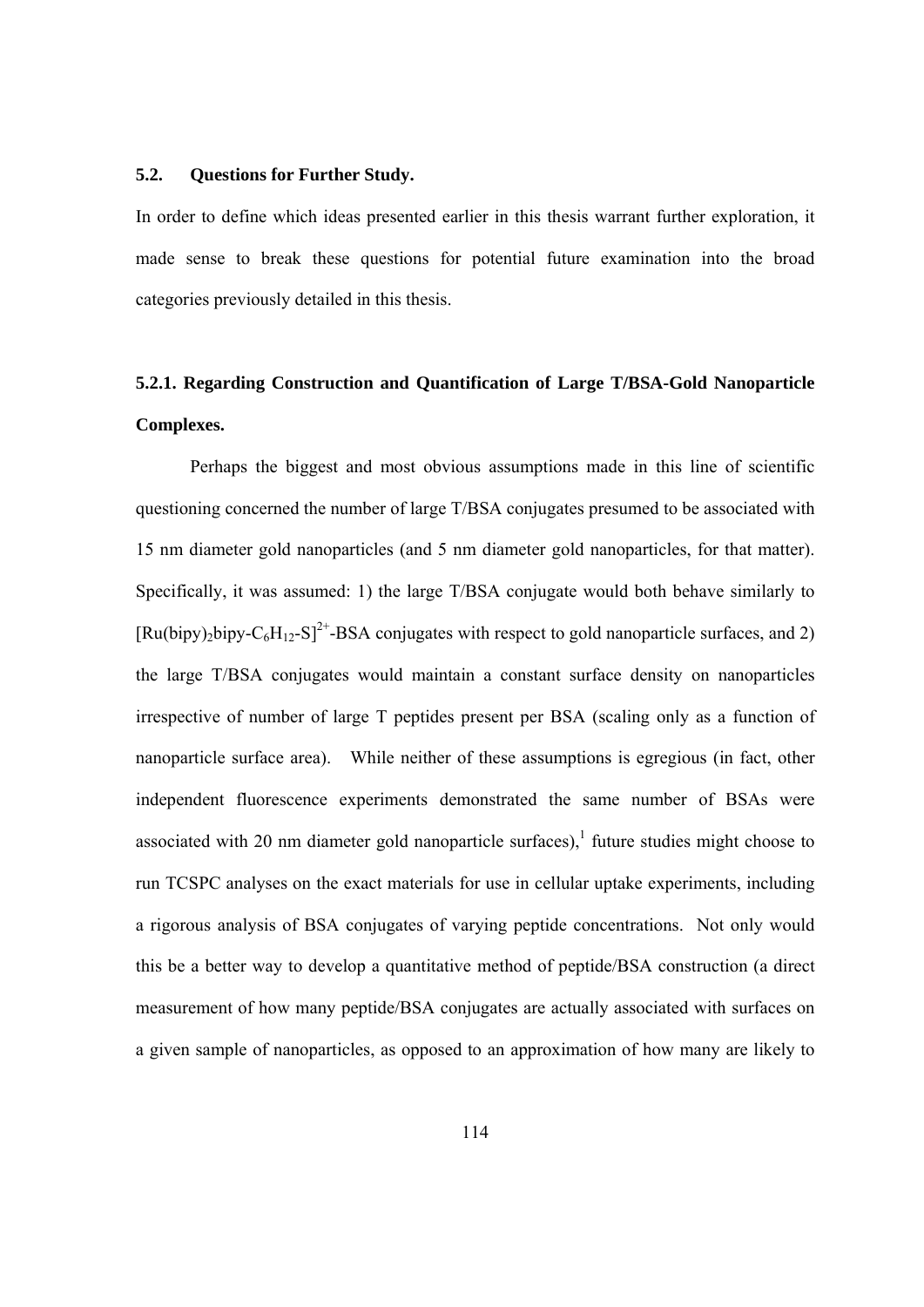### 5.2. Questions for Further Study.

In order to define which ideas presented earlier in this thesis warrant further exploration, it made sense to break these questions for potential future examination into the broad categories previously detailed in this thesis.

#### 5.2.1. Regarding Construction and Quantification of Large T/BSA-Gold Nanoparticle Complexes.

Perhaps the biggest and most obvious assumptions made in this line of scientific questioning concerned the number of large T/BSA conjugates presumed to be associated with 15 nm diameter gold nanoparticles (and 5 nm diameter gold nanoparticles, for that matter). Specifically, it was assumed: 1) the large T/BSA conjugate would both behave similarly to $[Ru(bipy)_2bipy\text{-}C_6H_{12}\text{-}S]^{2+}$-BSA conjugates with respect to gold nanoparticle surfaces, and 2) the large T/BSA conjugates would maintain a constant surface density on nanoparticles irrespective of number of large T peptides present per BSA (scaling only as a function of nanoparticle surface area). While neither of these assumptions is egregious (in fact, other independent fluorescence experiments demonstrated the same number of BSAs were associated with 20 nm diameter gold nanoparticle surfaces),[1] future studies might choose to run TCSPC analyses on the exact materials for use in cellular uptake experiments, including a rigorous analysis of BSA conjugates of varying peptide concentrations. Not only would this be a better way to develop a quantitative method of peptide/BSA construction (a direct measurement of how many peptide/BSA conjugates are actually associated with surfaces on a given sample of nanoparticles, as opposed to an approximation of how many are likely to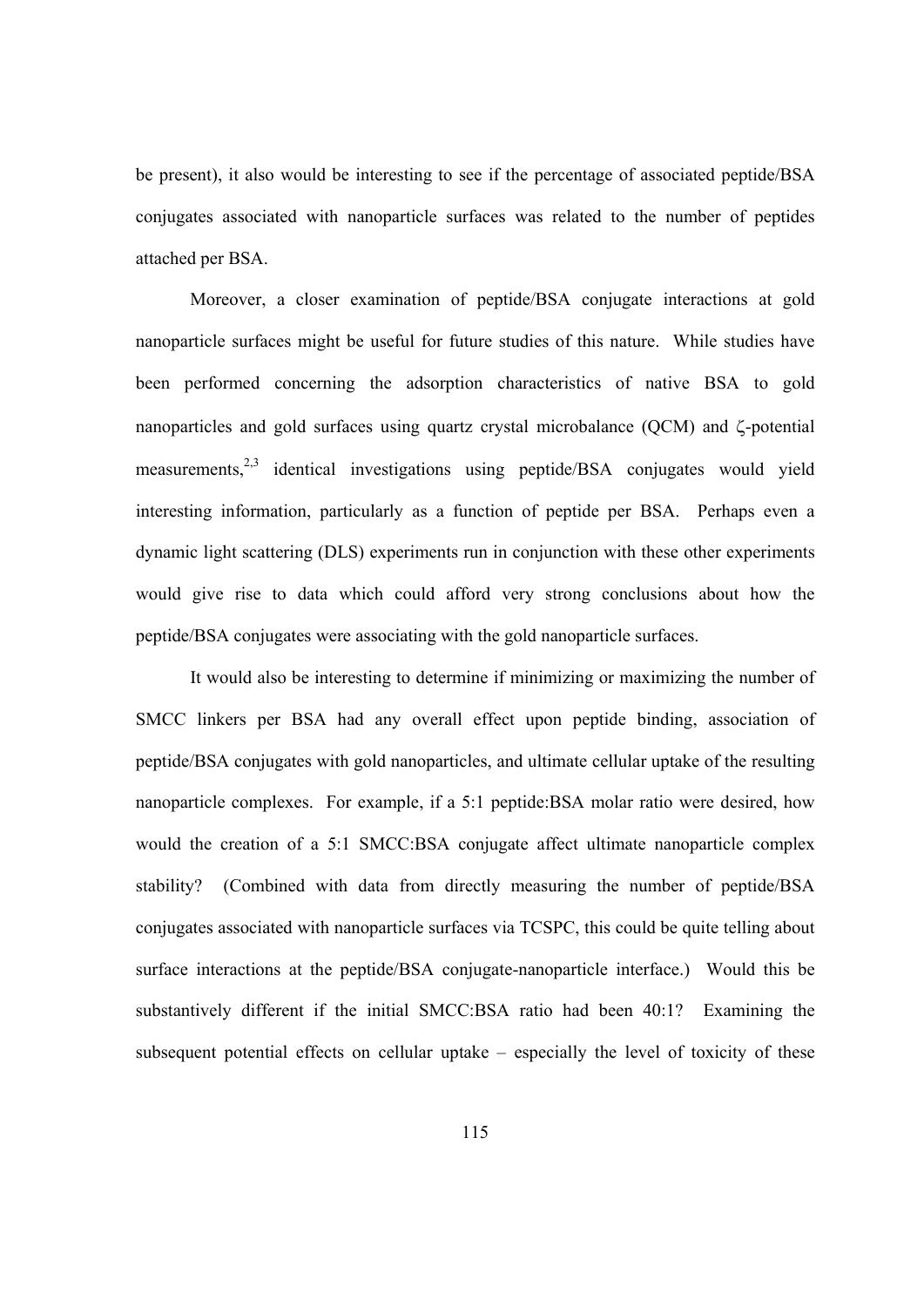be present), it also would be interesting to see if the percentage of associated peptide/BSA conjugates associated with nanoparticle surfaces was related to the number of peptides attached per BSA.

Moreover, a closer examination of peptide/BSA conjugate interactions at gold nanoparticle surfaces might be useful for future studies of this nature. While studies have been performed concerning the adsorption characteristics of native BSA to gold nanoparticles and gold surfaces using quartz crystal microbalance (QCM) and ζ-potential measurements,[2,3] identical investigations using peptide/BSA conjugates would yield interesting information, particularly as a function of peptide per BSA. Perhaps even a dynamic light scattering (DLS) experiments run in conjunction with these other experiments would give rise to data which could afford very strong conclusions about how the peptide/BSA conjugates were associating with the gold nanoparticle surfaces.

It would also be interesting to determine if minimizing or maximizing the number of SMCC linkers per BSA had any overall effect upon peptide binding, association of peptide/BSA conjugates with gold nanoparticles, and ultimate cellular uptake of the resulting nanoparticle complexes. For example, if a 5:1 peptide:BSA molar ratio were desired, how would the creation of a 5:1 SMCC:BSA conjugate affect ultimate nanoparticle complex stability? (Combined with data from directly measuring the number of peptide/BSA conjugates associated with nanoparticle surfaces via TCSPC, this could be quite telling about surface interactions at the peptide/BSA conjugate-nanoparticle interface.) Would this be substantively different if the initial SMCC:BSA ratio had been 40:1? Examining the subsequent potential effects on cellular uptake – especially the level of toxicity of these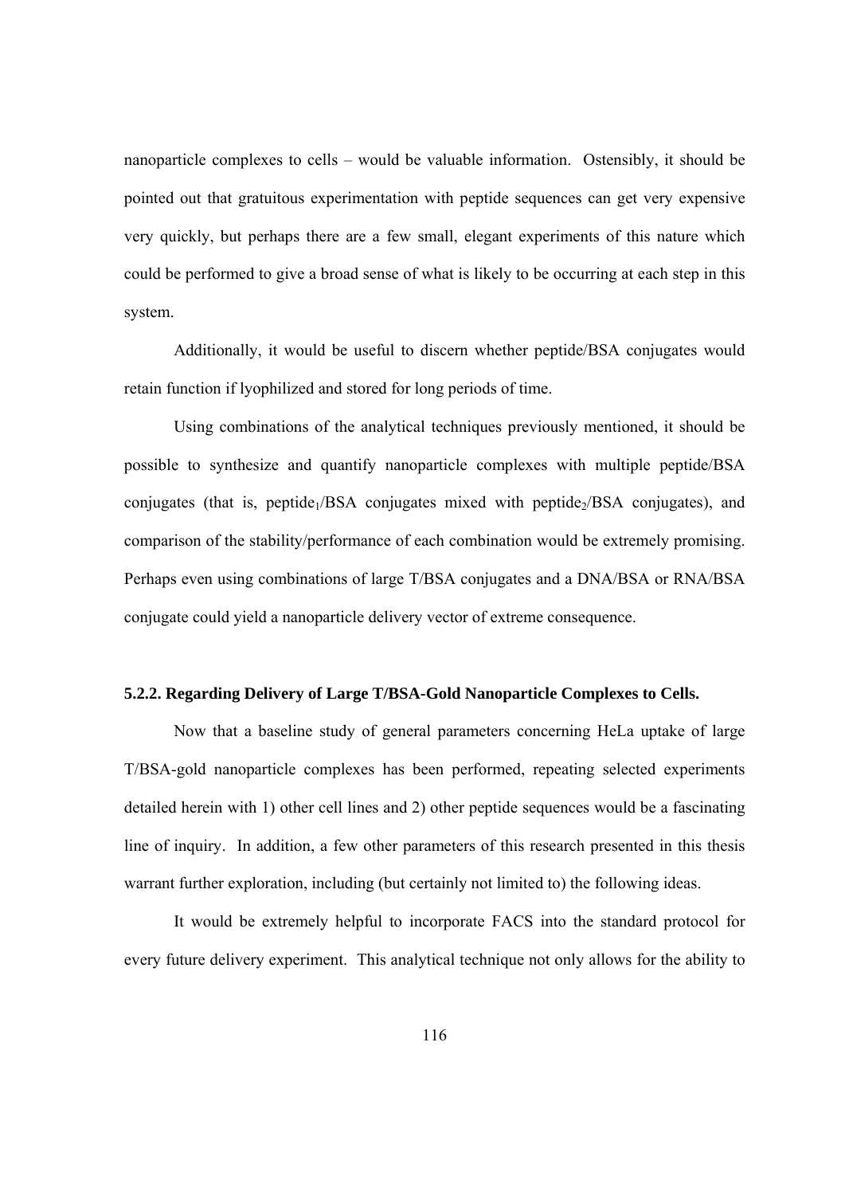nanoparticle complexes to cells – would be valuable information. Ostensibly, it should be pointed out that gratuitous experimentation with peptide sequences can get very expensive very quickly, but perhaps there are a few small, elegant experiments of this nature which could be performed to give a broad sense of what is likely to be occurring at each step in this system.

Additionally, it would be useful to discern whether peptide/BSA conjugates would retain function if lyophilized and stored for long periods of time.

Using combinations of the analytical techniques previously mentioned, it should be possible to synthesize and quantify nanoparticle complexes with multiple peptide/BSA conjugates (that is, $peptide_1$/BSA conjugates mixed with $peptide_2$/BSA conjugates), and comparison of the stability/performance of each combination would be extremely promising. Perhaps even using combinations of large T/BSA conjugates and a DNA/BSA or RNA/BSA conjugate could yield a nanoparticle delivery vector of extreme consequence.

### 5.2.2. Regarding Delivery of Large T/BSA-Gold Nanoparticle Complexes to Cells.

Now that a baseline study of general parameters concerning HeLa uptake of large T/BSA-gold nanoparticle complexes has been performed, repeating selected experiments detailed herein with 1) other cell lines and 2) other peptide sequences would be a fascinating line of inquiry. In addition, a few other parameters of this research presented in this thesis warrant further exploration, including (but certainly not limited to) the following ideas.

It would be extremely helpful to incorporate FACS into the standard protocol for every future delivery experiment. This analytical technique not only allows for the ability to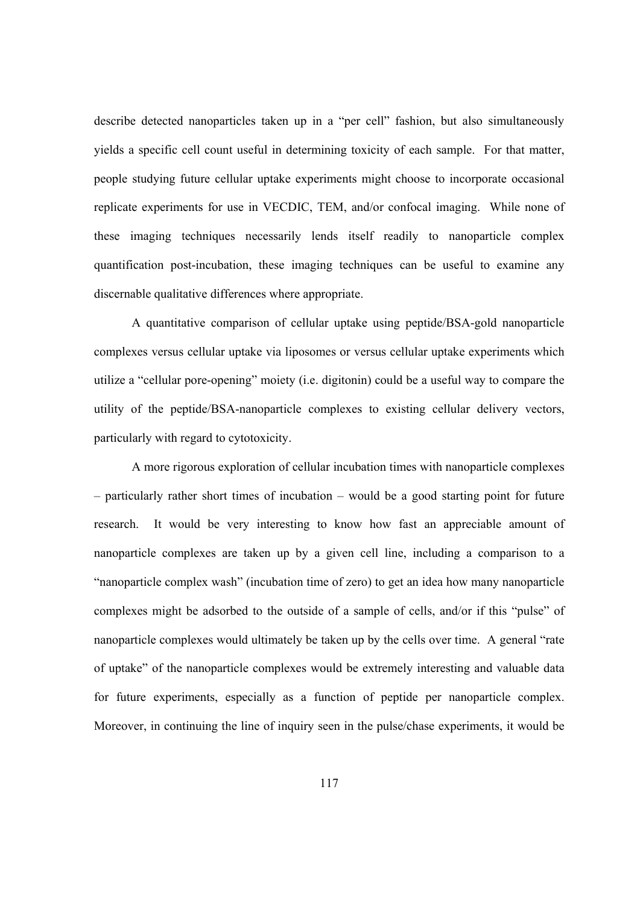describe detected nanoparticles taken up in a "per cell" fashion, but also simultaneously yields a specific cell count useful in determining toxicity of each sample. For that matter, people studying future cellular uptake experiments might choose to incorporate occasional replicate experiments for use in VECDIC, TEM, and/or confocal imaging. While none of these imaging techniques necessarily lends itself readily to nanoparticle complex quantification post-incubation, these imaging techniques can be useful to examine any discernable qualitative differences where appropriate.

A quantitative comparison of cellular uptake using peptide/BSA-gold nanoparticle complexes versus cellular uptake via liposomes or versus cellular uptake experiments which utilize a "cellular pore-opening" moiety (i.e. digitonin) could be a useful way to compare the utility of the peptide/BSA-nanoparticle complexes to existing cellular delivery vectors, particularly with regard to cytotoxicity.

A more rigorous exploration of cellular incubation times with nanoparticle complexes – particularly rather short times of incubation – would be a good starting point for future research. It would be very interesting to know how fast an appreciable amount of nanoparticle complexes are taken up by a given cell line, including a comparison to a "nanoparticle complex wash" (incubation time of zero) to get an idea how many nanoparticle complexes might be adsorbed to the outside of a sample of cells, and/or if this "pulse" of nanoparticle complexes would ultimately be taken up by the cells over time. A general "rate of uptake" of the nanoparticle complexes would be extremely interesting and valuable data for future experiments, especially as a function of peptide per nanoparticle complex. Moreover, in continuing the line of inquiry seen in the pulse/chase experiments, it would be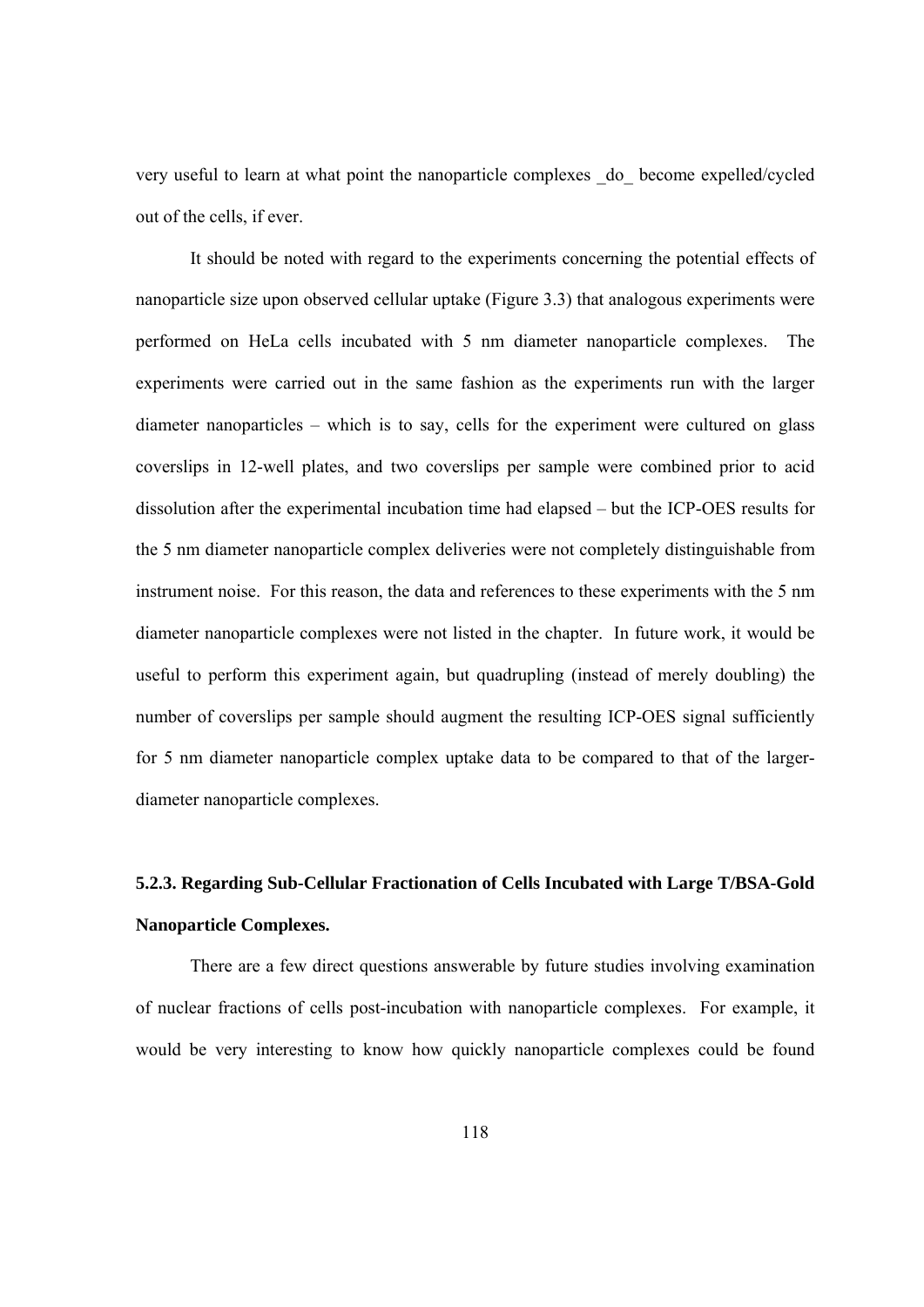very useful to learn at what point the nanoparticle complexes _do_ become expelled/cycled out of the cells, if ever.

It should be noted with regard to the experiments concerning the potential effects of nanoparticle size upon observed cellular uptake (Figure 3.3) that analogous experiments were performed on HeLa cells incubated with 5 nm diameter nanoparticle complexes. The experiments were carried out in the same fashion as the experiments run with the larger diameter nanoparticles – which is to say, cells for the experiment were cultured on glass coverslips in 12-well plates, and two coverslips per sample were combined prior to acid dissolution after the experimental incubation time had elapsed – but the ICP-OES results for the 5 nm diameter nanoparticle complex deliveries were not completely distinguishable from instrument noise. For this reason, the data and references to these experiments with the 5 nm diameter nanoparticle complexes were not listed in the chapter. In future work, it would be useful to perform this experiment again, but quadrupling (instead of merely doubling) the number of coverslips per sample should augment the resulting ICP-OES signal sufficiently for 5 nm diameter nanoparticle complex uptake data to be compared to that of the larger-diameter nanoparticle complexes.

### 5.2.3. Regarding Sub-Cellular Fractionation of Cells Incubated with Large T/BSA-Gold Nanoparticle Complexes.

There are a few direct questions answerable by future studies involving examination of nuclear fractions of cells post-incubation with nanoparticle complexes. For example, it would be very interesting to know how quickly nanoparticle complexes could be found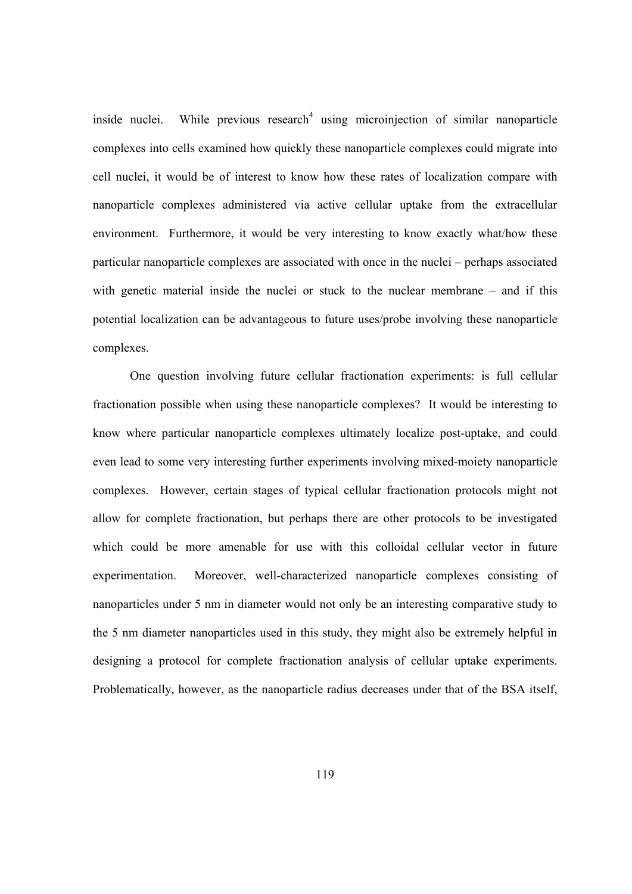inside nuclei. While previous research[4] using microinjection of similar nanoparticle complexes into cells examined how quickly these nanoparticle complexes could migrate into cell nuclei, it would be of interest to know how these rates of localization compare with nanoparticle complexes administered via active cellular uptake from the extracellular environment. Furthermore, it would be very interesting to know exactly what/how these particular nanoparticle complexes are associated with once in the nuclei – perhaps associated with genetic material inside the nuclei or stuck to the nuclear membrane – and if this potential localization can be advantageous to future uses/probe involving these nanoparticle complexes.

One question involving future cellular fractionation experiments: is full cellular fractionation possible when using these nanoparticle complexes? It would be interesting to know where particular nanoparticle complexes ultimately localize post-uptake, and could even lead to some very interesting further experiments involving mixed-moiety nanoparticle complexes. However, certain stages of typical cellular fractionation protocols might not allow for complete fractionation, but perhaps there are other protocols to be investigated which could be more amenable for use with this colloidal cellular vector in future experimentation. Moreover, well-characterized nanoparticle complexes consisting of nanoparticles under 5 nm in diameter would not only be an interesting comparative study to the 5 nm diameter nanoparticles used in this study, they might also be extremely helpful in designing a protocol for complete fractionation analysis of cellular uptake experiments. Problematically, however, as the nanoparticle radius decreases under that of the BSA itself,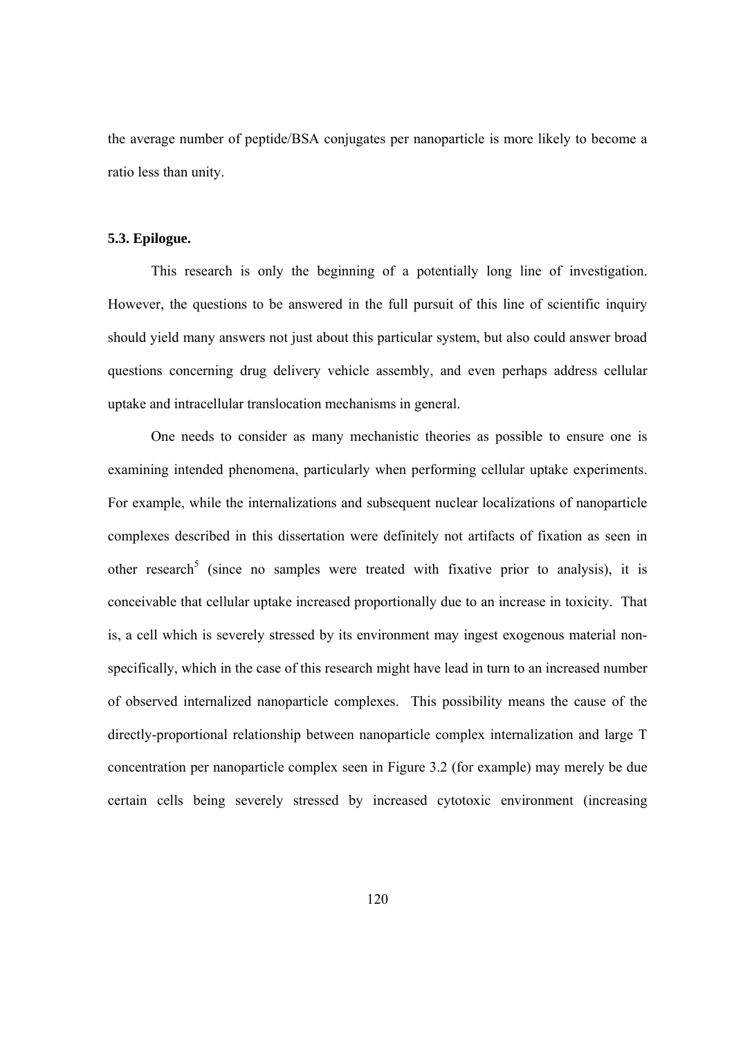the average number of peptide/BSA conjugates per nanoparticle is more likely to become a ratio less than unity.

### 5.3. Epilogue.

This research is only the beginning of a potentially long line of investigation. However, the questions to be answered in the full pursuit of this line of scientific inquiry should yield many answers not just about this particular system, but also could answer broad questions concerning drug delivery vehicle assembly, and even perhaps address cellular uptake and intracellular translocation mechanisms in general.

One needs to consider as many mechanistic theories as possible to ensure one is examining intended phenomena, particularly when performing cellular uptake experiments. For example, while the internalizations and subsequent nuclear localizations of nanoparticle complexes described in this dissertation were definitely not artifacts of fixation as seen in other research[5] (since no samples were treated with fixative prior to analysis), it is conceivable that cellular uptake increased proportionally due to an increase in toxicity. That is, a cell which is severely stressed by its environment may ingest exogenous material non-specifically, which in the case of this research might have lead in turn to an increased number of observed internalized nanoparticle complexes. This possibility means the cause of the directly-proportional relationship between nanoparticle complex internalization and large T concentration per nanoparticle complex seen in Figure 3.2 (for example) may merely be due certain cells being severely stressed by increased cytotoxic environment (increasing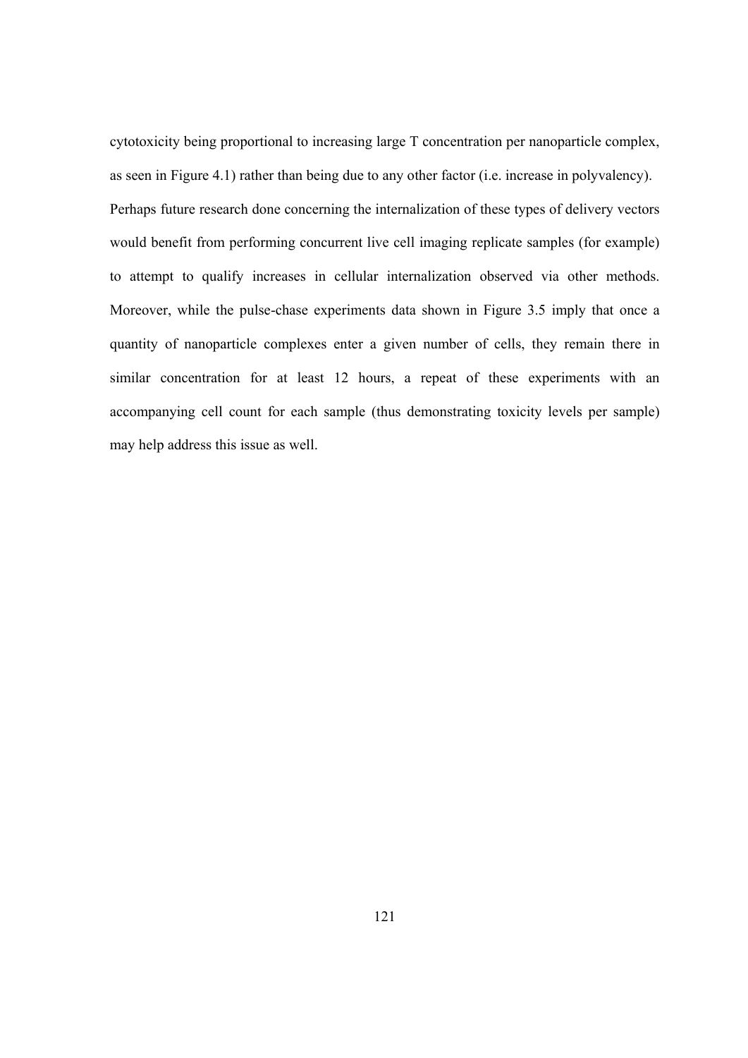cytotoxicity being proportional to increasing large T concentration per nanoparticle complex, as seen in Figure 4.1) rather than being due to any other factor (i.e. increase in polyvalency). Perhaps future research done concerning the internalization of these types of delivery vectors would benefit from performing concurrent live cell imaging replicate samples (for example) to attempt to qualify increases in cellular internalization observed via other methods. Moreover, while the pulse-chase experiments data shown in Figure 3.5 imply that once a quantity of nanoparticle complexes enter a given number of cells, they remain there in similar concentration for at least 12 hours, a repeat of these experiments with an accompanying cell count for each sample (thus demonstrating toxicity levels per sample) may help address this issue as well.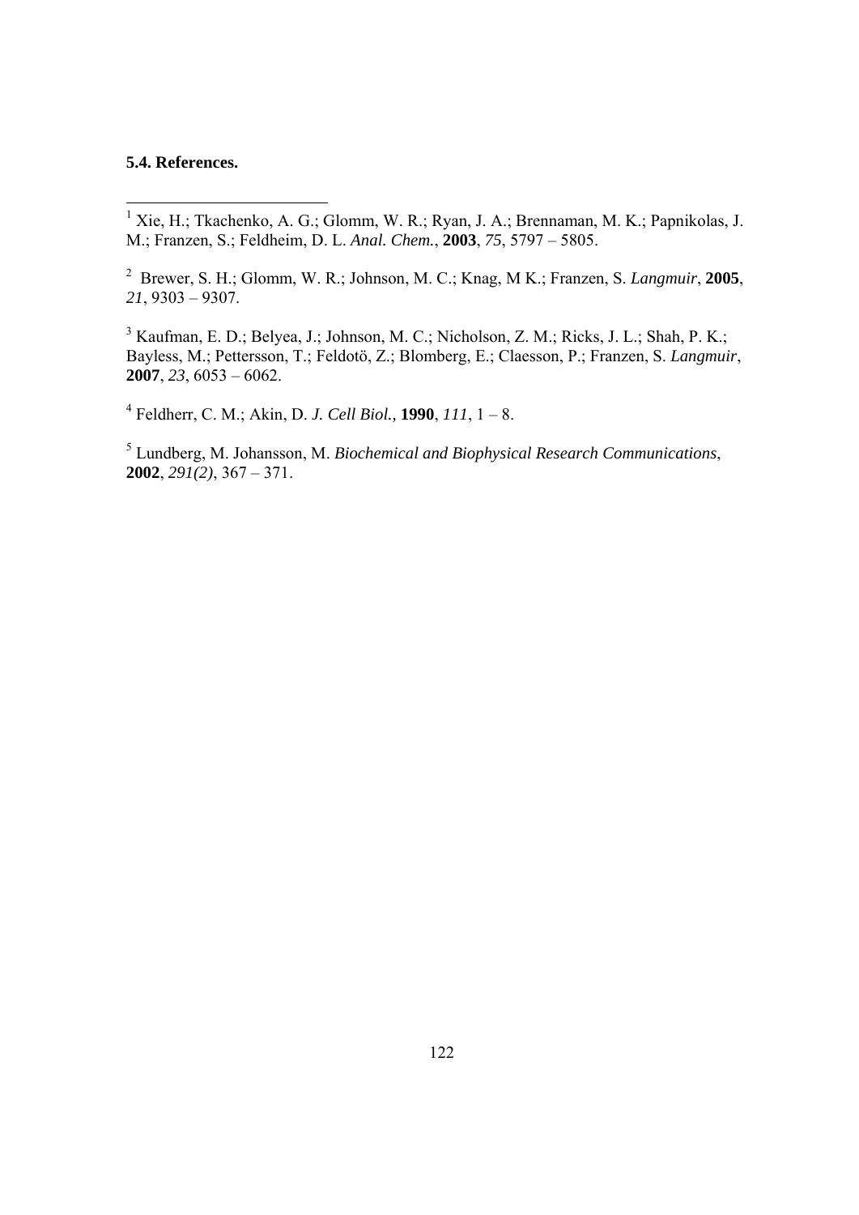### 5.4. References.

[1] Xie, H.; Tkachenko, A. G.; Glomm, W. R.; Ryan, J. A.; Brennaman, M. K.; Papnikolas, J. M.; Franzen, S.; Feldheim, D. L. *Anal. Chem.*, **2003**, *75*, 5797 – 5805.

[2] Brewer, S. H.; Glomm, W. R.; Johnson, M. C.; Knag, M K.; Franzen, S. *Langmuir*, **2005**, *21*, 9303 – 9307.

[3] Kaufman, E. D.; Belyea, J.; Johnson, M. C.; Nicholson, Z. M.; Ricks, J. L.; Shah, P. K.; Bayless, M.; Pettersson, T.; Feldotö, Z.; Blomberg, E.; Claesson, P.; Franzen, S. *Langmuir*, **2007**, *23*, 6053 – 6062.

[4] Feldherr, C. M.; Akin, D. *J. Cell Biol.,* **1990**, *111*, 1 – 8.

[5] Lundberg, M. Johansson, M. *Biochemical and Biophysical Research Communications*, **2002**, *291(2)*, 367 – 371.